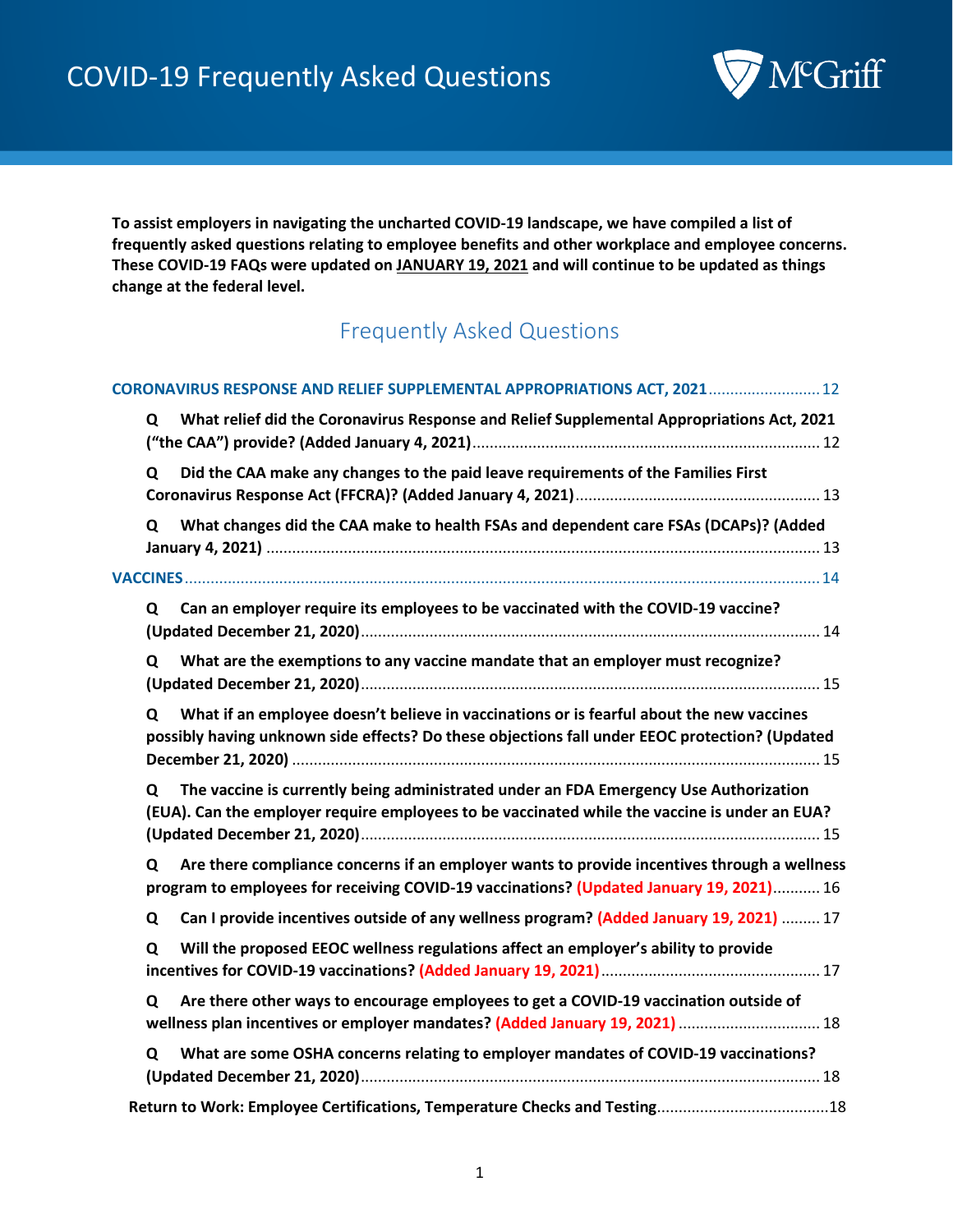# COVID-19 Frequently Asked Questions

McGriff

**To assist employers in navigating the uncharted COVID-19 landscape, we have compiled a list of frequently asked questions relating to employee benefits and other workplace and employee concerns. These COVID-19 FAQs were updated on JANUARY 19, 2021 and will continue to be updated as things change at the federal level.**

## Frequently Asked Questions

**CORONAVIRUS RESPONSE AND RELIEF SUPPLEMENTAL APPROPRIATIONS ACT, 2021** .......................... 12

**Q What relief did the Coronavirus Response and Relief Supplemental Appropriations Act, 2021 ("the CAA") provide? (Added January 4, 2021)** ................................................................................ 12

**Q Did the CAA make any changes to the paid leave requirements of the Families First Coronavirus Response Act (FFCRA)? (Added January 4, 2021)** ........................................................ 13

**Q What changes did the CAA make to health FSAs and dependent care FSAs (DCAPs)? (Added January 4, 2021)** ................................................................................................................ 13

**VACCINES** .................................................................................................................................. 14

**Q Can an employer require its employees to be vaccinated with the COVID-19 vaccine? (Updated December 21, 2020)** .......................................................................................................... 14

**Q What are the exemptions to any vaccine mandate that an employer must recognize? (Updated December 21, 2020)** .......................................................................................................... 15

**Q What if an employee doesn't believe in vaccinations or is fearful about the new vaccines possibly having unknown side effects? Do these objections fall under EEOC protection? (Updated December 21, 2020)** ........................................................................................................................ 15

**Q The vaccine is currently being administrated under an FDA Emergency Use Authorization (EUA). Can the employer require employees to be vaccinated while the vaccine is under an EUA? (Updated December 21, 2020)** .......................................................................................................... 15

**Q Are there compliance concerns if an employer wants to provide incentives through a wellness program to employees for receiving COVID-19 vaccinations? (Updated January 19, 2021)** ........... 16

**Q Can I provide incentives outside of any wellness program? (Added January 19, 2021)** ......... 17

**Q Will the proposed EEOC wellness regulations affect an employer's ability to provide incentives for COVID-19 vaccinations? (Added January 19, 2021)** ................................................... 17

**Q Are there other ways to encourage employees to get a COVID-19 vaccination outside of wellness plan incentives or employer mandates? (Added January 19, 2021)** ................................ 18

**Q What are some OSHA concerns relating to employer mandates of COVID-19 vaccinations? (Updated December 21, 2020)** .......................................................................................................... 18

**Return to Work: Employee Certifications, Temperature Checks and Testing** ........................................ 18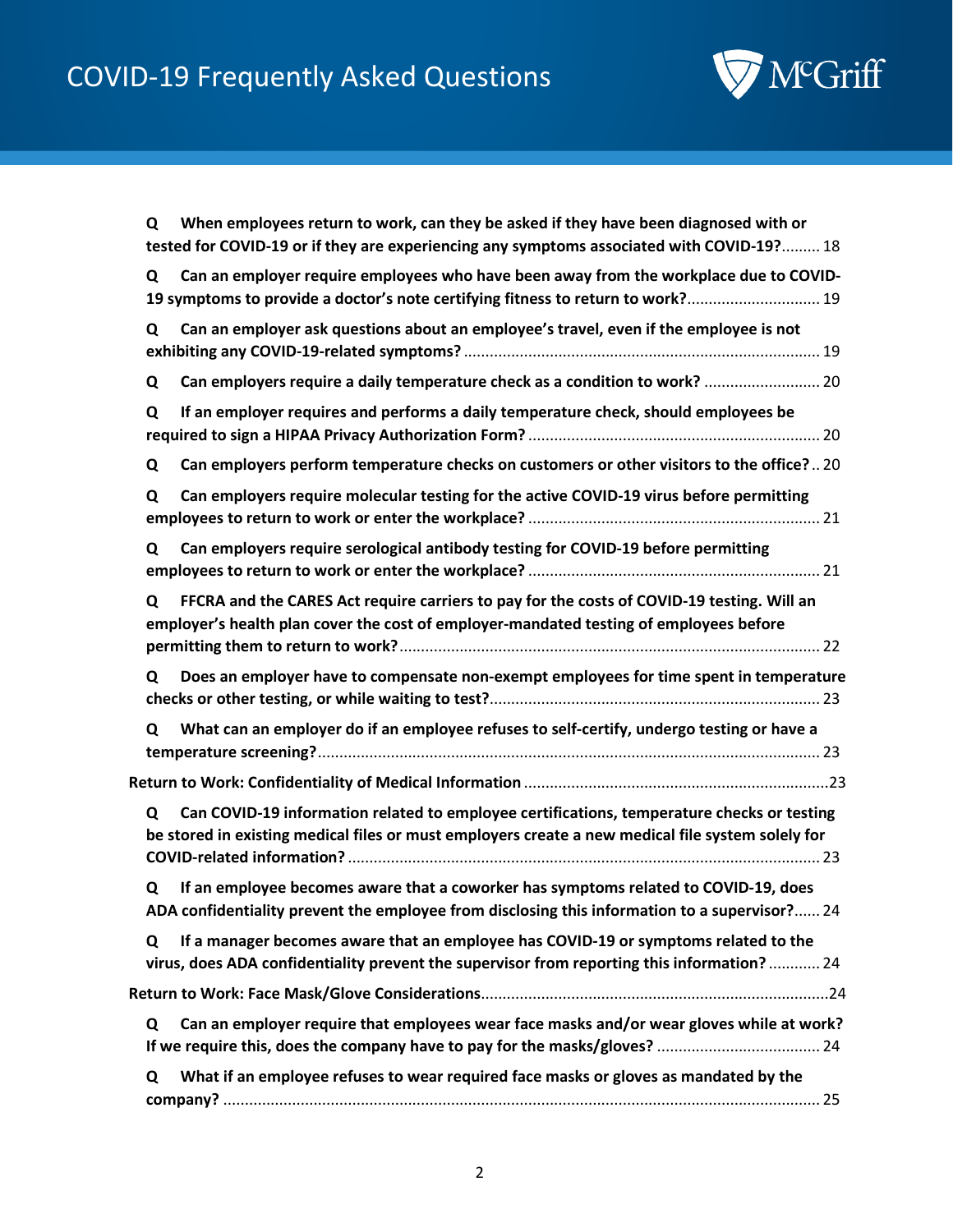**Q When employees return to work, can they be asked if they have been diagnosed with or tested for COVID-19 or if they are experiencing any symptoms associated with COVID-19?** ......... 18

**Q Can an employer require employees who have been away from the workplace due to COVID-19 symptoms to provide a doctor's note certifying fitness to return to work?** .............................. 19

**Q Can an employer ask questions about an employee's travel, even if the employee is not exhibiting any COVID-19-related symptoms?** .................................................................................. 19

**Q Can employers require a daily temperature check as a condition to work?** ........................... 20

**Q If an employer requires and performs a daily temperature check, should employees be required to sign a HIPAA Privacy Authorization Form?** .................................................................... 20

**Q Can employers perform temperature checks on customers or other visitors to the office?** .. 20

**Q Can employers require molecular testing for the active COVID-19 virus before permitting employees to return to work or enter the workplace?** .................................................................... 21

**Q Can employers require serological antibody testing for COVID-19 before permitting employees to return to work or enter the workplace?** .................................................................... 21

**Q FFCRA and the CARES Act require carriers to pay for the costs of COVID-19 testing. Will an employer's health plan cover the cost of employer-mandated testing of employees before permitting them to return to work?** ................................................................................................. 22

**Q Does an employer have to compensate non-exempt employees for time spent in temperature checks or other testing, or while waiting to test?** ............................................................................ 23

**Q What can an employer do if an employee refuses to self-certify, undergo testing or have a temperature screening?** ..................................................................................................................... 23

**Return to Work: Confidentiality of Medical Information** ......................................................................23

**Q Can COVID-19 information related to employee certifications, temperature checks or testing be stored in existing medical files or must employers create a new medical file system solely for COVID-related information?** ............................................................................................................. 23

**Q If an employee becomes aware that a coworker has symptoms related to COVID-19, does ADA confidentiality prevent the employee from disclosing this information to a supervisor?** ...... 24

**Q If a manager becomes aware that an employee has COVID-19 or symptoms related to the virus, does ADA confidentiality prevent the supervisor from reporting this information?** ............ 24

**Return to Work: Face Mask/Glove Considerations** ................................................................................24

**Q Can an employer require that employees wear face masks and/or wear gloves while at work? If we require this, does the company have to pay for the masks/gloves?** ...................................... 24

**Q What if an employee refuses to wear required face masks or gloves as mandated by the company?** ......................................................................................................................................... 25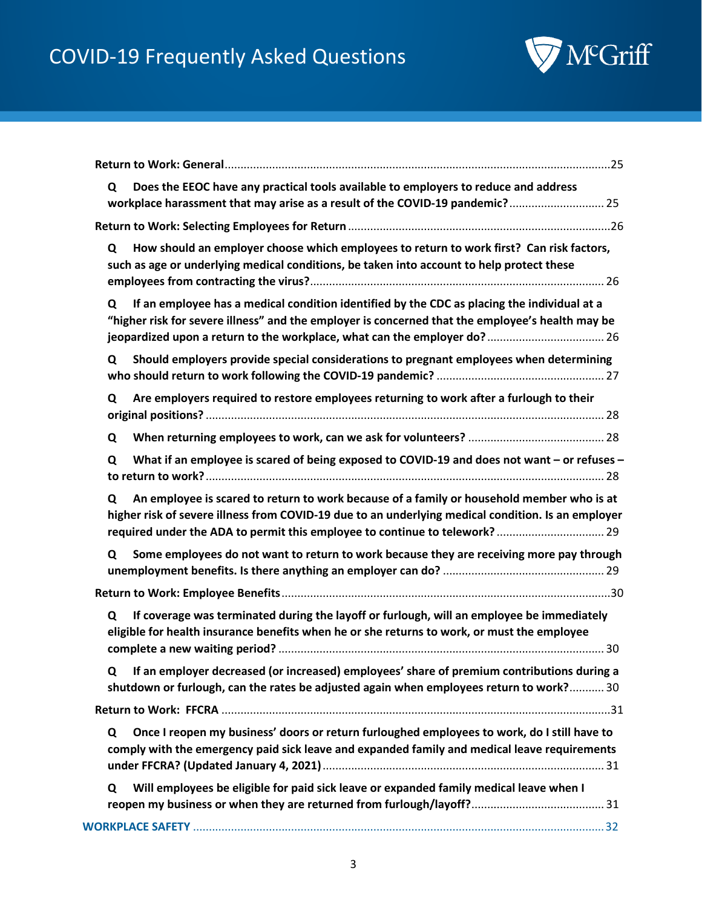**Return to Work: General** ........................................................................................................ 25

**Q Does the EEOC have any practical tools available to employers to reduce and address workplace harassment that may arise as a result of the COVID-19 pandemic?** ............................. 25

**Return to Work: Selecting Employees for Return** ........................................................................ 26

**Q How should an employer choose which employees to return to work first? Can risk factors, such as age or underlying medical conditions, be taken into account to help protect these employees from contracting the virus?** ............................................................................ 26

**Q If an employee has a medical condition identified by the CDC as placing the individual at a "higher risk for severe illness" and the employer is concerned that the employee's health may be jeopardized upon a return to the workplace, what can the employer do?** ..................................... 26

**Q Should employers provide special considerations to pregnant employees when determining who should return to work following the COVID-19 pandemic?** ..................................................... 27

**Q Are employers required to restore employees returning to work after a furlough to their original positions?** ............................................................................................................ 28

**Q When returning employees to work, can we ask for volunteers?** ........................................... 28

**Q What if an employee is scared of being exposed to COVID-19 and does not want – or refuses – to return to work?** ............................................................................................................ 28

**Q An employee is scared to return to work because of a family or household member who is at higher risk of severe illness from COVID-19 due to an underlying medical condition. Is an employer required under the ADA to permit this employee to continue to telework?** .................................. 29

**Q Some employees do not want to return to work because they are receiving more pay through unemployment benefits. Is there anything an employer can do?** .................................................. 29

**Return to Work: Employee Benefits** ........................................................................................ 30

**Q If coverage was terminated during the layoff or furlough, will an employee be immediately eligible for health insurance benefits when he or she returns to work, or must the employee complete a new waiting period?** ....................................................................................... 30

**Q If an employer decreased (or increased) employees' share of premium contributions during a shutdown or furlough, can the rates be adjusted again when employees return to work?** ........... 30

**Return to Work: FFCRA** .......................................................................................................... 31

**Q Once I reopen my business' doors or return furloughed employees to work, do I still have to comply with the emergency paid sick leave and expanded family and medical leave requirements under FFCRA? (Updated January 4, 2021)** ........................................................................ 31

**Q Will employees be eligible for paid sick leave or expanded family medical leave when I reopen my business or when they are returned from furlough/layoff?** .......................................... 31

**WORKPLACE SAFETY** ................................................................................................................ 32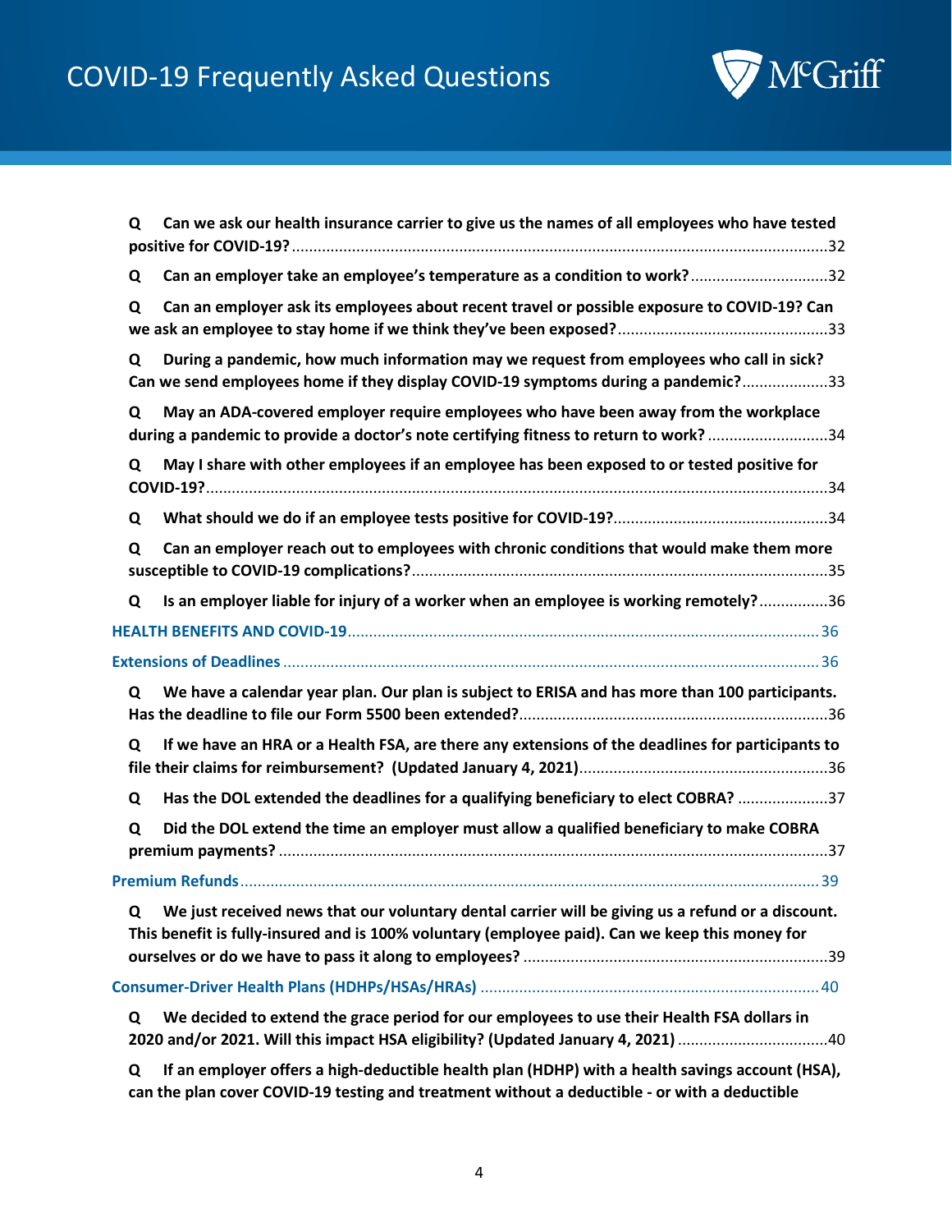**Q Can we ask our health insurance carrier to give us the names of all employees who have tested positive for COVID-19?** ....32

**Q Can an employer take an employee's temperature as a condition to work?** ....32

**Q Can an employer ask its employees about recent travel or possible exposure to COVID-19? Can we ask an employee to stay home if we think they've been exposed?** ....33

**Q During a pandemic, how much information may we request from employees who call in sick? Can we send employees home if they display COVID-19 symptoms during a pandemic?** ....33

**Q May an ADA-covered employer require employees who have been away from the workplace during a pandemic to provide a doctor's note certifying fitness to return to work?** ....34

**Q May I share with other employees if an employee has been exposed to or tested positive for COVID-19?** ....34

**Q What should we do if an employee tests positive for COVID-19?** ....34

**Q Can an employer reach out to employees with chronic conditions that would make them more susceptible to COVID-19 complications?** ....35

**Q Is an employer liable for injury of a worker when an employee is working remotely?** ....36

**HEALTH BENEFITS AND COVID-19** ....36

**Extensions of Deadlines** ....36

**Q We have a calendar year plan. Our plan is subject to ERISA and has more than 100 participants. Has the deadline to file our Form 5500 been extended?** ....36

**Q If we have an HRA or a Health FSA, are there any extensions of the deadlines for participants to file their claims for reimbursement? (Updated January 4, 2021)** ....36

**Q Has the DOL extended the deadlines for a qualifying beneficiary to elect COBRA?** ....37

**Q Did the DOL extend the time an employer must allow a qualified beneficiary to make COBRA premium payments?** ....37

**Premium Refunds** ....39

**Q We just received news that our voluntary dental carrier will be giving us a refund or a discount. This benefit is fully-insured and is 100% voluntary (employee paid). Can we keep this money for ourselves or do we have to pass it along to employees?** ....39

**Consumer-Driver Health Plans (HDHPs/HSAs/HRAs)** ....40

**Q We decided to extend the grace period for our employees to use their Health FSA dollars in 2020 and/or 2021. Will this impact HSA eligibility? (Updated January 4, 2021)** ....40

**Q If an employer offers a high-deductible health plan (HDHP) with a health savings account (HSA), can the plan cover COVID-19 testing and treatment without a deductible - or with a deductible**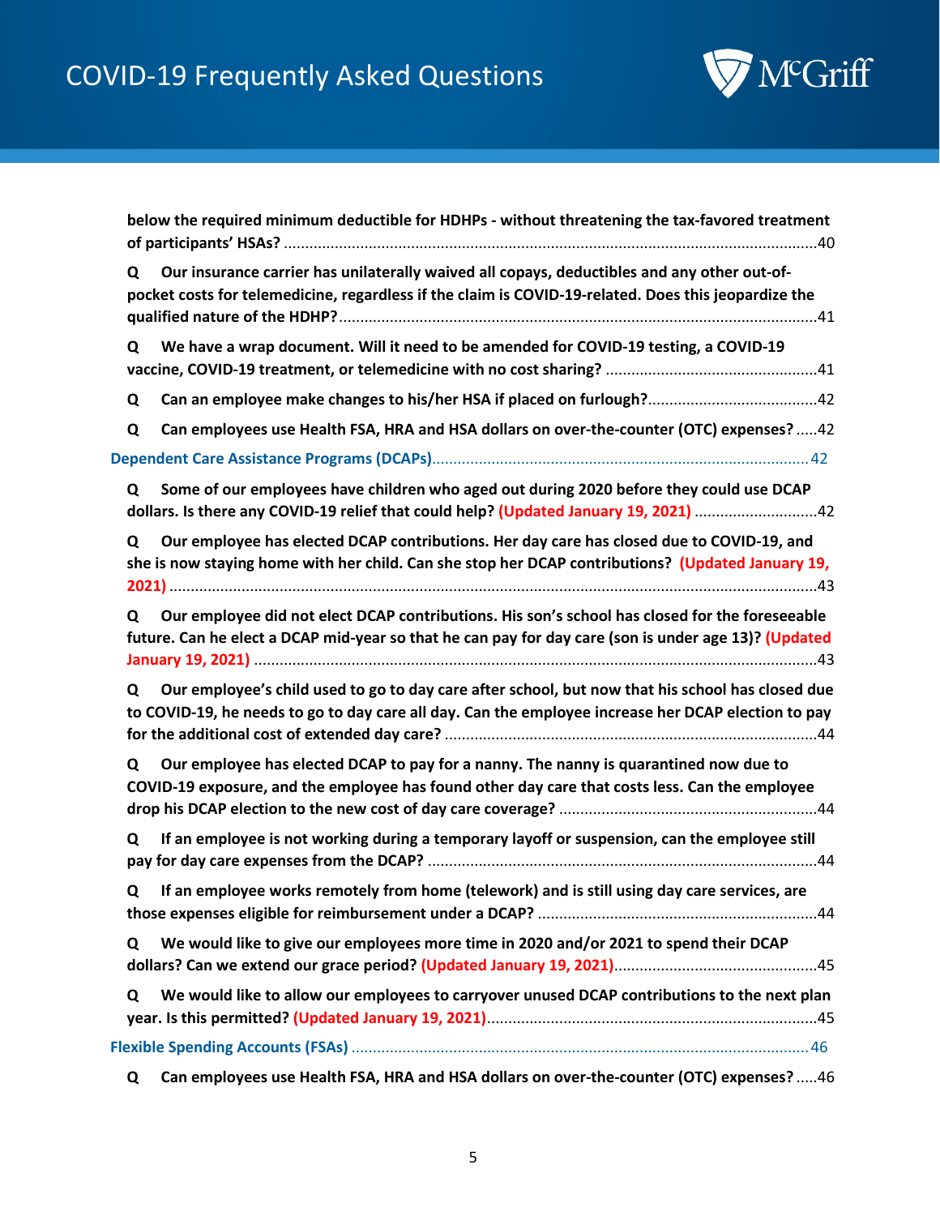**below the required minimum deductible for HDHPs - without threatening the tax-favored treatment of participants' HSAs?** .....40

**Q Our insurance carrier has unilaterally waived all copays, deductibles and any other out-of-pocket costs for telemedicine, regardless if the claim is COVID-19-related. Does this jeopardize the qualified nature of the HDHP?** .....41

**Q We have a wrap document. Will it need to be amended for COVID-19 testing, a COVID-19 vaccine, COVID-19 treatment, or telemedicine with no cost sharing?** .....41

**Q Can an employee make changes to his/her HSA if placed on furlough?** .....42

**Q Can employees use Health FSA, HRA and HSA dollars on over-the-counter (OTC) expenses?** .....42

Dependent Care Assistance Programs (DCAPs) .....42

**Q Some of our employees have children who aged out during 2020 before they could use DCAP dollars. Is there any COVID-19 relief that could help? (Updated January 19, 2021)** .....42

**Q Our employee has elected DCAP contributions. Her day care has closed due to COVID-19, and she is now staying home with her child. Can she stop her DCAP contributions? (Updated January 19, 2021)** .....43

**Q Our employee did not elect DCAP contributions. His son's school has closed for the foreseeable future. Can he elect a DCAP mid-year so that he can pay for day care (son is under age 13)? (Updated January 19, 2021)** .....43

**Q Our employee's child used to go to day care after school, but now that his school has closed due to COVID-19, he needs to go to day care all day. Can the employee increase her DCAP election to pay for the additional cost of extended day care?** .....44

**Q Our employee has elected DCAP to pay for a nanny. The nanny is quarantined now due to COVID-19 exposure, and the employee has found other day care that costs less. Can the employee drop his DCAP election to the new cost of day care coverage?** .....44

**Q If an employee is not working during a temporary layoff or suspension, can the employee still pay for day care expenses from the DCAP?** .....44

**Q If an employee works remotely from home (telework) and is still using day care services, are those expenses eligible for reimbursement under a DCAP?** .....44

**Q We would like to give our employees more time in 2020 and/or 2021 to spend their DCAP dollars? Can we extend our grace period? (Updated January 19, 2021)** .....45

**Q We would like to allow our employees to carryover unused DCAP contributions to the next plan year. Is this permitted? (Updated January 19, 2021)** .....45

Flexible Spending Accounts (FSAs) .....46

**Q Can employees use Health FSA, HRA and HSA dollars on over-the-counter (OTC) expenses?** .....46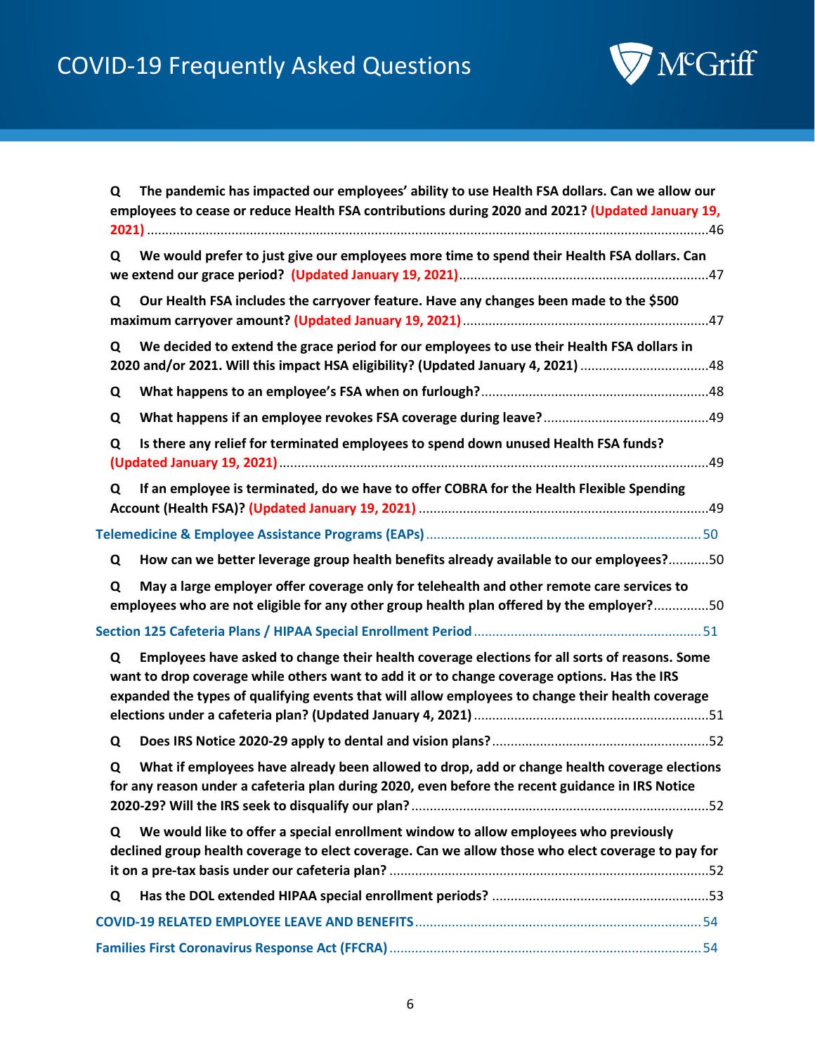**Q The pandemic has impacted our employees' ability to use Health FSA dollars. Can we allow our employees to cease or reduce Health FSA contributions during 2020 and 2021? (Updated January 19, 2021)** ........................................................................................................................................46

**Q We would prefer to just give our employees more time to spend their Health FSA dollars. Can we extend our grace period? (Updated January 19, 2021)**....................................................................47

**Q Our Health FSA includes the carryover feature. Have any changes been made to the $500 maximum carryover amount? (Updated January 19, 2021)**...................................................................47

**Q We decided to extend the grace period for our employees to use their Health FSA dollars in 2020 and/or 2021. Will this impact HSA eligibility? (Updated January 4, 2021)** ...................................48

**Q What happens to an employee's FSA when on furlough?**..............................................................48

**Q What happens if an employee revokes FSA coverage during leave?**.............................................49

**Q Is there any relief for terminated employees to spend down unused Health FSA funds? (Updated January 19, 2021)**....................................................................................................................49

**Q If an employee is terminated, do we have to offer COBRA for the Health Flexible Spending Account (Health FSA)? (Updated January 19, 2021)** ...............................................................................49

**Telemedicine & Employee Assistance Programs (EAPs)**...........................................................................50

**Q How can we better leverage group health benefits already available to our employees?**...........50

**Q May a large employer offer coverage only for telehealth and other remote care services to employees who are not eligible for any other group health plan offered by the employer?**...............50

**Section 125 Cafeteria Plans / HIPAA Special Enrollment Period**..............................................................51

**Q Employees have asked to change their health coverage elections for all sorts of reasons. Some want to drop coverage while others want to add it or to change coverage options. Has the IRS expanded the types of qualifying events that will allow employees to change their health coverage elections under a cafeteria plan? (Updated January 4, 2021)**................................................................51

**Q Does IRS Notice 2020-29 apply to dental and vision plans?**...........................................................52

**Q What if employees have already been allowed to drop, add or change health coverage elections for any reason under a cafeteria plan during 2020, even before the recent guidance in IRS Notice 2020-29? Will the IRS seek to disqualify our plan?**.................................................................................52

**Q We would like to offer a special enrollment window to allow employees who previously declined group health coverage to elect coverage. Can we allow those who elect coverage to pay for it on a pre-tax basis under our cafeteria plan?** ......................................................................................52

**Q Has the DOL extended HIPAA special enrollment periods?** ...........................................................53

**COVID-19 RELATED EMPLOYEE LEAVE AND BENEFITS**..............................................................................54

**Families First Coronavirus Response Act (FFCRA)**.....................................................................................54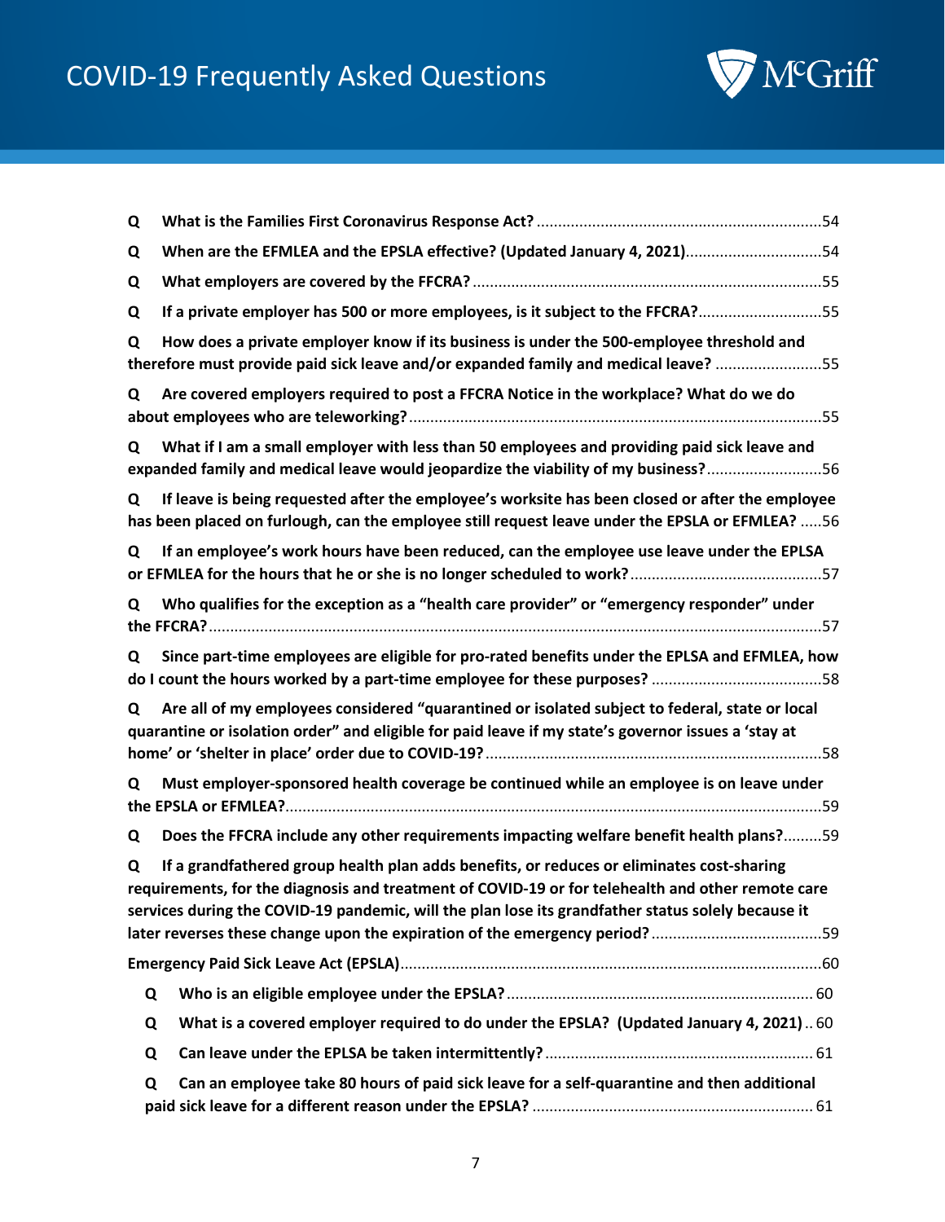**Q What is the Families First Coronavirus Response Act?** ....................................................................54

**Q When are the EFMLEA and the EPSLA effective? (Updated January 4, 2021)**................................54

**Q What employers are covered by the FFCRA?** ..................................................................................55

**Q If a private employer has 500 or more employees, is it subject to the FFCRA?**.............................55

**Q How does a private employer know if its business is under the 500-employee threshold and therefore must provide paid sick leave and/or expanded family and medical leave?** .........................55

**Q Are covered employers required to post a FFCRA Notice in the workplace? What do we do about employees who are teleworking?**.................................................................................................55

**Q What if I am a small employer with less than 50 employees and providing paid sick leave and expanded family and medical leave would jeopardize the viability of my business?**...........................56

**Q If leave is being requested after the employee's worksite has been closed or after the employee has been placed on furlough, can the employee still request leave under the EPSLA or EFMLEA?** .....56

**Q If an employee's work hours have been reduced, can the employee use leave under the EPLSA or EFMLEA for the hours that he or she is no longer scheduled to work?**.............................................57

**Q Who qualifies for the exception as a "health care provider" or "emergency responder" under the FFCRA?**...............................................................................................................................................57

**Q Since part-time employees are eligible for pro-rated benefits under the EPLSA and EFMLEA, how do I count the hours worked by a part-time employee for these purposes?** ........................................58

**Q Are all of my employees considered "quarantined or isolated subject to federal, state or local quarantine or isolation order" and eligible for paid leave if my state's governor issues a 'stay at home' or 'shelter in place' order due to COVID-19?**...............................................................................58

**Q Must employer-sponsored health coverage be continued while an employee is on leave under the EPSLA or EFMLEA?**..............................................................................................................................59

**Q Does the FFCRA include any other requirements impacting welfare benefit health plans?**.........59

**Q If a grandfathered group health plan adds benefits, or reduces or eliminates cost-sharing requirements, for the diagnosis and treatment of COVID-19 or for telehealth and other remote care services during the COVID-19 pandemic, will the plan lose its grandfather status solely because it later reverses these change upon the expiration of the emergency period?**........................................59

**Emergency Paid Sick Leave Act (EPSLA)**...................................................................................................60

- **Q Who is an eligible employee under the EPSLA?**....................................................................... 60
- **Q What is a covered employer required to do under the EPSLA? (Updated January 4, 2021)** .. 60
- **Q Can leave under the EPLSA be taken intermittently?**............................................................... 61
- **Q Can an employee take 80 hours of paid sick leave for a self-quarantine and then additional paid sick leave for a different reason under the EPSLA?** ................................................................. 61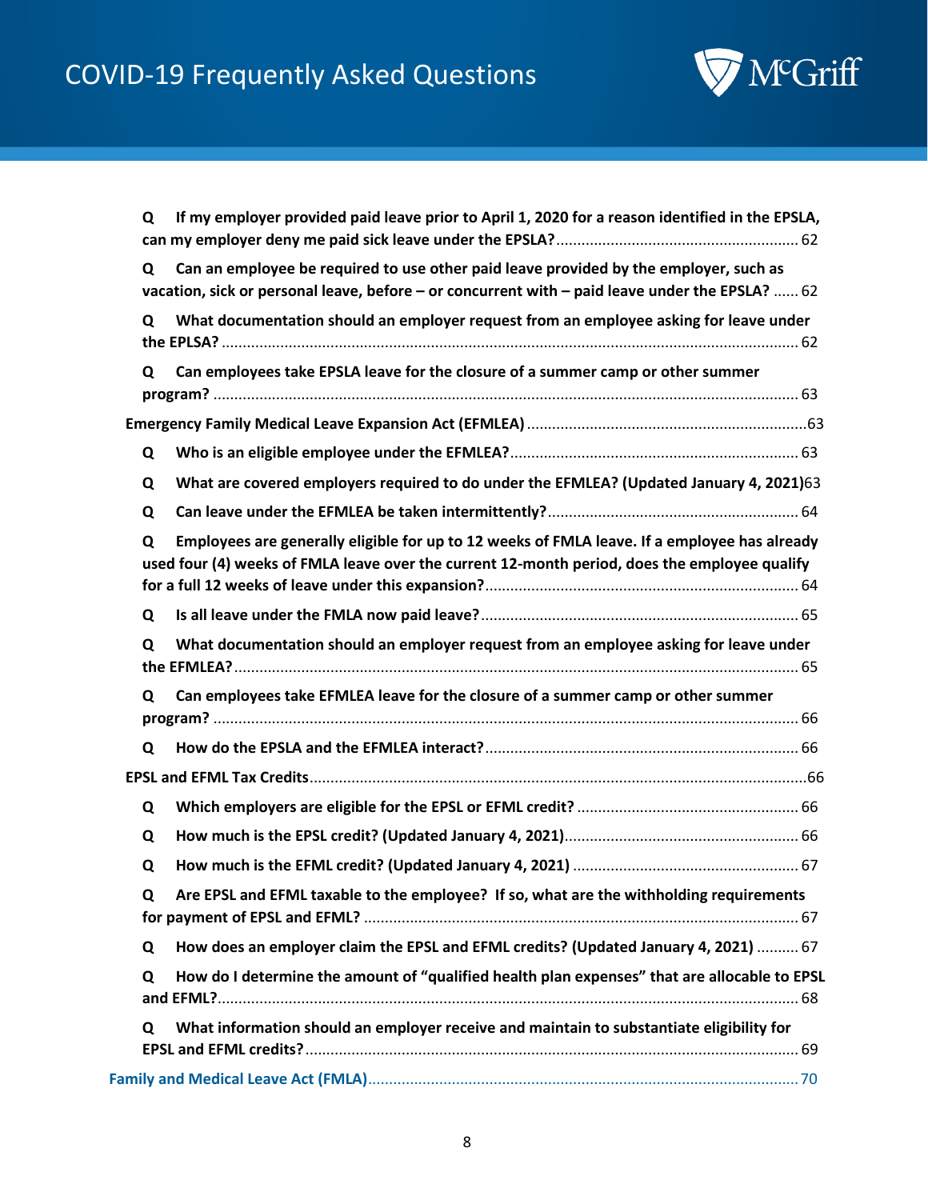**Q If my employer provided paid leave prior to April 1, 2020 for a reason identified in the EPSLA, can my employer deny me paid sick leave under the EPSLA?** ........ 62

**Q Can an employee be required to use other paid leave provided by the employer, such as vacation, sick or personal leave, before – or concurrent with – paid leave under the EPSLA?** ...... 62

**Q What documentation should an employer request from an employee asking for leave under the EPLSA?** ........ 62

**Q Can employees take EPSLA leave for the closure of a summer camp or other summer program?** ........ 63

**Emergency Family Medical Leave Expansion Act (EFMLEA)** ........ 63

**Q Who is an eligible employee under the EFMLEA?** ........ 63

**Q What are covered employers required to do under the EFMLEA? (Updated January 4, 2021)** 63

**Q Can leave under the EFMLEA be taken intermittently?** ........ 64

**Q Employees are generally eligible for up to 12 weeks of FMLA leave. If a employee has already used four (4) weeks of FMLA leave over the current 12-month period, does the employee qualify for a full 12 weeks of leave under this expansion?** ........ 64

**Q Is all leave under the FMLA now paid leave?** ........ 65

**Q What documentation should an employer request from an employee asking for leave under the EFMLEA?** ........ 65

**Q Can employees take EFMLEA leave for the closure of a summer camp or other summer program?** ........ 66

**Q How do the EPSLA and the EFMLEA interact?** ........ 66

**EPSL and EFML Tax Credits** ........ 66

**Q Which employers are eligible for the EPSL or EFML credit?** ........ 66

**Q How much is the EPSL credit? (Updated January 4, 2021)** ........ 66

**Q How much is the EFML credit? (Updated January 4, 2021)** ........ 67

**Q Are EPSL and EFML taxable to the employee? If so, what are the withholding requirements for payment of EPSL and EFML?** ........ 67

**Q How does an employer claim the EPSL and EFML credits? (Updated January 4, 2021)** ........ 67

**Q How do I determine the amount of "qualified health plan expenses" that are allocable to EPSL and EFML?** ........ 68

**Q What information should an employer receive and maintain to substantiate eligibility for EPSL and EFML credits?** ........ 69

**Family and Medical Leave Act (FMLA)** ........ 70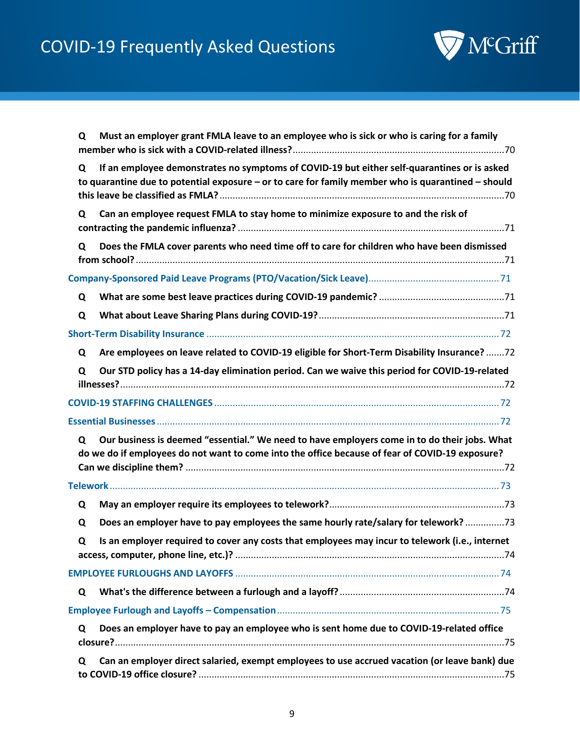**Q Must an employer grant FMLA leave to an employee who is sick or who is caring for a family member who is sick with a COVID-related illness?** ....70

**Q If an employee demonstrates no symptoms of COVID-19 but either self-quarantines or is asked to quarantine due to potential exposure – or to care for family member who is quarantined – should this leave be classified as FMLA?** ....70

**Q Can an employee request FMLA to stay home to minimize exposure to and the risk of contracting the pandemic influenza?** ....71

**Q Does the FMLA cover parents who need time off to care for children who have been dismissed from school?** ....71

Company-Sponsored Paid Leave Programs (PTO/Vacation/Sick Leave) ....71

**Q What are some best leave practices during COVID-19 pandemic?** ....71

**Q What about Leave Sharing Plans during COVID-19?** ....71

Short-Term Disability Insurance ....72

**Q Are employees on leave related to COVID-19 eligible for Short-Term Disability Insurance?** ....72

**Q Our STD policy has a 14-day elimination period. Can we waive this period for COVID-19-related illnesses?** ....72

COVID-19 STAFFING CHALLENGES ....72

Essential Businesses ....72

**Q Our business is deemed "essential." We need to have employers come in to do their jobs. What do we do if employees do not want to come into the office because of fear of COVID-19 exposure? Can we discipline them?** ....72

Telework ....73

**Q May an employer require its employees to telework?** ....73

**Q Does an employer have to pay employees the same hourly rate/salary for telework?** ....73

**Q Is an employer required to cover any costs that employees may incur to telework (i.e., internet access, computer, phone line, etc.)?** ....74

EMPLOYEE FURLOUGHS AND LAYOFFS ....74

**Q What's the difference between a furlough and a layoff?** ....74

Employee Furlough and Layoffs – Compensation ....75

**Q Does an employer have to pay an employee who is sent home due to COVID-19-related office closure?** ....75

**Q Can an employer direct salaried, exempt employees to use accrued vacation (or leave bank) due to COVID-19 office closure?** ....75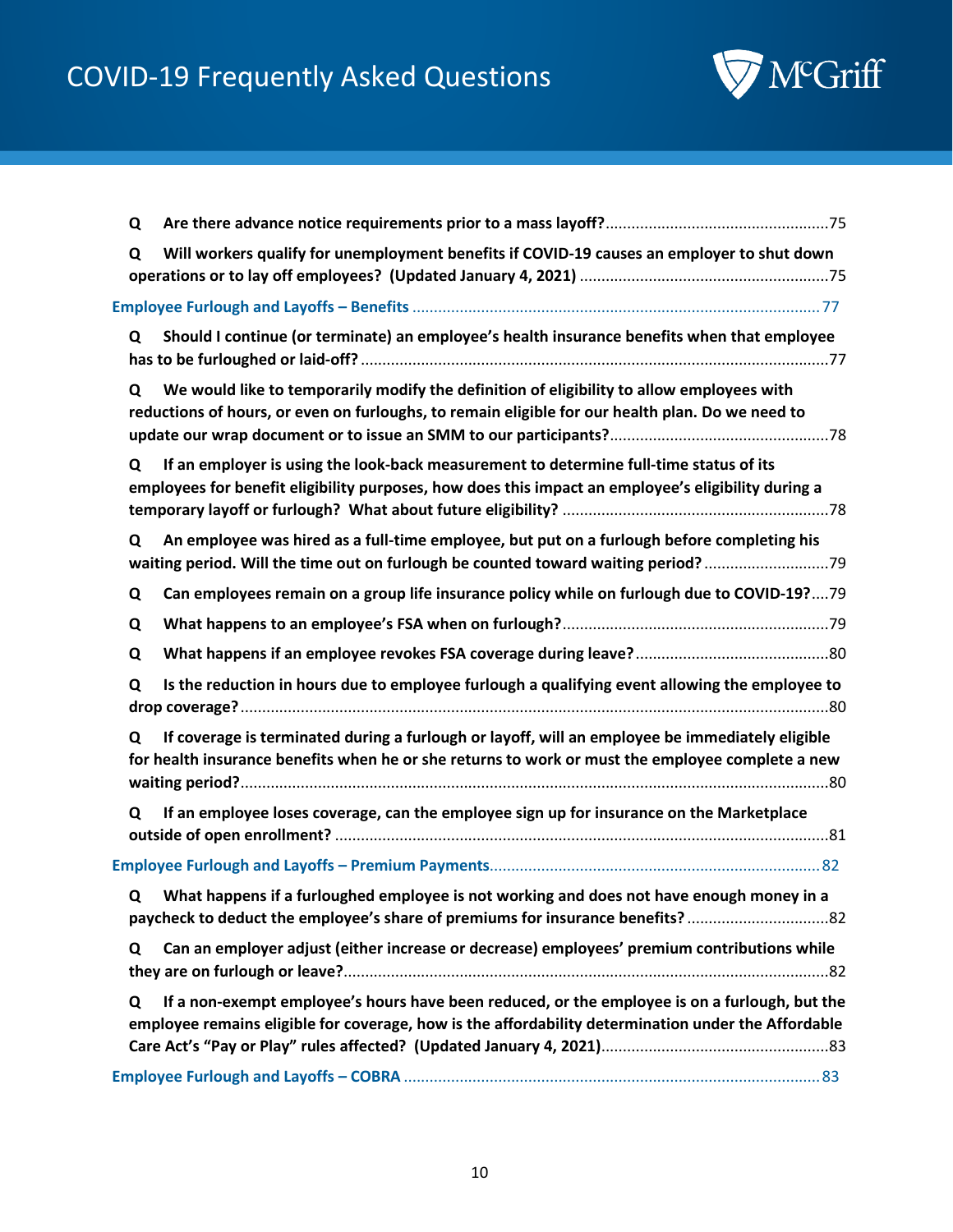**Q Are there advance notice requirements prior to a mass layoff?** ....................................................75

**Q Will workers qualify for unemployment benefits if COVID-19 causes an employer to shut down operations or to lay off employees? (Updated January 4, 2021)** ..........................................................75

**Employee Furlough and Layoffs – Benefits** ..............................................................................................77

**Q Should I continue (or terminate) an employee's health insurance benefits when that employee has to be furloughed or laid-off?** ............................................................................................................77

**Q We would like to temporarily modify the definition of eligibility to allow employees with reductions of hours, or even on furloughs, to remain eligible for our health plan. Do we need to update our wrap document or to issue an SMM to our participants?** ...................................................78

**Q If an employer is using the look-back measurement to determine full-time status of its employees for benefit eligibility purposes, how does this impact an employee's eligibility during a temporary layoff or furlough? What about future eligibility?** .............................................................78

**Q An employee was hired as a full-time employee, but put on a furlough before completing his waiting period. Will the time out on furlough be counted toward waiting period?** .............................79

**Q Can employees remain on a group life insurance policy while on furlough due to COVID-19?** ....79

**Q What happens to an employee's FSA when on furlough?** ..............................................................79

**Q What happens if an employee revokes FSA coverage during leave?** .............................................80

**Q Is the reduction in hours due to employee furlough a qualifying event allowing the employee to drop coverage?** ........................................................................................................................................80

**Q If coverage is terminated during a furlough or layoff, will an employee be immediately eligible for health insurance benefits when he or she returns to work or must the employee complete a new waiting period?** .........................................................................................................................................80

**Q If an employee loses coverage, can the employee sign up for insurance on the Marketplace outside of open enrollment?** ...................................................................................................................81

**Employee Furlough and Layoffs – Premium Payments** ............................................................................82

**Q What happens if a furloughed employee is not working and does not have enough money in a paycheck to deduct the employee's share of premiums for insurance benefits?** .................................82

**Q Can an employer adjust (either increase or decrease) employees' premium contributions while they are on furlough or leave?** ................................................................................................................82

**Q If a non-exempt employee's hours have been reduced, or the employee is on a furlough, but the employee remains eligible for coverage, how is the affordability determination under the Affordable Care Act's "Pay or Play" rules affected? (Updated January 4, 2021)** .....................................................83

**Employee Furlough and Layoffs – COBRA** ................................................................................................83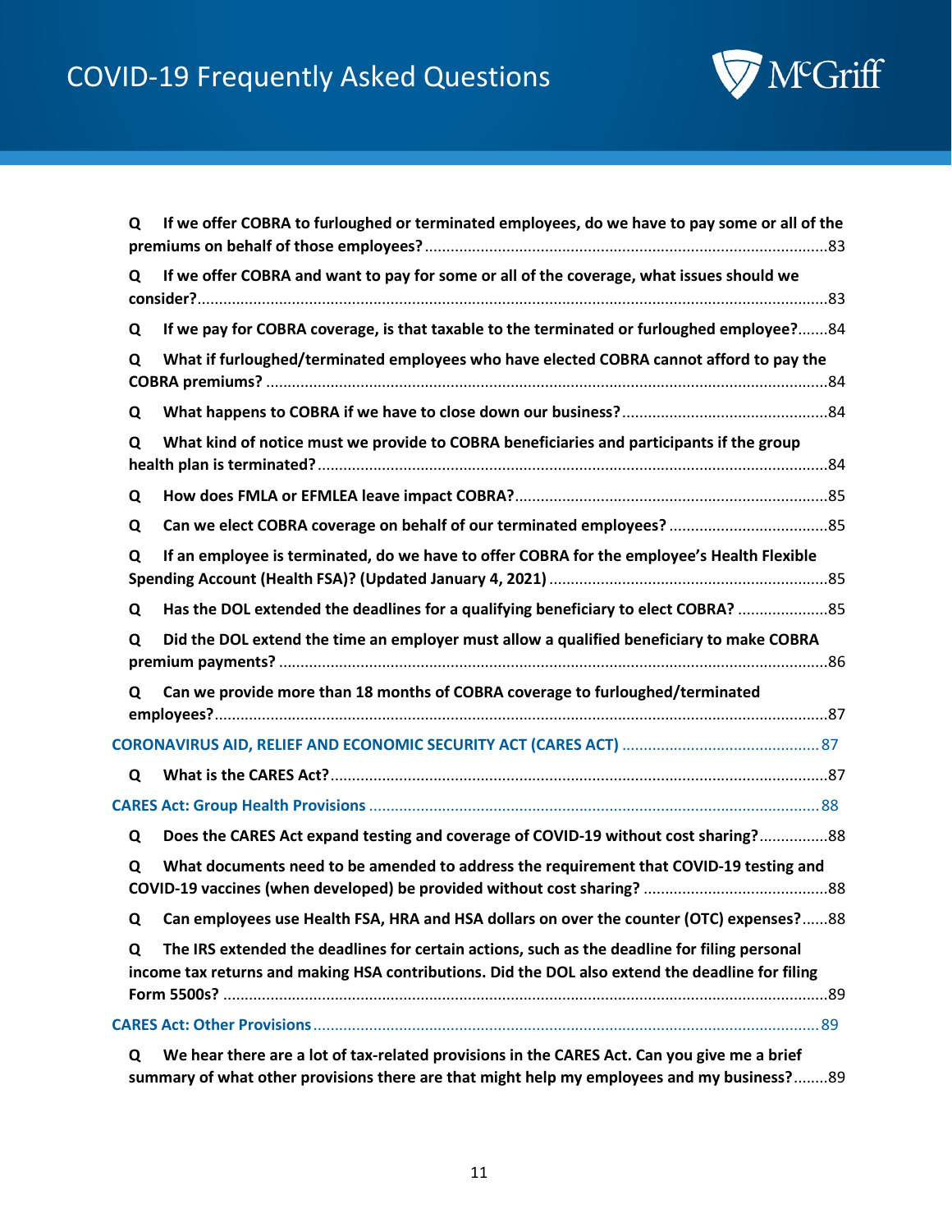**Q If we offer COBRA to furloughed or terminated employees, do we have to pay some or all of the premiums on behalf of those employees?** ............ 83

**Q If we offer COBRA and want to pay for some or all of the coverage, what issues should we consider?** ............ 83

**Q If we pay for COBRA coverage, is that taxable to the terminated or furloughed employee?** ....... 84

**Q What if furloughed/terminated employees who have elected COBRA cannot afford to pay the COBRA premiums?** ............ 84

**Q What happens to COBRA if we have to close down our business?** ............ 84

**Q What kind of notice must we provide to COBRA beneficiaries and participants if the group health plan is terminated?** ............ 84

**Q How does FMLA or EFMLEA leave impact COBRA?** ............ 85

**Q Can we elect COBRA coverage on behalf of our terminated employees?** ............ 85

**Q If an employee is terminated, do we have to offer COBRA for the employee's Health Flexible Spending Account (Health FSA)? (Updated January 4, 2021)** ............ 85

**Q Has the DOL extended the deadlines for a qualifying beneficiary to elect COBRA?** ............ 85

**Q Did the DOL extend the time an employer must allow a qualified beneficiary to make COBRA premium payments?** ............ 86

**Q Can we provide more than 18 months of COBRA coverage to furloughed/terminated employees?** ............ 87

**CORONAVIRUS AID, RELIEF AND ECONOMIC SECURITY ACT (CARES ACT)** ............ 87

**Q What is the CARES Act?** ............ 87

**CARES Act: Group Health Provisions** ............ 88

**Q Does the CARES Act expand testing and coverage of COVID-19 without cost sharing?** ............ 88

**Q What documents need to be amended to address the requirement that COVID-19 testing and COVID-19 vaccines (when developed) be provided without cost sharing?** ............ 88

**Q Can employees use Health FSA, HRA and HSA dollars on over the counter (OTC) expenses?** ...... 88

**Q The IRS extended the deadlines for certain actions, such as the deadline for filing personal income tax returns and making HSA contributions. Did the DOL also extend the deadline for filing Form 5500s?** ............ 89

**CARES Act: Other Provisions** ............ 89

**Q We hear there are a lot of tax-related provisions in the CARES Act. Can you give me a brief summary of what other provisions there are that might help my employees and my business?** ........ 89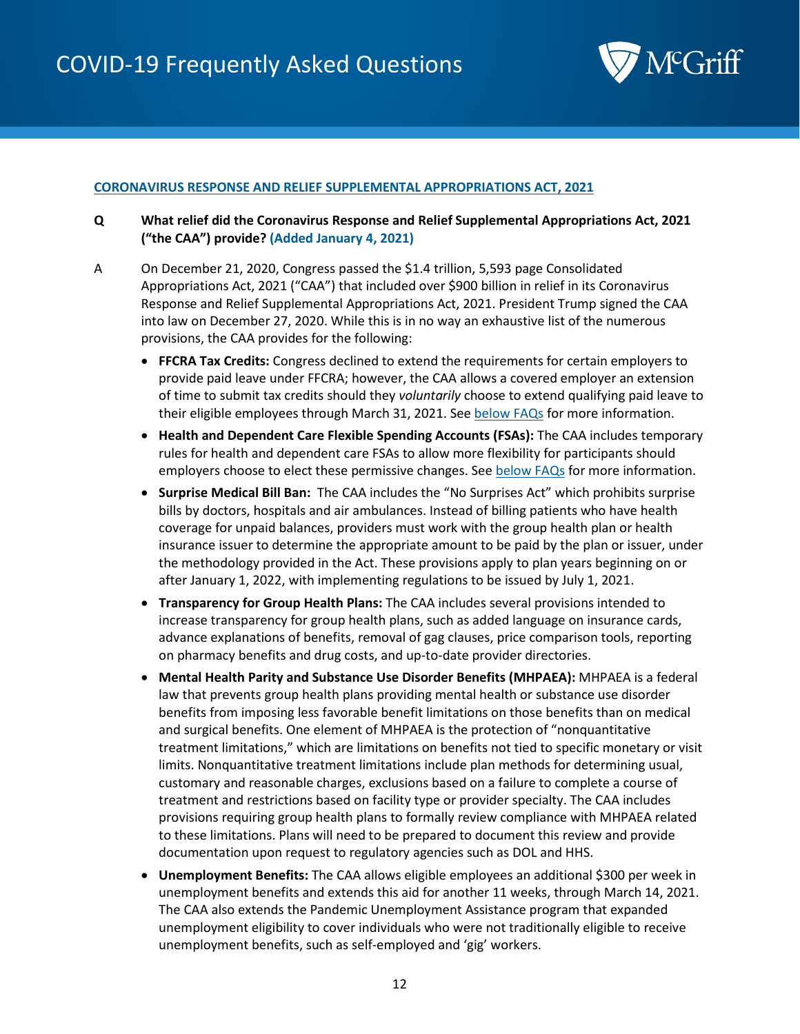## CORONAVIRUS RESPONSE AND RELIEF SUPPLEMENTAL APPROPRIATIONS ACT, 2021

**Q What relief did the Coronavirus Response and Relief Supplemental Appropriations Act, 2021 ("the CAA") provide? (Added January 4, 2021)**

A On December 21, 2020, Congress passed the $1.4 trillion, 5,593 page Consolidated Appropriations Act, 2021 ("CAA") that included over $900 billion in relief in its Coronavirus Response and Relief Supplemental Appropriations Act, 2021. President Trump signed the CAA into law on December 27, 2020. While this is in no way an exhaustive list of the numerous provisions, the CAA provides for the following:

- **FFCRA Tax Credits:** Congress declined to extend the requirements for certain employers to provide paid leave under FFCRA; however, the CAA allows a covered employer an extension of time to submit tax credits should they *voluntarily* choose to extend qualifying paid leave to their eligible employees through March 31, 2021. See below FAQs for more information.
- **Health and Dependent Care Flexible Spending Accounts (FSAs):** The CAA includes temporary rules for health and dependent care FSAs to allow more flexibility for participants should employers choose to elect these permissive changes. See below FAQs for more information.
- **Surprise Medical Bill Ban:** The CAA includes the "No Surprises Act" which prohibits surprise bills by doctors, hospitals and air ambulances. Instead of billing patients who have health coverage for unpaid balances, providers must work with the group health plan or health insurance issuer to determine the appropriate amount to be paid by the plan or issuer, under the methodology provided in the Act. These provisions apply to plan years beginning on or after January 1, 2022, with implementing regulations to be issued by July 1, 2021.
- **Transparency for Group Health Plans:** The CAA includes several provisions intended to increase transparency for group health plans, such as added language on insurance cards, advance explanations of benefits, removal of gag clauses, price comparison tools, reporting on pharmacy benefits and drug costs, and up-to-date provider directories.
- **Mental Health Parity and Substance Use Disorder Benefits (MHPAEA):** MHPAEA is a federal law that prevents group health plans providing mental health or substance use disorder benefits from imposing less favorable benefit limitations on those benefits than on medical and surgical benefits. One element of MHPAEA is the protection of "nonquantitative treatment limitations," which are limitations on benefits not tied to specific monetary or visit limits. Nonquantitative treatment limitations include plan methods for determining usual, customary and reasonable charges, exclusions based on a failure to complete a course of treatment and restrictions based on facility type or provider specialty. The CAA includes provisions requiring group health plans to formally review compliance with MHPAEA related to these limitations. Plans will need to be prepared to document this review and provide documentation upon request to regulatory agencies such as DOL and HHS.
- **Unemployment Benefits:** The CAA allows eligible employees an additional $300 per week in unemployment benefits and extends this aid for another 11 weeks, through March 14, 2021. The CAA also extends the Pandemic Unemployment Assistance program that expanded unemployment eligibility to cover individuals who were not traditionally eligible to receive unemployment benefits, such as self-employed and 'gig' workers.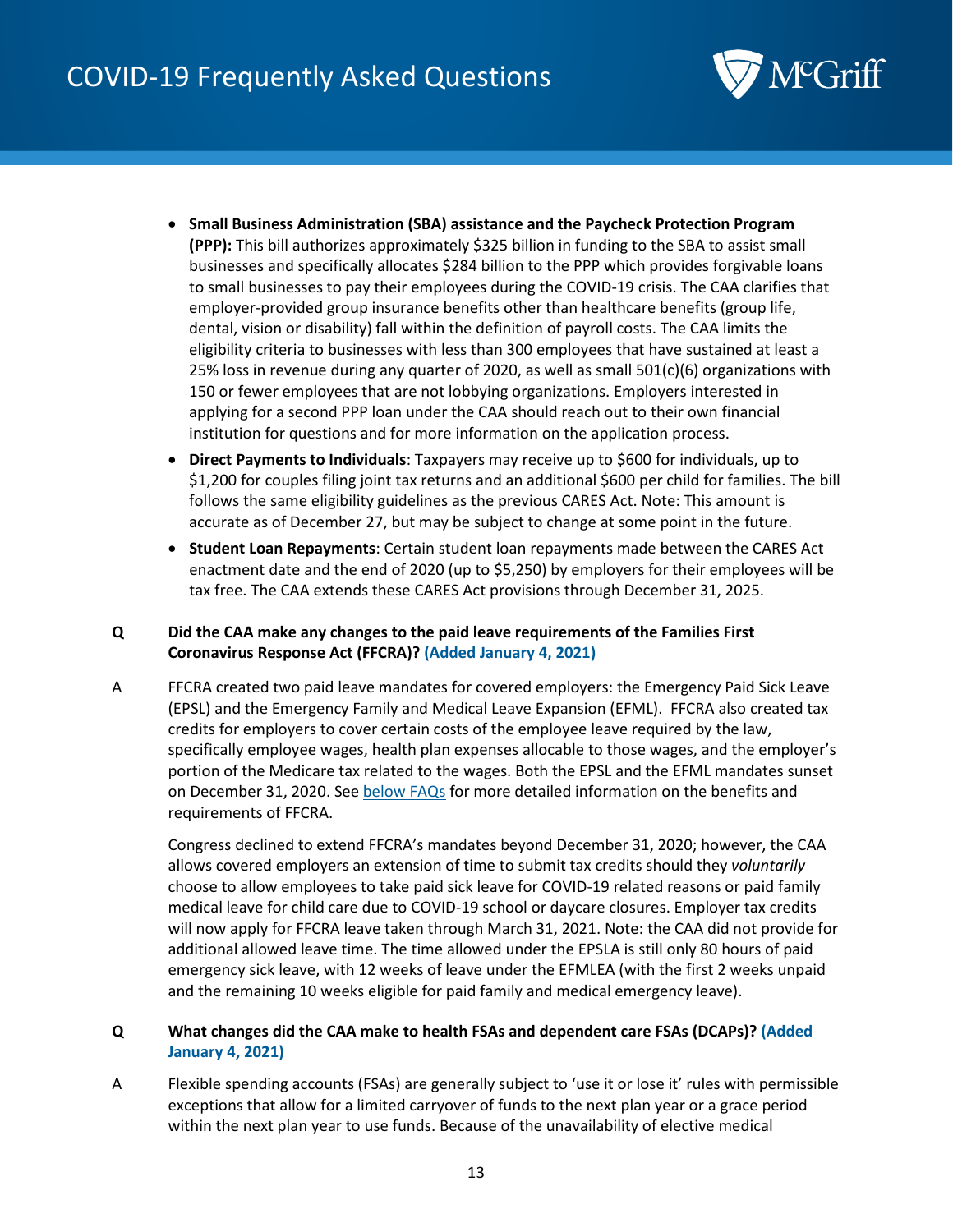- **Small Business Administration (SBA) assistance and the Paycheck Protection Program (PPP):** This bill authorizes approximately $325 billion in funding to the SBA to assist small businesses and specifically allocates $284 billion to the PPP which provides forgivable loans to small businesses to pay their employees during the COVID-19 crisis. The CAA clarifies that employer-provided group insurance benefits other than healthcare benefits (group life, dental, vision or disability) fall within the definition of payroll costs. The CAA limits the eligibility criteria to businesses with less than 300 employees that have sustained at least a 25% loss in revenue during any quarter of 2020, as well as small 501(c)(6) organizations with 150 or fewer employees that are not lobbying organizations. Employers interested in applying for a second PPP loan under the CAA should reach out to their own financial institution for questions and for more information on the application process.
- **Direct Payments to Individuals**: Taxpayers may receive up to $600 for individuals, up to $1,200 for couples filing joint tax returns and an additional $600 per child for families. The bill follows the same eligibility guidelines as the previous CARES Act. Note: This amount is accurate as of December 27, but may be subject to change at some point in the future.
- **Student Loan Repayments**: Certain student loan repayments made between the CARES Act enactment date and the end of 2020 (up to $5,250) by employers for their employees will be tax free. The CAA extends these CARES Act provisions through December 31, 2025.

**Q Did the CAA make any changes to the paid leave requirements of the Families First Coronavirus Response Act (FFCRA)? (Added January 4, 2021)**

A FFCRA created two paid leave mandates for covered employers: the Emergency Paid Sick Leave (EPSL) and the Emergency Family and Medical Leave Expansion (EFML). FFCRA also created tax credits for employers to cover certain costs of the employee leave required by the law, specifically employee wages, health plan expenses allocable to those wages, and the employer's portion of the Medicare tax related to the wages. Both the EPSL and the EFML mandates sunset on December 31, 2020. See below FAQs for more detailed information on the benefits and requirements of FFCRA.

Congress declined to extend FFCRA's mandates beyond December 31, 2020; however, the CAA allows covered employers an extension of time to submit tax credits should they *voluntarily* choose to allow employees to take paid sick leave for COVID-19 related reasons or paid family medical leave for child care due to COVID-19 school or daycare closures. Employer tax credits will now apply for FFCRA leave taken through March 31, 2021. Note: the CAA did not provide for additional allowed leave time. The time allowed under the EPSLA is still only 80 hours of paid emergency sick leave, with 12 weeks of leave under the EFMLEA (with the first 2 weeks unpaid and the remaining 10 weeks eligible for paid family and medical emergency leave).

**Q What changes did the CAA make to health FSAs and dependent care FSAs (DCAPs)? (Added January 4, 2021)**

A Flexible spending accounts (FSAs) are generally subject to 'use it or lose it' rules with permissible exceptions that allow for a limited carryover of funds to the next plan year or a grace period within the next plan year to use funds. Because of the unavailability of elective medical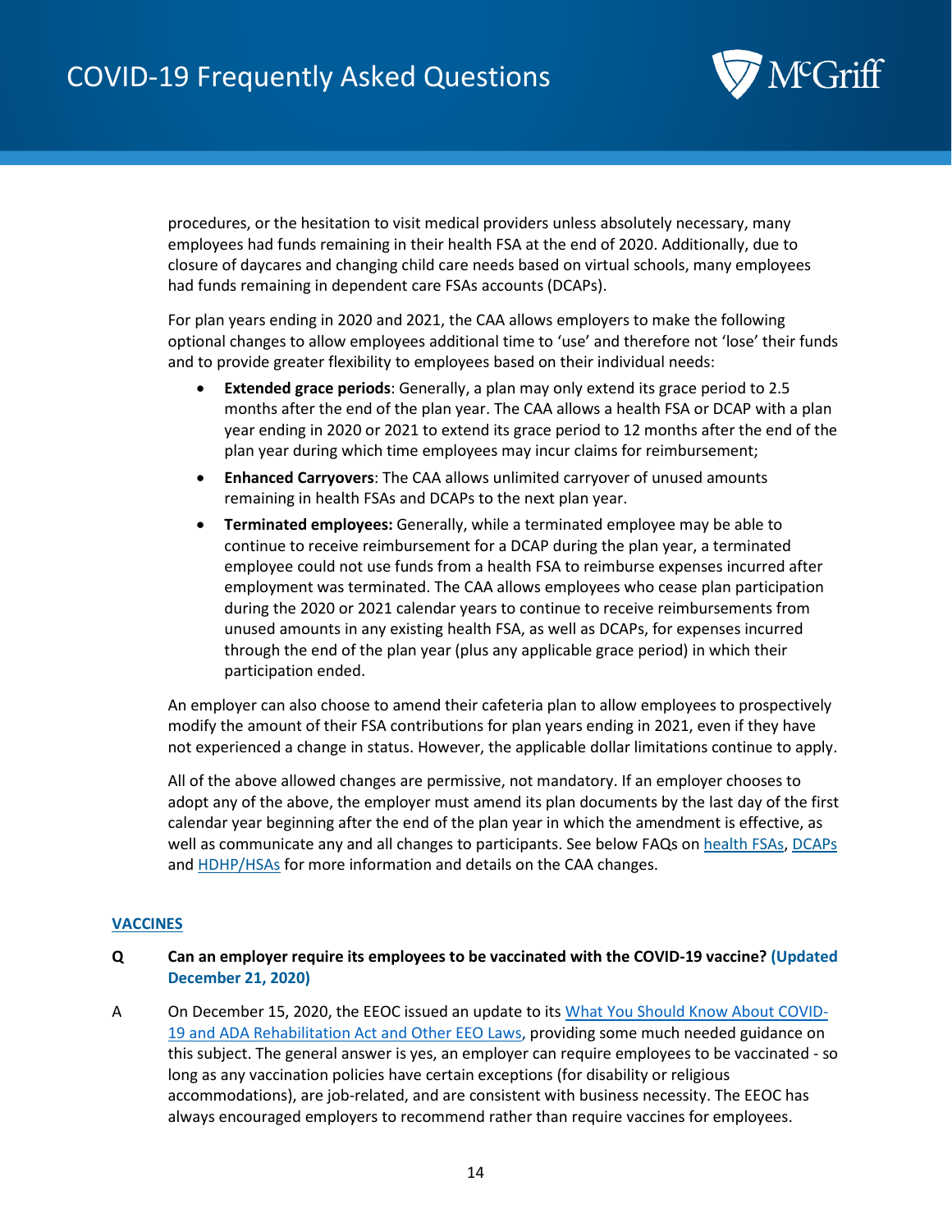procedures, or the hesitation to visit medical providers unless absolutely necessary, many employees had funds remaining in their health FSA at the end of 2020. Additionally, due to closure of daycares and changing child care needs based on virtual schools, many employees had funds remaining in dependent care FSAs accounts (DCAPs).

For plan years ending in 2020 and 2021, the CAA allows employers to make the following optional changes to allow employees additional time to 'use' and therefore not 'lose' their funds and to provide greater flexibility to employees based on their individual needs:

- **Extended grace periods**: Generally, a plan may only extend its grace period to 2.5 months after the end of the plan year. The CAA allows a health FSA or DCAP with a plan year ending in 2020 or 2021 to extend its grace period to 12 months after the end of the plan year during which time employees may incur claims for reimbursement;
- **Enhanced Carryovers**: The CAA allows unlimited carryover of unused amounts remaining in health FSAs and DCAPs to the next plan year.
- **Terminated employees:** Generally, while a terminated employee may be able to continue to receive reimbursement for a DCAP during the plan year, a terminated employee could not use funds from a health FSA to reimburse expenses incurred after employment was terminated. The CAA allows employees who cease plan participation during the 2020 or 2021 calendar years to continue to receive reimbursements from unused amounts in any existing health FSA, as well as DCAPs, for expenses incurred through the end of the plan year (plus any applicable grace period) in which their participation ended.

An employer can also choose to amend their cafeteria plan to allow employees to prospectively modify the amount of their FSA contributions for plan years ending in 2021, even if they have not experienced a change in status. However, the applicable dollar limitations continue to apply.

All of the above allowed changes are permissive, not mandatory. If an employer chooses to adopt any of the above, the employer must amend its plan documents by the last day of the first calendar year beginning after the end of the plan year in which the amendment is effective, as well as communicate any and all changes to participants. See below FAQs on health FSAs, DCAPs and HDHP/HSAs for more information and details on the CAA changes.

## VACCINES

**Q Can an employer require its employees to be vaccinated with the COVID-19 vaccine? (Updated December 21, 2020)**

A On December 15, 2020, the EEOC issued an update to its What You Should Know About COVID-19 and ADA Rehabilitation Act and Other EEO Laws, providing some much needed guidance on this subject. The general answer is yes, an employer can require employees to be vaccinated - so long as any vaccination policies have certain exceptions (for disability or religious accommodations), are job-related, and are consistent with business necessity. The EEOC has always encouraged employers to recommend rather than require vaccines for employees.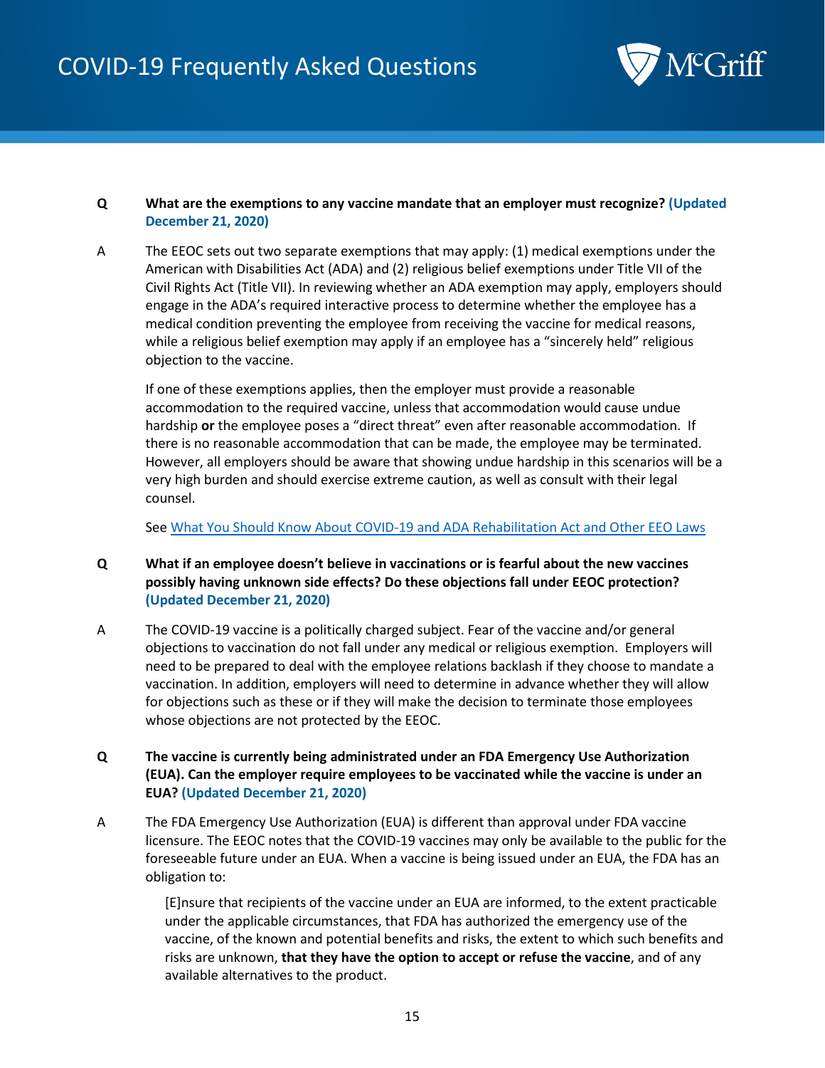**Q** **What are the exemptions to any vaccine mandate that an employer must recognize? (Updated December 21, 2020)**

**A** The EEOC sets out two separate exemptions that may apply: (1) medical exemptions under the American with Disabilities Act (ADA) and (2) religious belief exemptions under Title VII of the Civil Rights Act (Title VII). In reviewing whether an ADA exemption may apply, employers should engage in the ADA's required interactive process to determine whether the employee has a medical condition preventing the employee from receiving the vaccine for medical reasons, while a religious belief exemption may apply if an employee has a "sincerely held" religious objection to the vaccine.

If one of these exemptions applies, then the employer must provide a reasonable accommodation to the required vaccine, unless that accommodation would cause undue hardship **or** the employee poses a "direct threat" even after reasonable accommodation. If there is no reasonable accommodation that can be made, the employee may be terminated. However, all employers should be aware that showing undue hardship in these scenarios will be a very high burden and should exercise extreme caution, as well as consult with their legal counsel.

See [What You Should Know About COVID-19 and ADA Rehabilitation Act and Other EEO Laws]

**Q** **What if an employee doesn't believe in vaccinations or is fearful about the new vaccines possibly having unknown side effects? Do these objections fall under EEOC protection? (Updated December 21, 2020)**

**A** The COVID-19 vaccine is a politically charged subject. Fear of the vaccine and/or general objections to vaccination do not fall under any medical or religious exemption. Employers will need to be prepared to deal with the employee relations backlash if they choose to mandate a vaccination. In addition, employers will need to determine in advance whether they will allow for objections such as these or if they will make the decision to terminate those employees whose objections are not protected by the EEOC.

**Q** **The vaccine is currently being administrated under an FDA Emergency Use Authorization (EUA). Can the employer require employees to be vaccinated while the vaccine is under an EUA? (Updated December 21, 2020)**

**A** The FDA Emergency Use Authorization (EUA) is different than approval under FDA vaccine licensure. The EEOC notes that the COVID-19 vaccines may only be available to the public for the foreseeable future under an EUA. When a vaccine is being issued under an EUA, the FDA has an obligation to:

> [E]nsure that recipients of the vaccine under an EUA are informed, to the extent practicable under the applicable circumstances, that FDA has authorized the emergency use of the vaccine, of the known and potential benefits and risks, the extent to which such benefits and risks are unknown, **that they have the option to accept or refuse the vaccine**, and of any available alternatives to the product.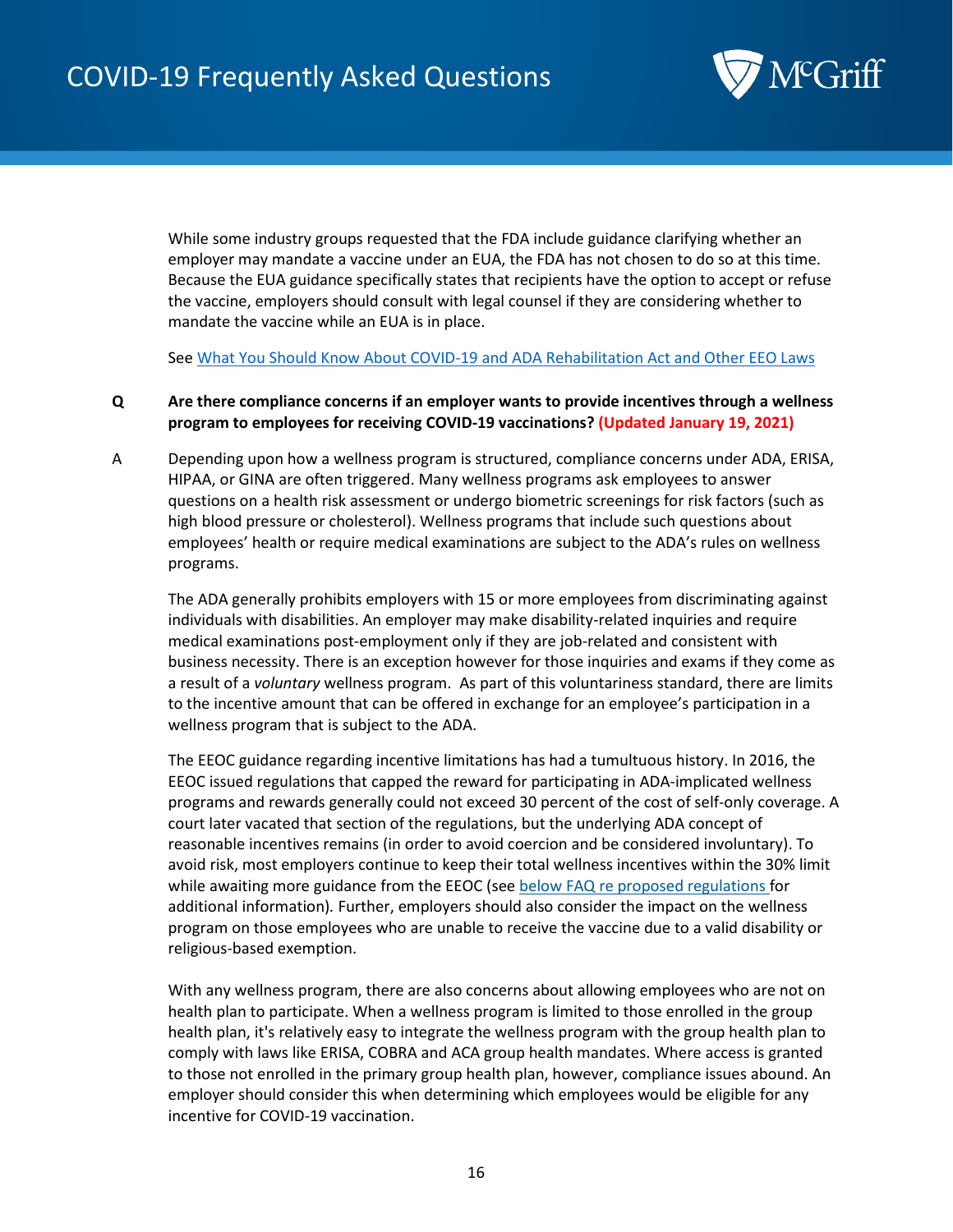While some industry groups requested that the FDA include guidance clarifying whether an employer may mandate a vaccine under an EUA, the FDA has not chosen to do so at this time. Because the EUA guidance specifically states that recipients have the option to accept or refuse the vaccine, employers should consult with legal counsel if they are considering whether to mandate the vaccine while an EUA is in place.

See [What You Should Know About COVID-19 and ADA Rehabilitation Act and Other EEO Laws]()

**Q Are there compliance concerns if an employer wants to provide incentives through a wellness program to employees for receiving COVID-19 vaccinations? (Updated January 19, 2021)**

A Depending upon how a wellness program is structured, compliance concerns under ADA, ERISA, HIPAA, or GINA are often triggered. Many wellness programs ask employees to answer questions on a health risk assessment or undergo biometric screenings for risk factors (such as high blood pressure or cholesterol). Wellness programs that include such questions about employees' health or require medical examinations are subject to the ADA's rules on wellness programs.

The ADA generally prohibits employers with 15 or more employees from discriminating against individuals with disabilities. An employer may make disability-related inquiries and require medical examinations post-employment only if they are job-related and consistent with business necessity. There is an exception however for those inquiries and exams if they come as a result of a *voluntary* wellness program. As part of this voluntariness standard, there are limits to the incentive amount that can be offered in exchange for an employee's participation in a wellness program that is subject to the ADA.

The EEOC guidance regarding incentive limitations has had a tumultuous history. In 2016, the EEOC issued regulations that capped the reward for participating in ADA-implicated wellness programs and rewards generally could not exceed 30 percent of the cost of self-only coverage. A court later vacated that section of the regulations, but the underlying ADA concept of reasonable incentives remains (in order to avoid coercion and be considered involuntary). To avoid risk, most employers continue to keep their total wellness incentives within the 30% limit while awaiting more guidance from the EEOC (see [below FAQ re proposed regulations]() for additional information). Further, employers should also consider the impact on the wellness program on those employees who are unable to receive the vaccine due to a valid disability or religious-based exemption.

With any wellness program, there are also concerns about allowing employees who are not on health plan to participate. When a wellness program is limited to those enrolled in the group health plan, it's relatively easy to integrate the wellness program with the group health plan to comply with laws like ERISA, COBRA and ACA group health mandates. Where access is granted to those not enrolled in the primary group health plan, however, compliance issues abound. An employer should consider this when determining which employees would be eligible for any incentive for COVID-19 vaccination.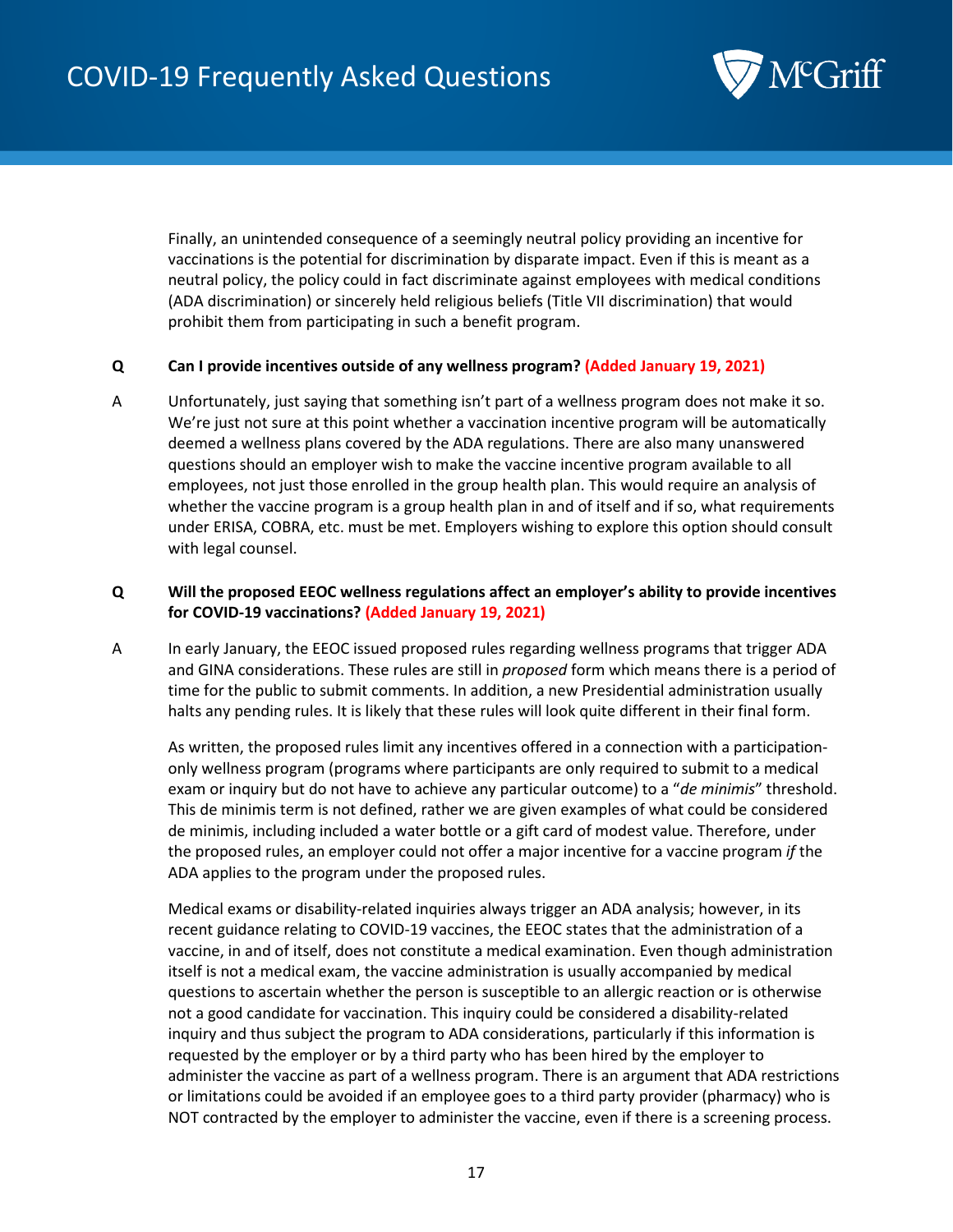Finally, an unintended consequence of a seemingly neutral policy providing an incentive for vaccinations is the potential for discrimination by disparate impact. Even if this is meant as a neutral policy, the policy could in fact discriminate against employees with medical conditions (ADA discrimination) or sincerely held religious beliefs (Title VII discrimination) that would prohibit them from participating in such a benefit program.

**Q Can I provide incentives outside of any wellness program? (Added January 19, 2021)**

A Unfortunately, just saying that something isn't part of a wellness program does not make it so. We're just not sure at this point whether a vaccination incentive program will be automatically deemed a wellness plans covered by the ADA regulations. There are also many unanswered questions should an employer wish to make the vaccine incentive program available to all employees, not just those enrolled in the group health plan. This would require an analysis of whether the vaccine program is a group health plan in and of itself and if so, what requirements under ERISA, COBRA, etc. must be met. Employers wishing to explore this option should consult with legal counsel.

**Q Will the proposed EEOC wellness regulations affect an employer's ability to provide incentives for COVID-19 vaccinations? (Added January 19, 2021)**

A In early January, the EEOC issued proposed rules regarding wellness programs that trigger ADA and GINA considerations. These rules are still in *proposed* form which means there is a period of time for the public to submit comments. In addition, a new Presidential administration usually halts any pending rules. It is likely that these rules will look quite different in their final form.

As written, the proposed rules limit any incentives offered in a connection with a participation-only wellness program (programs where participants are only required to submit to a medical exam or inquiry but do not have to achieve any particular outcome) to a "*de minimis*" threshold. This de minimis term is not defined, rather we are given examples of what could be considered de minimis, including included a water bottle or a gift card of modest value. Therefore, under the proposed rules, an employer could not offer a major incentive for a vaccine program *if* the ADA applies to the program under the proposed rules.

Medical exams or disability-related inquiries always trigger an ADA analysis; however, in its recent guidance relating to COVID-19 vaccines, the EEOC states that the administration of a vaccine, in and of itself, does not constitute a medical examination. Even though administration itself is not a medical exam, the vaccine administration is usually accompanied by medical questions to ascertain whether the person is susceptible to an allergic reaction or is otherwise not a good candidate for vaccination. This inquiry could be considered a disability-related inquiry and thus subject the program to ADA considerations, particularly if this information is requested by the employer or by a third party who has been hired by the employer to administer the vaccine as part of a wellness program. There is an argument that ADA restrictions or limitations could be avoided if an employee goes to a third party provider (pharmacy) who is NOT contracted by the employer to administer the vaccine, even if there is a screening process.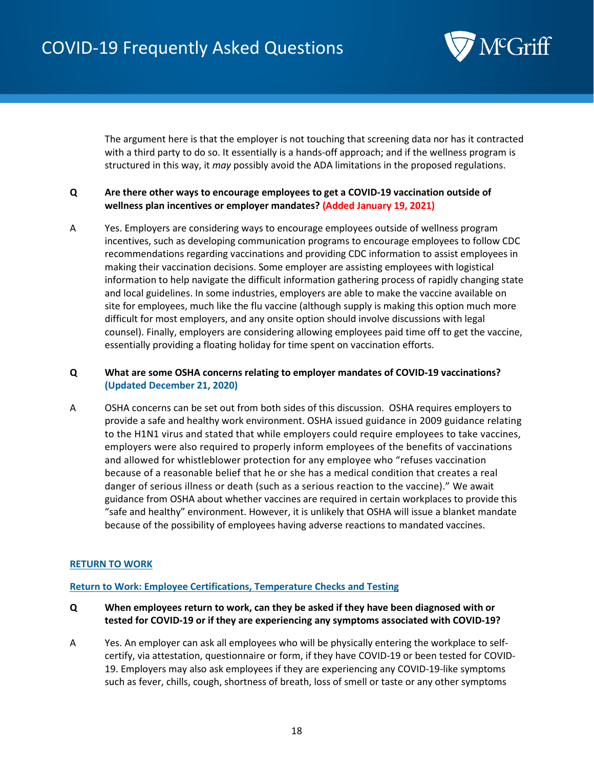The argument here is that the employer is not touching that screening data nor has it contracted with a third party to do so. It essentially is a hands-off approach; and if the wellness program is structured in this way, it *may* possibly avoid the ADA limitations in the proposed regulations.

**Q Are there other ways to encourage employees to get a COVID-19 vaccination outside of wellness plan incentives or employer mandates? (Added January 19, 2021)**

A Yes. Employers are considering ways to encourage employees outside of wellness program incentives, such as developing communication programs to encourage employees to follow CDC recommendations regarding vaccinations and providing CDC information to assist employees in making their vaccination decisions. Some employer are assisting employees with logistical information to help navigate the difficult information gathering process of rapidly changing state and local guidelines. In some industries, employers are able to make the vaccine available on site for employees, much like the flu vaccine (although supply is making this option much more difficult for most employers, and any onsite option should involve discussions with legal counsel). Finally, employers are considering allowing employees paid time off to get the vaccine, essentially providing a floating holiday for time spent on vaccination efforts.

**Q What are some OSHA concerns relating to employer mandates of COVID-19 vaccinations? (Updated December 21, 2020)**

A OSHA concerns can be set out from both sides of this discussion. OSHA requires employers to provide a safe and healthy work environment. OSHA issued guidance in 2009 guidance relating to the H1N1 virus and stated that while employers could require employees to take vaccines, employers were also required to properly inform employees of the benefits of vaccinations and allowed for whistleblower protection for any employee who "refuses vaccination because of a reasonable belief that he or she has a medical condition that creates a real danger of serious illness or death (such as a serious reaction to the vaccine)." We await guidance from OSHA about whether vaccines are required in certain workplaces to provide this "safe and healthy" environment. However, it is unlikely that OSHA will issue a blanket mandate because of the possibility of employees having adverse reactions to mandated vaccines.

## RETURN TO WORK

### Return to Work: Employee Certifications, Temperature Checks and Testing

**Q When employees return to work, can they be asked if they have been diagnosed with or tested for COVID-19 or if they are experiencing any symptoms associated with COVID-19?**

A Yes. An employer can ask all employees who will be physically entering the workplace to self-certify, via attestation, questionnaire or form, if they have COVID-19 or been tested for COVID-19. Employers may also ask employees if they are experiencing any COVID-19-like symptoms such as fever, chills, cough, shortness of breath, loss of smell or taste or any other symptoms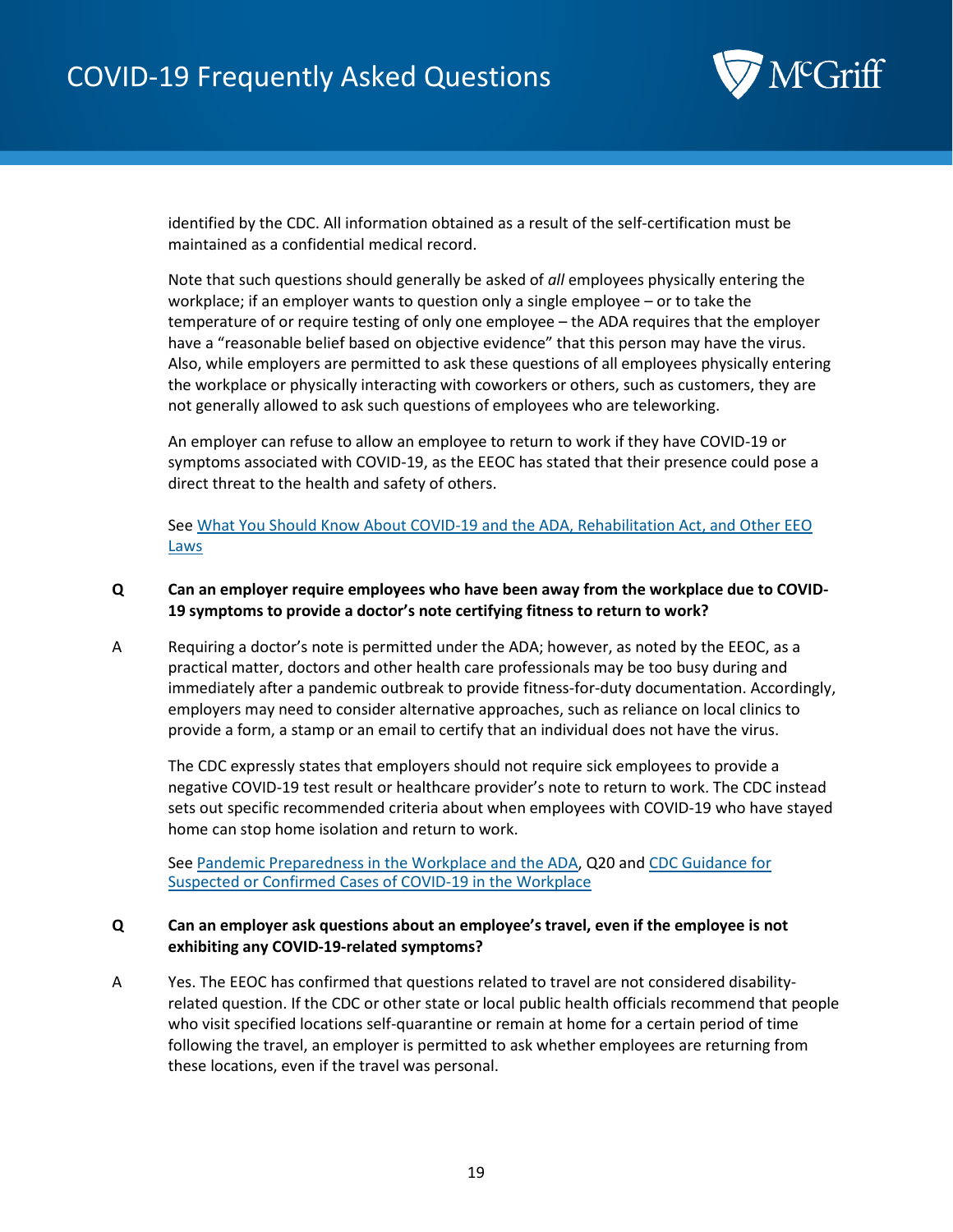identified by the CDC. All information obtained as a result of the self-certification must be maintained as a confidential medical record.

Note that such questions should generally be asked of *all* employees physically entering the workplace; if an employer wants to question only a single employee – or to take the temperature of or require testing of only one employee – the ADA requires that the employer have a "reasonable belief based on objective evidence" that this person may have the virus. Also, while employers are permitted to ask these questions of all employees physically entering the workplace or physically interacting with coworkers or others, such as customers, they are not generally allowed to ask such questions of employees who are teleworking.

An employer can refuse to allow an employee to return to work if they have COVID-19 or symptoms associated with COVID-19, as the EEOC has stated that their presence could pose a direct threat to the health and safety of others.

See [What You Should Know About COVID-19 and the ADA, Rehabilitation Act, and Other EEO Laws]()

**Q Can an employer require employees who have been away from the workplace due to COVID-19 symptoms to provide a doctor's note certifying fitness to return to work?**

A Requiring a doctor's note is permitted under the ADA; however, as noted by the EEOC, as a practical matter, doctors and other health care professionals may be too busy during and immediately after a pandemic outbreak to provide fitness-for-duty documentation. Accordingly, employers may need to consider alternative approaches, such as reliance on local clinics to provide a form, a stamp or an email to certify that an individual does not have the virus.

The CDC expressly states that employers should not require sick employees to provide a negative COVID-19 test result or healthcare provider's note to return to work. The CDC instead sets out specific recommended criteria about when employees with COVID-19 who have stayed home can stop home isolation and return to work.

See [Pandemic Preparedness in the Workplace and the ADA](), Q20 and [CDC Guidance for Suspected or Confirmed Cases of COVID-19 in the Workplace]()

**Q Can an employer ask questions about an employee's travel, even if the employee is not exhibiting any COVID-19-related symptoms?**

A Yes. The EEOC has confirmed that questions related to travel are not considered disability-related question. If the CDC or other state or local public health officials recommend that people who visit specified locations self-quarantine or remain at home for a certain period of time following the travel, an employer is permitted to ask whether employees are returning from these locations, even if the travel was personal.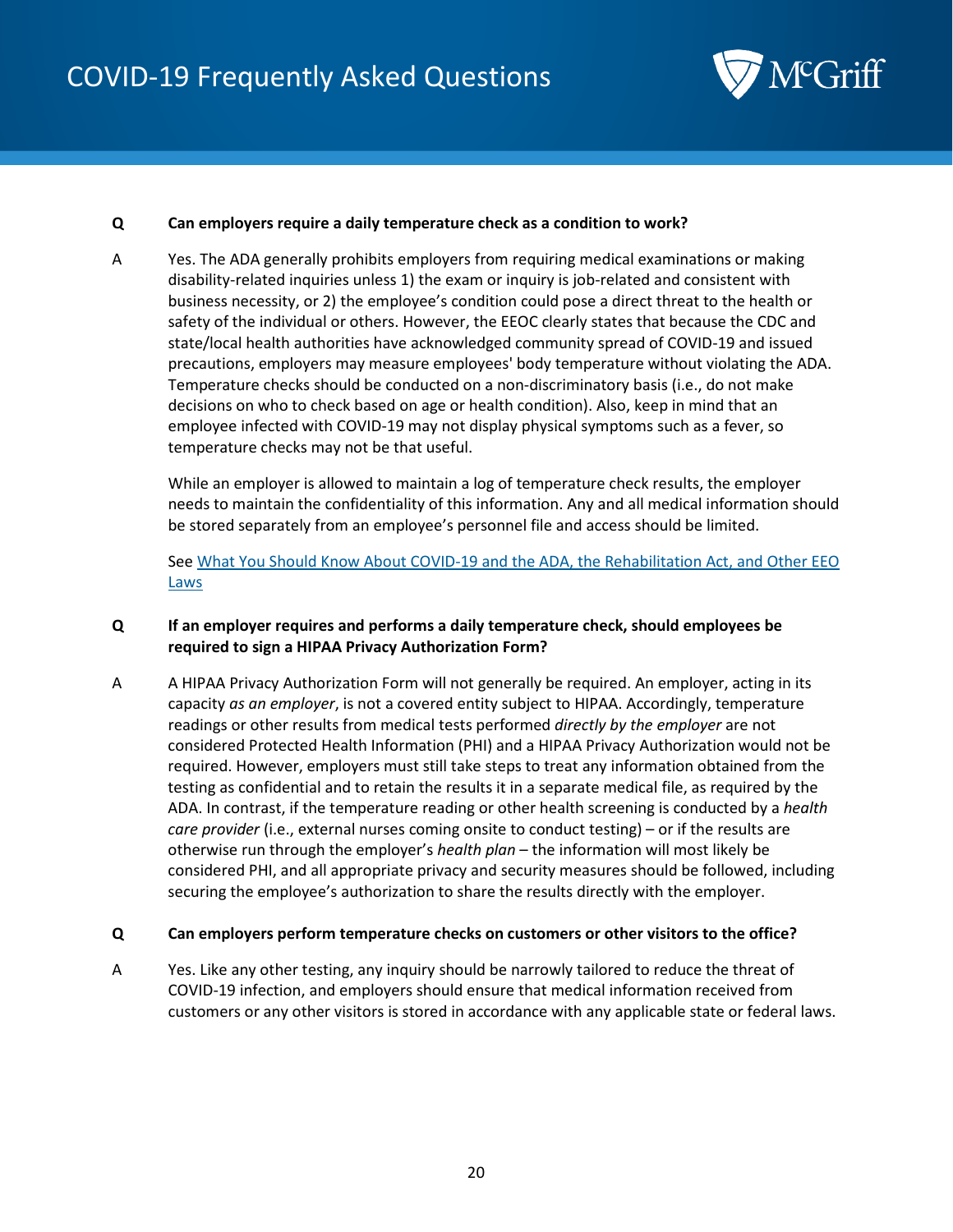**Q Can employers require a daily temperature check as a condition to work?**

A Yes. The ADA generally prohibits employers from requiring medical examinations or making disability-related inquiries unless 1) the exam or inquiry is job-related and consistent with business necessity, or 2) the employee's condition could pose a direct threat to the health or safety of the individual or others. However, the EEOC clearly states that because the CDC and state/local health authorities have acknowledged community spread of COVID-19 and issued precautions, employers may measure employees' body temperature without violating the ADA. Temperature checks should be conducted on a non-discriminatory basis (i.e., do not make decisions on who to check based on age or health condition). Also, keep in mind that an employee infected with COVID-19 may not display physical symptoms such as a fever, so temperature checks may not be that useful.

While an employer is allowed to maintain a log of temperature check results, the employer needs to maintain the confidentiality of this information. Any and all medical information should be stored separately from an employee's personnel file and access should be limited.

See What You Should Know About COVID-19 and the ADA, the Rehabilitation Act, and Other EEO Laws

**Q If an employer requires and performs a daily temperature check, should employees be required to sign a HIPAA Privacy Authorization Form?**

A A HIPAA Privacy Authorization Form will not generally be required. An employer, acting in its capacity *as an employer*, is not a covered entity subject to HIPAA. Accordingly, temperature readings or other results from medical tests performed *directly by the employer* are not considered Protected Health Information (PHI) and a HIPAA Privacy Authorization would not be required. However, employers must still take steps to treat any information obtained from the testing as confidential and to retain the results it in a separate medical file, as required by the ADA. In contrast, if the temperature reading or other health screening is conducted by a *health care provider* (i.e., external nurses coming onsite to conduct testing) – or if the results are otherwise run through the employer's *health plan* – the information will most likely be considered PHI, and all appropriate privacy and security measures should be followed, including securing the employee's authorization to share the results directly with the employer.

**Q Can employers perform temperature checks on customers or other visitors to the office?**

A Yes. Like any other testing, any inquiry should be narrowly tailored to reduce the threat of COVID-19 infection, and employers should ensure that medical information received from customers or any other visitors is stored in accordance with any applicable state or federal laws.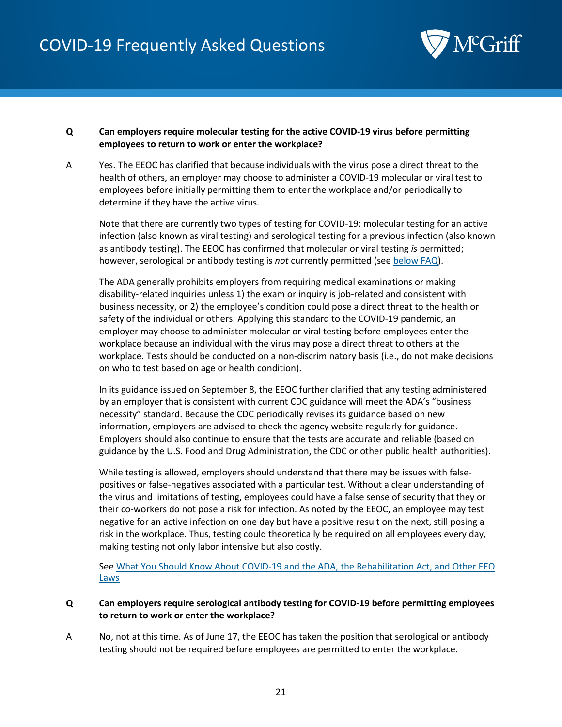**Q** **Can employers require molecular testing for the active COVID-19 virus before permitting employees to return to work or enter the workplace?**

A Yes. The EEOC has clarified that because individuals with the virus pose a direct threat to the health of others, an employer may choose to administer a COVID-19 molecular or viral test to employees before initially permitting them to enter the workplace and/or periodically to determine if they have the active virus.

Note that there are currently two types of testing for COVID-19: molecular testing for an active infection (also known as viral testing) and serological testing for a previous infection (also known as antibody testing). The EEOC has confirmed that molecular or viral testing *is* permitted; however, serological or antibody testing is *not* currently permitted (see below FAQ).

The ADA generally prohibits employers from requiring medical examinations or making disability-related inquiries unless 1) the exam or inquiry is job-related and consistent with business necessity, or 2) the employee's condition could pose a direct threat to the health or safety of the individual or others. Applying this standard to the COVID-19 pandemic, an employer may choose to administer molecular or viral testing before employees enter the workplace because an individual with the virus may pose a direct threat to others at the workplace. Tests should be conducted on a non-discriminatory basis (i.e., do not make decisions on who to test based on age or health condition).

In its guidance issued on September 8, the EEOC further clarified that any testing administered by an employer that is consistent with current CDC guidance will meet the ADA's "business necessity" standard. Because the CDC periodically revises its guidance based on new information, employers are advised to check the agency website regularly for guidance. Employers should also continue to ensure that the tests are accurate and reliable (based on guidance by the U.S. Food and Drug Administration, the CDC or other public health authorities).

While testing is allowed, employers should understand that there may be issues with false-positives or false-negatives associated with a particular test. Without a clear understanding of the virus and limitations of testing, employees could have a false sense of security that they or their co-workers do not pose a risk for infection. As noted by the EEOC, an employee may test negative for an active infection on one day but have a positive result on the next, still posing a risk in the workplace. Thus, testing could theoretically be required on all employees every day, making testing not only labor intensive but also costly.

See What You Should Know About COVID-19 and the ADA, the Rehabilitation Act, and Other EEO Laws

**Q** **Can employers require serological antibody testing for COVID-19 before permitting employees to return to work or enter the workplace?**

A No, not at this time. As of June 17, the EEOC has taken the position that serological or antibody testing should not be required before employees are permitted to enter the workplace.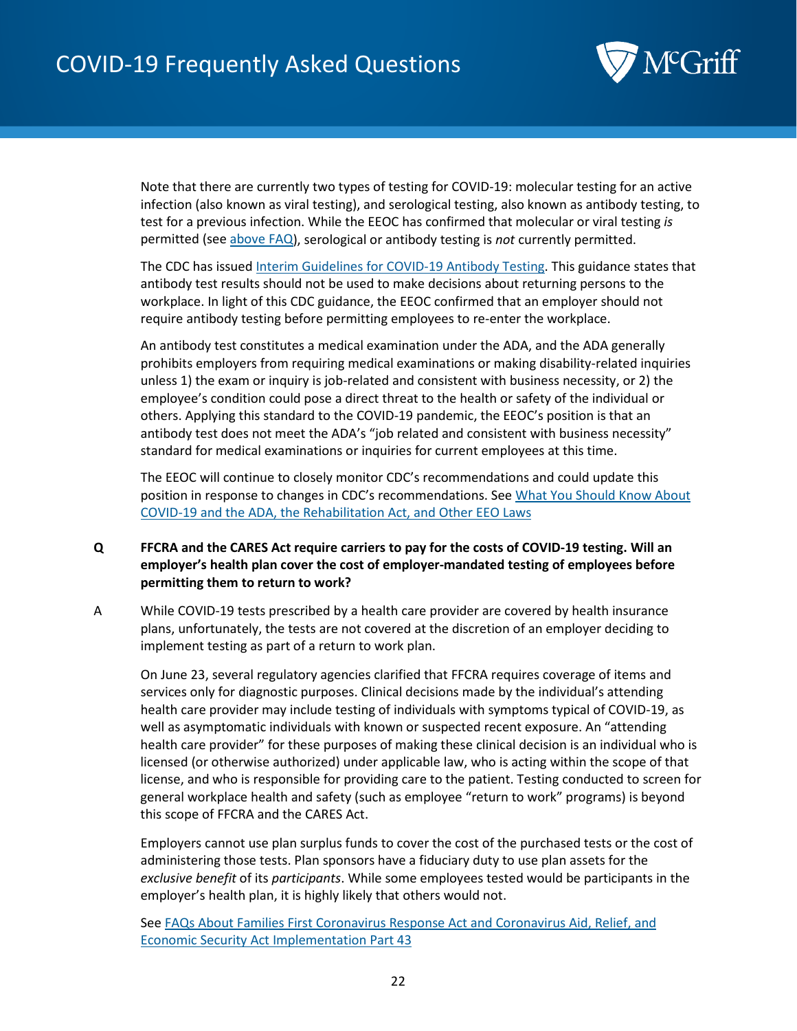Note that there are currently two types of testing for COVID-19: molecular testing for an active infection (also known as viral testing), and serological testing, also known as antibody testing, to test for a previous infection. While the EEOC has confirmed that molecular or viral testing *is* permitted (see [above FAQ]()), serological or antibody testing is *not* currently permitted.

The CDC has issued [Interim Guidelines for COVID-19 Antibody Testing](). This guidance states that antibody test results should not be used to make decisions about returning persons to the workplace. In light of this CDC guidance, the EEOC confirmed that an employer should not require antibody testing before permitting employees to re-enter the workplace.

An antibody test constitutes a medical examination under the ADA, and the ADA generally prohibits employers from requiring medical examinations or making disability-related inquiries unless 1) the exam or inquiry is job-related and consistent with business necessity, or 2) the employee's condition could pose a direct threat to the health or safety of the individual or others. Applying this standard to the COVID-19 pandemic, the EEOC's position is that an antibody test does not meet the ADA's "job related and consistent with business necessity" standard for medical examinations or inquiries for current employees at this time.

The EEOC will continue to closely monitor CDC's recommendations and could update this position in response to changes in CDC's recommendations. See [What You Should Know About COVID-19 and the ADA, the Rehabilitation Act, and Other EEO Laws]()

**Q FFCRA and the CARES Act require carriers to pay for the costs of COVID-19 testing. Will an employer's health plan cover the cost of employer-mandated testing of employees before permitting them to return to work?**

A While COVID-19 tests prescribed by a health care provider are covered by health insurance plans, unfortunately, the tests are not covered at the discretion of an employer deciding to implement testing as part of a return to work plan.

On June 23, several regulatory agencies clarified that FFCRA requires coverage of items and services only for diagnostic purposes. Clinical decisions made by the individual's attending health care provider may include testing of individuals with symptoms typical of COVID-19, as well as asymptomatic individuals with known or suspected recent exposure. An "attending health care provider" for these purposes of making these clinical decision is an individual who is licensed (or otherwise authorized) under applicable law, who is acting within the scope of that license, and who is responsible for providing care to the patient. Testing conducted to screen for general workplace health and safety (such as employee "return to work" programs) is beyond this scope of FFCRA and the CARES Act.

Employers cannot use plan surplus funds to cover the cost of the purchased tests or the cost of administering those tests. Plan sponsors have a fiduciary duty to use plan assets for the *exclusive benefit* of its *participants*. While some employees tested would be participants in the employer's health plan, it is highly likely that others would not.

See [FAQs About Families First Coronavirus Response Act and Coronavirus Aid, Relief, and Economic Security Act Implementation Part 43]()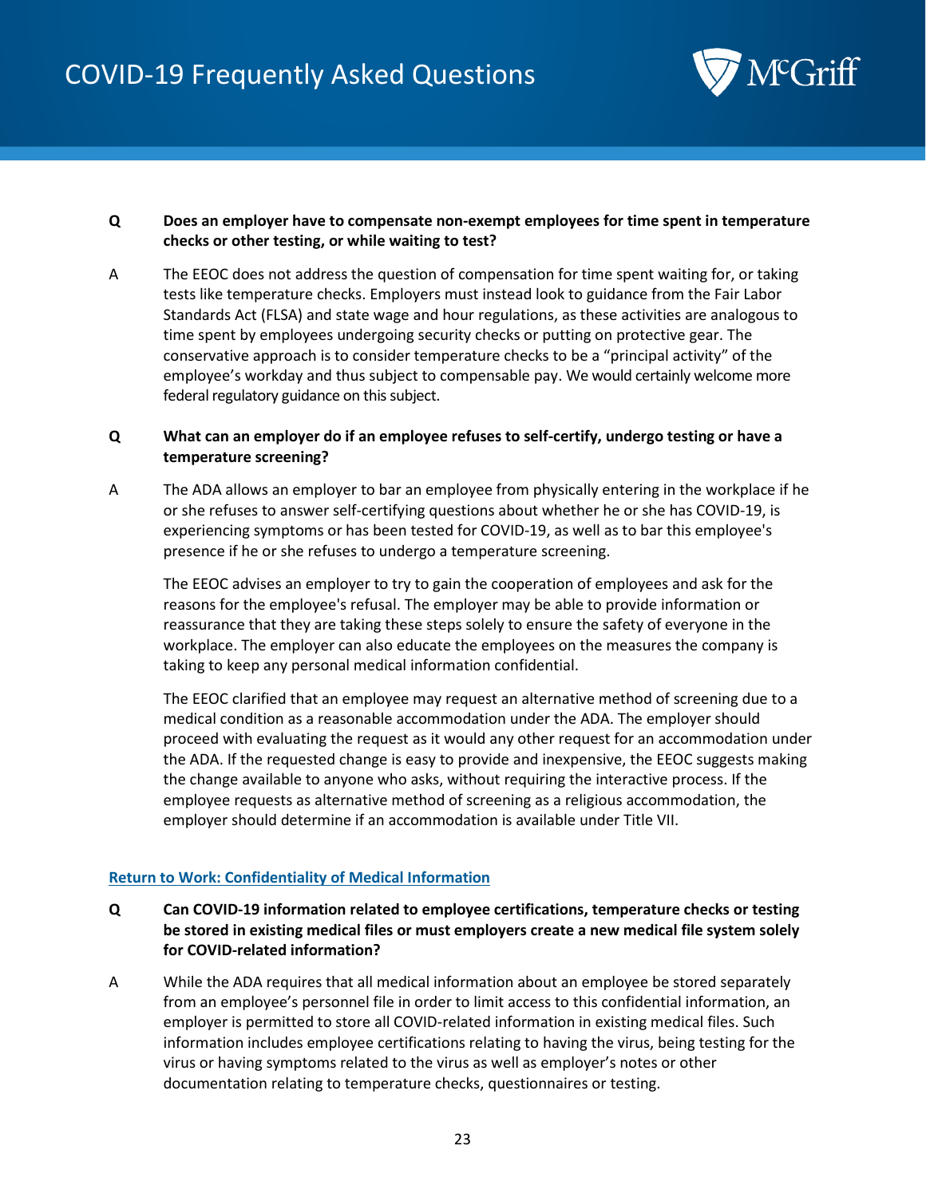**Q** **Does an employer have to compensate non-exempt employees for time spent in temperature checks or other testing, or while waiting to test?**

A The EEOC does not address the question of compensation for time spent waiting for, or taking tests like temperature checks. Employers must instead look to guidance from the Fair Labor Standards Act (FLSA) and state wage and hour regulations, as these activities are analogous to time spent by employees undergoing security checks or putting on protective gear. The conservative approach is to consider temperature checks to be a "principal activity" of the employee's workday and thus subject to compensable pay. We would certainly welcome more federal regulatory guidance on this subject.

**Q** **What can an employer do if an employee refuses to self-certify, undergo testing or have a temperature screening?**

A The ADA allows an employer to bar an employee from physically entering in the workplace if he or she refuses to answer self-certifying questions about whether he or she has COVID-19, is experiencing symptoms or has been tested for COVID-19, as well as to bar this employee's presence if he or she refuses to undergo a temperature screening.

The EEOC advises an employer to try to gain the cooperation of employees and ask for the reasons for the employee's refusal. The employer may be able to provide information or reassurance that they are taking these steps solely to ensure the safety of everyone in the workplace. The employer can also educate the employees on the measures the company is taking to keep any personal medical information confidential.

The EEOC clarified that an employee may request an alternative method of screening due to a medical condition as a reasonable accommodation under the ADA. The employer should proceed with evaluating the request as it would any other request for an accommodation under the ADA. If the requested change is easy to provide and inexpensive, the EEOC suggests making the change available to anyone who asks, without requiring the interactive process. If the employee requests as alternative method of screening as a religious accommodation, the employer should determine if an accommodation is available under Title VII.

## Return to Work: Confidentiality of Medical Information

**Q** **Can COVID-19 information related to employee certifications, temperature checks or testing be stored in existing medical files or must employers create a new medical file system solely for COVID-related information?**

A While the ADA requires that all medical information about an employee be stored separately from an employee's personnel file in order to limit access to this confidential information, an employer is permitted to store all COVID-related information in existing medical files. Such information includes employee certifications relating to having the virus, being testing for the virus or having symptoms related to the virus as well as employer's notes or other documentation relating to temperature checks, questionnaires or testing.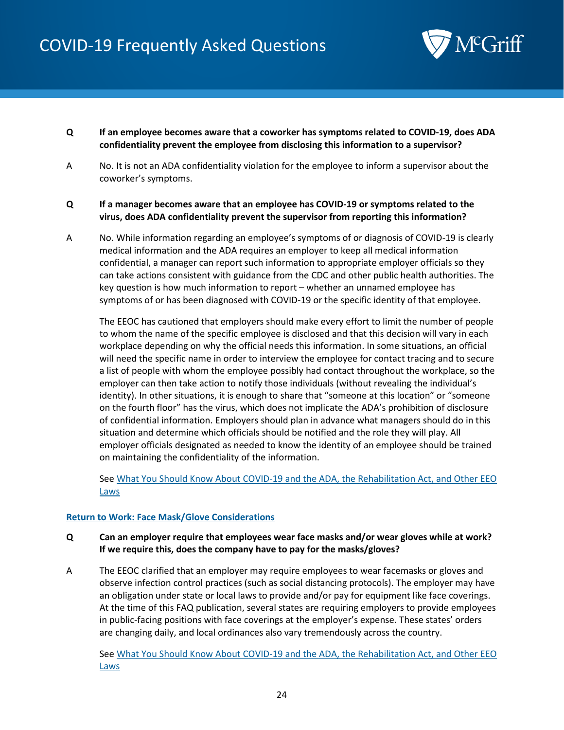**Q** **If an employee becomes aware that a coworker has symptoms related to COVID-19, does ADA confidentiality prevent the employee from disclosing this information to a supervisor?**

A No. It is not an ADA confidentiality violation for the employee to inform a supervisor about the coworker's symptoms.

**Q** **If a manager becomes aware that an employee has COVID-19 or symptoms related to the virus, does ADA confidentiality prevent the supervisor from reporting this information?**

A No. While information regarding an employee's symptoms of or diagnosis of COVID-19 is clearly medical information and the ADA requires an employer to keep all medical information confidential, a manager can report such information to appropriate employer officials so they can take actions consistent with guidance from the CDC and other public health authorities. The key question is how much information to report – whether an unnamed employee has symptoms of or has been diagnosed with COVID-19 or the specific identity of that employee.

The EEOC has cautioned that employers should make every effort to limit the number of people to whom the name of the specific employee is disclosed and that this decision will vary in each workplace depending on why the official needs this information. In some situations, an official will need the specific name in order to interview the employee for contact tracing and to secure a list of people with whom the employee possibly had contact throughout the workplace, so the employer can then take action to notify those individuals (without revealing the individual's identity). In other situations, it is enough to share that "someone at this location" or "someone on the fourth floor" has the virus, which does not implicate the ADA's prohibition of disclosure of confidential information. Employers should plan in advance what managers should do in this situation and determine which officials should be notified and the role they will play. All employer officials designated as needed to know the identity of an employee should be trained on maintaining the confidentiality of the information.

See [What You Should Know About COVID-19 and the ADA, the Rehabilitation Act, and Other EEO Laws]()

## Return to Work: Face Mask/Glove Considerations

**Q** **Can an employer require that employees wear face masks and/or wear gloves while at work? If we require this, does the company have to pay for the masks/gloves?**

A The EEOC clarified that an employer may require employees to wear facemasks or gloves and observe infection control practices (such as social distancing protocols). The employer may have an obligation under state or local laws to provide and/or pay for equipment like face coverings. At the time of this FAQ publication, several states are requiring employers to provide employees in public-facing positions with face coverings at the employer's expense. These states' orders are changing daily, and local ordinances also vary tremendously across the country.

See [What You Should Know About COVID-19 and the ADA, the Rehabilitation Act, and Other EEO Laws]()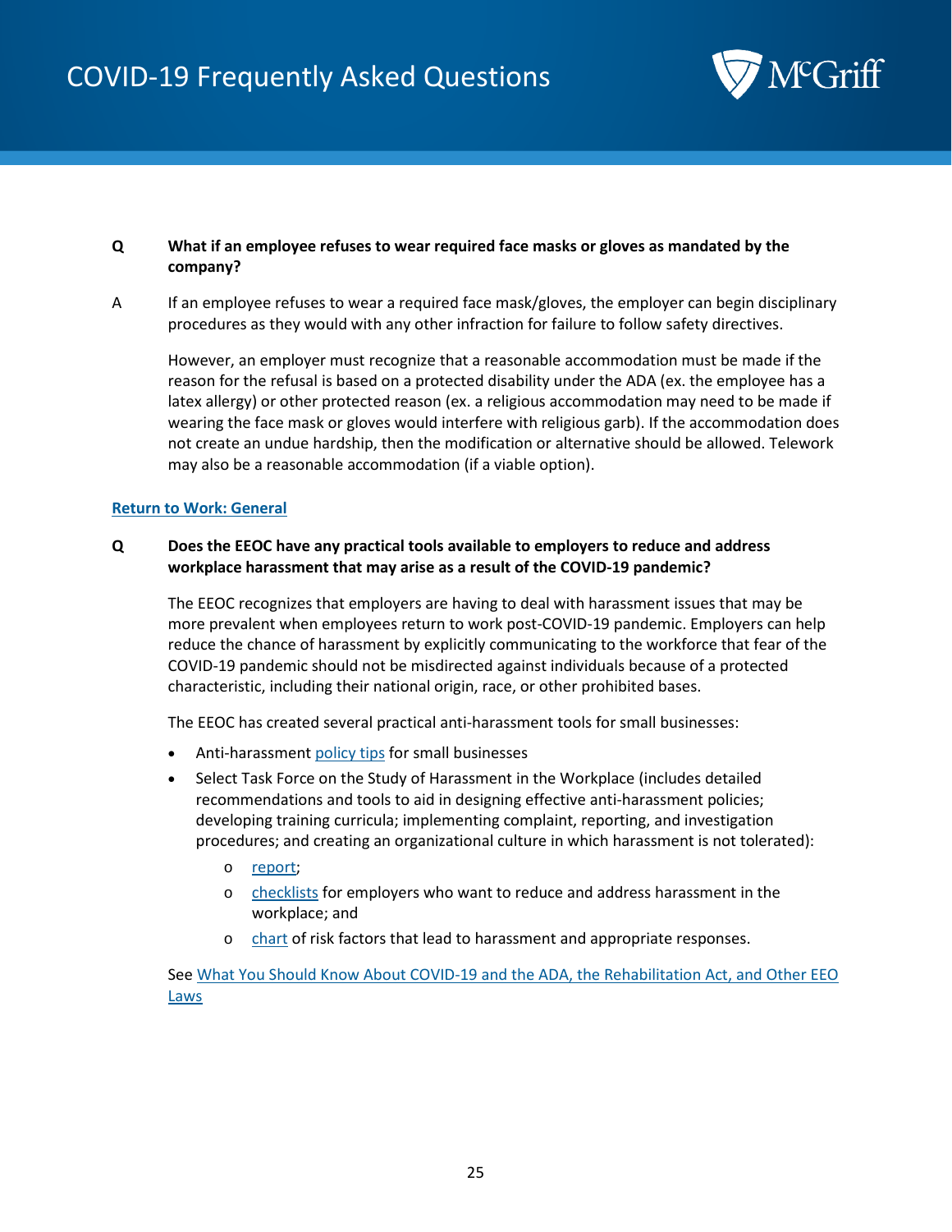**Q** **What if an employee refuses to wear required face masks or gloves as mandated by the company?**

A If an employee refuses to wear a required face mask/gloves, the employer can begin disciplinary procedures as they would with any other infraction for failure to follow safety directives.

However, an employer must recognize that a reasonable accommodation must be made if the reason for the refusal is based on a protected disability under the ADA (ex. the employee has a latex allergy) or other protected reason (ex. a religious accommodation may need to be made if wearing the face mask or gloves would interfere with religious garb). If the accommodation does not create an undue hardship, then the modification or alternative should be allowed. Telework may also be a reasonable accommodation (if a viable option).

[Return to Work: General]

**Q** **Does the EEOC have any practical tools available to employers to reduce and address workplace harassment that may arise as a result of the COVID-19 pandemic?**

The EEOC recognizes that employers are having to deal with harassment issues that may be more prevalent when employees return to work post-COVID-19 pandemic. Employers can help reduce the chance of harassment by explicitly communicating to the workforce that fear of the COVID-19 pandemic should not be misdirected against individuals because of a protected characteristic, including their national origin, race, or other prohibited bases.

The EEOC has created several practical anti-harassment tools for small businesses:

- Anti-harassment policy tips for small businesses
- Select Task Force on the Study of Harassment in the Workplace (includes detailed recommendations and tools to aid in designing effective anti-harassment policies; developing training curricula; implementing complaint, reporting, and investigation procedures; and creating an organizational culture in which harassment is not tolerated):
  - report;
  - checklists for employers who want to reduce and address harassment in the workplace; and
  - chart of risk factors that lead to harassment and appropriate responses.

See What You Should Know About COVID-19 and the ADA, the Rehabilitation Act, and Other EEO Laws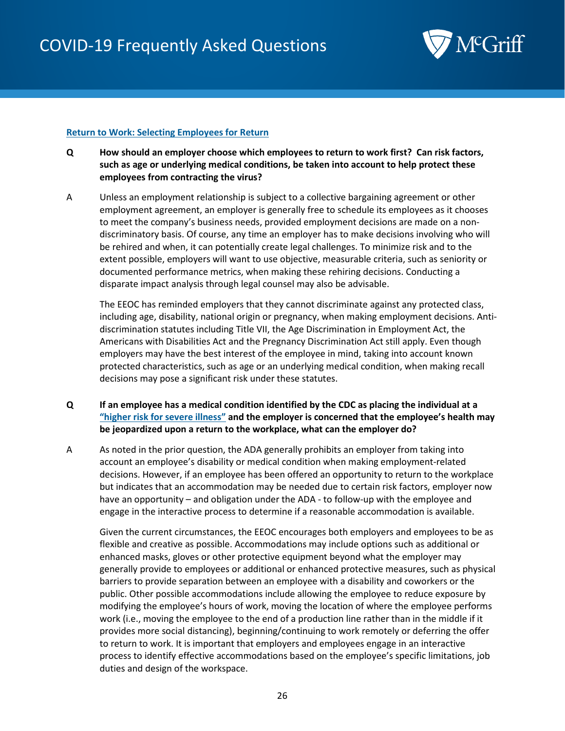## Return to Work: Selecting Employees for Return

**Q** **How should an employer choose which employees to return to work first? Can risk factors, such as age or underlying medical conditions, be taken into account to help protect these employees from contracting the virus?**

A Unless an employment relationship is subject to a collective bargaining agreement or other employment agreement, an employer is generally free to schedule its employees as it chooses to meet the company's business needs, provided employment decisions are made on a non-discriminatory basis. Of course, any time an employer has to make decisions involving who will be rehired and when, it can potentially create legal challenges. To minimize risk and to the extent possible, employers will want to use objective, measurable criteria, such as seniority or documented performance metrics, when making these rehiring decisions. Conducting a disparate impact analysis through legal counsel may also be advisable.

The EEOC has reminded employers that they cannot discriminate against any protected class, including age, disability, national origin or pregnancy, when making employment decisions. Anti-discrimination statutes including Title VII, the Age Discrimination in Employment Act, the Americans with Disabilities Act and the Pregnancy Discrimination Act still apply. Even though employers may have the best interest of the employee in mind, taking into account known protected characteristics, such as age or an underlying medical condition, when making recall decisions may pose a significant risk under these statutes.

**Q** **If an employee has a medical condition identified by the CDC as placing the individual at a "higher risk for severe illness" and the employer is concerned that the employee's health may be jeopardized upon a return to the workplace, what can the employer do?**

A As noted in the prior question, the ADA generally prohibits an employer from taking into account an employee's disability or medical condition when making employment-related decisions. However, if an employee has been offered an opportunity to return to the workplace but indicates that an accommodation may be needed due to certain risk factors, employer now have an opportunity – and obligation under the ADA - to follow-up with the employee and engage in the interactive process to determine if a reasonable accommodation is available.

Given the current circumstances, the EEOC encourages both employers and employees to be as flexible and creative as possible. Accommodations may include options such as additional or enhanced masks, gloves or other protective equipment beyond what the employer may generally provide to employees or additional or enhanced protective measures, such as physical barriers to provide separation between an employee with a disability and coworkers or the public. Other possible accommodations include allowing the employee to reduce exposure by modifying the employee's hours of work, moving the location of where the employee performs work (i.e., moving the employee to the end of a production line rather than in the middle if it provides more social distancing), beginning/continuing to work remotely or deferring the offer to return to work. It is important that employers and employees engage in an interactive process to identify effective accommodations based on the employee's specific limitations, job duties and design of the workspace.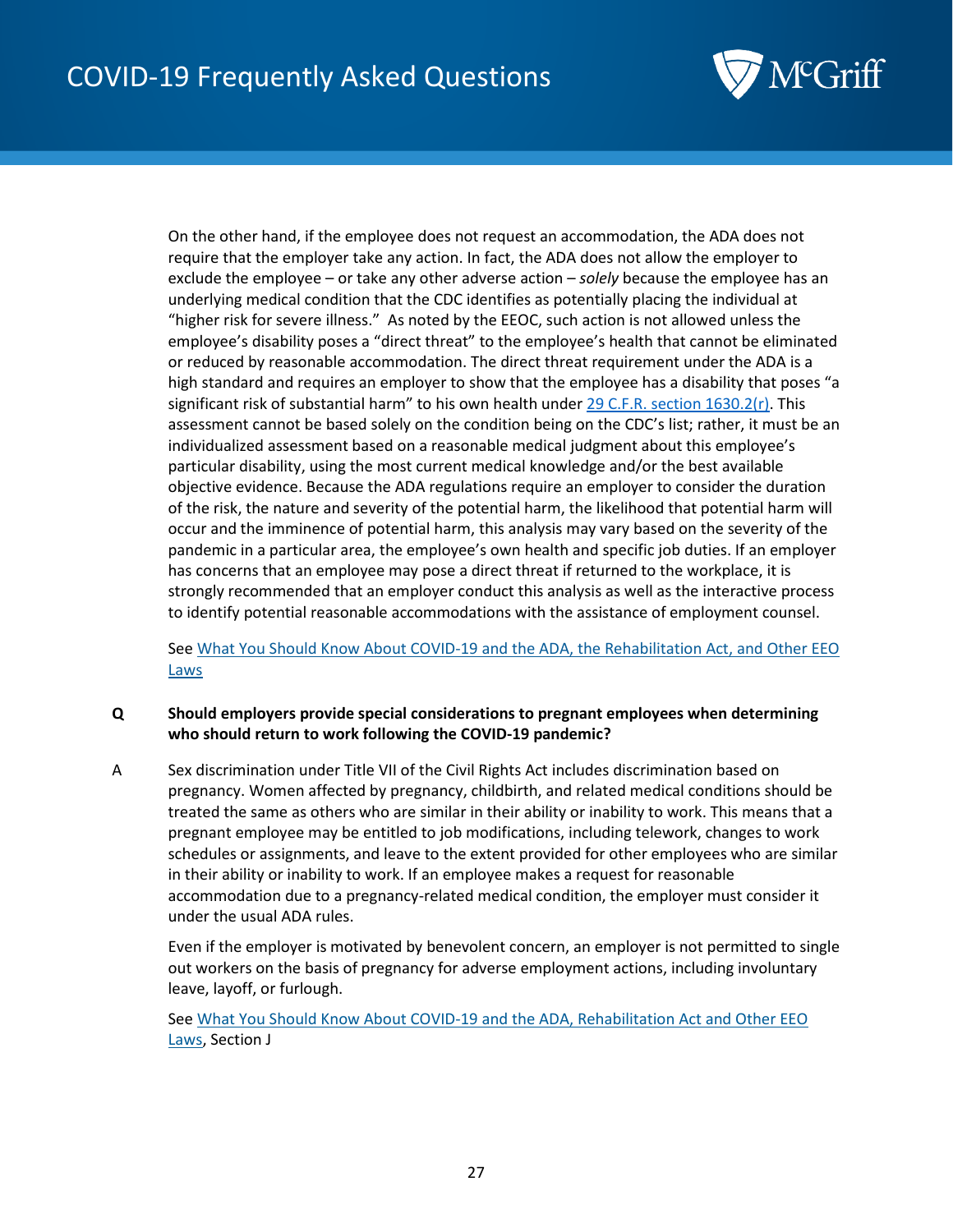On the other hand, if the employee does not request an accommodation, the ADA does not require that the employer take any action. In fact, the ADA does not allow the employer to exclude the employee – or take any other adverse action – *solely* because the employee has an underlying medical condition that the CDC identifies as potentially placing the individual at "higher risk for severe illness." As noted by the EEOC, such action is not allowed unless the employee's disability poses a "direct threat" to the employee's health that cannot be eliminated or reduced by reasonable accommodation. The direct threat requirement under the ADA is a high standard and requires an employer to show that the employee has a disability that poses "a significant risk of substantial harm" to his own health under [29 C.F.R. section 1630.2(r)](). This assessment cannot be based solely on the condition being on the CDC's list; rather, it must be an individualized assessment based on a reasonable medical judgment about this employee's particular disability, using the most current medical knowledge and/or the best available objective evidence. Because the ADA regulations require an employer to consider the duration of the risk, the nature and severity of the potential harm, the likelihood that potential harm will occur and the imminence of potential harm, this analysis may vary based on the severity of the pandemic in a particular area, the employee's own health and specific job duties. If an employer has concerns that an employee may pose a direct threat if returned to the workplace, it is strongly recommended that an employer conduct this analysis as well as the interactive process to identify potential reasonable accommodations with the assistance of employment counsel.

See [What You Should Know About COVID-19 and the ADA, the Rehabilitation Act, and Other EEO Laws]()

**Q** **Should employers provide special considerations to pregnant employees when determining who should return to work following the COVID-19 pandemic?**

A Sex discrimination under Title VII of the Civil Rights Act includes discrimination based on pregnancy. Women affected by pregnancy, childbirth, and related medical conditions should be treated the same as others who are similar in their ability or inability to work. This means that a pregnant employee may be entitled to job modifications, including telework, changes to work schedules or assignments, and leave to the extent provided for other employees who are similar in their ability or inability to work. If an employee makes a request for reasonable accommodation due to a pregnancy-related medical condition, the employer must consider it under the usual ADA rules.

Even if the employer is motivated by benevolent concern, an employer is not permitted to single out workers on the basis of pregnancy for adverse employment actions, including involuntary leave, layoff, or furlough.

See [What You Should Know About COVID-19 and the ADA, Rehabilitation Act and Other EEO Laws](), Section J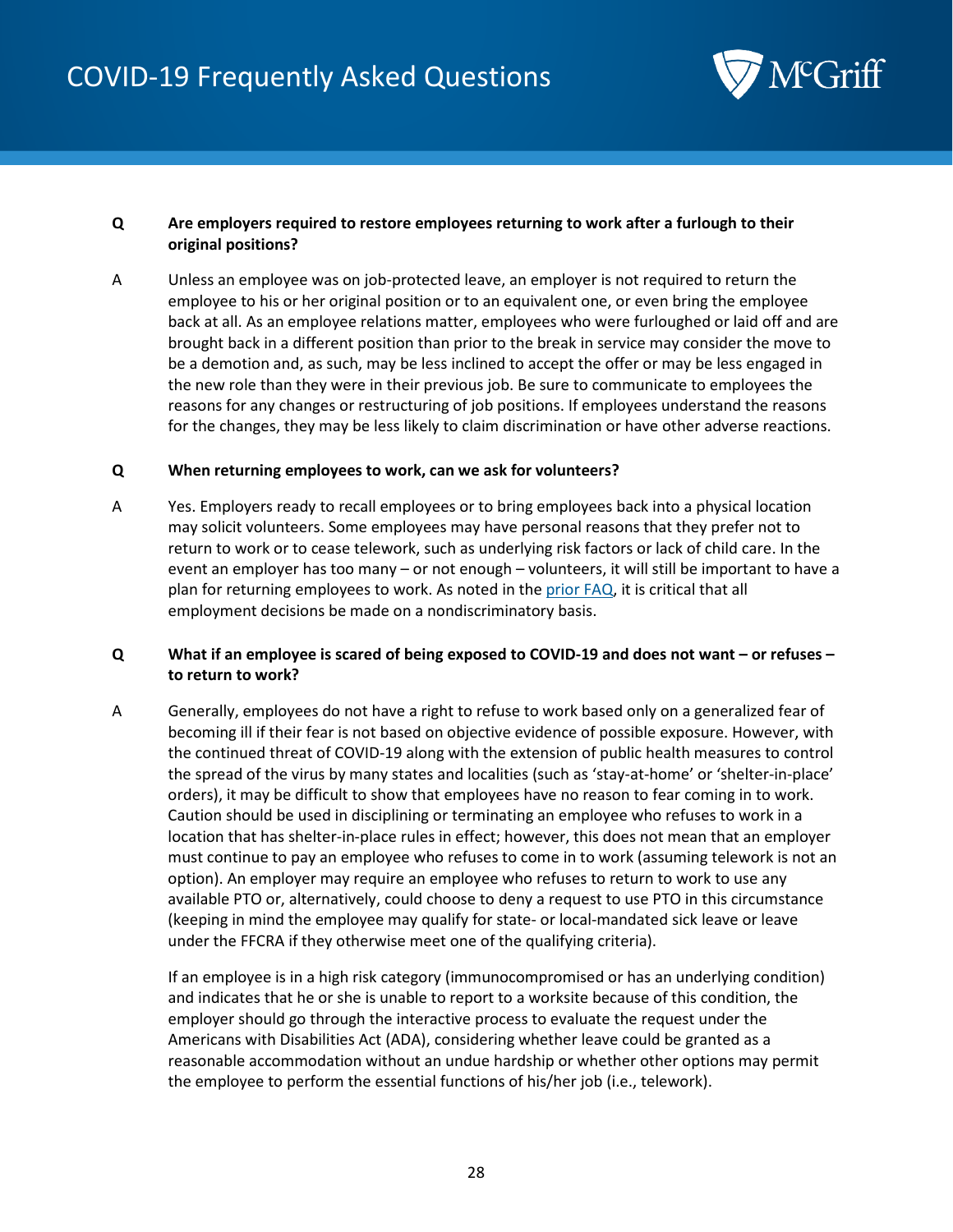**Q Are employers required to restore employees returning to work after a furlough to their original positions?**

A Unless an employee was on job-protected leave, an employer is not required to return the employee to his or her original position or to an equivalent one, or even bring the employee back at all. As an employee relations matter, employees who were furloughed or laid off and are brought back in a different position than prior to the break in service may consider the move to be a demotion and, as such, may be less inclined to accept the offer or may be less engaged in the new role than they were in their previous job. Be sure to communicate to employees the reasons for any changes or restructuring of job positions. If employees understand the reasons for the changes, they may be less likely to claim discrimination or have other adverse reactions.

**Q When returning employees to work, can we ask for volunteers?**

A Yes. Employers ready to recall employees or to bring employees back into a physical location may solicit volunteers. Some employees may have personal reasons that they prefer not to return to work or to cease telework, such as underlying risk factors or lack of child care. In the event an employer has too many – or not enough – volunteers, it will still be important to have a plan for returning employees to work. As noted in the prior FAQ, it is critical that all employment decisions be made on a nondiscriminatory basis.

**Q What if an employee is scared of being exposed to COVID-19 and does not want – or refuses – to return to work?**

A Generally, employees do not have a right to refuse to work based only on a generalized fear of becoming ill if their fear is not based on objective evidence of possible exposure. However, with the continued threat of COVID-19 along with the extension of public health measures to control the spread of the virus by many states and localities (such as 'stay-at-home' or 'shelter-in-place' orders), it may be difficult to show that employees have no reason to fear coming in to work. Caution should be used in disciplining or terminating an employee who refuses to work in a location that has shelter-in-place rules in effect; however, this does not mean that an employer must continue to pay an employee who refuses to come in to work (assuming telework is not an option). An employer may require an employee who refuses to return to work to use any available PTO or, alternatively, could choose to deny a request to use PTO in this circumstance (keeping in mind the employee may qualify for state- or local-mandated sick leave or leave under the FFCRA if they otherwise meet one of the qualifying criteria).

If an employee is in a high risk category (immunocompromised or has an underlying condition) and indicates that he or she is unable to report to a worksite because of this condition, the employer should go through the interactive process to evaluate the request under the Americans with Disabilities Act (ADA), considering whether leave could be granted as a reasonable accommodation without an undue hardship or whether other options may permit the employee to perform the essential functions of his/her job (i.e., telework).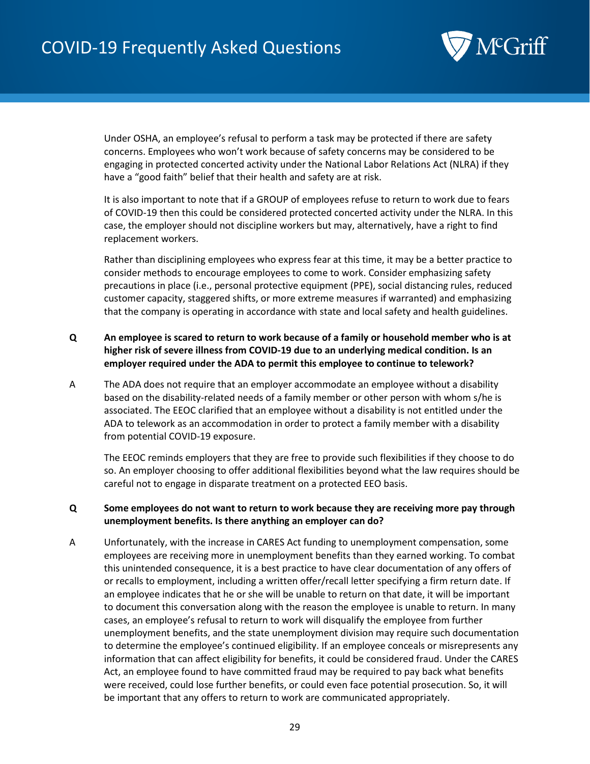Under OSHA, an employee's refusal to perform a task may be protected if there are safety concerns. Employees who won't work because of safety concerns may be considered to be engaging in protected concerted activity under the National Labor Relations Act (NLRA) if they have a "good faith" belief that their health and safety are at risk.

It is also important to note that if a GROUP of employees refuse to return to work due to fears of COVID-19 then this could be considered protected concerted activity under the NLRA. In this case, the employer should not discipline workers but may, alternatively, have a right to find replacement workers.

Rather than disciplining employees who express fear at this time, it may be a better practice to consider methods to encourage employees to come to work. Consider emphasizing safety precautions in place (i.e., personal protective equipment (PPE), social distancing rules, reduced customer capacity, staggered shifts, or more extreme measures if warranted) and emphasizing that the company is operating in accordance with state and local safety and health guidelines.

**Q** **An employee is scared to return to work because of a family or household member who is at higher risk of severe illness from COVID-19 due to an underlying medical condition. Is an employer required under the ADA to permit this employee to continue to telework?**

A The ADA does not require that an employer accommodate an employee without a disability based on the disability-related needs of a family member or other person with whom s/he is associated. The EEOC clarified that an employee without a disability is not entitled under the ADA to telework as an accommodation in order to protect a family member with a disability from potential COVID-19 exposure.

The EEOC reminds employers that they are free to provide such flexibilities if they choose to do so. An employer choosing to offer additional flexibilities beyond what the law requires should be careful not to engage in disparate treatment on a protected EEO basis.

**Q** **Some employees do not want to return to work because they are receiving more pay through unemployment benefits. Is there anything an employer can do?**

A Unfortunately, with the increase in CARES Act funding to unemployment compensation, some employees are receiving more in unemployment benefits than they earned working. To combat this unintended consequence, it is a best practice to have clear documentation of any offers of or recalls to employment, including a written offer/recall letter specifying a firm return date. If an employee indicates that he or she will be unable to return on that date, it will be important to document this conversation along with the reason the employee is unable to return. In many cases, an employee's refusal to return to work will disqualify the employee from further unemployment benefits, and the state unemployment division may require such documentation to determine the employee's continued eligibility. If an employee conceals or misrepresents any information that can affect eligibility for benefits, it could be considered fraud. Under the CARES Act, an employee found to have committed fraud may be required to pay back what benefits were received, could lose further benefits, or could even face potential prosecution. So, it will be important that any offers to return to work are communicated appropriately.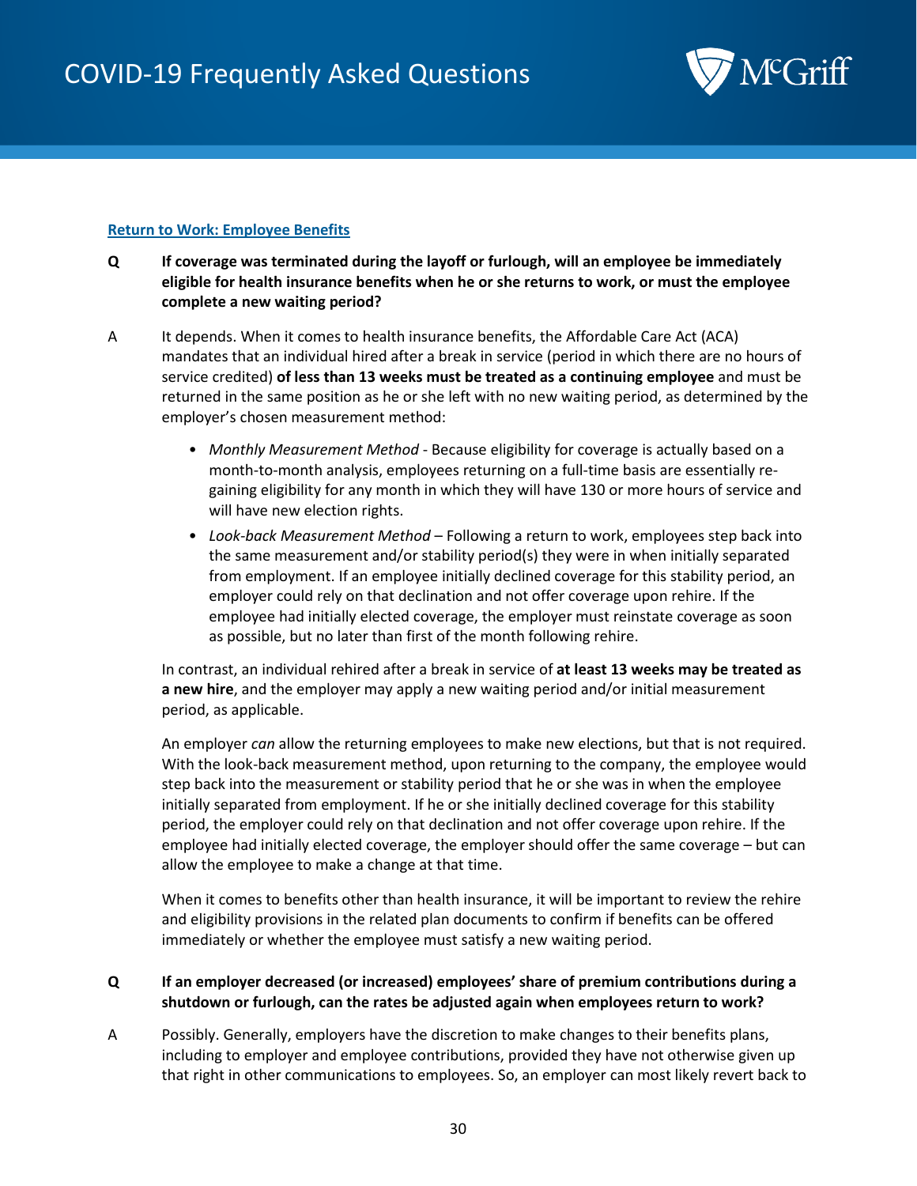**Return to Work: Employee Benefits**

**Q** **If coverage was terminated during the layoff or furlough, will an employee be immediately eligible for health insurance benefits when he or she returns to work, or must the employee complete a new waiting period?**

A It depends. When it comes to health insurance benefits, the Affordable Care Act (ACA) mandates that an individual hired after a break in service (period in which there are no hours of service credited) **of less than 13 weeks must be treated as a continuing employee** and must be returned in the same position as he or she left with no new waiting period, as determined by the employer's chosen measurement method:

- *Monthly Measurement Method* - Because eligibility for coverage is actually based on a month-to-month analysis, employees returning on a full-time basis are essentially re-gaining eligibility for any month in which they will have 130 or more hours of service and will have new election rights.
- *Look-back Measurement Method* – Following a return to work, employees step back into the same measurement and/or stability period(s) they were in when initially separated from employment. If an employee initially declined coverage for this stability period, an employer could rely on that declination and not offer coverage upon rehire. If the employee had initially elected coverage, the employer must reinstate coverage as soon as possible, but no later than first of the month following rehire.

In contrast, an individual rehired after a break in service of **at least 13 weeks may be treated as a new hire**, and the employer may apply a new waiting period and/or initial measurement period, as applicable.

An employer *can* allow the returning employees to make new elections, but that is not required. With the look-back measurement method, upon returning to the company, the employee would step back into the measurement or stability period that he or she was in when the employee initially separated from employment. If he or she initially declined coverage for this stability period, the employer could rely on that declination and not offer coverage upon rehire. If the employee had initially elected coverage, the employer should offer the same coverage – but can allow the employee to make a change at that time.

When it comes to benefits other than health insurance, it will be important to review the rehire and eligibility provisions in the related plan documents to confirm if benefits can be offered immediately or whether the employee must satisfy a new waiting period.

**Q** **If an employer decreased (or increased) employees' share of premium contributions during a shutdown or furlough, can the rates be adjusted again when employees return to work?**

A Possibly. Generally, employers have the discretion to make changes to their benefits plans, including to employer and employee contributions, provided they have not otherwise given up that right in other communications to employees. So, an employer can most likely revert back to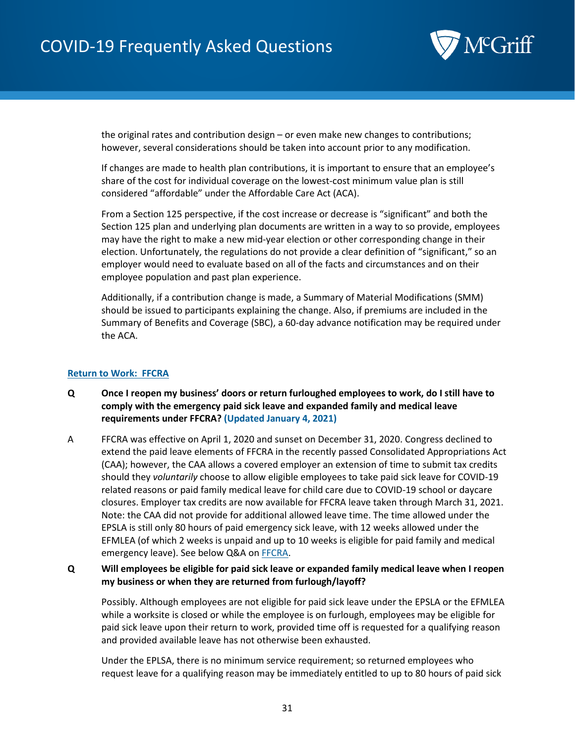the original rates and contribution design – or even make new changes to contributions; however, several considerations should be taken into account prior to any modification.

If changes are made to health plan contributions, it is important to ensure that an employee's share of the cost for individual coverage on the lowest-cost minimum value plan is still considered "affordable" under the Affordable Care Act (ACA).

From a Section 125 perspective, if the cost increase or decrease is "significant" and both the Section 125 plan and underlying plan documents are written in a way to so provide, employees may have the right to make a new mid-year election or other corresponding change in their election. Unfortunately, the regulations do not provide a clear definition of "significant," so an employer would need to evaluate based on all of the facts and circumstances and on their employee population and past plan experience.

Additionally, if a contribution change is made, a Summary of Material Modifications (SMM) should be issued to participants explaining the change. Also, if premiums are included in the Summary of Benefits and Coverage (SBC), a 60-day advance notification may be required under the ACA.

### Return to Work: FFCRA

**Q** **Once I reopen my business' doors or return furloughed employees to work, do I still have to comply with the emergency paid sick leave and expanded family and medical leave requirements under FFCRA? (Updated January 4, 2021)**

A FFCRA was effective on April 1, 2020 and sunset on December 31, 2020. Congress declined to extend the paid leave elements of FFCRA in the recently passed Consolidated Appropriations Act (CAA); however, the CAA allows a covered employer an extension of time to submit tax credits should they *voluntarily* choose to allow eligible employees to take paid sick leave for COVID-19 related reasons or paid family medical leave for child care due to COVID-19 school or daycare closures. Employer tax credits are now available for FFCRA leave taken through March 31, 2021. Note: the CAA did not provide for additional allowed leave time. The time allowed under the EPSLA is still only 80 hours of paid emergency sick leave, with 12 weeks allowed under the EFMLEA (of which 2 weeks is unpaid and up to 10 weeks is eligible for paid family and medical emergency leave). See below Q&A on FFCRA.

**Q** **Will employees be eligible for paid sick leave or expanded family medical leave when I reopen my business or when they are returned from furlough/layoff?**

Possibly. Although employees are not eligible for paid sick leave under the EPSLA or the EFMLEA while a worksite is closed or while the employee is on furlough, employees may be eligible for paid sick leave upon their return to work, provided time off is requested for a qualifying reason and provided available leave has not otherwise been exhausted.

Under the EPLSA, there is no minimum service requirement; so returned employees who request leave for a qualifying reason may be immediately entitled to up to 80 hours of paid sick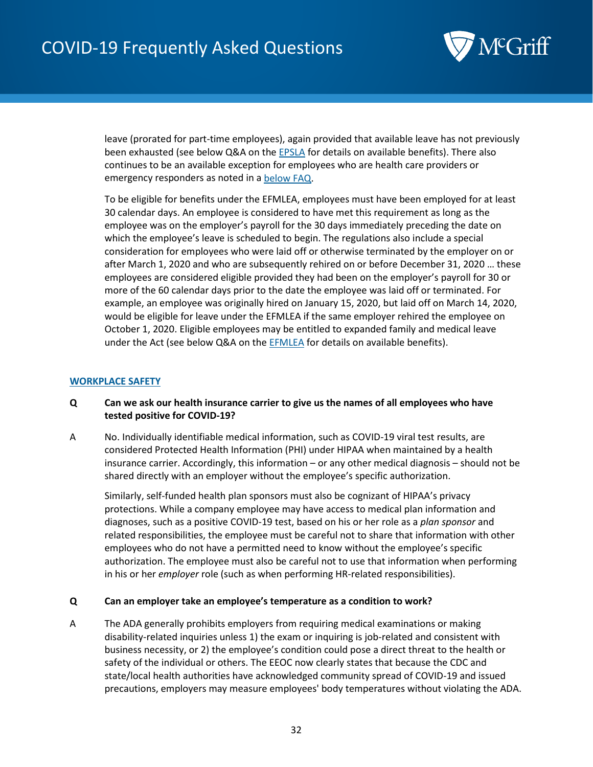leave (prorated for part-time employees), again provided that available leave has not previously been exhausted (see below Q&A on the EPSLA for details on available benefits). There also continues to be an available exception for employees who are health care providers or emergency responders as noted in a below FAQ.

To be eligible for benefits under the EFMLEA, employees must have been employed for at least 30 calendar days. An employee is considered to have met this requirement as long as the employee was on the employer's payroll for the 30 days immediately preceding the date on which the employee's leave is scheduled to begin. The regulations also include a special consideration for employees who were laid off or otherwise terminated by the employer on or after March 1, 2020 and who are subsequently rehired on or before December 31, 2020 … these employees are considered eligible provided they had been on the employer's payroll for 30 or more of the 60 calendar days prior to the date the employee was laid off or terminated. For example, an employee was originally hired on January 15, 2020, but laid off on March 14, 2020, would be eligible for leave under the EFMLEA if the same employer rehired the employee on October 1, 2020. Eligible employees may be entitled to expanded family and medical leave under the Act (see below Q&A on the EFMLEA for details on available benefits).

## WORKPLACE SAFETY

**Q Can we ask our health insurance carrier to give us the names of all employees who have tested positive for COVID-19?**

A No. Individually identifiable medical information, such as COVID-19 viral test results, are considered Protected Health Information (PHI) under HIPAA when maintained by a health insurance carrier. Accordingly, this information – or any other medical diagnosis – should not be shared directly with an employer without the employee's specific authorization.

Similarly, self-funded health plan sponsors must also be cognizant of HIPAA's privacy protections. While a company employee may have access to medical plan information and diagnoses, such as a positive COVID-19 test, based on his or her role as a *plan sponsor* and related responsibilities, the employee must be careful not to share that information with other employees who do not have a permitted need to know without the employee's specific authorization. The employee must also be careful not to use that information when performing in his or her *employer* role (such as when performing HR-related responsibilities).

**Q Can an employer take an employee's temperature as a condition to work?**

A The ADA generally prohibits employers from requiring medical examinations or making disability-related inquiries unless 1) the exam or inquiring is job-related and consistent with business necessity, or 2) the employee's condition could pose a direct threat to the health or safety of the individual or others. The EEOC now clearly states that because the CDC and state/local health authorities have acknowledged community spread of COVID-19 and issued precautions, employers may measure employees' body temperatures without violating the ADA.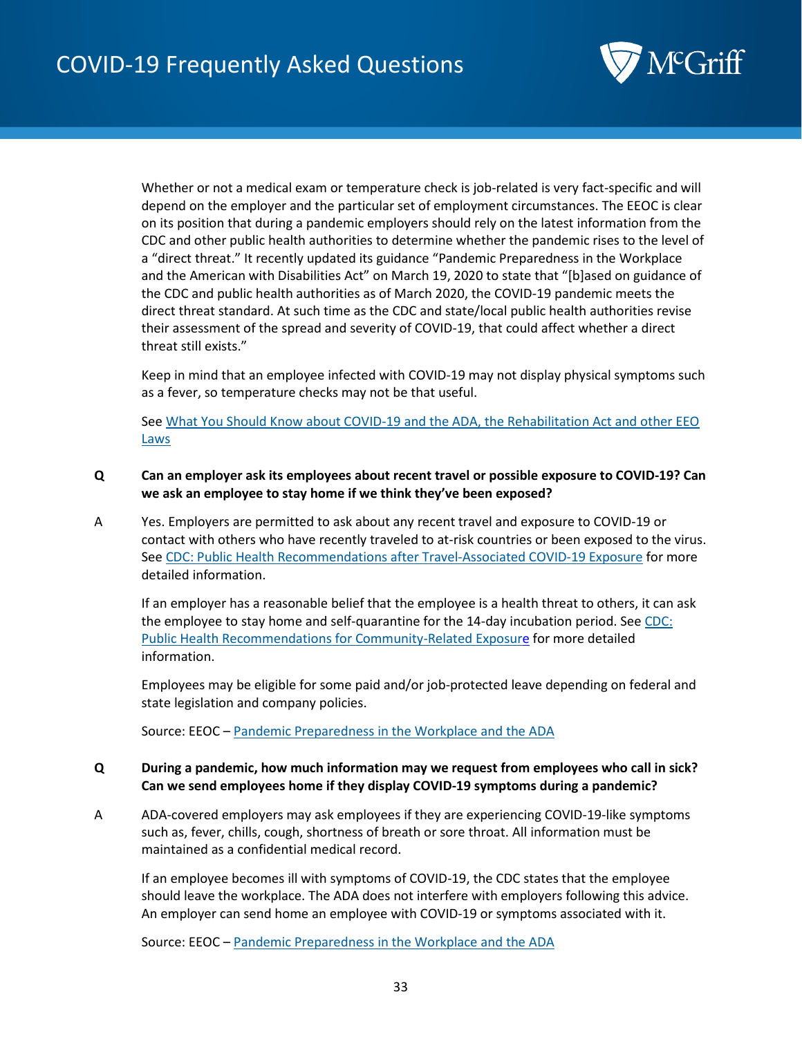Whether or not a medical exam or temperature check is job-related is very fact-specific and will depend on the employer and the particular set of employment circumstances. The EEOC is clear on its position that during a pandemic employers should rely on the latest information from the CDC and other public health authorities to determine whether the pandemic rises to the level of a "direct threat." It recently updated its guidance "Pandemic Preparedness in the Workplace and the American with Disabilities Act" on March 19, 2020 to state that "[b]ased on guidance of the CDC and public health authorities as of March 2020, the COVID-19 pandemic meets the direct threat standard. At such time as the CDC and state/local public health authorities revise their assessment of the spread and severity of COVID-19, that could affect whether a direct threat still exists."

Keep in mind that an employee infected with COVID-19 may not display physical symptoms such as a fever, so temperature checks may not be that useful.

See What You Should Know about COVID-19 and the ADA, the Rehabilitation Act and other EEO Laws

**Q Can an employer ask its employees about recent travel or possible exposure to COVID-19? Can we ask an employee to stay home if we think they've been exposed?**

A Yes. Employers are permitted to ask about any recent travel and exposure to COVID-19 or contact with others who have recently traveled to at-risk countries or been exposed to the virus. See CDC: Public Health Recommendations after Travel-Associated COVID-19 Exposure for more detailed information.

If an employer has a reasonable belief that the employee is a health threat to others, it can ask the employee to stay home and self-quarantine for the 14-day incubation period. See CDC: Public Health Recommendations for Community-Related Exposure for more detailed information.

Employees may be eligible for some paid and/or job-protected leave depending on federal and state legislation and company policies.

Source: EEOC – Pandemic Preparedness in the Workplace and the ADA

**Q During a pandemic, how much information may we request from employees who call in sick? Can we send employees home if they display COVID-19 symptoms during a pandemic?**

A ADA-covered employers may ask employees if they are experiencing COVID-19-like symptoms such as, fever, chills, cough, shortness of breath or sore throat. All information must be maintained as a confidential medical record.

If an employee becomes ill with symptoms of COVID-19, the CDC states that the employee should leave the workplace. The ADA does not interfere with employers following this advice. An employer can send home an employee with COVID-19 or symptoms associated with it.

Source: EEOC – Pandemic Preparedness in the Workplace and the ADA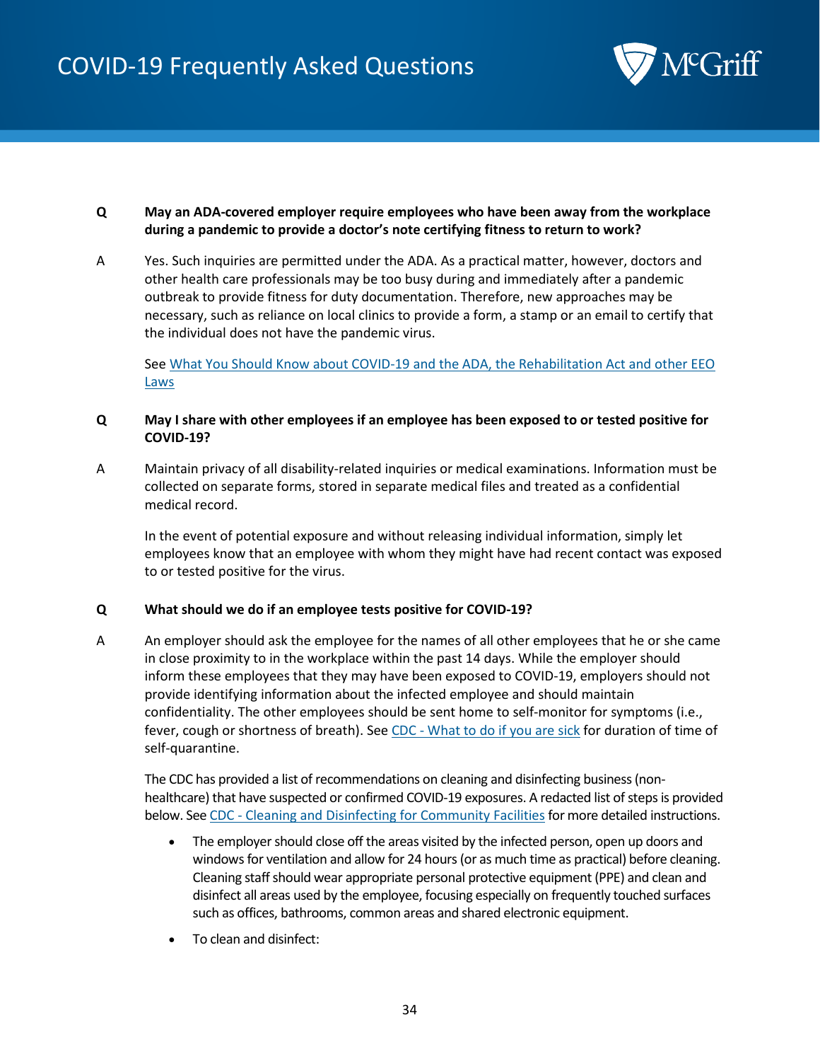**Q May an ADA-covered employer require employees who have been away from the workplace during a pandemic to provide a doctor's note certifying fitness to return to work?**

A Yes. Such inquiries are permitted under the ADA. As a practical matter, however, doctors and other health care professionals may be too busy during and immediately after a pandemic outbreak to provide fitness for duty documentation. Therefore, new approaches may be necessary, such as reliance on local clinics to provide a form, a stamp or an email to certify that the individual does not have the pandemic virus.

See [What You Should Know about COVID-19 and the ADA, the Rehabilitation Act and other EEO Laws]()

**Q May I share with other employees if an employee has been exposed to or tested positive for COVID-19?**

A Maintain privacy of all disability-related inquiries or medical examinations. Information must be collected on separate forms, stored in separate medical files and treated as a confidential medical record.

In the event of potential exposure and without releasing individual information, simply let employees know that an employee with whom they might have had recent contact was exposed to or tested positive for the virus.

**Q What should we do if an employee tests positive for COVID-19?**

A An employer should ask the employee for the names of all other employees that he or she came in close proximity to in the workplace within the past 14 days. While the employer should inform these employees that they may have been exposed to COVID-19, employers should not provide identifying information about the infected employee and should maintain confidentiality. The other employees should be sent home to self-monitor for symptoms (i.e., fever, cough or shortness of breath). See [CDC - What to do if you are sick]() for duration of time of self-quarantine.

The CDC has provided a list of recommendations on cleaning and disinfecting business (non-healthcare) that have suspected or confirmed COVID-19 exposures. A redacted list of steps is provided below. See [CDC - Cleaning and Disinfecting for Community Facilities]() for more detailed instructions.

- The employer should close off the areas visited by the infected person, open up doors and windows for ventilation and allow for 24 hours (or as much time as practical) before cleaning. Cleaning staff should wear appropriate personal protective equipment (PPE) and clean and disinfect all areas used by the employee, focusing especially on frequently touched surfaces such as offices, bathrooms, common areas and shared electronic equipment.
- To clean and disinfect: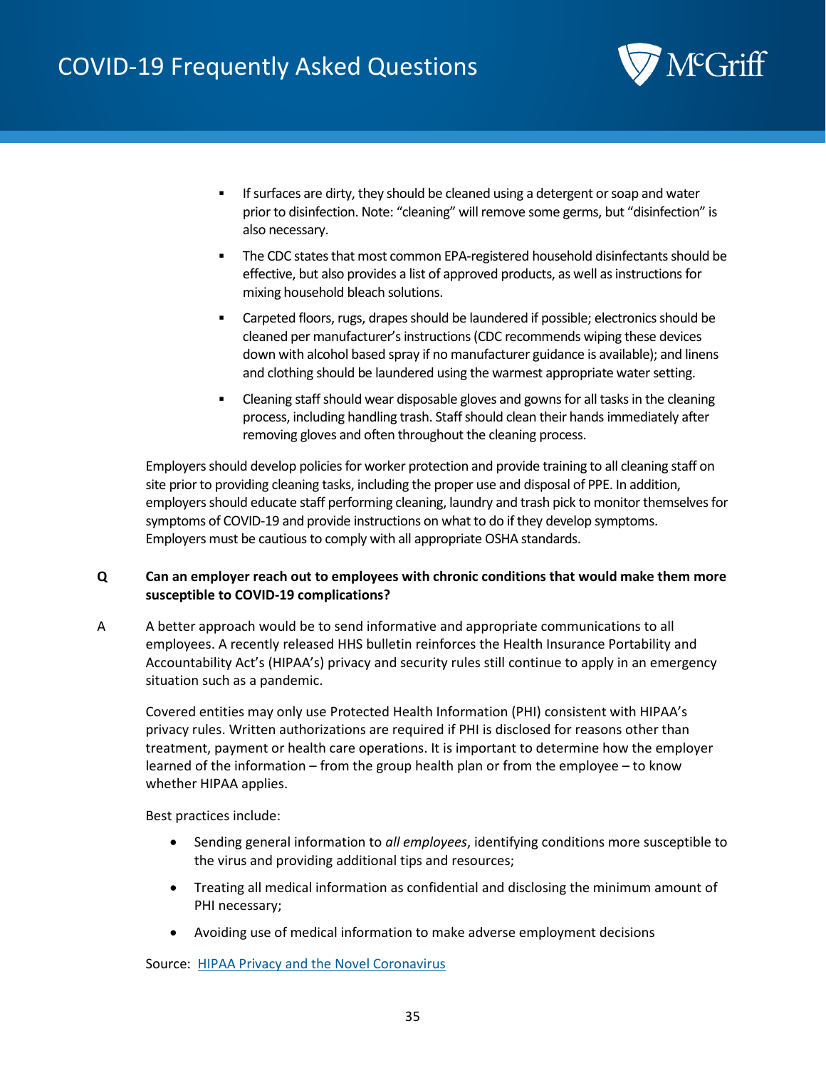- If surfaces are dirty, they should be cleaned using a detergent or soap and water prior to disinfection. Note: "cleaning" will remove some germs, but "disinfection" is also necessary.
- The CDC states that most common EPA-registered household disinfectants should be effective, but also provides a list of approved products, as well as instructions for mixing household bleach solutions.
- Carpeted floors, rugs, drapes should be laundered if possible; electronics should be cleaned per manufacturer's instructions (CDC recommends wiping these devices down with alcohol based spray if no manufacturer guidance is available); and linens and clothing should be laundered using the warmest appropriate water setting.
- Cleaning staff should wear disposable gloves and gowns for all tasks in the cleaning process, including handling trash. Staff should clean their hands immediately after removing gloves and often throughout the cleaning process.

Employers should develop policies for worker protection and provide training to all cleaning staff on site prior to providing cleaning tasks, including the proper use and disposal of PPE. In addition, employers should educate staff performing cleaning, laundry and trash pick to monitor themselves for symptoms of COVID-19 and provide instructions on what to do if they develop symptoms. Employers must be cautious to comply with all appropriate OSHA standards.

**Q Can an employer reach out to employees with chronic conditions that would make them more susceptible to COVID-19 complications?**

A A better approach would be to send informative and appropriate communications to all employees. A recently released HHS bulletin reinforces the Health Insurance Portability and Accountability Act's (HIPAA's) privacy and security rules still continue to apply in an emergency situation such as a pandemic.

Covered entities may only use Protected Health Information (PHI) consistent with HIPAA's privacy rules. Written authorizations are required if PHI is disclosed for reasons other than treatment, payment or health care operations. It is important to determine how the employer learned of the information – from the group health plan or from the employee – to know whether HIPAA applies.

Best practices include:

- Sending general information to *all employees*, identifying conditions more susceptible to the virus and providing additional tips and resources;
- Treating all medical information as confidential and disclosing the minimum amount of PHI necessary;
- Avoiding use of medical information to make adverse employment decisions

Source: [HIPAA Privacy and the Novel Coronavirus]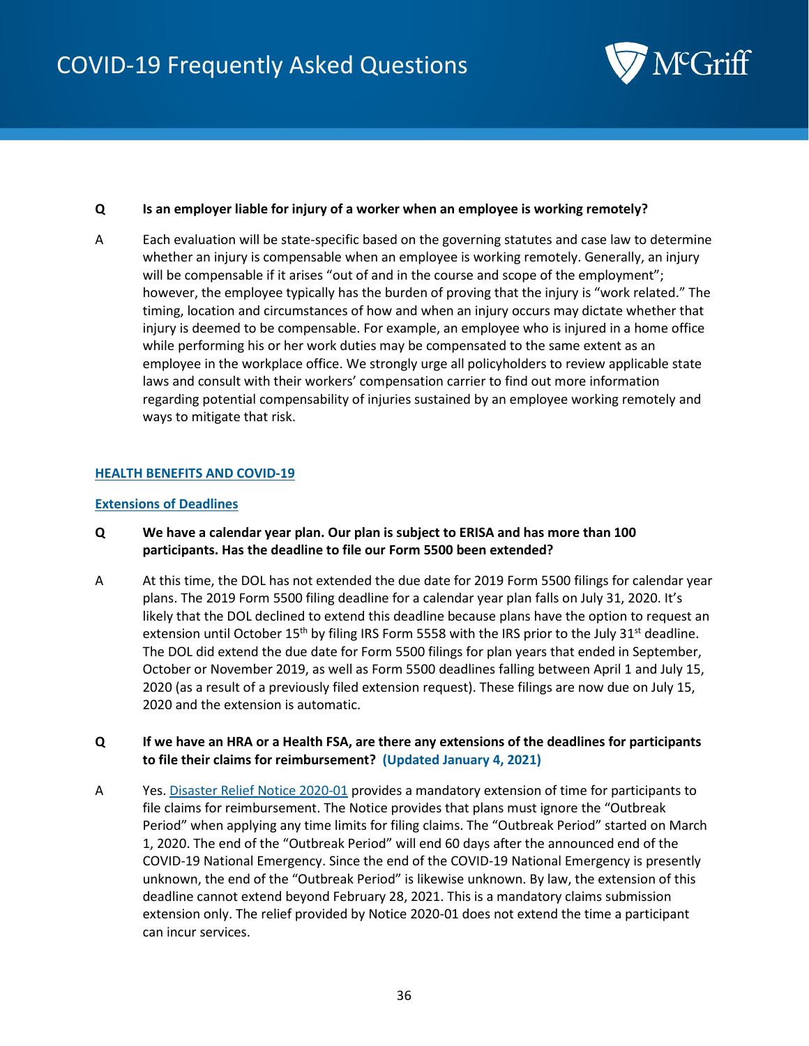**Q Is an employer liable for injury of a worker when an employee is working remotely?**

A Each evaluation will be state-specific based on the governing statutes and case law to determine whether an injury is compensable when an employee is working remotely. Generally, an injury will be compensable if it arises "out of and in the course and scope of the employment"; however, the employee typically has the burden of proving that the injury is "work related." The timing, location and circumstances of how and when an injury occurs may dictate whether that injury is deemed to be compensable. For example, an employee who is injured in a home office while performing his or her work duties may be compensated to the same extent as an employee in the workplace office. We strongly urge all policyholders to review applicable state laws and consult with their workers' compensation carrier to find out more information regarding potential compensability of injuries sustained by an employee working remotely and ways to mitigate that risk.

## HEALTH BENEFITS AND COVID-19

### Extensions of Deadlines

**Q We have a calendar year plan. Our plan is subject to ERISA and has more than 100 participants. Has the deadline to file our Form 5500 been extended?**

A At this time, the DOL has not extended the due date for 2019 Form 5500 filings for calendar year plans. The 2019 Form 5500 filing deadline for a calendar year plan falls on July 31, 2020. It's likely that the DOL declined to extend this deadline because plans have the option to request an extension until October 15th by filing IRS Form 5558 with the IRS prior to the July 31st deadline. The DOL did extend the due date for Form 5500 filings for plan years that ended in September, October or November 2019, as well as Form 5500 deadlines falling between April 1 and July 15, 2020 (as a result of a previously filed extension request). These filings are now due on July 15, 2020 and the extension is automatic.

**Q If we have an HRA or a Health FSA, are there any extensions of the deadlines for participants to file their claims for reimbursement? (Updated January 4, 2021)**

A Yes. Disaster Relief Notice 2020-01 provides a mandatory extension of time for participants to file claims for reimbursement. The Notice provides that plans must ignore the "Outbreak Period" when applying any time limits for filing claims. The "Outbreak Period" started on March 1, 2020. The end of the "Outbreak Period" will end 60 days after the announced end of the COVID-19 National Emergency. Since the end of the COVID-19 National Emergency is presently unknown, the end of the "Outbreak Period" is likewise unknown. By law, the extension of this deadline cannot extend beyond February 28, 2021. This is a mandatory claims submission extension only. The relief provided by Notice 2020-01 does not extend the time a participant can incur services.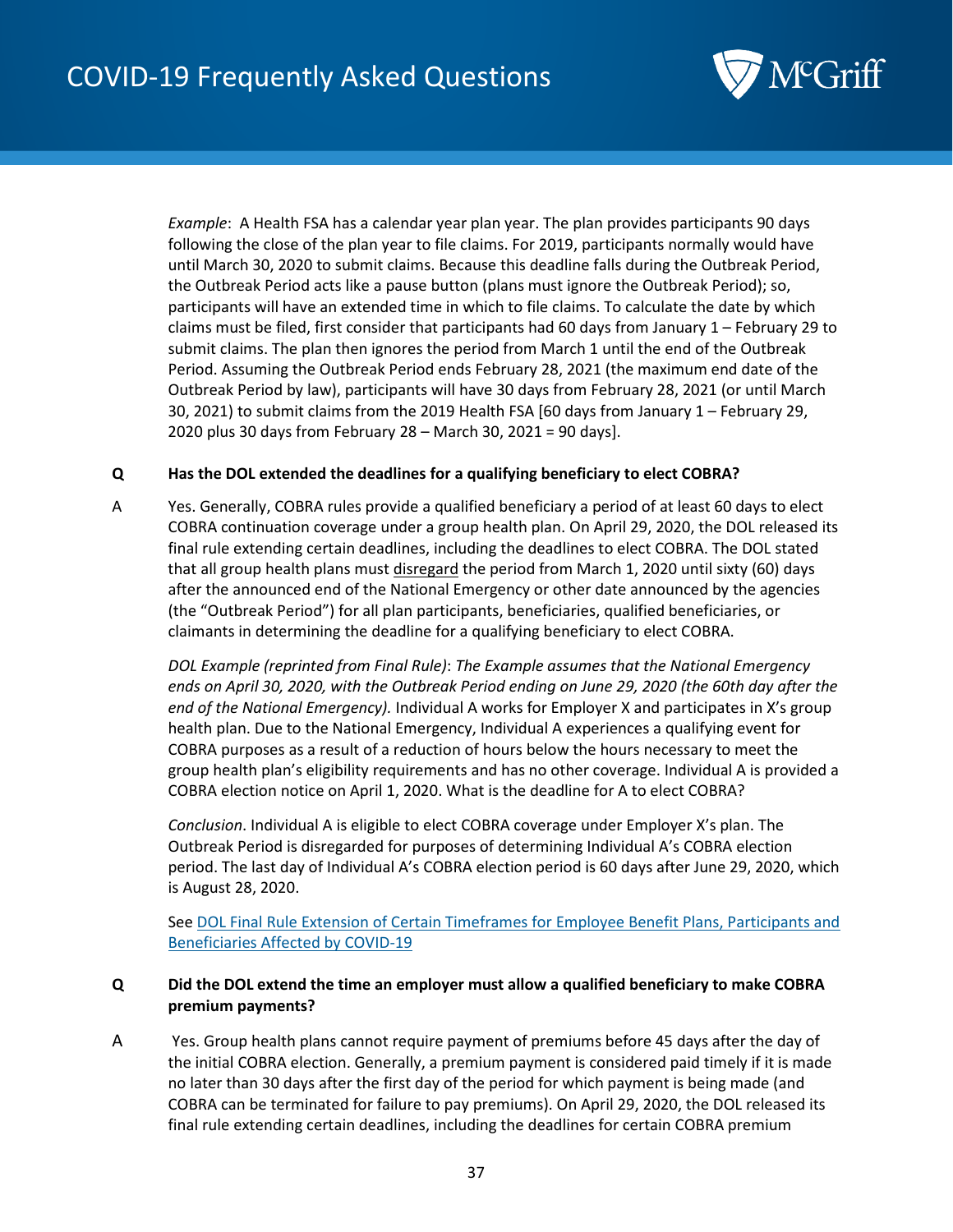*Example*: A Health FSA has a calendar year plan year. The plan provides participants 90 days following the close of the plan year to file claims. For 2019, participants normally would have until March 30, 2020 to submit claims. Because this deadline falls during the Outbreak Period, the Outbreak Period acts like a pause button (plans must ignore the Outbreak Period); so, participants will have an extended time in which to file claims. To calculate the date by which claims must be filed, first consider that participants had 60 days from January 1 – February 29 to submit claims. The plan then ignores the period from March 1 until the end of the Outbreak Period. Assuming the Outbreak Period ends February 28, 2021 (the maximum end date of the Outbreak Period by law), participants will have 30 days from February 28, 2021 (or until March 30, 2021) to submit claims from the 2019 Health FSA [60 days from January 1 – February 29, 2020 plus 30 days from February 28 – March 30, 2021 = 90 days].

**Q Has the DOL extended the deadlines for a qualifying beneficiary to elect COBRA?**

A Yes. Generally, COBRA rules provide a qualified beneficiary a period of at least 60 days to elect COBRA continuation coverage under a group health plan. On April 29, 2020, the DOL released its final rule extending certain deadlines, including the deadlines to elect COBRA. The DOL stated that all group health plans must <u>disregard</u> the period from March 1, 2020 until sixty (60) days after the announced end of the National Emergency or other date announced by the agencies (the "Outbreak Period") for all plan participants, beneficiaries, qualified beneficiaries, or claimants in determining the deadline for a qualifying beneficiary to elect COBRA.

*DOL Example (reprinted from Final Rule)*: *The Example assumes that the National Emergency ends on April 30, 2020, with the Outbreak Period ending on June 29, 2020 (the 60th day after the end of the National Emergency).* Individual A works for Employer X and participates in X's group health plan. Due to the National Emergency, Individual A experiences a qualifying event for COBRA purposes as a result of a reduction of hours below the hours necessary to meet the group health plan's eligibility requirements and has no other coverage. Individual A is provided a COBRA election notice on April 1, 2020. What is the deadline for A to elect COBRA?

*Conclusion*. Individual A is eligible to elect COBRA coverage under Employer X's plan. The Outbreak Period is disregarded for purposes of determining Individual A's COBRA election period. The last day of Individual A's COBRA election period is 60 days after June 29, 2020, which is August 28, 2020.

See [DOL Final Rule Extension of Certain Timeframes for Employee Benefit Plans, Participants and Beneficiaries Affected by COVID-19]()

**Q Did the DOL extend the time an employer must allow a qualified beneficiary to make COBRA premium payments?**

A Yes. Group health plans cannot require payment of premiums before 45 days after the day of the initial COBRA election. Generally, a premium payment is considered paid timely if it is made no later than 30 days after the first day of the period for which payment is being made (and COBRA can be terminated for failure to pay premiums). On April 29, 2020, the DOL released its final rule extending certain deadlines, including the deadlines for certain COBRA premium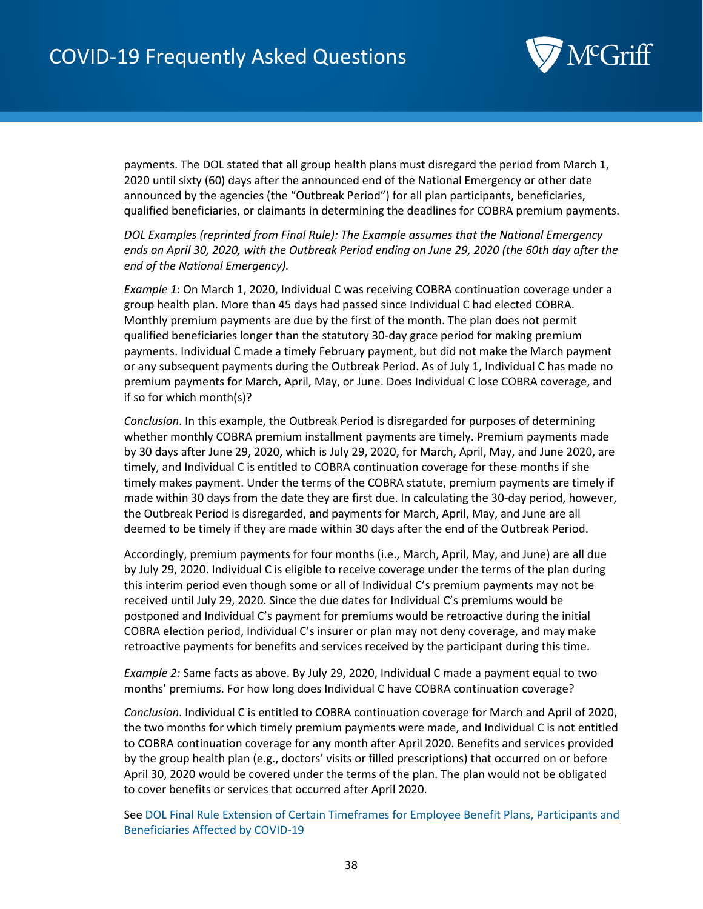payments. The DOL stated that all group health plans must disregard the period from March 1, 2020 until sixty (60) days after the announced end of the National Emergency or other date announced by the agencies (the "Outbreak Period") for all plan participants, beneficiaries, qualified beneficiaries, or claimants in determining the deadlines for COBRA premium payments.

*DOL Examples (reprinted from Final Rule): The Example assumes that the National Emergency ends on April 30, 2020, with the Outbreak Period ending on June 29, 2020 (the 60th day after the end of the National Emergency).*

*Example 1*: On March 1, 2020, Individual C was receiving COBRA continuation coverage under a group health plan. More than 45 days had passed since Individual C had elected COBRA. Monthly premium payments are due by the first of the month. The plan does not permit qualified beneficiaries longer than the statutory 30-day grace period for making premium payments. Individual C made a timely February payment, but did not make the March payment or any subsequent payments during the Outbreak Period. As of July 1, Individual C has made no premium payments for March, April, May, or June. Does Individual C lose COBRA coverage, and if so for which month(s)?

*Conclusion*. In this example, the Outbreak Period is disregarded for purposes of determining whether monthly COBRA premium installment payments are timely. Premium payments made by 30 days after June 29, 2020, which is July 29, 2020, for March, April, May, and June 2020, are timely, and Individual C is entitled to COBRA continuation coverage for these months if she timely makes payment. Under the terms of the COBRA statute, premium payments are timely if made within 30 days from the date they are first due. In calculating the 30-day period, however, the Outbreak Period is disregarded, and payments for March, April, May, and June are all deemed to be timely if they are made within 30 days after the end of the Outbreak Period.

Accordingly, premium payments for four months (i.e., March, April, May, and June) are all due by July 29, 2020. Individual C is eligible to receive coverage under the terms of the plan during this interim period even though some or all of Individual C's premium payments may not be received until July 29, 2020. Since the due dates for Individual C's premiums would be postponed and Individual C's payment for premiums would be retroactive during the initial COBRA election period, Individual C's insurer or plan may not deny coverage, and may make retroactive payments for benefits and services received by the participant during this time.

*Example 2:* Same facts as above. By July 29, 2020, Individual C made a payment equal to two months' premiums. For how long does Individual C have COBRA continuation coverage?

*Conclusion*. Individual C is entitled to COBRA continuation coverage for March and April of 2020, the two months for which timely premium payments were made, and Individual C is not entitled to COBRA continuation coverage for any month after April 2020. Benefits and services provided by the group health plan (e.g., doctors' visits or filled prescriptions) that occurred on or before April 30, 2020 would be covered under the terms of the plan. The plan would not be obligated to cover benefits or services that occurred after April 2020.

See DOL Final Rule Extension of Certain Timeframes for Employee Benefit Plans, Participants and Beneficiaries Affected by COVID-19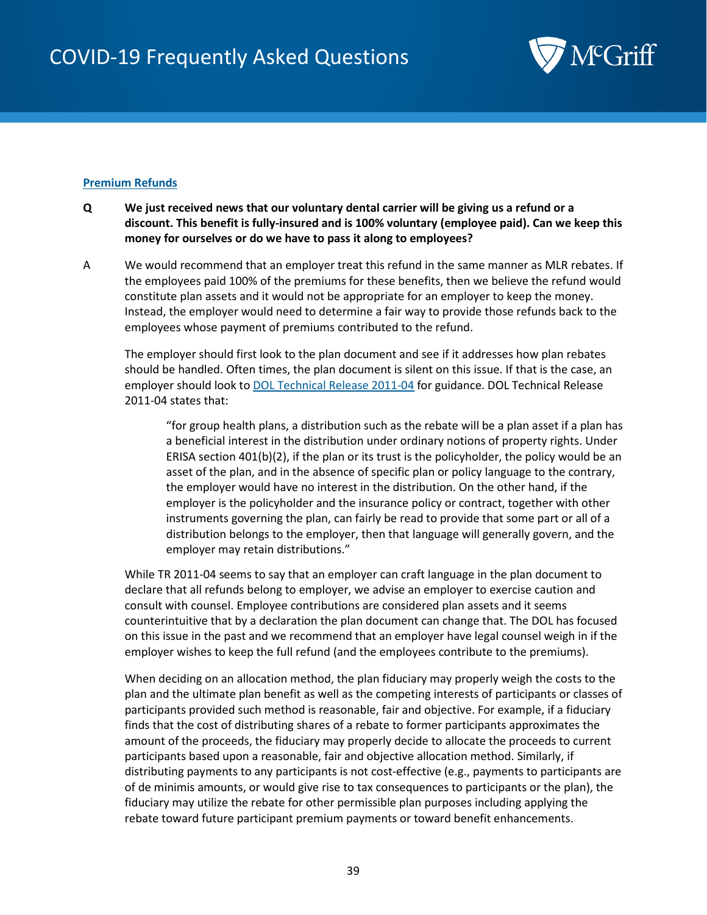### [Premium Refunds]()

**Q** **We just received news that our voluntary dental carrier will be giving us a refund or a discount. This benefit is fully-insured and is 100% voluntary (employee paid). Can we keep this money for ourselves or do we have to pass it along to employees?**

A We would recommend that an employer treat this refund in the same manner as MLR rebates. If the employees paid 100% of the premiums for these benefits, then we believe the refund would constitute plan assets and it would not be appropriate for an employer to keep the money. Instead, the employer would need to determine a fair way to provide those refunds back to the employees whose payment of premiums contributed to the refund.

The employer should first look to the plan document and see if it addresses how plan rebates should be handled. Often times, the plan document is silent on this issue. If that is the case, an employer should look to [DOL Technical Release 2011-04]() for guidance. DOL Technical Release 2011-04 states that:

> "for group health plans, a distribution such as the rebate will be a plan asset if a plan has a beneficial interest in the distribution under ordinary notions of property rights. Under ERISA section 401(b)(2), if the plan or its trust is the policyholder, the policy would be an asset of the plan, and in the absence of specific plan or policy language to the contrary, the employer would have no interest in the distribution. On the other hand, if the employer is the policyholder and the insurance policy or contract, together with other instruments governing the plan, can fairly be read to provide that some part or all of a distribution belongs to the employer, then that language will generally govern, and the employer may retain distributions."

While TR 2011-04 seems to say that an employer can craft language in the plan document to declare that all refunds belong to employer, we advise an employer to exercise caution and consult with counsel. Employee contributions are considered plan assets and it seems counterintuitive that by a declaration the plan document can change that. The DOL has focused on this issue in the past and we recommend that an employer have legal counsel weigh in if the employer wishes to keep the full refund (and the employees contribute to the premiums).

When deciding on an allocation method, the plan fiduciary may properly weigh the costs to the plan and the ultimate plan benefit as well as the competing interests of participants or classes of participants provided such method is reasonable, fair and objective. For example, if a fiduciary finds that the cost of distributing shares of a rebate to former participants approximates the amount of the proceeds, the fiduciary may properly decide to allocate the proceeds to current participants based upon a reasonable, fair and objective allocation method. Similarly, if distributing payments to any participants is not cost-effective (e.g., payments to participants are of de minimis amounts, or would give rise to tax consequences to participants or the plan), the fiduciary may utilize the rebate for other permissible plan purposes including applying the rebate toward future participant premium payments or toward benefit enhancements.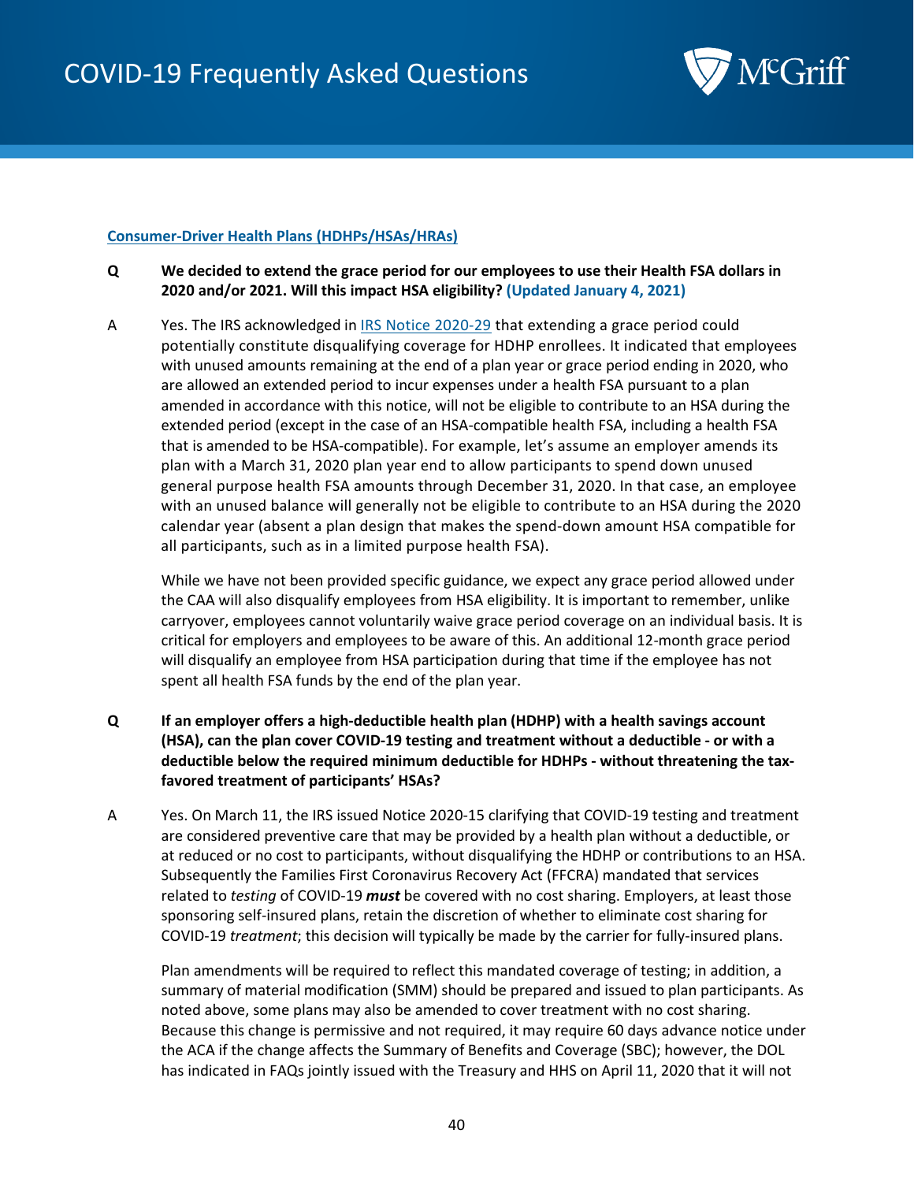**Consumer-Driver Health Plans (HDHPs/HSAs/HRAs)**

**Q We decided to extend the grace period for our employees to use their Health FSA dollars in 2020 and/or 2021. Will this impact HSA eligibility? (Updated January 4, 2021)**

A Yes. The IRS acknowledged in IRS Notice 2020-29 that extending a grace period could potentially constitute disqualifying coverage for HDHP enrollees. It indicated that employees with unused amounts remaining at the end of a plan year or grace period ending in 2020, who are allowed an extended period to incur expenses under a health FSA pursuant to a plan amended in accordance with this notice, will not be eligible to contribute to an HSA during the extended period (except in the case of an HSA-compatible health FSA, including a health FSA that is amended to be HSA-compatible). For example, let's assume an employer amends its plan with a March 31, 2020 plan year end to allow participants to spend down unused general purpose health FSA amounts through December 31, 2020. In that case, an employee with an unused balance will generally not be eligible to contribute to an HSA during the 2020 calendar year (absent a plan design that makes the spend-down amount HSA compatible for all participants, such as in a limited purpose health FSA).

While we have not been provided specific guidance, we expect any grace period allowed under the CAA will also disqualify employees from HSA eligibility. It is important to remember, unlike carryover, employees cannot voluntarily waive grace period coverage on an individual basis. It is critical for employers and employees to be aware of this. An additional 12-month grace period will disqualify an employee from HSA participation during that time if the employee has not spent all health FSA funds by the end of the plan year.

**Q If an employer offers a high-deductible health plan (HDHP) with a health savings account (HSA), can the plan cover COVID-19 testing and treatment without a deductible - or with a deductible below the required minimum deductible for HDHPs - without threatening the tax-favored treatment of participants' HSAs?**

A Yes. On March 11, the IRS issued Notice 2020-15 clarifying that COVID-19 testing and treatment are considered preventive care that may be provided by a health plan without a deductible, or at reduced or no cost to participants, without disqualifying the HDHP or contributions to an HSA. Subsequently the Families First Coronavirus Recovery Act (FFCRA) mandated that services related to *testing* of COVID-19 ***must*** be covered with no cost sharing. Employers, at least those sponsoring self-insured plans, retain the discretion of whether to eliminate cost sharing for COVID-19 *treatment*; this decision will typically be made by the carrier for fully-insured plans.

Plan amendments will be required to reflect this mandated coverage of testing; in addition, a summary of material modification (SMM) should be prepared and issued to plan participants. As noted above, some plans may also be amended to cover treatment with no cost sharing. Because this change is permissive and not required, it may require 60 days advance notice under the ACA if the change affects the Summary of Benefits and Coverage (SBC); however, the DOL has indicated in FAQs jointly issued with the Treasury and HHS on April 11, 2020 that it will not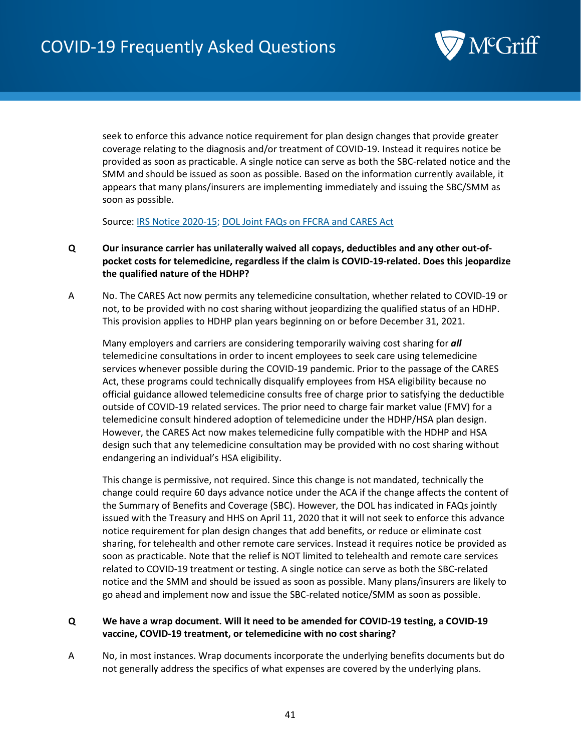seek to enforce this advance notice requirement for plan design changes that provide greater coverage relating to the diagnosis and/or treatment of COVID-19. Instead it requires notice be provided as soon as practicable. A single notice can serve as both the SBC-related notice and the SMM and should be issued as soon as possible. Based on the information currently available, it appears that many plans/insurers are implementing immediately and issuing the SBC/SMM as soon as possible.

Source: [IRS Notice 2020-15](); [DOL Joint FAQs on FFCRA and CARES Act]()

**Q Our insurance carrier has unilaterally waived all copays, deductibles and any other out-of-pocket costs for telemedicine, regardless if the claim is COVID-19-related. Does this jeopardize the qualified nature of the HDHP?**

A No. The CARES Act now permits any telemedicine consultation, whether related to COVID-19 or not, to be provided with no cost sharing without jeopardizing the qualified status of an HDHP. This provision applies to HDHP plan years beginning on or before December 31, 2021.

Many employers and carriers are considering temporarily waiving cost sharing for ***all*** telemedicine consultations in order to incent employees to seek care using telemedicine services whenever possible during the COVID-19 pandemic. Prior to the passage of the CARES Act, these programs could technically disqualify employees from HSA eligibility because no official guidance allowed telemedicine consults free of charge prior to satisfying the deductible outside of COVID-19 related services. The prior need to charge fair market value (FMV) for a telemedicine consult hindered adoption of telemedicine under the HDHP/HSA plan design. However, the CARES Act now makes telemedicine fully compatible with the HDHP and HSA design such that any telemedicine consultation may be provided with no cost sharing without endangering an individual's HSA eligibility.

This change is permissive, not required. Since this change is not mandated, technically the change could require 60 days advance notice under the ACA if the change affects the content of the Summary of Benefits and Coverage (SBC). However, the DOL has indicated in FAQs jointly issued with the Treasury and HHS on April 11, 2020 that it will not seek to enforce this advance notice requirement for plan design changes that add benefits, or reduce or eliminate cost sharing, for telehealth and other remote care services. Instead it requires notice be provided as soon as practicable. Note that the relief is NOT limited to telehealth and remote care services related to COVID-19 treatment or testing. A single notice can serve as both the SBC-related notice and the SMM and should be issued as soon as possible. Many plans/insurers are likely to go ahead and implement now and issue the SBC-related notice/SMM as soon as possible.

**Q We have a wrap document. Will it need to be amended for COVID-19 testing, a COVID-19 vaccine, COVID-19 treatment, or telemedicine with no cost sharing?**

A No, in most instances. Wrap documents incorporate the underlying benefits documents but do not generally address the specifics of what expenses are covered by the underlying plans.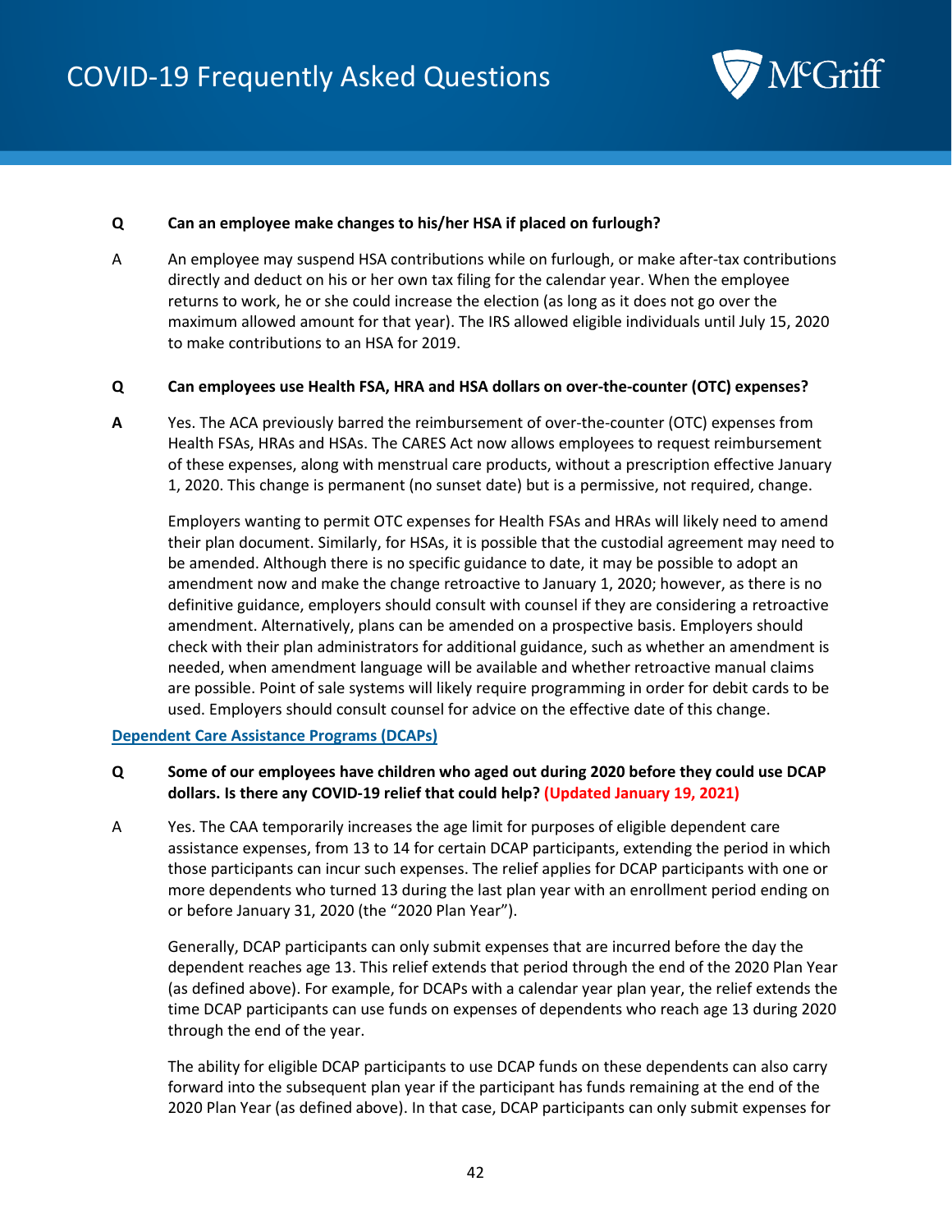**Q** **Can an employee make changes to his/her HSA if placed on furlough?**

A An employee may suspend HSA contributions while on furlough, or make after-tax contributions directly and deduct on his or her own tax filing for the calendar year. When the employee returns to work, he or she could increase the election (as long as it does not go over the maximum allowed amount for that year). The IRS allowed eligible individuals until July 15, 2020 to make contributions to an HSA for 2019.

**Q** **Can employees use Health FSA, HRA and HSA dollars on over-the-counter (OTC) expenses?**

**A** Yes. The ACA previously barred the reimbursement of over-the-counter (OTC) expenses from Health FSAs, HRAs and HSAs. The CARES Act now allows employees to request reimbursement of these expenses, along with menstrual care products, without a prescription effective January 1, 2020. This change is permanent (no sunset date) but is a permissive, not required, change.

Employers wanting to permit OTC expenses for Health FSAs and HRAs will likely need to amend their plan document. Similarly, for HSAs, it is possible that the custodial agreement may need to be amended. Although there is no specific guidance to date, it may be possible to adopt an amendment now and make the change retroactive to January 1, 2020; however, as there is no definitive guidance, employers should consult with counsel if they are considering a retroactive amendment. Alternatively, plans can be amended on a prospective basis. Employers should check with their plan administrators for additional guidance, such as whether an amendment is needed, when amendment language will be available and whether retroactive manual claims are possible. Point of sale systems will likely require programming in order for debit cards to be used. Employers should consult counsel for advice on the effective date of this change.

## Dependent Care Assistance Programs (DCAPs)

**Q** **Some of our employees have children who aged out during 2020 before they could use DCAP dollars. Is there any COVID-19 relief that could help? (Updated January 19, 2021)**

A Yes. The CAA temporarily increases the age limit for purposes of eligible dependent care assistance expenses, from 13 to 14 for certain DCAP participants, extending the period in which those participants can incur such expenses. The relief applies for DCAP participants with one or more dependents who turned 13 during the last plan year with an enrollment period ending on or before January 31, 2020 (the "2020 Plan Year").

Generally, DCAP participants can only submit expenses that are incurred before the day the dependent reaches age 13. This relief extends that period through the end of the 2020 Plan Year (as defined above). For example, for DCAPs with a calendar year plan year, the relief extends the time DCAP participants can use funds on expenses of dependents who reach age 13 during 2020 through the end of the year.

The ability for eligible DCAP participants to use DCAP funds on these dependents can also carry forward into the subsequent plan year if the participant has funds remaining at the end of the 2020 Plan Year (as defined above). In that case, DCAP participants can only submit expenses for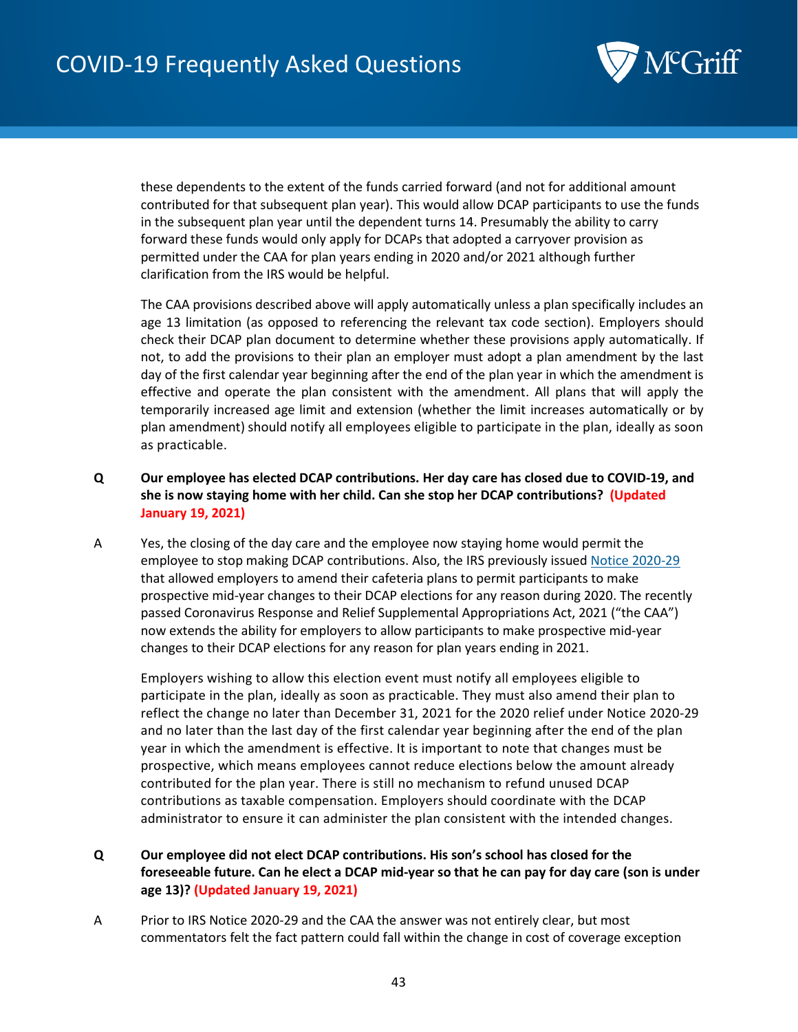these dependents to the extent of the funds carried forward (and not for additional amount contributed for that subsequent plan year). This would allow DCAP participants to use the funds in the subsequent plan year until the dependent turns 14. Presumably the ability to carry forward these funds would only apply for DCAPs that adopted a carryover provision as permitted under the CAA for plan years ending in 2020 and/or 2021 although further clarification from the IRS would be helpful.

The CAA provisions described above will apply automatically unless a plan specifically includes an age 13 limitation (as opposed to referencing the relevant tax code section). Employers should check their DCAP plan document to determine whether these provisions apply automatically. If not, to add the provisions to their plan an employer must adopt a plan amendment by the last day of the first calendar year beginning after the end of the plan year in which the amendment is effective and operate the plan consistent with the amendment. All plans that will apply the temporarily increased age limit and extension (whether the limit increases automatically or by plan amendment) should notify all employees eligible to participate in the plan, ideally as soon as practicable.

**Q Our employee has elected DCAP contributions. Her day care has closed due to COVID-19, and she is now staying home with her child. Can she stop her DCAP contributions? (Updated January 19, 2021)**

A Yes, the closing of the day care and the employee now staying home would permit the employee to stop making DCAP contributions. Also, the IRS previously issued [Notice 2020-29] that allowed employers to amend their cafeteria plans to permit participants to make prospective mid-year changes to their DCAP elections for any reason during 2020. The recently passed Coronavirus Response and Relief Supplemental Appropriations Act, 2021 ("the CAA") now extends the ability for employers to allow participants to make prospective mid-year changes to their DCAP elections for any reason for plan years ending in 2021.

Employers wishing to allow this election event must notify all employees eligible to participate in the plan, ideally as soon as practicable. They must also amend their plan to reflect the change no later than December 31, 2021 for the 2020 relief under Notice 2020-29 and no later than the last day of the first calendar year beginning after the end of the plan year in which the amendment is effective. It is important to note that changes must be prospective, which means employees cannot reduce elections below the amount already contributed for the plan year. There is still no mechanism to refund unused DCAP contributions as taxable compensation. Employers should coordinate with the DCAP administrator to ensure it can administer the plan consistent with the intended changes.

**Q Our employee did not elect DCAP contributions. His son's school has closed for the foreseeable future. Can he elect a DCAP mid-year so that he can pay for day care (son is under age 13)? (Updated January 19, 2021)**

A Prior to IRS Notice 2020-29 and the CAA the answer was not entirely clear, but most commentators felt the fact pattern could fall within the change in cost of coverage exception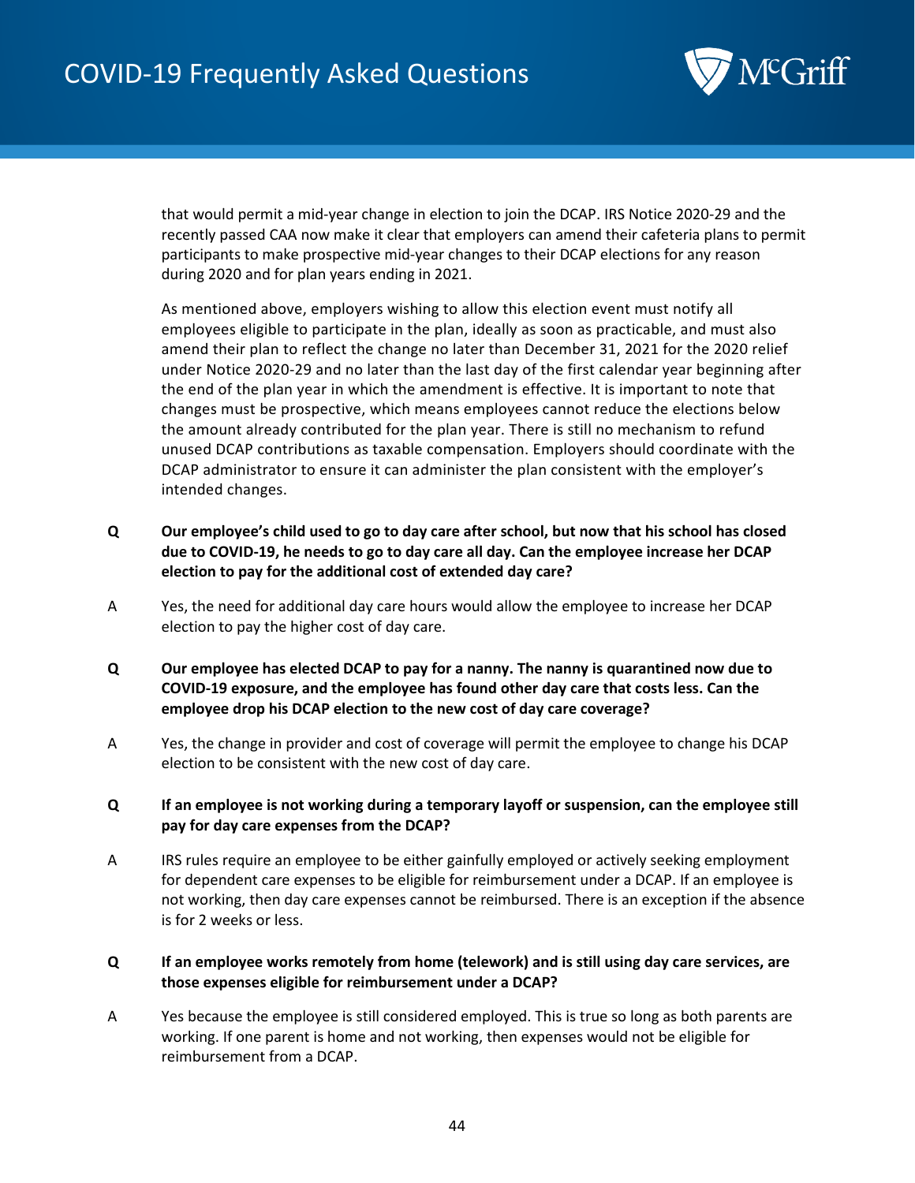that would permit a mid-year change in election to join the DCAP. IRS Notice 2020-29 and the recently passed CAA now make it clear that employers can amend their cafeteria plans to permit participants to make prospective mid-year changes to their DCAP elections for any reason during 2020 and for plan years ending in 2021.

As mentioned above, employers wishing to allow this election event must notify all employees eligible to participate in the plan, ideally as soon as practicable, and must also amend their plan to reflect the change no later than December 31, 2021 for the 2020 relief under Notice 2020-29 and no later than the last day of the first calendar year beginning after the end of the plan year in which the amendment is effective. It is important to note that changes must be prospective, which means employees cannot reduce the elections below the amount already contributed for the plan year. There is still no mechanism to refund unused DCAP contributions as taxable compensation. Employers should coordinate with the DCAP administrator to ensure it can administer the plan consistent with the employer's intended changes.

**Q Our employee's child used to go to day care after school, but now that his school has closed due to COVID-19, he needs to go to day care all day. Can the employee increase her DCAP election to pay for the additional cost of extended day care?**

A Yes, the need for additional day care hours would allow the employee to increase her DCAP election to pay the higher cost of day care.

**Q Our employee has elected DCAP to pay for a nanny. The nanny is quarantined now due to COVID-19 exposure, and the employee has found other day care that costs less. Can the employee drop his DCAP election to the new cost of day care coverage?**

A Yes, the change in provider and cost of coverage will permit the employee to change his DCAP election to be consistent with the new cost of day care.

**Q If an employee is not working during a temporary layoff or suspension, can the employee still pay for day care expenses from the DCAP?**

A IRS rules require an employee to be either gainfully employed or actively seeking employment for dependent care expenses to be eligible for reimbursement under a DCAP. If an employee is not working, then day care expenses cannot be reimbursed. There is an exception if the absence is for 2 weeks or less.

**Q If an employee works remotely from home (telework) and is still using day care services, are those expenses eligible for reimbursement under a DCAP?**

A Yes because the employee is still considered employed. This is true so long as both parents are working. If one parent is home and not working, then expenses would not be eligible for reimbursement from a DCAP.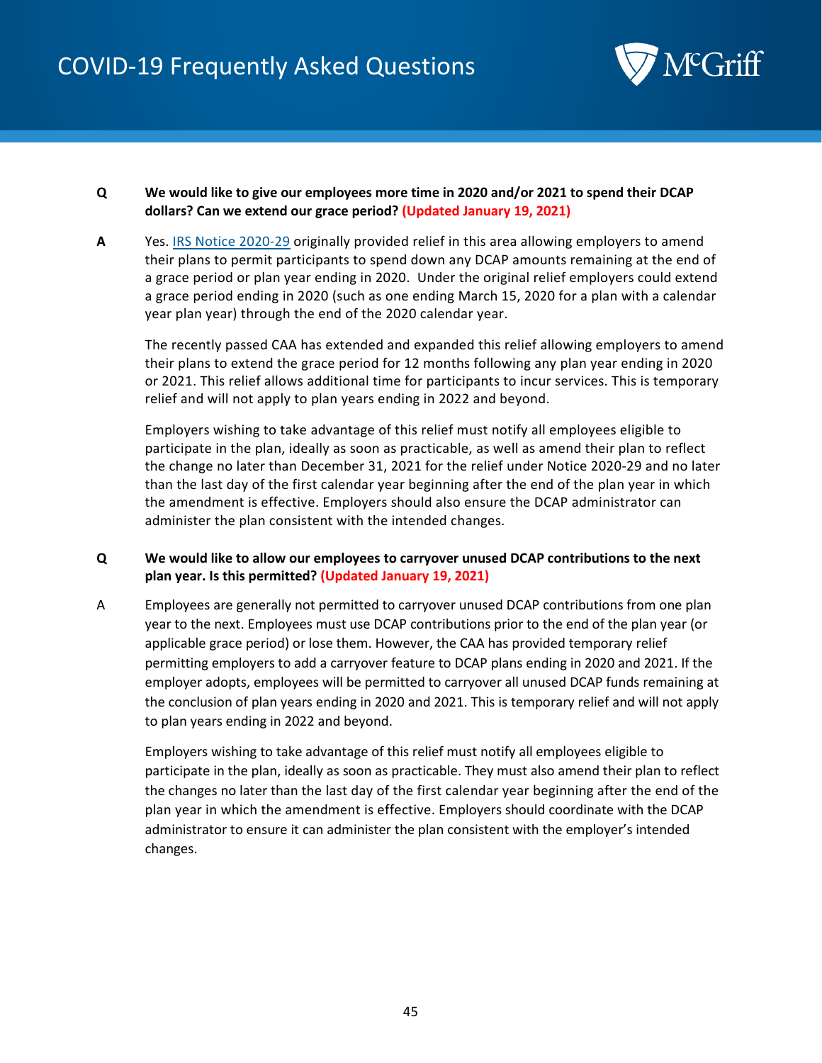**Q** **We would like to give our employees more time in 2020 and/or 2021 to spend their DCAP dollars? Can we extend our grace period? (Updated January 19, 2021)**

**A** Yes. [IRS Notice 2020-29]() originally provided relief in this area allowing employers to amend their plans to permit participants to spend down any DCAP amounts remaining at the end of a grace period or plan year ending in 2020. Under the original relief employers could extend a grace period ending in 2020 (such as one ending March 15, 2020 for a plan with a calendar year plan year) through the end of the 2020 calendar year.

The recently passed CAA has extended and expanded this relief allowing employers to amend their plans to extend the grace period for 12 months following any plan year ending in 2020 or 2021. This relief allows additional time for participants to incur services. This is temporary relief and will not apply to plan years ending in 2022 and beyond.

Employers wishing to take advantage of this relief must notify all employees eligible to participate in the plan, ideally as soon as practicable, as well as amend their plan to reflect the change no later than December 31, 2021 for the relief under Notice 2020-29 and no later than the last day of the first calendar year beginning after the end of the plan year in which the amendment is effective. Employers should also ensure the DCAP administrator can administer the plan consistent with the intended changes.

**Q** **We would like to allow our employees to carryover unused DCAP contributions to the next plan year. Is this permitted? (Updated January 19, 2021)**

A Employees are generally not permitted to carryover unused DCAP contributions from one plan year to the next. Employees must use DCAP contributions prior to the end of the plan year (or applicable grace period) or lose them. However, the CAA has provided temporary relief permitting employers to add a carryover feature to DCAP plans ending in 2020 and 2021. If the employer adopts, employees will be permitted to carryover all unused DCAP funds remaining at the conclusion of plan years ending in 2020 and 2021. This is temporary relief and will not apply to plan years ending in 2022 and beyond.

Employers wishing to take advantage of this relief must notify all employees eligible to participate in the plan, ideally as soon as practicable. They must also amend their plan to reflect the changes no later than the last day of the first calendar year beginning after the end of the plan year in which the amendment is effective. Employers should coordinate with the DCAP administrator to ensure it can administer the plan consistent with the employer's intended changes.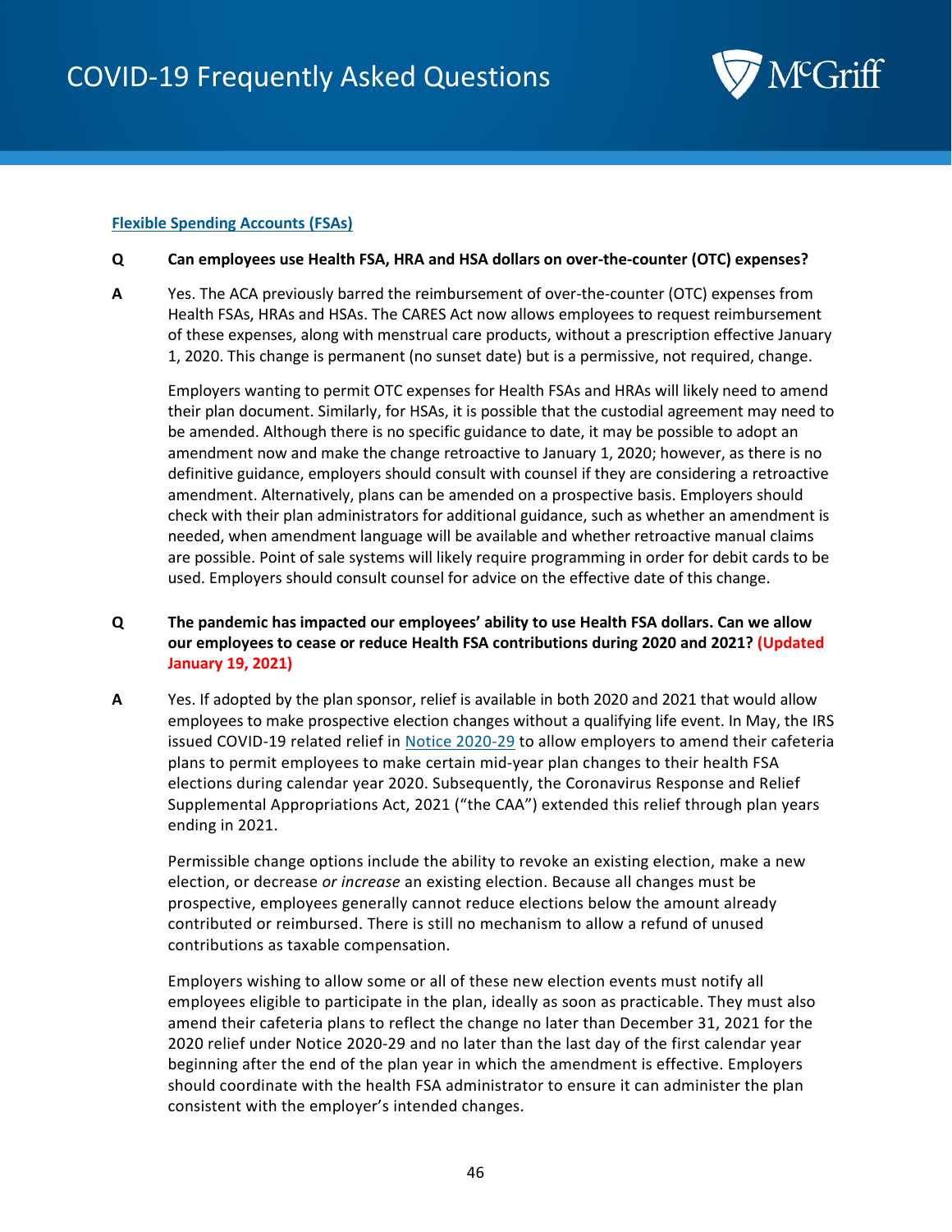## Flexible Spending Accounts (FSAs)

**Q Can employees use Health FSA, HRA and HSA dollars on over-the-counter (OTC) expenses?**

**A** Yes. The ACA previously barred the reimbursement of over-the-counter (OTC) expenses from Health FSAs, HRAs and HSAs. The CARES Act now allows employees to request reimbursement of these expenses, along with menstrual care products, without a prescription effective January 1, 2020. This change is permanent (no sunset date) but is a permissive, not required, change.

Employers wanting to permit OTC expenses for Health FSAs and HRAs will likely need to amend their plan document. Similarly, for HSAs, it is possible that the custodial agreement may need to be amended. Although there is no specific guidance to date, it may be possible to adopt an amendment now and make the change retroactive to January 1, 2020; however, as there is no definitive guidance, employers should consult with counsel if they are considering a retroactive amendment. Alternatively, plans can be amended on a prospective basis. Employers should check with their plan administrators for additional guidance, such as whether an amendment is needed, when amendment language will be available and whether retroactive manual claims are possible. Point of sale systems will likely require programming in order for debit cards to be used. Employers should consult counsel for advice on the effective date of this change.

**Q The pandemic has impacted our employees' ability to use Health FSA dollars. Can we allow our employees to cease or reduce Health FSA contributions during 2020 and 2021? (Updated January 19, 2021)**

**A** Yes. If adopted by the plan sponsor, relief is available in both 2020 and 2021 that would allow employees to make prospective election changes without a qualifying life event. In May, the IRS issued COVID-19 related relief in Notice 2020-29 to allow employers to amend their cafeteria plans to permit employees to make certain mid-year plan changes to their health FSA elections during calendar year 2020. Subsequently, the Coronavirus Response and Relief Supplemental Appropriations Act, 2021 ("the CAA") extended this relief through plan years ending in 2021.

Permissible change options include the ability to revoke an existing election, make a new election, or decrease *or increase* an existing election. Because all changes must be prospective, employees generally cannot reduce elections below the amount already contributed or reimbursed. There is still no mechanism to allow a refund of unused contributions as taxable compensation.

Employers wishing to allow some or all of these new election events must notify all employees eligible to participate in the plan, ideally as soon as practicable. They must also amend their cafeteria plans to reflect the change no later than December 31, 2021 for the 2020 relief under Notice 2020-29 and no later than the last day of the first calendar year beginning after the end of the plan year in which the amendment is effective. Employers should coordinate with the health FSA administrator to ensure it can administer the plan consistent with the employer's intended changes.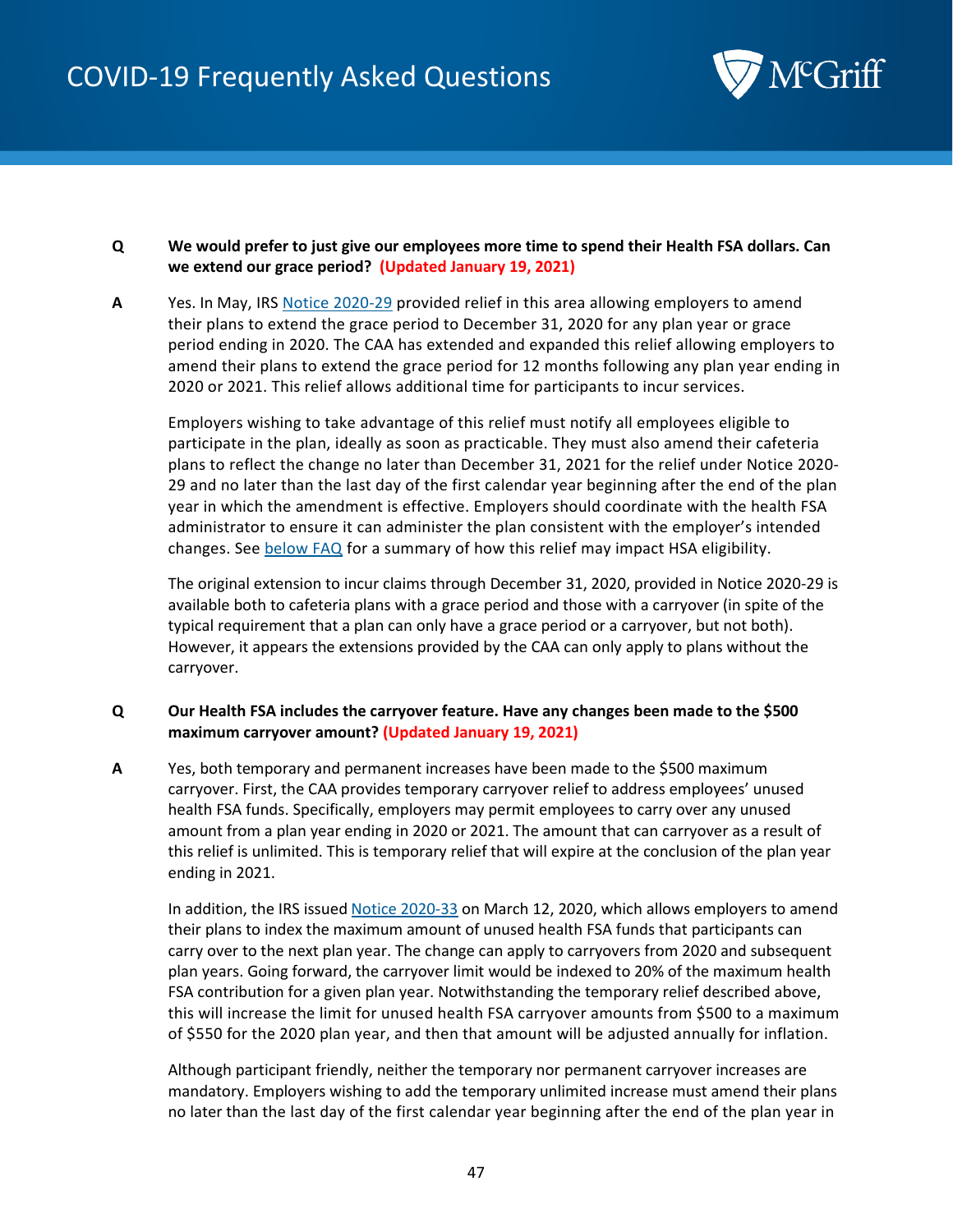**Q** **We would prefer to just give our employees more time to spend their Health FSA dollars. Can we extend our grace period? (Updated January 19, 2021)**

**A** Yes. In May, IRS Notice 2020-29 provided relief in this area allowing employers to amend their plans to extend the grace period to December 31, 2020 for any plan year or grace period ending in 2020. The CAA has extended and expanded this relief allowing employers to amend their plans to extend the grace period for 12 months following any plan year ending in 2020 or 2021. This relief allows additional time for participants to incur services.

Employers wishing to take advantage of this relief must notify all employees eligible to participate in the plan, ideally as soon as practicable. They must also amend their cafeteria plans to reflect the change no later than December 31, 2021 for the relief under Notice 2020-29 and no later than the last day of the first calendar year beginning after the end of the plan year in which the amendment is effective. Employers should coordinate with the health FSA administrator to ensure it can administer the plan consistent with the employer's intended changes. See below FAQ for a summary of how this relief may impact HSA eligibility.

The original extension to incur claims through December 31, 2020, provided in Notice 2020-29 is available both to cafeteria plans with a grace period and those with a carryover (in spite of the typical requirement that a plan can only have a grace period or a carryover, but not both). However, it appears the extensions provided by the CAA can only apply to plans without the carryover.

**Q** **Our Health FSA includes the carryover feature. Have any changes been made to the $500 maximum carryover amount? (Updated January 19, 2021)**

**A** Yes, both temporary and permanent increases have been made to the $500 maximum carryover. First, the CAA provides temporary carryover relief to address employees' unused health FSA funds. Specifically, employers may permit employees to carry over any unused amount from a plan year ending in 2020 or 2021. The amount that can carryover as a result of this relief is unlimited. This is temporary relief that will expire at the conclusion of the plan year ending in 2021.

In addition, the IRS issued Notice 2020-33 on March 12, 2020, which allows employers to amend their plans to index the maximum amount of unused health FSA funds that participants can carry over to the next plan year. The change can apply to carryovers from 2020 and subsequent plan years. Going forward, the carryover limit would be indexed to 20% of the maximum health FSA contribution for a given plan year. Notwithstanding the temporary relief described above, this will increase the limit for unused health FSA carryover amounts from $500 to a maximum of $550 for the 2020 plan year, and then that amount will be adjusted annually for inflation.

Although participant friendly, neither the temporary nor permanent carryover increases are mandatory. Employers wishing to add the temporary unlimited increase must amend their plans no later than the last day of the first calendar year beginning after the end of the plan year in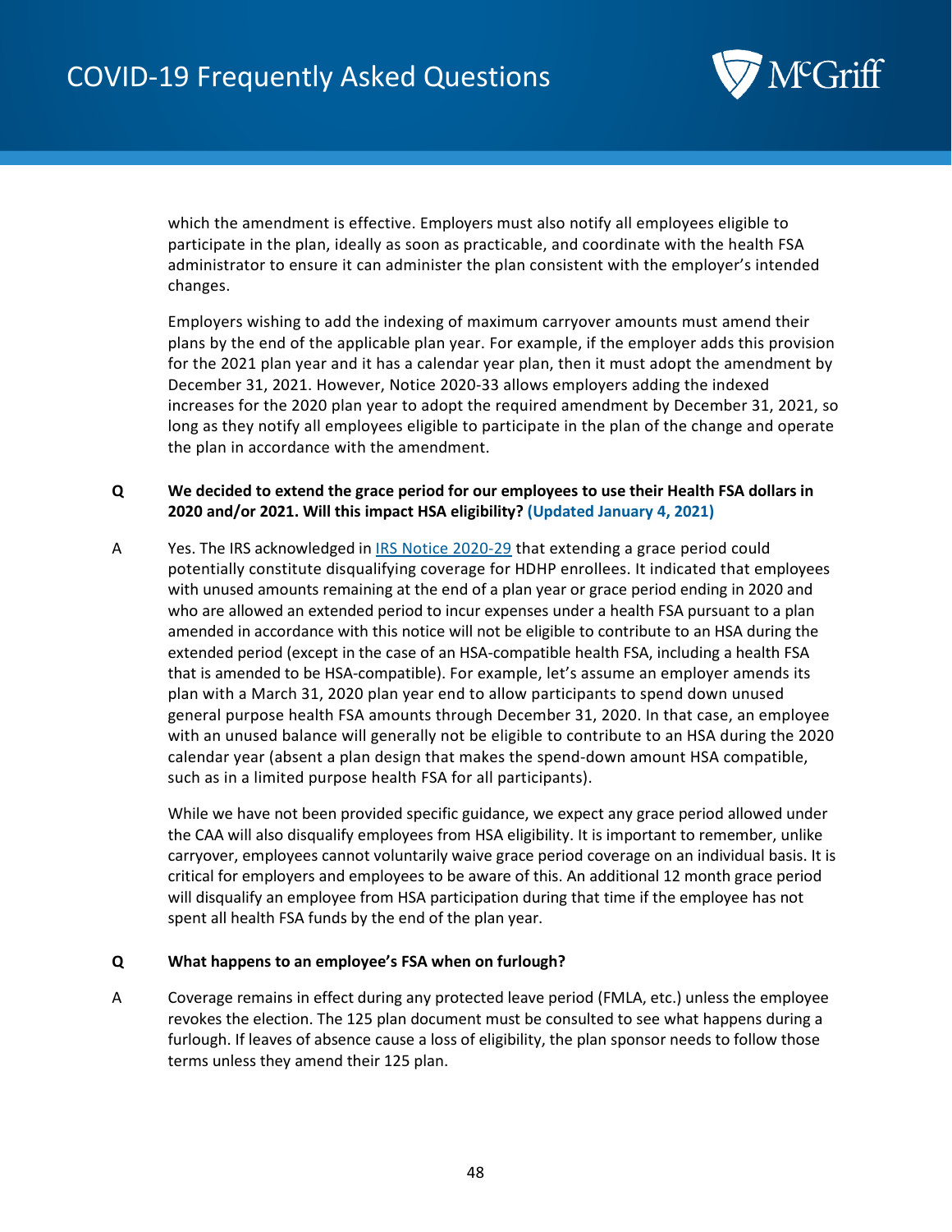which the amendment is effective. Employers must also notify all employees eligible to participate in the plan, ideally as soon as practicable, and coordinate with the health FSA administrator to ensure it can administer the plan consistent with the employer's intended changes.

Employers wishing to add the indexing of maximum carryover amounts must amend their plans by the end of the applicable plan year. For example, if the employer adds this provision for the 2021 plan year and it has a calendar year plan, then it must adopt the amendment by December 31, 2021. However, Notice 2020-33 allows employers adding the indexed increases for the 2020 plan year to adopt the required amendment by December 31, 2021, so long as they notify all employees eligible to participate in the plan of the change and operate the plan in accordance with the amendment.

**Q We decided to extend the grace period for our employees to use their Health FSA dollars in 2020 and/or 2021. Will this impact HSA eligibility? (Updated January 4, 2021)**

A Yes. The IRS acknowledged in [IRS Notice 2020-29] that extending a grace period could potentially constitute disqualifying coverage for HDHP enrollees. It indicated that employees with unused amounts remaining at the end of a plan year or grace period ending in 2020 and who are allowed an extended period to incur expenses under a health FSA pursuant to a plan amended in accordance with this notice will not be eligible to contribute to an HSA during the extended period (except in the case of an HSA-compatible health FSA, including a health FSA that is amended to be HSA-compatible). For example, let's assume an employer amends its plan with a March 31, 2020 plan year end to allow participants to spend down unused general purpose health FSA amounts through December 31, 2020. In that case, an employee with an unused balance will generally not be eligible to contribute to an HSA during the 2020 calendar year (absent a plan design that makes the spend-down amount HSA compatible, such as in a limited purpose health FSA for all participants).

While we have not been provided specific guidance, we expect any grace period allowed under the CAA will also disqualify employees from HSA eligibility. It is important to remember, unlike carryover, employees cannot voluntarily waive grace period coverage on an individual basis. It is critical for employers and employees to be aware of this. An additional 12 month grace period will disqualify an employee from HSA participation during that time if the employee has not spent all health FSA funds by the end of the plan year.

**Q What happens to an employee's FSA when on furlough?**

A Coverage remains in effect during any protected leave period (FMLA, etc.) unless the employee revokes the election. The 125 plan document must be consulted to see what happens during a furlough. If leaves of absence cause a loss of eligibility, the plan sponsor needs to follow those terms unless they amend their 125 plan.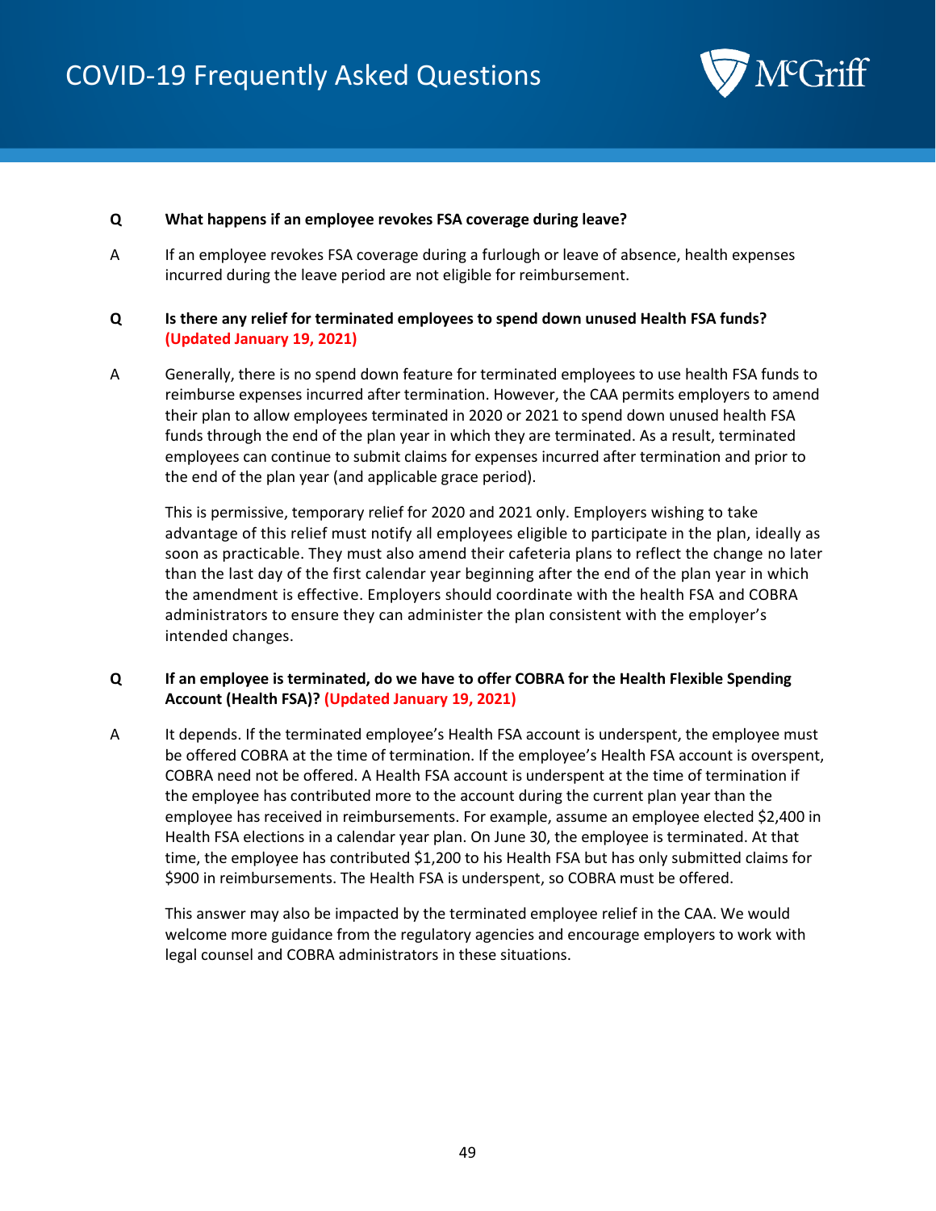**Q What happens if an employee revokes FSA coverage during leave?**

A If an employee revokes FSA coverage during a furlough or leave of absence, health expenses incurred during the leave period are not eligible for reimbursement.

**Q Is there any relief for terminated employees to spend down unused Health FSA funds? (Updated January 19, 2021)**

A Generally, there is no spend down feature for terminated employees to use health FSA funds to reimburse expenses incurred after termination. However, the CAA permits employers to amend their plan to allow employees terminated in 2020 or 2021 to spend down unused health FSA funds through the end of the plan year in which they are terminated. As a result, terminated employees can continue to submit claims for expenses incurred after termination and prior to the end of the plan year (and applicable grace period).

This is permissive, temporary relief for 2020 and 2021 only. Employers wishing to take advantage of this relief must notify all employees eligible to participate in the plan, ideally as soon as practicable. They must also amend their cafeteria plans to reflect the change no later than the last day of the first calendar year beginning after the end of the plan year in which the amendment is effective. Employers should coordinate with the health FSA and COBRA administrators to ensure they can administer the plan consistent with the employer's intended changes.

**Q If an employee is terminated, do we have to offer COBRA for the Health Flexible Spending Account (Health FSA)? (Updated January 19, 2021)**

A It depends. If the terminated employee's Health FSA account is underspent, the employee must be offered COBRA at the time of termination. If the employee's Health FSA account is overspent, COBRA need not be offered. A Health FSA account is underspent at the time of termination if the employee has contributed more to the account during the current plan year than the employee has received in reimbursements. For example, assume an employee elected $2,400 in Health FSA elections in a calendar year plan. On June 30, the employee is terminated. At that time, the employee has contributed $1,200 to his Health FSA but has only submitted claims for $900 in reimbursements. The Health FSA is underspent, so COBRA must be offered.

This answer may also be impacted by the terminated employee relief in the CAA. We would welcome more guidance from the regulatory agencies and encourage employers to work with legal counsel and COBRA administrators in these situations.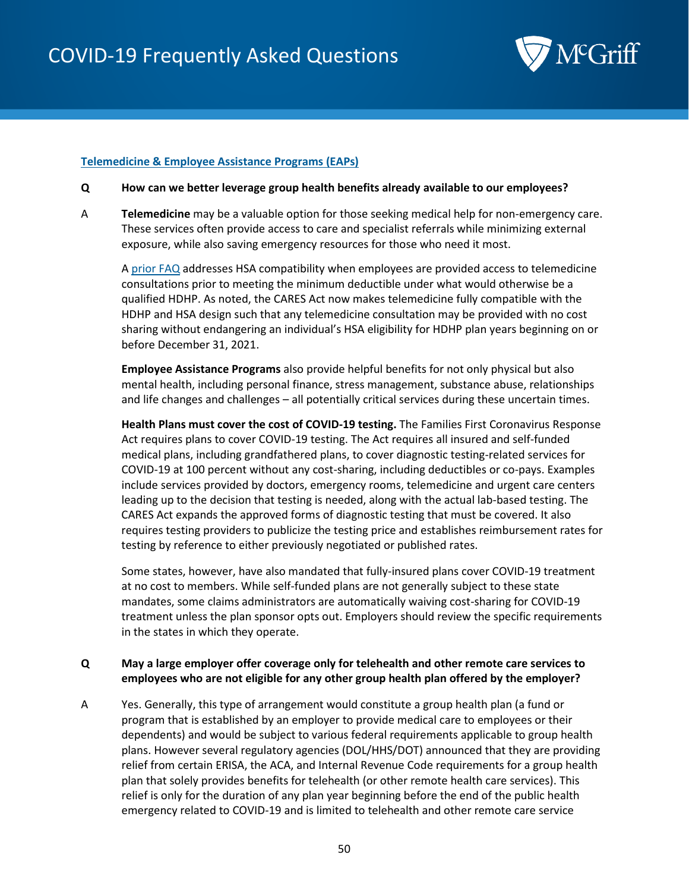**Telemedicine & Employee Assistance Programs (EAPs)**

**Q How can we better leverage group health benefits already available to our employees?**

A **Telemedicine** may be a valuable option for those seeking medical help for non-emergency care. These services often provide access to care and specialist referrals while minimizing external exposure, while also saving emergency resources for those who need it most.

A prior FAQ addresses HSA compatibility when employees are provided access to telemedicine consultations prior to meeting the minimum deductible under what would otherwise be a qualified HDHP. As noted, the CARES Act now makes telemedicine fully compatible with the HDHP and HSA design such that any telemedicine consultation may be provided with no cost sharing without endangering an individual's HSA eligibility for HDHP plan years beginning on or before December 31, 2021.

**Employee Assistance Programs** also provide helpful benefits for not only physical but also mental health, including personal finance, stress management, substance abuse, relationships and life changes and challenges – all potentially critical services during these uncertain times.

**Health Plans must cover the cost of COVID-19 testing.** The Families First Coronavirus Response Act requires plans to cover COVID-19 testing. The Act requires all insured and self-funded medical plans, including grandfathered plans, to cover diagnostic testing-related services for COVID-19 at 100 percent without any cost-sharing, including deductibles or co-pays. Examples include services provided by doctors, emergency rooms, telemedicine and urgent care centers leading up to the decision that testing is needed, along with the actual lab-based testing. The CARES Act expands the approved forms of diagnostic testing that must be covered. It also requires testing providers to publicize the testing price and establishes reimbursement rates for testing by reference to either previously negotiated or published rates.

Some states, however, have also mandated that fully-insured plans cover COVID-19 treatment at no cost to members. While self-funded plans are not generally subject to these state mandates, some claims administrators are automatically waiving cost-sharing for COVID-19 treatment unless the plan sponsor opts out. Employers should review the specific requirements in the states in which they operate.

**Q May a large employer offer coverage only for telehealth and other remote care services to employees who are not eligible for any other group health plan offered by the employer?**

A Yes. Generally, this type of arrangement would constitute a group health plan (a fund or program that is established by an employer to provide medical care to employees or their dependents) and would be subject to various federal requirements applicable to group health plans. However several regulatory agencies (DOL/HHS/DOT) announced that they are providing relief from certain ERISA, the ACA, and Internal Revenue Code requirements for a group health plan that solely provides benefits for telehealth (or other remote health care services). This relief is only for the duration of any plan year beginning before the end of the public health emergency related to COVID-19 and is limited to telehealth and other remote care service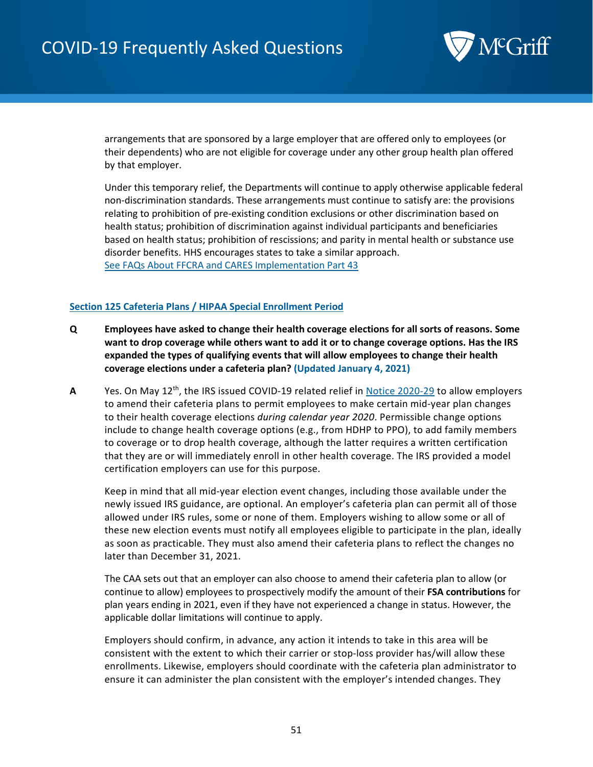arrangements that are sponsored by a large employer that are offered only to employees (or their dependents) who are not eligible for coverage under any other group health plan offered by that employer.

Under this temporary relief, the Departments will continue to apply otherwise applicable federal non-discrimination standards. These arrangements must continue to satisfy are: the provisions relating to prohibition of pre-existing condition exclusions or other discrimination based on health status; prohibition of discrimination against individual participants and beneficiaries based on health status; prohibition of rescissions; and parity in mental health or substance use disorder benefits. HHS encourages states to take a similar approach.
[See FAQs About FFCRA and CARES Implementation Part 43]

**Section 125 Cafeteria Plans / HIPAA Special Enrollment Period**

**Q** **Employees have asked to change their health coverage elections for all sorts of reasons. Some want to drop coverage while others want to add it or to change coverage options. Has the IRS expanded the types of qualifying events that will allow employees to change their health coverage elections under a cafeteria plan? (Updated January 4, 2021)**

**A** Yes. On May 12th, the IRS issued COVID-19 related relief in Notice 2020-29 to allow employers to amend their cafeteria plans to permit employees to make certain mid-year plan changes to their health coverage elections *during calendar year 2020*. Permissible change options include to change health coverage options (e.g., from HDHP to PPO), to add family members to coverage or to drop health coverage, although the latter requires a written certification that they are or will immediately enroll in other health coverage. The IRS provided a model certification employers can use for this purpose.

Keep in mind that all mid-year election event changes, including those available under the newly issued IRS guidance, are optional. An employer's cafeteria plan can permit all of those allowed under IRS rules, some or none of them. Employers wishing to allow some or all of these new election events must notify all employees eligible to participate in the plan, ideally as soon as practicable. They must also amend their cafeteria plans to reflect the changes no later than December 31, 2021.

The CAA sets out that an employer can also choose to amend their cafeteria plan to allow (or continue to allow) employees to prospectively modify the amount of their **FSA contributions** for plan years ending in 2021, even if they have not experienced a change in status. However, the applicable dollar limitations will continue to apply.

Employers should confirm, in advance, any action it intends to take in this area will be consistent with the extent to which their carrier or stop-loss provider has/will allow these enrollments. Likewise, employers should coordinate with the cafeteria plan administrator to ensure it can administer the plan consistent with the employer's intended changes. They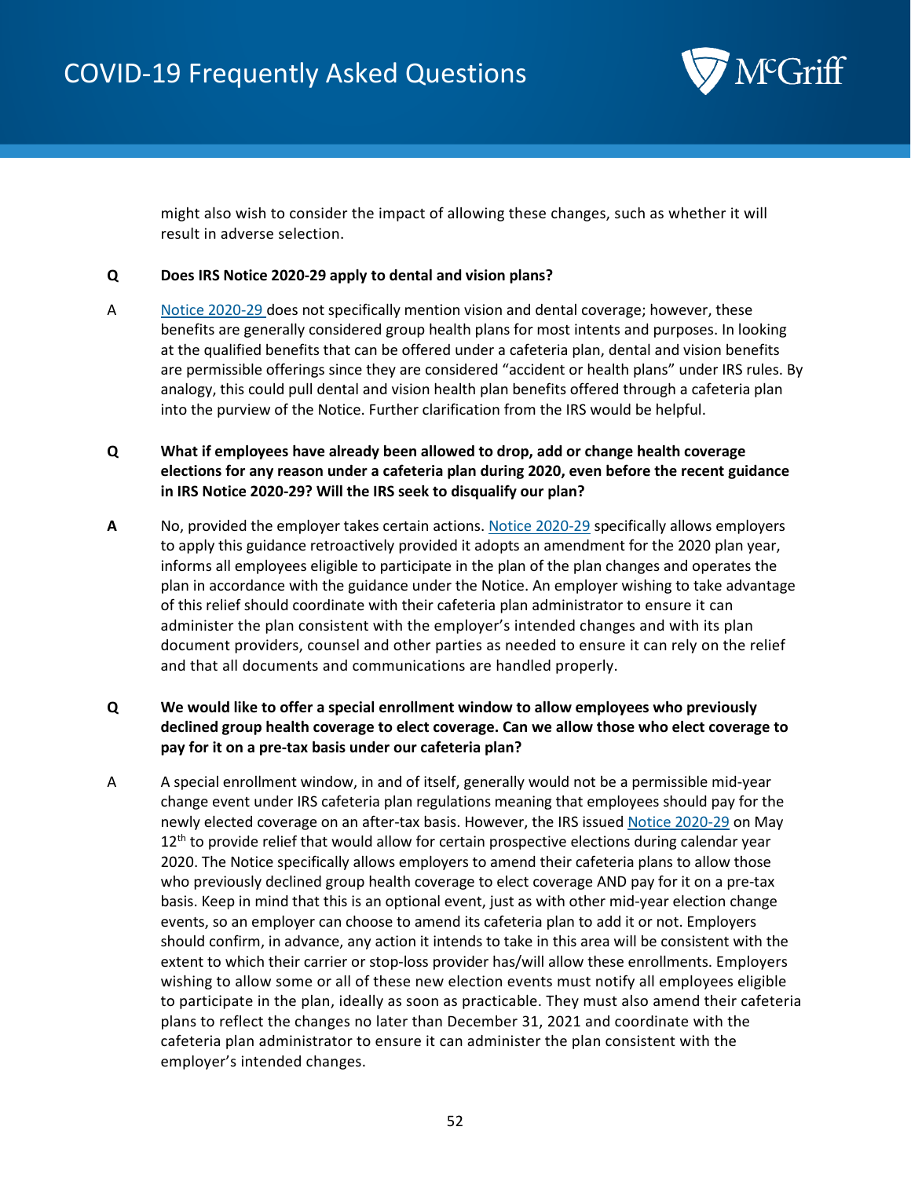might also wish to consider the impact of allowing these changes, such as whether it will result in adverse selection.

**Q Does IRS Notice 2020-29 apply to dental and vision plans?**

A Notice 2020-29 does not specifically mention vision and dental coverage; however, these benefits are generally considered group health plans for most intents and purposes. In looking at the qualified benefits that can be offered under a cafeteria plan, dental and vision benefits are permissible offerings since they are considered "accident or health plans" under IRS rules. By analogy, this could pull dental and vision health plan benefits offered through a cafeteria plan into the purview of the Notice. Further clarification from the IRS would be helpful.

**Q What if employees have already been allowed to drop, add or change health coverage elections for any reason under a cafeteria plan during 2020, even before the recent guidance in IRS Notice 2020-29? Will the IRS seek to disqualify our plan?**

**A** No, provided the employer takes certain actions. Notice 2020-29 specifically allows employers to apply this guidance retroactively provided it adopts an amendment for the 2020 plan year, informs all employees eligible to participate in the plan of the plan changes and operates the plan in accordance with the guidance under the Notice. An employer wishing to take advantage of this relief should coordinate with their cafeteria plan administrator to ensure it can administer the plan consistent with the employer's intended changes and with its plan document providers, counsel and other parties as needed to ensure it can rely on the relief and that all documents and communications are handled properly.

**Q We would like to offer a special enrollment window to allow employees who previously declined group health coverage to elect coverage. Can we allow those who elect coverage to pay for it on a pre-tax basis under our cafeteria plan?**

A A special enrollment window, in and of itself, generally would not be a permissible mid-year change event under IRS cafeteria plan regulations meaning that employees should pay for the newly elected coverage on an after-tax basis. However, the IRS issued Notice 2020-29 on May 12th to provide relief that would allow for certain prospective elections during calendar year 2020. The Notice specifically allows employers to amend their cafeteria plans to allow those who previously declined group health coverage to elect coverage AND pay for it on a pre-tax basis. Keep in mind that this is an optional event, just as with other mid-year election change events, so an employer can choose to amend its cafeteria plan to add it or not. Employers should confirm, in advance, any action it intends to take in this area will be consistent with the extent to which their carrier or stop-loss provider has/will allow these enrollments. Employers wishing to allow some or all of these new election events must notify all employees eligible to participate in the plan, ideally as soon as practicable. They must also amend their cafeteria plans to reflect the changes no later than December 31, 2021 and coordinate with the cafeteria plan administrator to ensure it can administer the plan consistent with the employer's intended changes.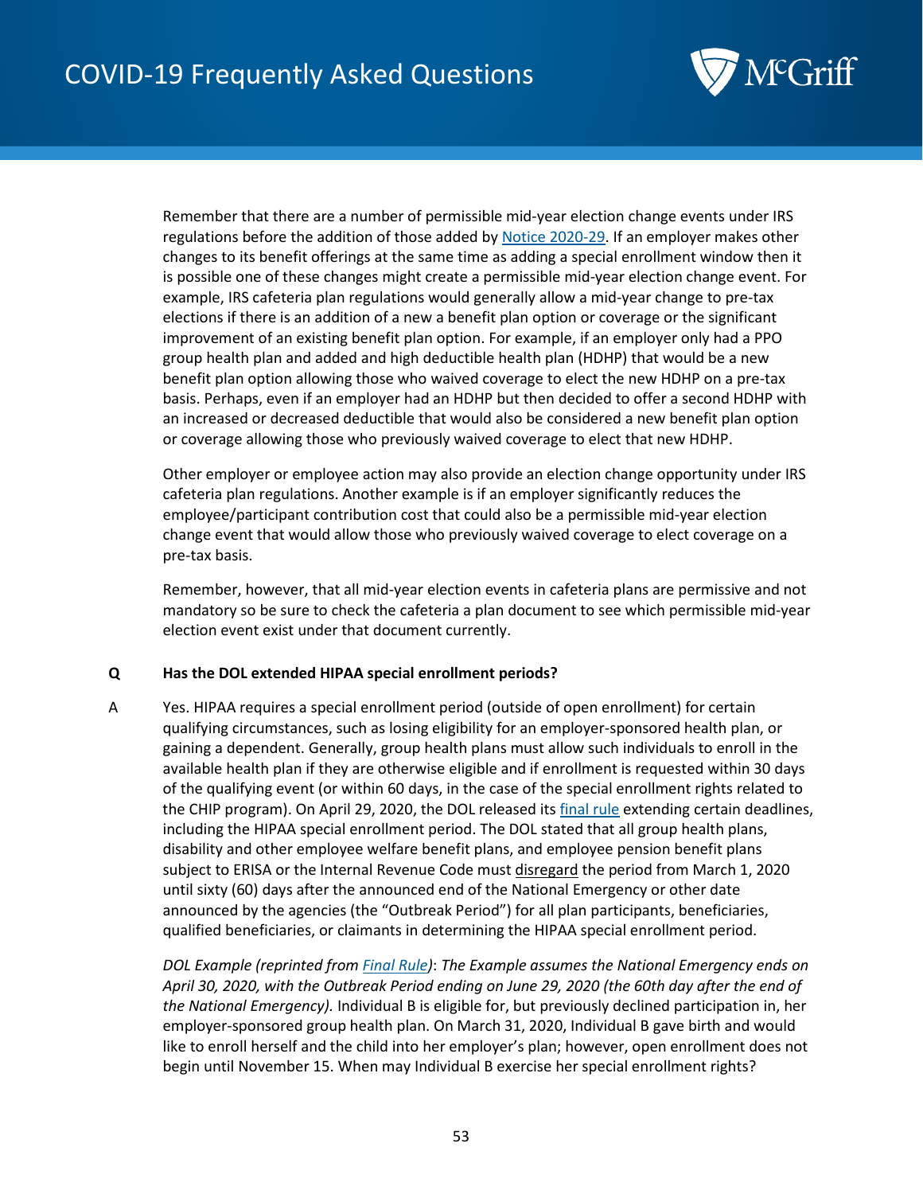Remember that there are a number of permissible mid-year election change events under IRS regulations before the addition of those added by [Notice 2020-29](). If an employer makes other changes to its benefit offerings at the same time as adding a special enrollment window then it is possible one of these changes might create a permissible mid-year election change event. For example, IRS cafeteria plan regulations would generally allow a mid-year change to pre-tax elections if there is an addition of a new a benefit plan option or coverage or the significant improvement of an existing benefit plan option. For example, if an employer only had a PPO group health plan and added and high deductible health plan (HDHP) that would be a new benefit plan option allowing those who waived coverage to elect the new HDHP on a pre-tax basis. Perhaps, even if an employer had an HDHP but then decided to offer a second HDHP with an increased or decreased deductible that would also be considered a new benefit plan option or coverage allowing those who previously waived coverage to elect that new HDHP.

Other employer or employee action may also provide an election change opportunity under IRS cafeteria plan regulations. Another example is if an employer significantly reduces the employee/participant contribution cost that could also be a permissible mid-year election change event that would allow those who previously waived coverage to elect coverage on a pre-tax basis.

Remember, however, that all mid-year election events in cafeteria plans are permissive and not mandatory so be sure to check the cafeteria a plan document to see which permissible mid-year election event exist under that document currently.

**Q Has the DOL extended HIPAA special enrollment periods?**

A Yes. HIPAA requires a special enrollment period (outside of open enrollment) for certain qualifying circumstances, such as losing eligibility for an employer-sponsored health plan, or gaining a dependent. Generally, group health plans must allow such individuals to enroll in the available health plan if they are otherwise eligible and if enrollment is requested within 30 days of the qualifying event (or within 60 days, in the case of the special enrollment rights related to the CHIP program). On April 29, 2020, the DOL released its [final rule]() extending certain deadlines, including the HIPAA special enrollment period. The DOL stated that all group health plans, disability and other employee welfare benefit plans, and employee pension benefit plans subject to ERISA or the Internal Revenue Code must disregard the period from March 1, 2020 until sixty (60) days after the announced end of the National Emergency or other date announced by the agencies (the "Outbreak Period") for all plan participants, beneficiaries, qualified beneficiaries, or claimants in determining the HIPAA special enrollment period.

*DOL Example (reprinted from [Final Rule]()): The Example assumes the National Emergency ends on April 30, 2020, with the Outbreak Period ending on June 29, 2020 (the 60th day after the end of the National Emergency).* Individual B is eligible for, but previously declined participation in, her employer-sponsored group health plan. On March 31, 2020, Individual B gave birth and would like to enroll herself and the child into her employer's plan; however, open enrollment does not begin until November 15. When may Individual B exercise her special enrollment rights?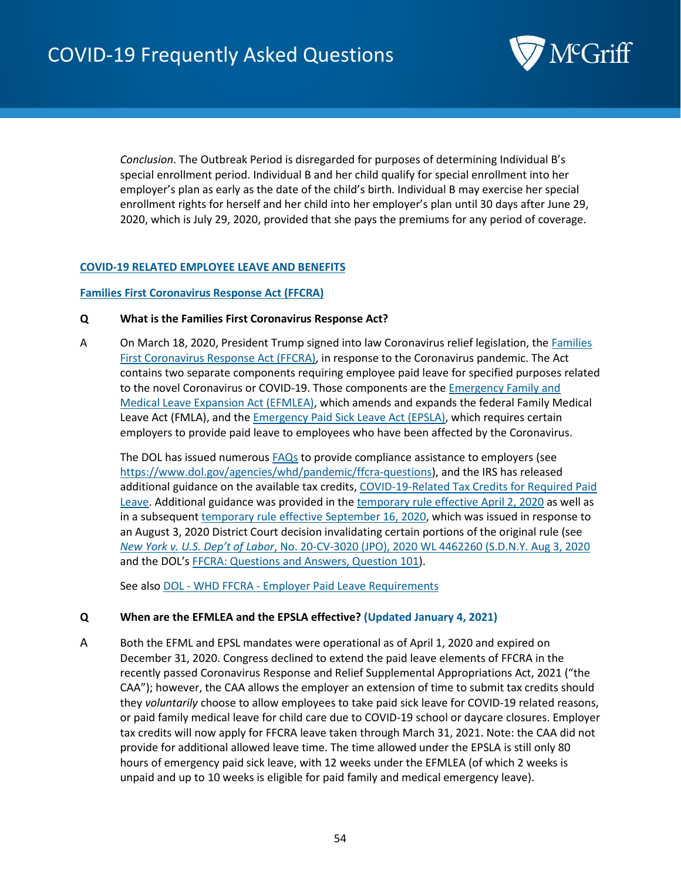*Conclusion*. The Outbreak Period is disregarded for purposes of determining Individual B's special enrollment period. Individual B and her child qualify for special enrollment into her employer's plan as early as the date of the child's birth. Individual B may exercise her special enrollment rights for herself and her child into her employer's plan until 30 days after June 29, 2020, which is July 29, 2020, provided that she pays the premiums for any period of coverage.

## COVID-19 RELATED EMPLOYEE LEAVE AND BENEFITS

### Families First Coronavirus Response Act (FFCRA)

**Q What is the Families First Coronavirus Response Act?**

A On March 18, 2020, President Trump signed into law Coronavirus relief legislation, the Families First Coronavirus Response Act (FFCRA), in response to the Coronavirus pandemic. The Act contains two separate components requiring employee paid leave for specified purposes related to the novel Coronavirus or COVID-19. Those components are the Emergency Family and Medical Leave Expansion Act (EFMLEA), which amends and expands the federal Family Medical Leave Act (FMLA), and the Emergency Paid Sick Leave Act (EPSLA), which requires certain employers to provide paid leave to employees who have been affected by the Coronavirus.

The DOL has issued numerous FAQs to provide compliance assistance to employers (see https://www.dol.gov/agencies/whd/pandemic/ffcra-questions), and the IRS has released additional guidance on the available tax credits, COVID-19-Related Tax Credits for Required Paid Leave. Additional guidance was provided in the temporary rule effective April 2, 2020 as well as in a subsequent temporary rule effective September 16, 2020, which was issued in response to an August 3, 2020 District Court decision invalidating certain portions of the original rule (see *New York v. U.S. Dep't of Labor*, No. 20-CV-3020 (JPO), 2020 WL 4462260 (S.D.N.Y. Aug 3, 2020 and the DOL's FFCRA: Questions and Answers, Question 101).

See also DOL - WHD FFCRA - Employer Paid Leave Requirements

**Q When are the EFMLEA and the EPSLA effective? (Updated January 4, 2021)**

A Both the EFML and EPSL mandates were operational as of April 1, 2020 and expired on December 31, 2020. Congress declined to extend the paid leave elements of FFCRA in the recently passed Coronavirus Response and Relief Supplemental Appropriations Act, 2021 ("the CAA"); however, the CAA allows the employer an extension of time to submit tax credits should they *voluntarily* choose to allow employees to take paid sick leave for COVID-19 related reasons, or paid family medical leave for child care due to COVID-19 school or daycare closures. Employer tax credits will now apply for FFCRA leave taken through March 31, 2021. Note: the CAA did not provide for additional allowed leave time. The time allowed under the EPSLA is still only 80 hours of emergency paid sick leave, with 12 weeks under the EFMLEA (of which 2 weeks is unpaid and up to 10 weeks is eligible for paid family and medical emergency leave).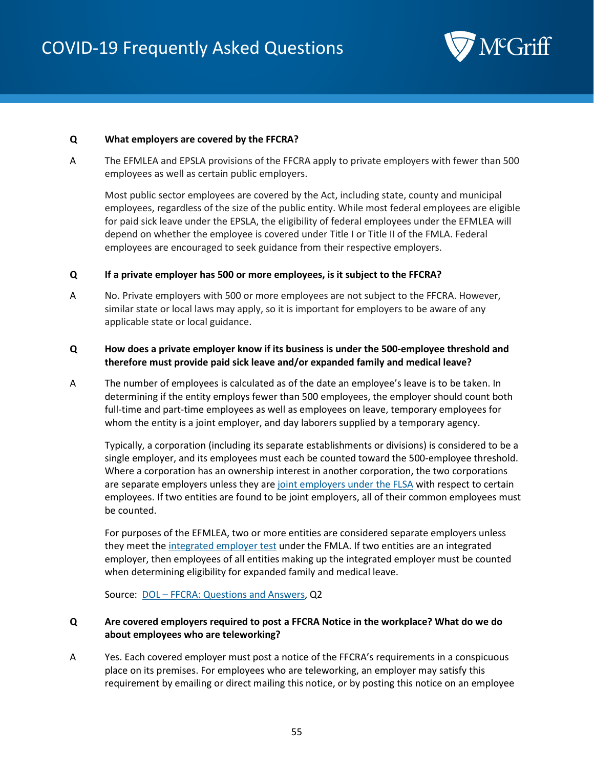**Q What employers are covered by the FFCRA?**

A The EFMLEA and EPSLA provisions of the FFCRA apply to private employers with fewer than 500 employees as well as certain public employers.

Most public sector employees are covered by the Act, including state, county and municipal employees, regardless of the size of the public entity. While most federal employees are eligible for paid sick leave under the EPSLA, the eligibility of federal employees under the EFMLEA will depend on whether the employee is covered under Title I or Title II of the FMLA. Federal employees are encouraged to seek guidance from their respective employers.

**Q If a private employer has 500 or more employees, is it subject to the FFCRA?**

A No. Private employers with 500 or more employees are not subject to the FFCRA. However, similar state or local laws may apply, so it is important for employers to be aware of any applicable state or local guidance.

**Q How does a private employer know if its business is under the 500-employee threshold and therefore must provide paid sick leave and/or expanded family and medical leave?**

A The number of employees is calculated as of the date an employee's leave is to be taken. In determining if the entity employs fewer than 500 employees, the employer should count both full-time and part-time employees as well as employees on leave, temporary employees for whom the entity is a joint employer, and day laborers supplied by a temporary agency.

Typically, a corporation (including its separate establishments or divisions) is considered to be a single employer, and its employees must each be counted toward the 500-employee threshold. Where a corporation has an ownership interest in another corporation, the two corporations are separate employers unless they are joint employers under the FLSA with respect to certain employees. If two entities are found to be joint employers, all of their common employees must be counted.

For purposes of the EFMLEA, two or more entities are considered separate employers unless they meet the integrated employer test under the FMLA. If two entities are an integrated employer, then employees of all entities making up the integrated employer must be counted when determining eligibility for expanded family and medical leave.

Source: DOL – FFCRA: Questions and Answers, Q2

**Q Are covered employers required to post a FFCRA Notice in the workplace? What do we do about employees who are teleworking?**

A Yes. Each covered employer must post a notice of the FFCRA's requirements in a conspicuous place on its premises. For employees who are teleworking, an employer may satisfy this requirement by emailing or direct mailing this notice, or by posting this notice on an employee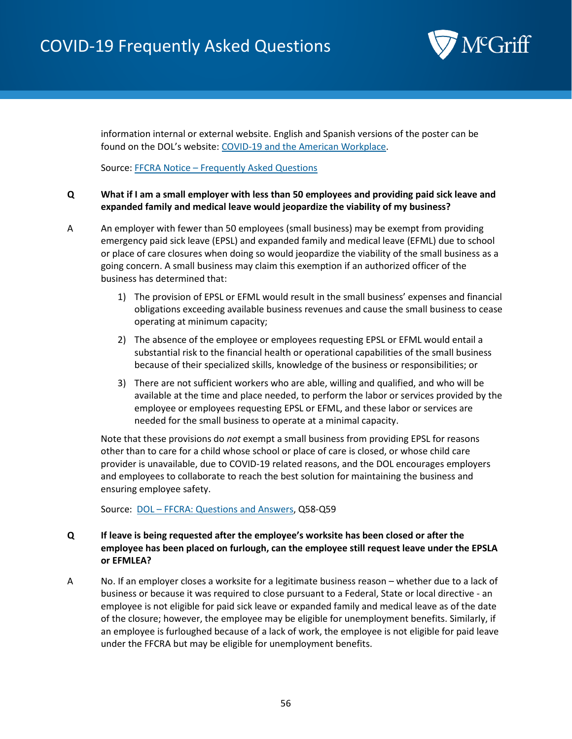information internal or external website. English and Spanish versions of the poster can be found on the DOL's website: [COVID-19 and the American Workplace](#).

Source: [FFCRA Notice – Frequently Asked Questions](#)

**Q What if I am a small employer with less than 50 employees and providing paid sick leave and expanded family and medical leave would jeopardize the viability of my business?**

A An employer with fewer than 50 employees (small business) may be exempt from providing emergency paid sick leave (EPSL) and expanded family and medical leave (EFML) due to school or place of care closures when doing so would jeopardize the viability of the small business as a going concern. A small business may claim this exemption if an authorized officer of the business has determined that:

1) The provision of EPSL or EFML would result in the small business' expenses and financial obligations exceeding available business revenues and cause the small business to cease operating at minimum capacity;
2) The absence of the employee or employees requesting EPSL or EFML would entail a substantial risk to the financial health or operational capabilities of the small business because of their specialized skills, knowledge of the business or responsibilities; or
3) There are not sufficient workers who are able, willing and qualified, and who will be available at the time and place needed, to perform the labor or services provided by the employee or employees requesting EPSL or EFML, and these labor or services are needed for the small business to operate at a minimal capacity.

Note that these provisions do *not* exempt a small business from providing EPSL for reasons other than to care for a child whose school or place of care is closed, or whose child care provider is unavailable, due to COVID-19 related reasons, and the DOL encourages employers and employees to collaborate to reach the best solution for maintaining the business and ensuring employee safety.

Source: [DOL – FFCRA: Questions and Answers](#), Q58-Q59

**Q If leave is being requested after the employee's worksite has been closed or after the employee has been placed on furlough, can the employee still request leave under the EPSLA or EFMLEA?**

A No. If an employer closes a worksite for a legitimate business reason – whether due to a lack of business or because it was required to close pursuant to a Federal, State or local directive - an employee is not eligible for paid sick leave or expanded family and medical leave as of the date of the closure; however, the employee may be eligible for unemployment benefits. Similarly, if an employee is furloughed because of a lack of work, the employee is not eligible for paid leave under the FFCRA but may be eligible for unemployment benefits.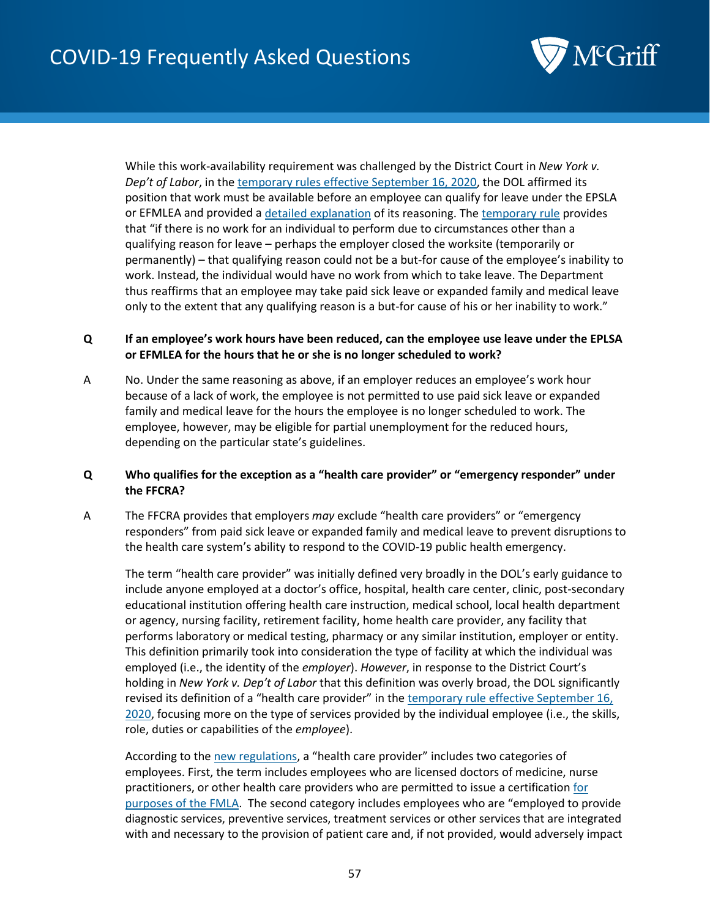While this work-availability requirement was challenged by the District Court in *New York v. Dep't of Labor*, in the temporary rules effective September 16, 2020, the DOL affirmed its position that work must be available before an employee can qualify for leave under the EPSLA or EFMLEA and provided a detailed explanation of its reasoning. The temporary rule provides that "if there is no work for an individual to perform due to circumstances other than a qualifying reason for leave – perhaps the employer closed the worksite (temporarily or permanently) – that qualifying reason could not be a but-for cause of the employee's inability to work. Instead, the individual would have no work from which to take leave. The Department thus reaffirms that an employee may take paid sick leave or expanded family and medical leave only to the extent that any qualifying reason is a but-for cause of his or her inability to work."

**Q** **If an employee's work hours have been reduced, can the employee use leave under the EPLSA or EFMLEA for the hours that he or she is no longer scheduled to work?**

A No. Under the same reasoning as above, if an employer reduces an employee's work hour because of a lack of work, the employee is not permitted to use paid sick leave or expanded family and medical leave for the hours the employee is no longer scheduled to work. The employee, however, may be eligible for partial unemployment for the reduced hours, depending on the particular state's guidelines.

**Q** **Who qualifies for the exception as a "health care provider" or "emergency responder" under the FFCRA?**

A The FFCRA provides that employers *may* exclude "health care providers" or "emergency responders" from paid sick leave or expanded family and medical leave to prevent disruptions to the health care system's ability to respond to the COVID-19 public health emergency.

The term "health care provider" was initially defined very broadly in the DOL's early guidance to include anyone employed at a doctor's office, hospital, health care center, clinic, post-secondary educational institution offering health care instruction, medical school, local health department or agency, nursing facility, retirement facility, home health care provider, any facility that performs laboratory or medical testing, pharmacy or any similar institution, employer or entity. This definition primarily took into consideration the type of facility at which the individual was employed (i.e., the identity of the *employer*). *However*, in response to the District Court's holding in *New York v. Dep't of Labor* that this definition was overly broad, the DOL significantly revised its definition of a "health care provider" in the temporary rule effective September 16, 2020, focusing more on the type of services provided by the individual employee (i.e., the skills, role, duties or capabilities of the *employee*).

According to the new regulations, a "health care provider" includes two categories of employees. First, the term includes employees who are licensed doctors of medicine, nurse practitioners, or other health care providers who are permitted to issue a certification for purposes of the FMLA. The second category includes employees who are "employed to provide diagnostic services, preventive services, treatment services or other services that are integrated with and necessary to the provision of patient care and, if not provided, would adversely impact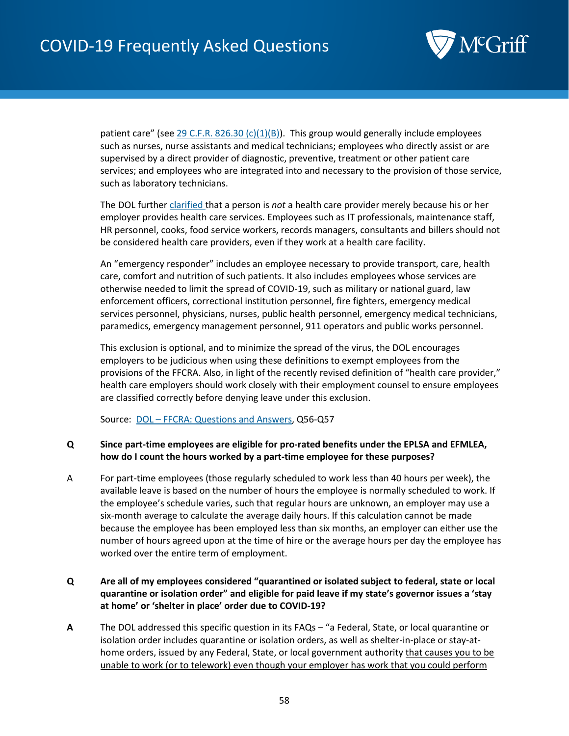patient care" (see [29 C.F.R. 826.30 (c)(1)(B)]). This group would generally include employees such as nurses, nurse assistants and medical technicians; employees who directly assist or are supervised by a direct provider of diagnostic, preventive, treatment or other patient care services; and employees who are integrated into and necessary to the provision of those service, such as laboratory technicians.

The DOL further clarified that a person is *not* a health care provider merely because his or her employer provides health care services. Employees such as IT professionals, maintenance staff, HR personnel, cooks, food service workers, records managers, consultants and billers should not be considered health care providers, even if they work at a health care facility.

An "emergency responder" includes an employee necessary to provide transport, care, health care, comfort and nutrition of such patients. It also includes employees whose services are otherwise needed to limit the spread of COVID-19, such as military or national guard, law enforcement officers, correctional institution personnel, fire fighters, emergency medical services personnel, physicians, nurses, public health personnel, emergency medical technicians, paramedics, emergency management personnel, 911 operators and public works personnel.

This exclusion is optional, and to minimize the spread of the virus, the DOL encourages employers to be judicious when using these definitions to exempt employees from the provisions of the FFCRA. Also, in light of the recently revised definition of "health care provider," health care employers should work closely with their employment counsel to ensure employees are classified correctly before denying leave under this exclusion.

Source: DOL – FFCRA: Questions and Answers, Q56-Q57

**Q Since part-time employees are eligible for pro-rated benefits under the EPLSA and EFMLEA, how do I count the hours worked by a part-time employee for these purposes?**

A For part-time employees (those regularly scheduled to work less than 40 hours per week), the available leave is based on the number of hours the employee is normally scheduled to work. If the employee's schedule varies, such that regular hours are unknown, an employer may use a six-month average to calculate the average daily hours. If this calculation cannot be made because the employee has been employed less than six months, an employer can either use the number of hours agreed upon at the time of hire or the average hours per day the employee has worked over the entire term of employment.

**Q Are all of my employees considered "quarantined or isolated subject to federal, state or local quarantine or isolation order" and eligible for paid leave if my state's governor issues a 'stay at home' or 'shelter in place' order due to COVID-19?**

**A** The DOL addressed this specific question in its FAQs – "a Federal, State, or local quarantine or isolation order includes quarantine or isolation orders, as well as shelter-in-place or stay-at-home orders, issued by any Federal, State, or local government authority <u>that causes you to be unable to work (or to telework) even though your employer has work that you could perform</u>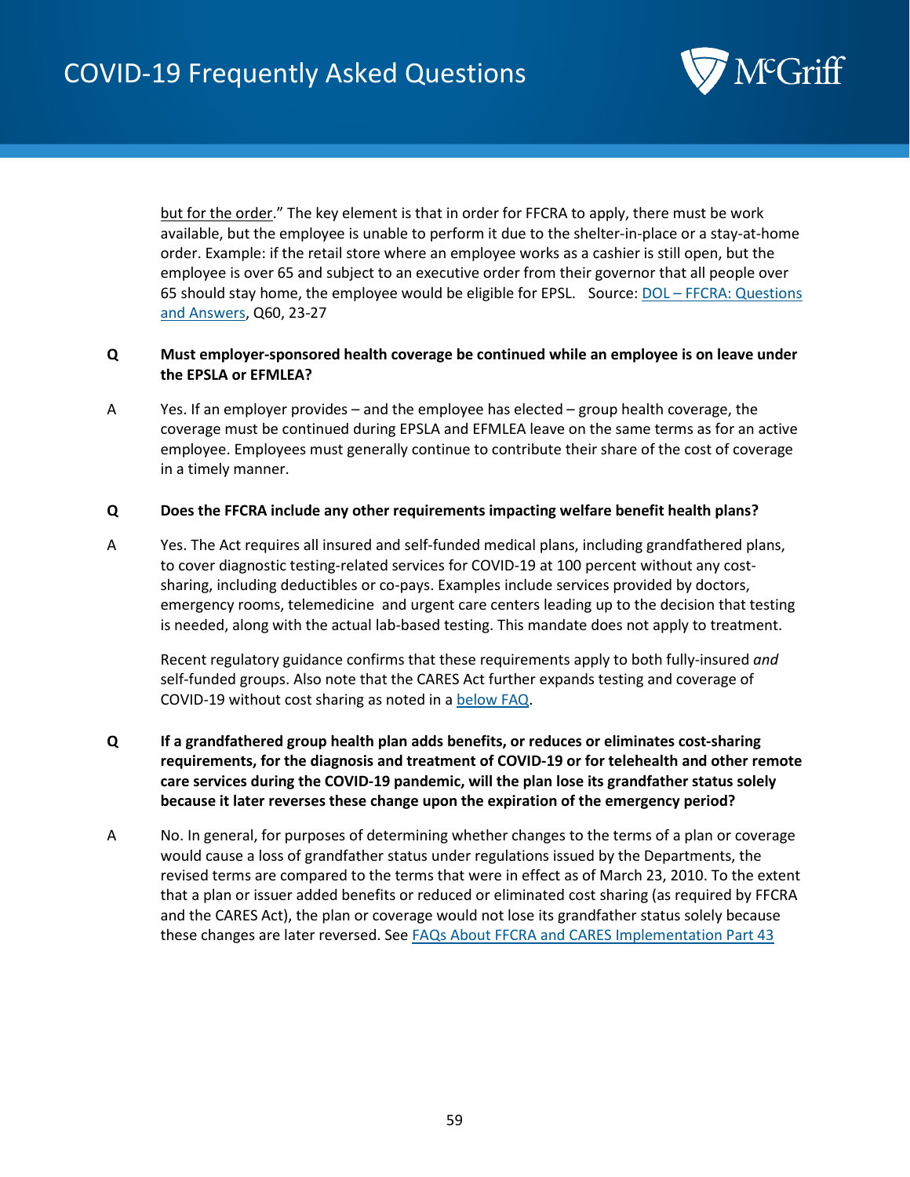but for the order." The key element is that in order for FFCRA to apply, there must be work available, but the employee is unable to perform it due to the shelter-in-place or a stay-at-home order. Example: if the retail store where an employee works as a cashier is still open, but the employee is over 65 and subject to an executive order from their governor that all people over 65 should stay home, the employee would be eligible for EPSL. Source: DOL – FFCRA: Questions and Answers, Q60, 23-27

**Q Must employer-sponsored health coverage be continued while an employee is on leave under the EPSLA or EFMLEA?**

A Yes. If an employer provides – and the employee has elected – group health coverage, the coverage must be continued during EPSLA and EFMLEA leave on the same terms as for an active employee. Employees must generally continue to contribute their share of the cost of coverage in a timely manner.

**Q Does the FFCRA include any other requirements impacting welfare benefit health plans?**

A Yes. The Act requires all insured and self-funded medical plans, including grandfathered plans, to cover diagnostic testing-related services for COVID-19 at 100 percent without any cost-sharing, including deductibles or co-pays. Examples include services provided by doctors, emergency rooms, telemedicine and urgent care centers leading up to the decision that testing is needed, along with the actual lab-based testing. This mandate does not apply to treatment.

Recent regulatory guidance confirms that these requirements apply to both fully-insured *and* self-funded groups. Also note that the CARES Act further expands testing and coverage of COVID-19 without cost sharing as noted in a below FAQ.

**Q If a grandfathered group health plan adds benefits, or reduces or eliminates cost-sharing requirements, for the diagnosis and treatment of COVID-19 or for telehealth and other remote care services during the COVID-19 pandemic, will the plan lose its grandfather status solely because it later reverses these change upon the expiration of the emergency period?**

A No. In general, for purposes of determining whether changes to the terms of a plan or coverage would cause a loss of grandfather status under regulations issued by the Departments, the revised terms are compared to the terms that were in effect as of March 23, 2010. To the extent that a plan or issuer added benefits or reduced or eliminated cost sharing (as required by FFCRA and the CARES Act), the plan or coverage would not lose its grandfather status solely because these changes are later reversed. See FAQs About FFCRA and CARES Implementation Part 43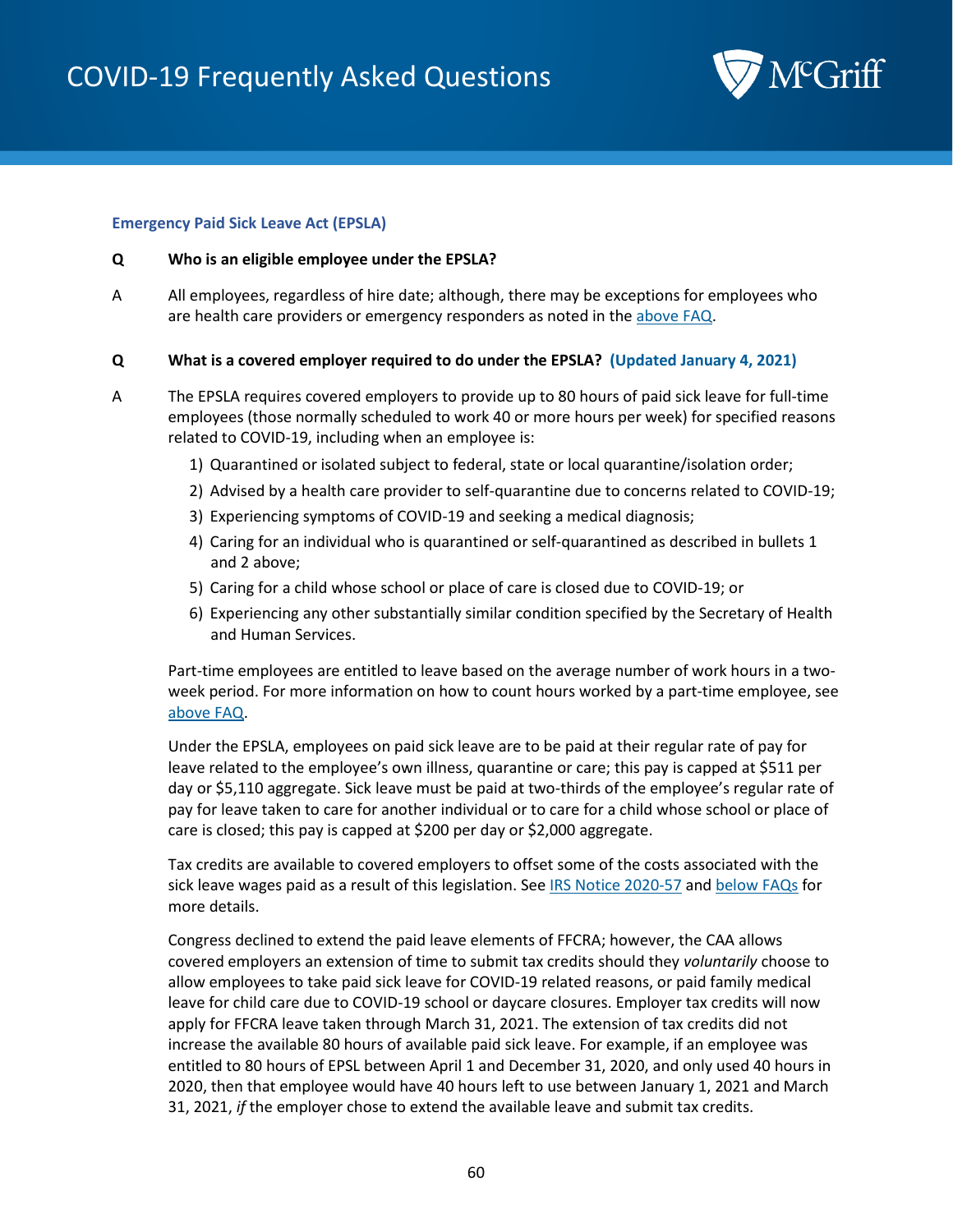### Emergency Paid Sick Leave Act (EPSLA)

**Q Who is an eligible employee under the EPSLA?**

A All employees, regardless of hire date; although, there may be exceptions for employees who are health care providers or emergency responders as noted in the above FAQ.

**Q What is a covered employer required to do under the EPSLA? (Updated January 4, 2021)**

A The EPSLA requires covered employers to provide up to 80 hours of paid sick leave for full-time employees (those normally scheduled to work 40 or more hours per week) for specified reasons related to COVID-19, including when an employee is:

1) Quarantined or isolated subject to federal, state or local quarantine/isolation order;
2) Advised by a health care provider to self-quarantine due to concerns related to COVID-19;
3) Experiencing symptoms of COVID-19 and seeking a medical diagnosis;
4) Caring for an individual who is quarantined or self-quarantined as described in bullets 1 and 2 above;
5) Caring for a child whose school or place of care is closed due to COVID-19; or
6) Experiencing any other substantially similar condition specified by the Secretary of Health and Human Services.

Part-time employees are entitled to leave based on the average number of work hours in a two-week period. For more information on how to count hours worked by a part-time employee, see above FAQ.

Under the EPSLA, employees on paid sick leave are to be paid at their regular rate of pay for leave related to the employee's own illness, quarantine or care; this pay is capped at $511 per day or $5,110 aggregate. Sick leave must be paid at two-thirds of the employee's regular rate of pay for leave taken to care for another individual or to care for a child whose school or place of care is closed; this pay is capped at $200 per day or $2,000 aggregate.

Tax credits are available to covered employers to offset some of the costs associated with the sick leave wages paid as a result of this legislation. See IRS Notice 2020-57 and below FAQs for more details.

Congress declined to extend the paid leave elements of FFCRA; however, the CAA allows covered employers an extension of time to submit tax credits should they *voluntarily* choose to allow employees to take paid sick leave for COVID-19 related reasons, or paid family medical leave for child care due to COVID-19 school or daycare closures. Employer tax credits will now apply for FFCRA leave taken through March 31, 2021. The extension of tax credits did not increase the available 80 hours of available paid sick leave. For example, if an employee was entitled to 80 hours of EPSL between April 1 and December 31, 2020, and only used 40 hours in 2020, then that employee would have 40 hours left to use between January 1, 2021 and March 31, 2021, *if* the employer chose to extend the available leave and submit tax credits.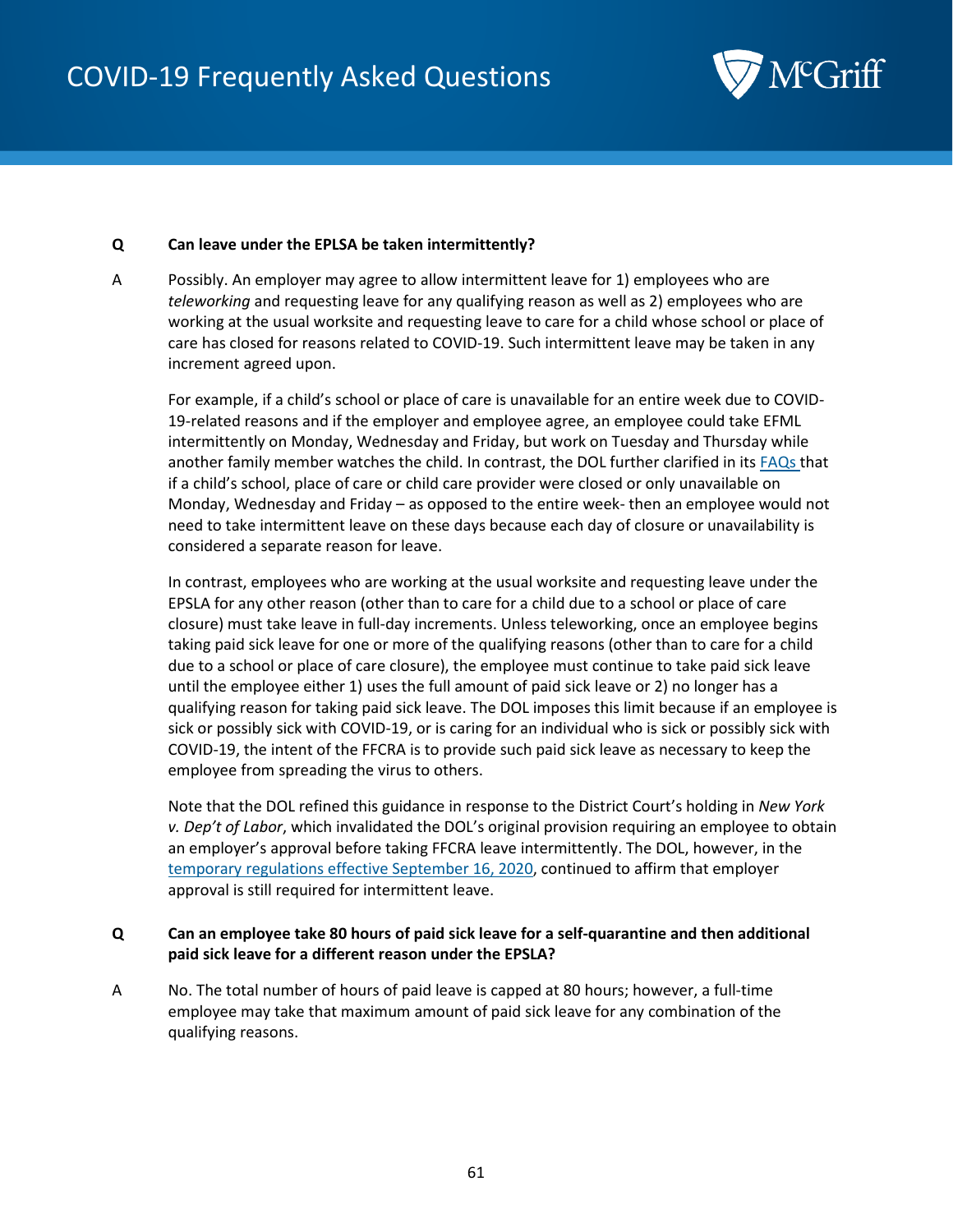**Q** **Can leave under the EPLSA be taken intermittently?**

A Possibly. An employer may agree to allow intermittent leave for 1) employees who are *teleworking* and requesting leave for any qualifying reason as well as 2) employees who are working at the usual worksite and requesting leave to care for a child whose school or place of care has closed for reasons related to COVID-19. Such intermittent leave may be taken in any increment agreed upon.

For example, if a child's school or place of care is unavailable for an entire week due to COVID-19-related reasons and if the employer and employee agree, an employee could take EFML intermittently on Monday, Wednesday and Friday, but work on Tuesday and Thursday while another family member watches the child. In contrast, the DOL further clarified in its FAQs that if a child's school, place of care or child care provider were closed or only unavailable on Monday, Wednesday and Friday – as opposed to the entire week- then an employee would not need to take intermittent leave on these days because each day of closure or unavailability is considered a separate reason for leave.

In contrast, employees who are working at the usual worksite and requesting leave under the EPSLA for any other reason (other than to care for a child due to a school or place of care closure) must take leave in full-day increments. Unless teleworking, once an employee begins taking paid sick leave for one or more of the qualifying reasons (other than to care for a child due to a school or place of care closure), the employee must continue to take paid sick leave until the employee either 1) uses the full amount of paid sick leave or 2) no longer has a qualifying reason for taking paid sick leave. The DOL imposes this limit because if an employee is sick or possibly sick with COVID-19, or is caring for an individual who is sick or possibly sick with COVID-19, the intent of the FFCRA is to provide such paid sick leave as necessary to keep the employee from spreading the virus to others.

Note that the DOL refined this guidance in response to the District Court's holding in *New York v. Dep't of Labor*, which invalidated the DOL's original provision requiring an employee to obtain an employer's approval before taking FFCRA leave intermittently. The DOL, however, in the temporary regulations effective September 16, 2020, continued to affirm that employer approval is still required for intermittent leave.

**Q** **Can an employee take 80 hours of paid sick leave for a self-quarantine and then additional paid sick leave for a different reason under the EPSLA?**

A No. The total number of hours of paid leave is capped at 80 hours; however, a full-time employee may take that maximum amount of paid sick leave for any combination of the qualifying reasons.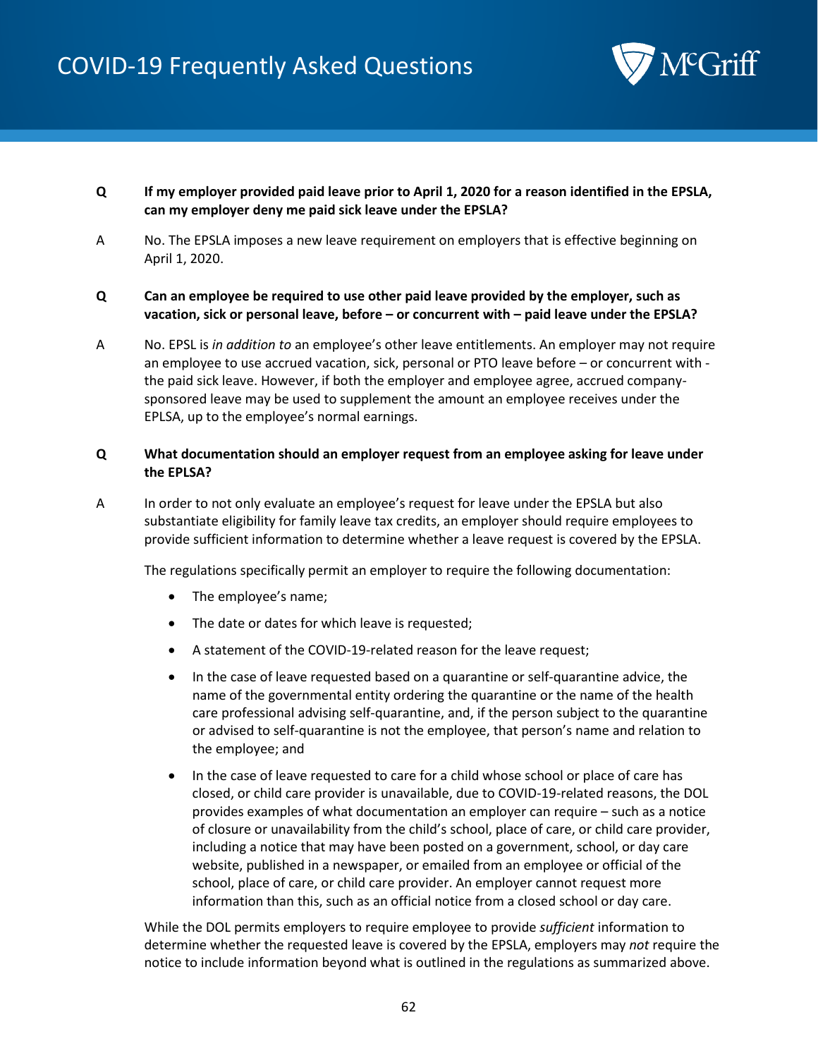**Q** **If my employer provided paid leave prior to April 1, 2020 for a reason identified in the EPSLA, can my employer deny me paid sick leave under the EPSLA?**

A No. The EPSLA imposes a new leave requirement on employers that is effective beginning on April 1, 2020.

**Q** **Can an employee be required to use other paid leave provided by the employer, such as vacation, sick or personal leave, before – or concurrent with – paid leave under the EPSLA?**

A No. EPSL is *in addition to* an employee's other leave entitlements. An employer may not require an employee to use accrued vacation, sick, personal or PTO leave before – or concurrent with - the paid sick leave. However, if both the employer and employee agree, accrued company-sponsored leave may be used to supplement the amount an employee receives under the EPLSA, up to the employee's normal earnings.

**Q** **What documentation should an employer request from an employee asking for leave under the EPLSA?**

A In order to not only evaluate an employee's request for leave under the EPSLA but also substantiate eligibility for family leave tax credits, an employer should require employees to provide sufficient information to determine whether a leave request is covered by the EPSLA.

The regulations specifically permit an employer to require the following documentation:

- The employee's name;
- The date or dates for which leave is requested;
- A statement of the COVID-19-related reason for the leave request;
- In the case of leave requested based on a quarantine or self-quarantine advice, the name of the governmental entity ordering the quarantine or the name of the health care professional advising self-quarantine, and, if the person subject to the quarantine or advised to self-quarantine is not the employee, that person's name and relation to the employee; and
- In the case of leave requested to care for a child whose school or place of care has closed, or child care provider is unavailable, due to COVID-19-related reasons, the DOL provides examples of what documentation an employer can require – such as a notice of closure or unavailability from the child's school, place of care, or child care provider, including a notice that may have been posted on a government, school, or day care website, published in a newspaper, or emailed from an employee or official of the school, place of care, or child care provider. An employer cannot request more information than this, such as an official notice from a closed school or day care.

While the DOL permits employers to require employee to provide *sufficient* information to determine whether the requested leave is covered by the EPSLA, employers may *not* require the notice to include information beyond what is outlined in the regulations as summarized above.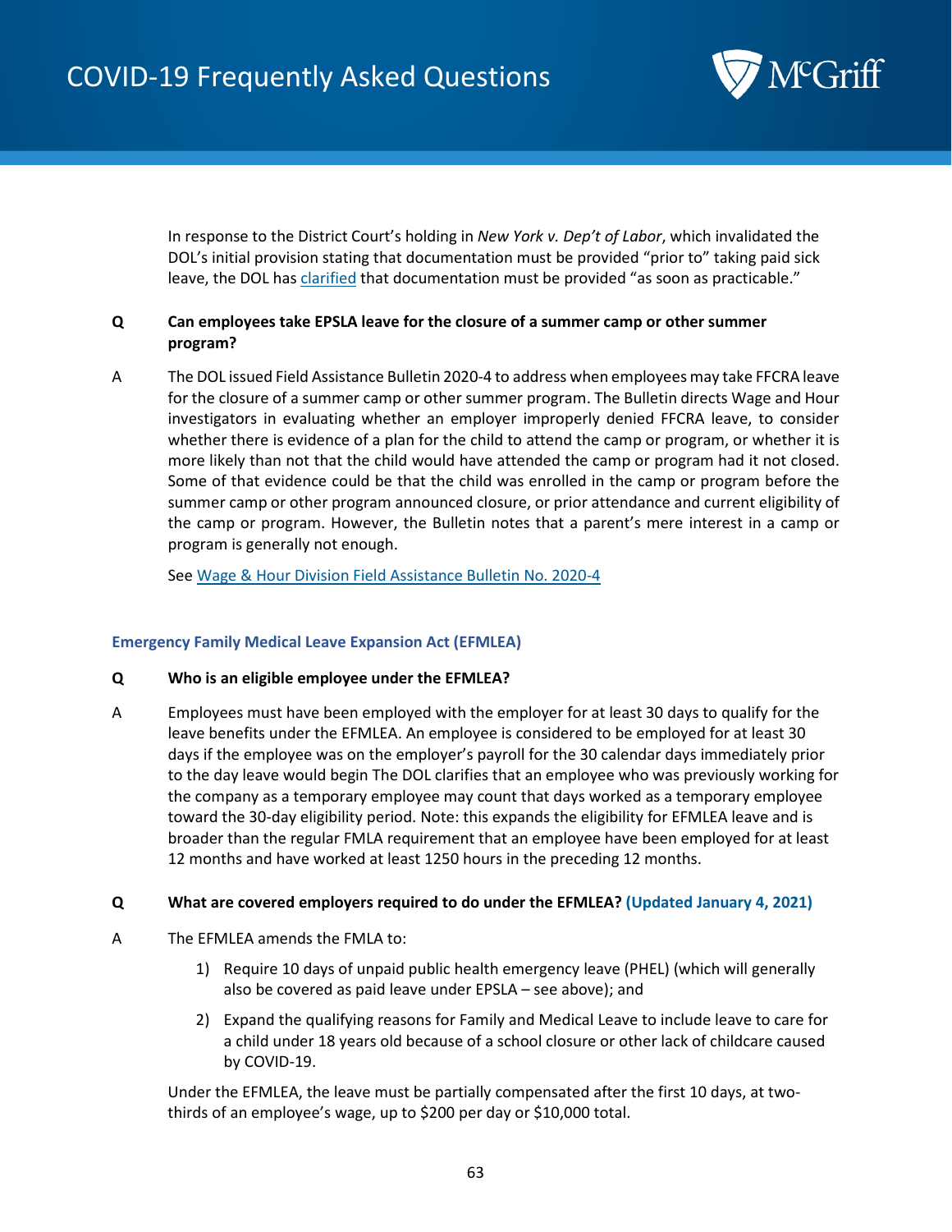In response to the District Court's holding in *New York v. Dep't of Labor*, which invalidated the DOL's initial provision stating that documentation must be provided "prior to" taking paid sick leave, the DOL has clarified that documentation must be provided "as soon as practicable."

**Q Can employees take EPSLA leave for the closure of a summer camp or other summer program?**

A The DOL issued Field Assistance Bulletin 2020-4 to address when employees may take FFCRA leave for the closure of a summer camp or other summer program. The Bulletin directs Wage and Hour investigators in evaluating whether an employer improperly denied FFCRA leave, to consider whether there is evidence of a plan for the child to attend the camp or program, or whether it is more likely than not that the child would have attended the camp or program had it not closed. Some of that evidence could be that the child was enrolled in the camp or program before the summer camp or other program announced closure, or prior attendance and current eligibility of the camp or program. However, the Bulletin notes that a parent's mere interest in a camp or program is generally not enough.

See Wage & Hour Division Field Assistance Bulletin No. 2020-4

### Emergency Family Medical Leave Expansion Act (EFMLEA)

**Q Who is an eligible employee under the EFMLEA?**

A Employees must have been employed with the employer for at least 30 days to qualify for the leave benefits under the EFMLEA. An employee is considered to be employed for at least 30 days if the employee was on the employer's payroll for the 30 calendar days immediately prior to the day leave would begin The DOL clarifies that an employee who was previously working for the company as a temporary employee may count that days worked as a temporary employee toward the 30-day eligibility period. Note: this expands the eligibility for EFMLEA leave and is broader than the regular FMLA requirement that an employee have been employed for at least 12 months and have worked at least 1250 hours in the preceding 12 months.

**Q What are covered employers required to do under the EFMLEA? (Updated January 4, 2021)**

A The EFMLEA amends the FMLA to:

1) Require 10 days of unpaid public health emergency leave (PHEL) (which will generally also be covered as paid leave under EPSLA – see above); and
2) Expand the qualifying reasons for Family and Medical Leave to include leave to care for a child under 18 years old because of a school closure or other lack of childcare caused by COVID-19.

Under the EFMLEA, the leave must be partially compensated after the first 10 days, at two-thirds of an employee's wage, up to $200 per day or $10,000 total.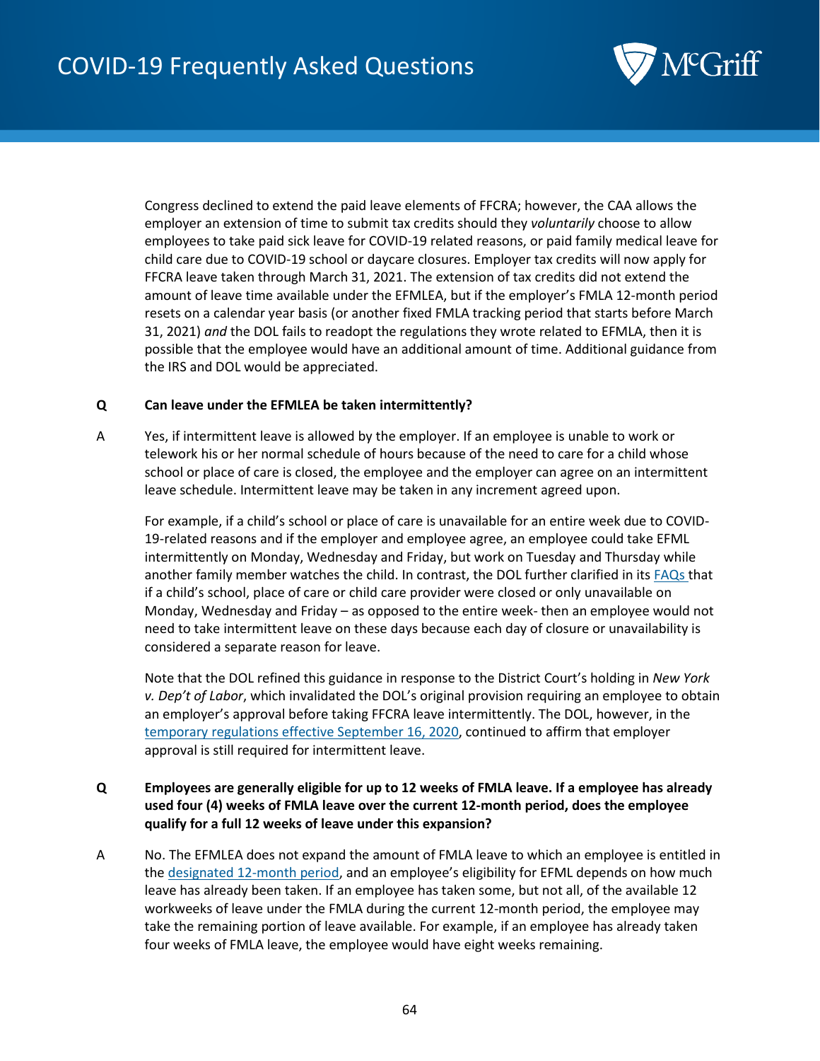Congress declined to extend the paid leave elements of FFCRA; however, the CAA allows the employer an extension of time to submit tax credits should they *voluntarily* choose to allow employees to take paid sick leave for COVID-19 related reasons, or paid family medical leave for child care due to COVID-19 school or daycare closures. Employer tax credits will now apply for FFCRA leave taken through March 31, 2021. The extension of tax credits did not extend the amount of leave time available under the EFMLEA, but if the employer's FMLA 12-month period resets on a calendar year basis (or another fixed FMLA tracking period that starts before March 31, 2021) *and* the DOL fails to readopt the regulations they wrote related to EFMLA, then it is possible that the employee would have an additional amount of time. Additional guidance from the IRS and DOL would be appreciated.

**Q Can leave under the EFMLEA be taken intermittently?**

A Yes, if intermittent leave is allowed by the employer. If an employee is unable to work or telework his or her normal schedule of hours because of the need to care for a child whose school or place of care is closed, the employee and the employer can agree on an intermittent leave schedule. Intermittent leave may be taken in any increment agreed upon.

For example, if a child's school or place of care is unavailable for an entire week due to COVID-19-related reasons and if the employer and employee agree, an employee could take EFML intermittently on Monday, Wednesday and Friday, but work on Tuesday and Thursday while another family member watches the child. In contrast, the DOL further clarified in its FAQs that if a child's school, place of care or child care provider were closed or only unavailable on Monday, Wednesday and Friday – as opposed to the entire week- then an employee would not need to take intermittent leave on these days because each day of closure or unavailability is considered a separate reason for leave.

Note that the DOL refined this guidance in response to the District Court's holding in *New York v. Dep't of Labor*, which invalidated the DOL's original provision requiring an employee to obtain an employer's approval before taking FFCRA leave intermittently. The DOL, however, in the temporary regulations effective September 16, 2020, continued to affirm that employer approval is still required for intermittent leave.

**Q Employees are generally eligible for up to 12 weeks of FMLA leave. If a employee has already used four (4) weeks of FMLA leave over the current 12-month period, does the employee qualify for a full 12 weeks of leave under this expansion?**

A No. The EFMLEA does not expand the amount of FMLA leave to which an employee is entitled in the designated 12-month period, and an employee's eligibility for EFML depends on how much leave has already been taken. If an employee has taken some, but not all, of the available 12 workweeks of leave under the FMLA during the current 12-month period, the employee may take the remaining portion of leave available. For example, if an employee has already taken four weeks of FMLA leave, the employee would have eight weeks remaining.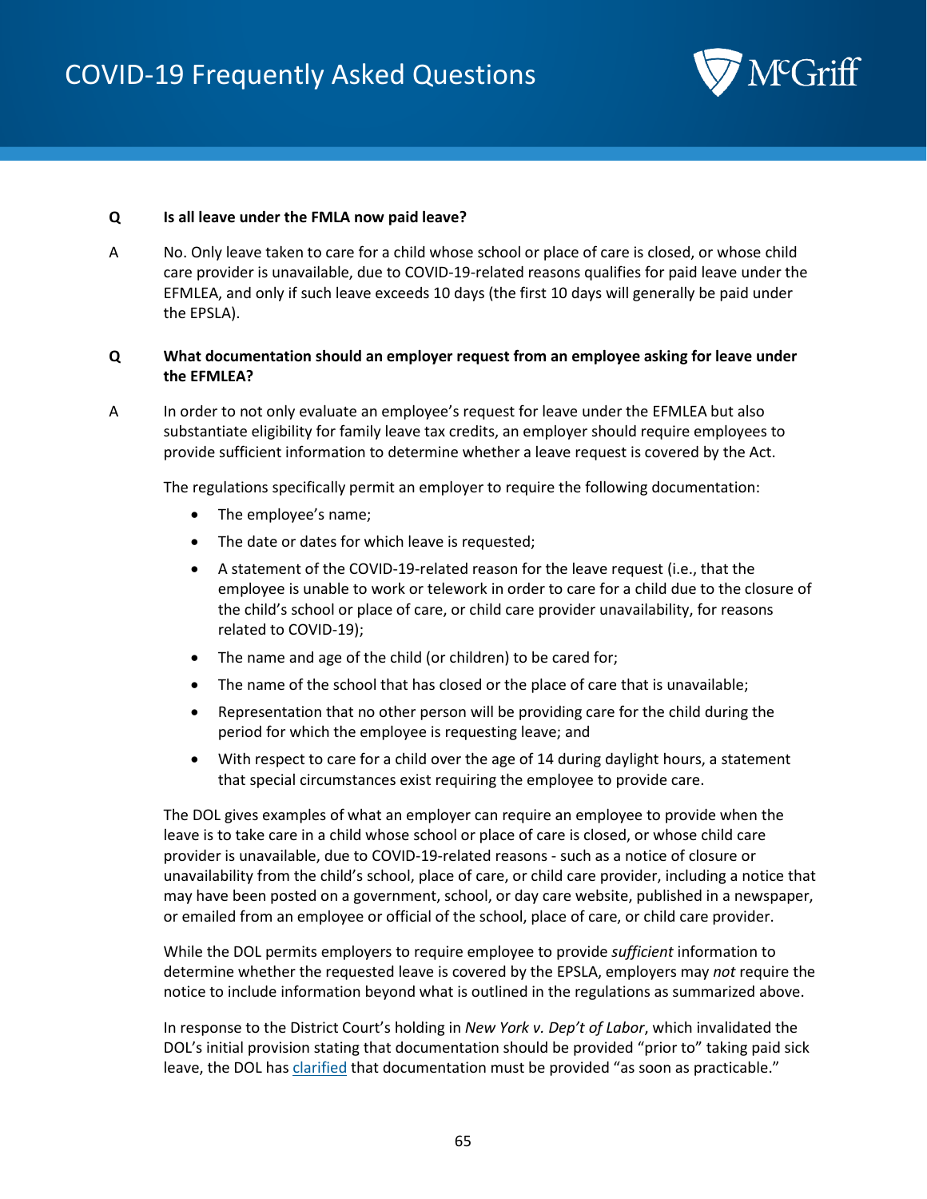**Q Is all leave under the FMLA now paid leave?**

A No. Only leave taken to care for a child whose school or place of care is closed, or whose child care provider is unavailable, due to COVID-19-related reasons qualifies for paid leave under the EFMLEA, and only if such leave exceeds 10 days (the first 10 days will generally be paid under the EPSLA).

**Q What documentation should an employer request from an employee asking for leave under the EFMLEA?**

A In order to not only evaluate an employee's request for leave under the EFMLEA but also substantiate eligibility for family leave tax credits, an employer should require employees to provide sufficient information to determine whether a leave request is covered by the Act.

The regulations specifically permit an employer to require the following documentation:

- The employee's name;
- The date or dates for which leave is requested;
- A statement of the COVID-19-related reason for the leave request (i.e., that the employee is unable to work or telework in order to care for a child due to the closure of the child's school or place of care, or child care provider unavailability, for reasons related to COVID-19);
- The name and age of the child (or children) to be cared for;
- The name of the school that has closed or the place of care that is unavailable;
- Representation that no other person will be providing care for the child during the period for which the employee is requesting leave; and
- With respect to care for a child over the age of 14 during daylight hours, a statement that special circumstances exist requiring the employee to provide care.

The DOL gives examples of what an employer can require an employee to provide when the leave is to take care in a child whose school or place of care is closed, or whose child care provider is unavailable, due to COVID-19-related reasons - such as a notice of closure or unavailability from the child's school, place of care, or child care provider, including a notice that may have been posted on a government, school, or day care website, published in a newspaper, or emailed from an employee or official of the school, place of care, or child care provider.

While the DOL permits employers to require employee to provide *sufficient* information to determine whether the requested leave is covered by the EPSLA, employers may *not* require the notice to include information beyond what is outlined in the regulations as summarized above.

In response to the District Court's holding in *New York v. Dep't of Labor*, which invalidated the DOL's initial provision stating that documentation should be provided "prior to" taking paid sick leave, the DOL has clarified that documentation must be provided "as soon as practicable."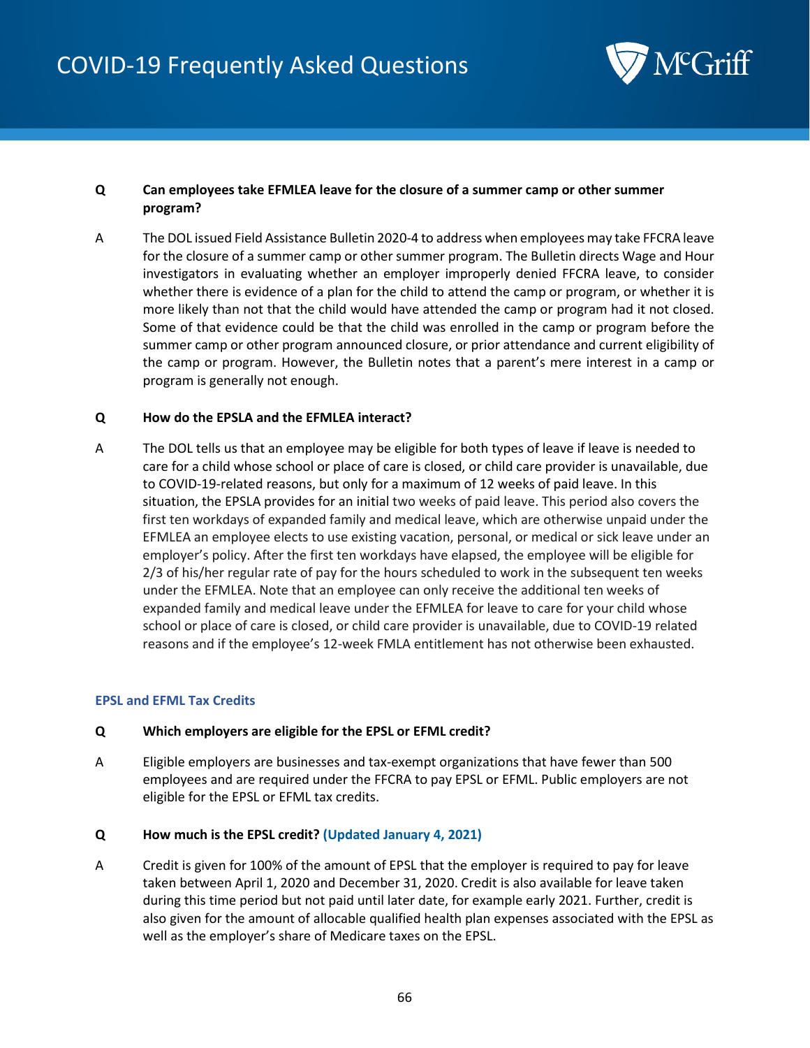**Q Can employees take EFMLEA leave for the closure of a summer camp or other summer program?**

A The DOL issued Field Assistance Bulletin 2020-4 to address when employees may take FFCRA leave for the closure of a summer camp or other summer program. The Bulletin directs Wage and Hour investigators in evaluating whether an employer improperly denied FFCRA leave, to consider whether there is evidence of a plan for the child to attend the camp or program, or whether it is more likely than not that the child would have attended the camp or program had it not closed. Some of that evidence could be that the child was enrolled in the camp or program before the summer camp or other program announced closure, or prior attendance and current eligibility of the camp or program. However, the Bulletin notes that a parent's mere interest in a camp or program is generally not enough.

**Q How do the EPSLA and the EFMLEA interact?**

A The DOL tells us that an employee may be eligible for both types of leave if leave is needed to care for a child whose school or place of care is closed, or child care provider is unavailable, due to COVID-19-related reasons, but only for a maximum of 12 weeks of paid leave. In this situation, the EPSLA provides for an initial two weeks of paid leave. This period also covers the first ten workdays of expanded family and medical leave, which are otherwise unpaid under the EFMLEA an employee elects to use existing vacation, personal, or medical or sick leave under an employer's policy. After the first ten workdays have elapsed, the employee will be eligible for 2/3 of his/her regular rate of pay for the hours scheduled to work in the subsequent ten weeks under the EFMLEA. Note that an employee can only receive the additional ten weeks of expanded family and medical leave under the EFMLEA for leave to care for your child whose school or place of care is closed, or child care provider is unavailable, due to COVID-19 related reasons and if the employee's 12-week FMLA entitlement has not otherwise been exhausted.

### EPSL and EFML Tax Credits

**Q Which employers are eligible for the EPSL or EFML credit?**

A Eligible employers are businesses and tax-exempt organizations that have fewer than 500 employees and are required under the FFCRA to pay EPSL or EFML. Public employers are not eligible for the EPSL or EFML tax credits.

**Q How much is the EPSL credit? (Updated January 4, 2021)**

A Credit is given for 100% of the amount of EPSL that the employer is required to pay for leave taken between April 1, 2020 and December 31, 2020. Credit is also available for leave taken during this time period but not paid until later date, for example early 2021. Further, credit is also given for the amount of allocable qualified health plan expenses associated with the EPSL as well as the employer's share of Medicare taxes on the EPSL.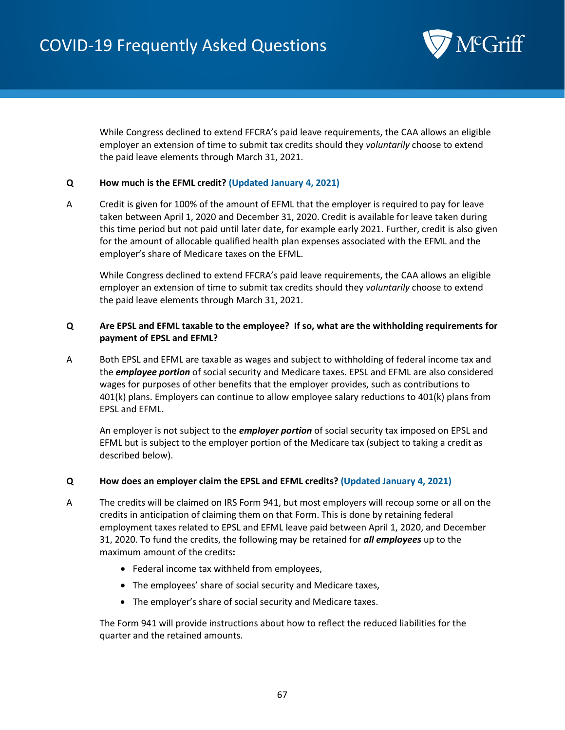While Congress declined to extend FFCRA's paid leave requirements, the CAA allows an eligible employer an extension of time to submit tax credits should they *voluntarily* choose to extend the paid leave elements through March 31, 2021.

**Q How much is the EFML credit? (Updated January 4, 2021)**

A Credit is given for 100% of the amount of EFML that the employer is required to pay for leave taken between April 1, 2020 and December 31, 2020. Credit is available for leave taken during this time period but not paid until later date, for example early 2021. Further, credit is also given for the amount of allocable qualified health plan expenses associated with the EFML and the employer's share of Medicare taxes on the EFML.

While Congress declined to extend FFCRA's paid leave requirements, the CAA allows an eligible employer an extension of time to submit tax credits should they *voluntarily* choose to extend the paid leave elements through March 31, 2021.

**Q Are EPSL and EFML taxable to the employee? If so, what are the withholding requirements for payment of EPSL and EFML?**

A Both EPSL and EFML are taxable as wages and subject to withholding of federal income tax and the ***employee portion*** of social security and Medicare taxes. EPSL and EFML are also considered wages for purposes of other benefits that the employer provides, such as contributions to 401(k) plans. Employers can continue to allow employee salary reductions to 401(k) plans from EPSL and EFML.

An employer is not subject to the ***employer portion*** of social security tax imposed on EPSL and EFML but is subject to the employer portion of the Medicare tax (subject to taking a credit as described below).

**Q How does an employer claim the EPSL and EFML credits? (Updated January 4, 2021)**

A The credits will be claimed on IRS Form 941, but most employers will recoup some or all on the credits in anticipation of claiming them on that Form. This is done by retaining federal employment taxes related to EPSL and EFML leave paid between April 1, 2020, and December 31, 2020. To fund the credits, the following may be retained for ***all employees*** up to the maximum amount of the credits**:**

- Federal income tax withheld from employees,
- The employees' share of social security and Medicare taxes,
- The employer's share of social security and Medicare taxes.

The Form 941 will provide instructions about how to reflect the reduced liabilities for the quarter and the retained amounts.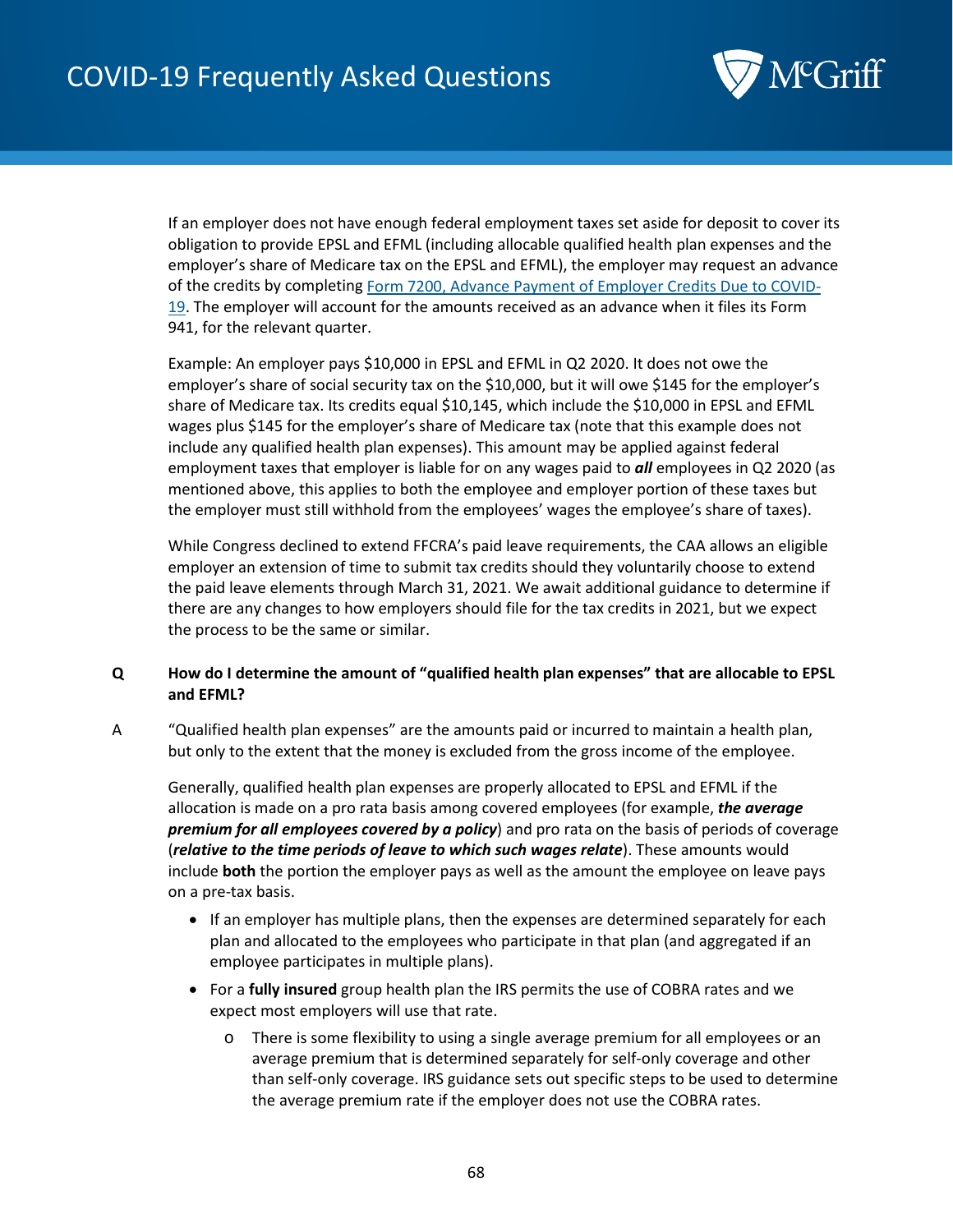If an employer does not have enough federal employment taxes set aside for deposit to cover its obligation to provide EPSL and EFML (including allocable qualified health plan expenses and the employer's share of Medicare tax on the EPSL and EFML), the employer may request an advance of the credits by completing [Form 7200, Advance Payment of Employer Credits Due to COVID-19](). The employer will account for the amounts received as an advance when it files its Form 941, for the relevant quarter.

Example: An employer pays $10,000 in EPSL and EFML in Q2 2020. It does not owe the employer's share of social security tax on the $10,000, but it will owe $145 for the employer's share of Medicare tax. Its credits equal $10,145, which include the $10,000 in EPSL and EFML wages plus $145 for the employer's share of Medicare tax (note that this example does not include any qualified health plan expenses). This amount may be applied against federal employment taxes that employer is liable for on any wages paid to ***all*** employees in Q2 2020 (as mentioned above, this applies to both the employee and employer portion of these taxes but the employer must still withhold from the employees' wages the employee's share of taxes).

While Congress declined to extend FFCRA's paid leave requirements, the CAA allows an eligible employer an extension of time to submit tax credits should they voluntarily choose to extend the paid leave elements through March 31, 2021. We await additional guidance to determine if there are any changes to how employers should file for the tax credits in 2021, but we expect the process to be the same or similar.

**Q How do I determine the amount of "qualified health plan expenses" that are allocable to EPSL and EFML?**

A "Qualified health plan expenses" are the amounts paid or incurred to maintain a health plan, but only to the extent that the money is excluded from the gross income of the employee.

Generally, qualified health plan expenses are properly allocated to EPSL and EFML if the allocation is made on a pro rata basis among covered employees (for example, ***the average premium for all employees covered by a policy***) and pro rata on the basis of periods of coverage (***relative to the time periods of leave to which such wages relate***). These amounts would include **both** the portion the employer pays as well as the amount the employee on leave pays on a pre-tax basis.

- If an employer has multiple plans, then the expenses are determined separately for each plan and allocated to the employees who participate in that plan (and aggregated if an employee participates in multiple plans).
- For a **fully insured** group health plan the IRS permits the use of COBRA rates and we expect most employers will use that rate.
    - There is some flexibility to using a single average premium for all employees or an average premium that is determined separately for self-only coverage and other than self-only coverage. IRS guidance sets out specific steps to be used to determine the average premium rate if the employer does not use the COBRA rates.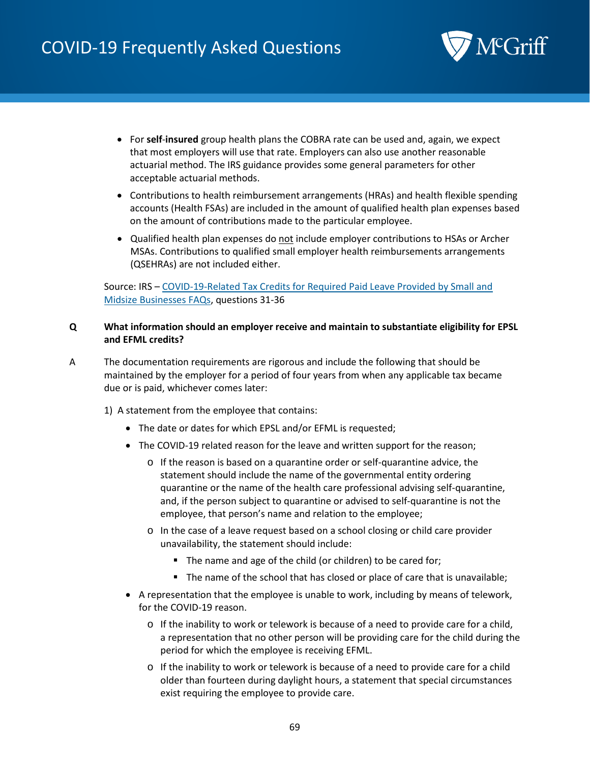- For **self-insured** group health plans the COBRA rate can be used and, again, we expect that most employers will use that rate. Employers can also use another reasonable actuarial method. The IRS guidance provides some general parameters for other acceptable actuarial methods.
- Contributions to health reimbursement arrangements (HRAs) and health flexible spending accounts (Health FSAs) are included in the amount of qualified health plan expenses based on the amount of contributions made to the particular employee.
- Qualified health plan expenses do not include employer contributions to HSAs or Archer MSAs. Contributions to qualified small employer health reimbursements arrangements (QSEHRAs) are not included either.

Source: IRS – COVID-19-Related Tax Credits for Required Paid Leave Provided by Small and Midsize Businesses FAQs, questions 31-36

**Q What information should an employer receive and maintain to substantiate eligibility for EPSL and EFML credits?**

A The documentation requirements are rigorous and include the following that should be maintained by the employer for a period of four years from when any applicable tax became due or is paid, whichever comes later:

1) A statement from the employee that contains:
   - The date or dates for which EPSL and/or EFML is requested;
   - The COVID-19 related reason for the leave and written support for the reason;
     - If the reason is based on a quarantine order or self-quarantine advice, the statement should include the name of the governmental entity ordering quarantine or the name of the health care professional advising self-quarantine, and, if the person subject to quarantine or advised to self-quarantine is not the employee, that person's name and relation to the employee;
     - In the case of a leave request based on a school closing or child care provider unavailability, the statement should include:
       - The name and age of the child (or children) to be cared for;
       - The name of the school that has closed or place of care that is unavailable;
   - A representation that the employee is unable to work, including by means of telework, for the COVID-19 reason.
     - If the inability to work or telework is because of a need to provide care for a child, a representation that no other person will be providing care for the child during the period for which the employee is receiving EFML.
     - If the inability to work or telework is because of a need to provide care for a child older than fourteen during daylight hours, a statement that special circumstances exist requiring the employee to provide care.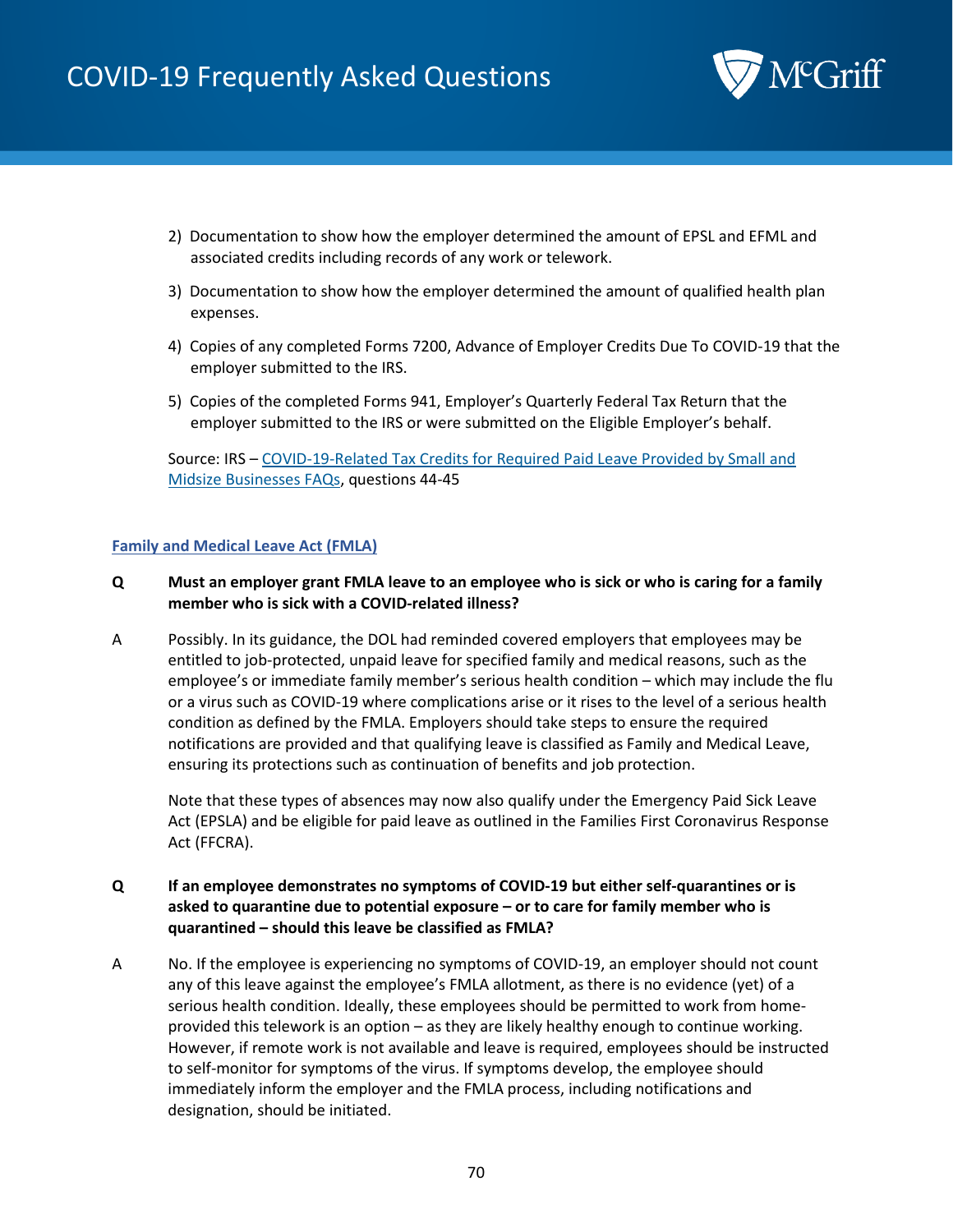2) Documentation to show how the employer determined the amount of EPSL and EFML and associated credits including records of any work or telework.

3) Documentation to show how the employer determined the amount of qualified health plan expenses.

4) Copies of any completed Forms 7200, Advance of Employer Credits Due To COVID-19 that the employer submitted to the IRS.

5) Copies of the completed Forms 941, Employer's Quarterly Federal Tax Return that the employer submitted to the IRS or were submitted on the Eligible Employer's behalf.

Source: IRS – [COVID-19-Related Tax Credits for Required Paid Leave Provided by Small and Midsize Businesses FAQs](), questions 44-45

## Family and Medical Leave Act (FMLA)

**Q Must an employer grant FMLA leave to an employee who is sick or who is caring for a family member who is sick with a COVID-related illness?**

A Possibly. In its guidance, the DOL had reminded covered employers that employees may be entitled to job-protected, unpaid leave for specified family and medical reasons, such as the employee's or immediate family member's serious health condition – which may include the flu or a virus such as COVID-19 where complications arise or it rises to the level of a serious health condition as defined by the FMLA. Employers should take steps to ensure the required notifications are provided and that qualifying leave is classified as Family and Medical Leave, ensuring its protections such as continuation of benefits and job protection.

Note that these types of absences may now also qualify under the Emergency Paid Sick Leave Act (EPSLA) and be eligible for paid leave as outlined in the Families First Coronavirus Response Act (FFCRA).

**Q If an employee demonstrates no symptoms of COVID-19 but either self-quarantines or is asked to quarantine due to potential exposure – or to care for family member who is quarantined – should this leave be classified as FMLA?**

A No. If the employee is experiencing no symptoms of COVID-19, an employer should not count any of this leave against the employee's FMLA allotment, as there is no evidence (yet) of a serious health condition. Ideally, these employees should be permitted to work from home-provided this telework is an option – as they are likely healthy enough to continue working. However, if remote work is not available and leave is required, employees should be instructed to self-monitor for symptoms of the virus. If symptoms develop, the employee should immediately inform the employer and the FMLA process, including notifications and designation, should be initiated.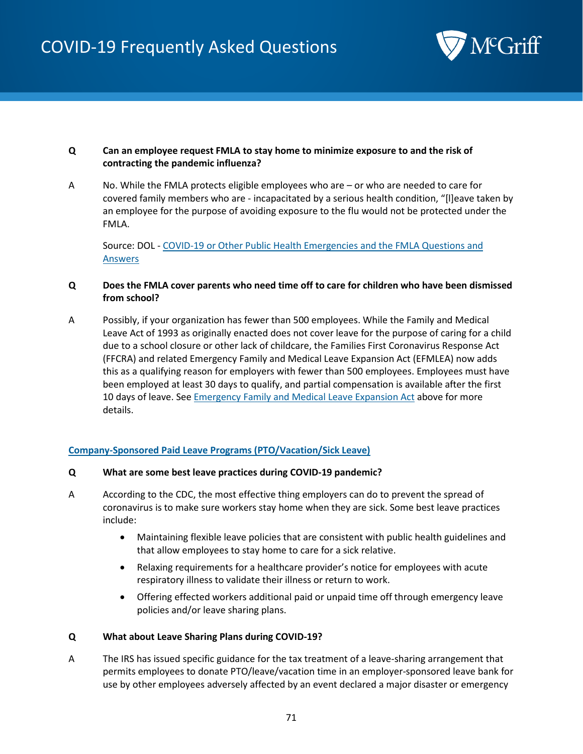**Q Can an employee request FMLA to stay home to minimize exposure to and the risk of contracting the pandemic influenza?**

A No. While the FMLA protects eligible employees who are – or who are needed to care for covered family members who are - incapacitated by a serious health condition, "[l]eave taken by an employee for the purpose of avoiding exposure to the flu would not be protected under the FMLA.

Source: DOL - [COVID-19 or Other Public Health Emergencies and the FMLA Questions and Answers]()

**Q Does the FMLA cover parents who need time off to care for children who have been dismissed from school?**

A Possibly, if your organization has fewer than 500 employees. While the Family and Medical Leave Act of 1993 as originally enacted does not cover leave for the purpose of caring for a child due to a school closure or other lack of childcare, the Families First Coronavirus Response Act (FFCRA) and related Emergency Family and Medical Leave Expansion Act (EFMLEA) now adds this as a qualifying reason for employers with fewer than 500 employees. Employees must have been employed at least 30 days to qualify, and partial compensation is available after the first 10 days of leave. See [Emergency Family and Medical Leave Expansion Act]() above for more details.

## Company-Sponsored Paid Leave Programs (PTO/Vacation/Sick Leave)

**Q What are some best leave practices during COVID-19 pandemic?**

A According to the CDC, the most effective thing employers can do to prevent the spread of coronavirus is to make sure workers stay home when they are sick. Some best leave practices include:

- Maintaining flexible leave policies that are consistent with public health guidelines and that allow employees to stay home to care for a sick relative.
- Relaxing requirements for a healthcare provider's notice for employees with acute respiratory illness to validate their illness or return to work.
- Offering effected workers additional paid or unpaid time off through emergency leave policies and/or leave sharing plans.

**Q What about Leave Sharing Plans during COVID-19?**

A The IRS has issued specific guidance for the tax treatment of a leave-sharing arrangement that permits employees to donate PTO/leave/vacation time in an employer-sponsored leave bank for use by other employees adversely affected by an event declared a major disaster or emergency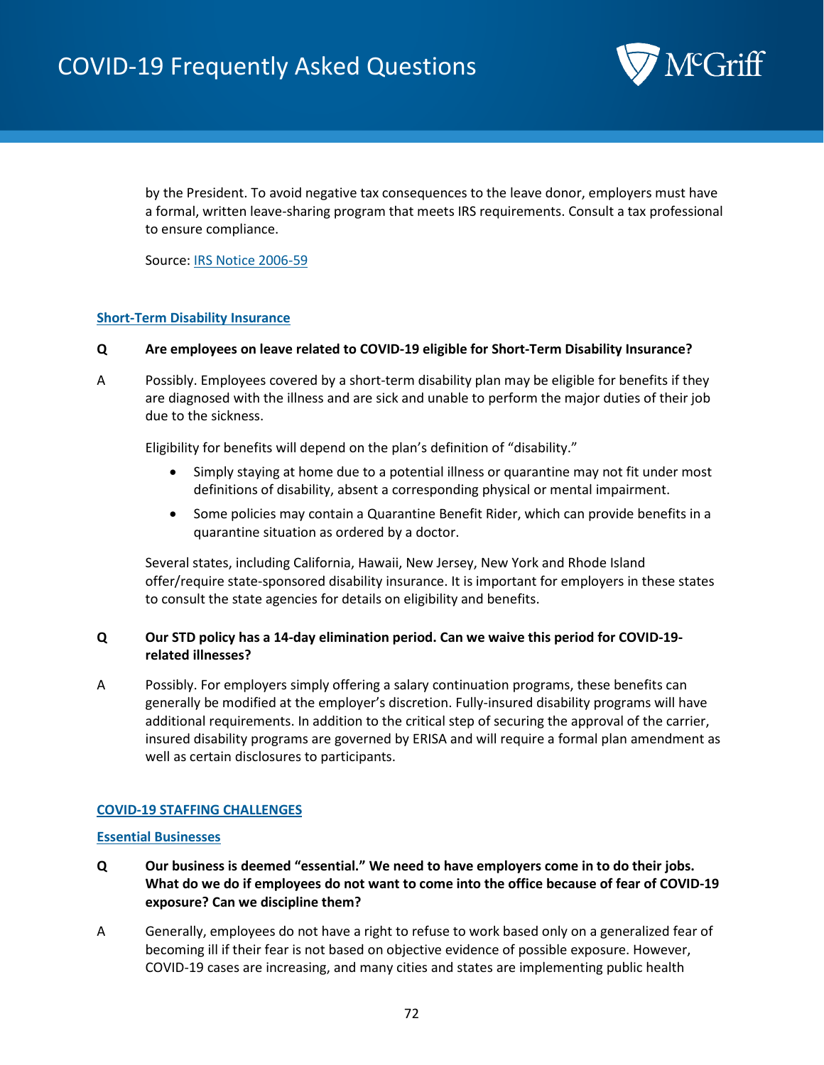by the President. To avoid negative tax consequences to the leave donor, employers must have a formal, written leave-sharing program that meets IRS requirements. Consult a tax professional to ensure compliance.

Source: [IRS Notice 2006-59]

### Short-Term Disability Insurance

**Q Are employees on leave related to COVID-19 eligible for Short-Term Disability Insurance?**

A Possibly. Employees covered by a short-term disability plan may be eligible for benefits if they are diagnosed with the illness and are sick and unable to perform the major duties of their job due to the sickness.

Eligibility for benefits will depend on the plan's definition of "disability."

- Simply staying at home due to a potential illness or quarantine may not fit under most definitions of disability, absent a corresponding physical or mental impairment.
- Some policies may contain a Quarantine Benefit Rider, which can provide benefits in a quarantine situation as ordered by a doctor.

Several states, including California, Hawaii, New Jersey, New York and Rhode Island offer/require state-sponsored disability insurance. It is important for employers in these states to consult the state agencies for details on eligibility and benefits.

**Q Our STD policy has a 14-day elimination period. Can we waive this period for COVID-19-related illnesses?**

A Possibly. For employers simply offering a salary continuation programs, these benefits can generally be modified at the employer's discretion. Fully-insured disability programs will have additional requirements. In addition to the critical step of securing the approval of the carrier, insured disability programs are governed by ERISA and will require a formal plan amendment as well as certain disclosures to participants.

## COVID-19 STAFFING CHALLENGES

### Essential Businesses

**Q Our business is deemed "essential." We need to have employers come in to do their jobs. What do we do if employees do not want to come into the office because of fear of COVID-19 exposure? Can we discipline them?**

A Generally, employees do not have a right to refuse to work based only on a generalized fear of becoming ill if their fear is not based on objective evidence of possible exposure. However, COVID-19 cases are increasing, and many cities and states are implementing public health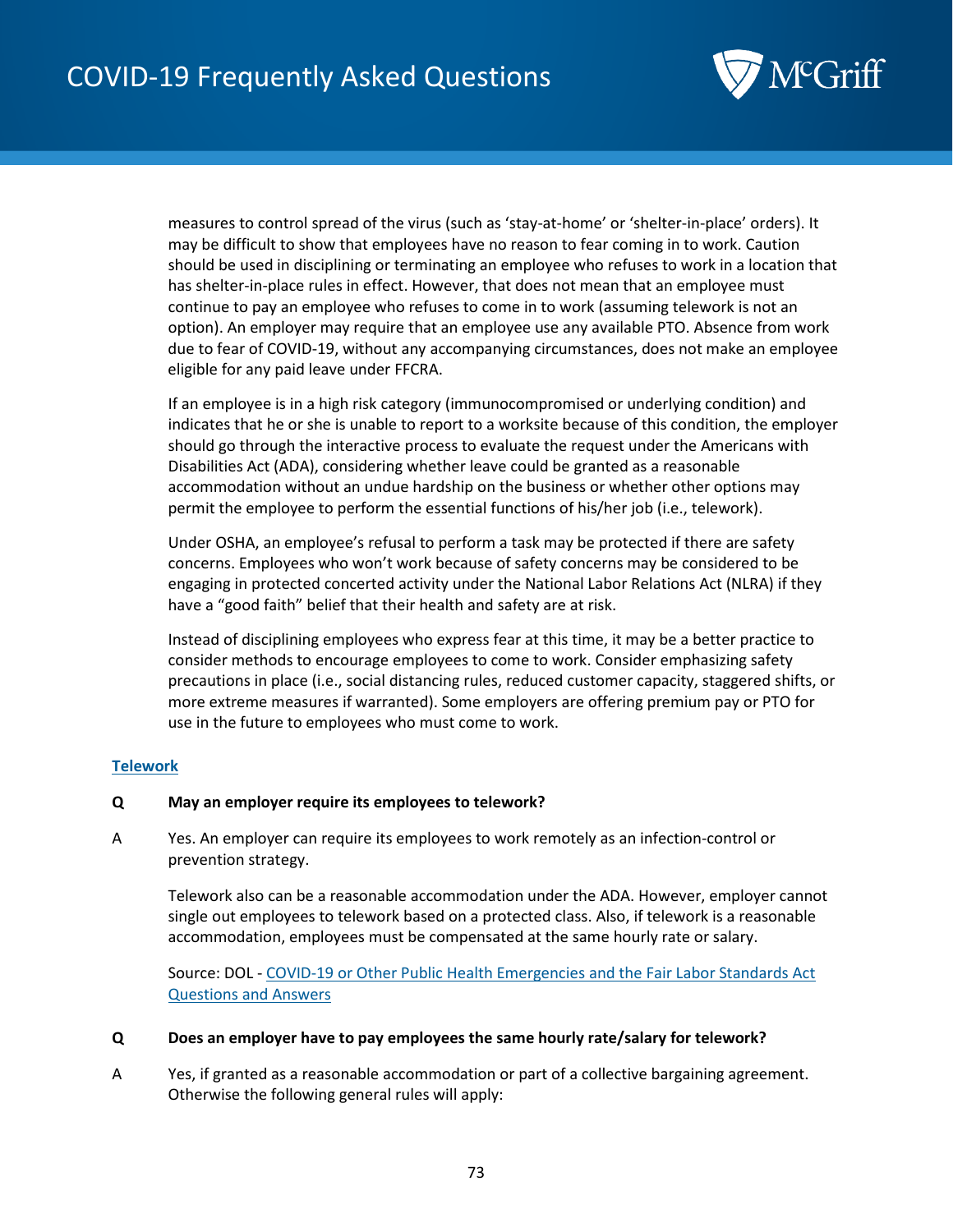measures to control spread of the virus (such as 'stay-at-home' or 'shelter-in-place' orders). It may be difficult to show that employees have no reason to fear coming in to work. Caution should be used in disciplining or terminating an employee who refuses to work in a location that has shelter-in-place rules in effect. However, that does not mean that an employee must continue to pay an employee who refuses to come in to work (assuming telework is not an option). An employer may require that an employee use any available PTO. Absence from work due to fear of COVID-19, without any accompanying circumstances, does not make an employee eligible for any paid leave under FFCRA.

If an employee is in a high risk category (immunocompromised or underlying condition) and indicates that he or she is unable to report to a worksite because of this condition, the employer should go through the interactive process to evaluate the request under the Americans with Disabilities Act (ADA), considering whether leave could be granted as a reasonable accommodation without an undue hardship on the business or whether other options may permit the employee to perform the essential functions of his/her job (i.e., telework).

Under OSHA, an employee's refusal to perform a task may be protected if there are safety concerns. Employees who won't work because of safety concerns may be considered to be engaging in protected concerted activity under the National Labor Relations Act (NLRA) if they have a "good faith" belief that their health and safety are at risk.

Instead of disciplining employees who express fear at this time, it may be a better practice to consider methods to encourage employees to come to work. Consider emphasizing safety precautions in place (i.e., social distancing rules, reduced customer capacity, staggered shifts, or more extreme measures if warranted). Some employers are offering premium pay or PTO for use in the future to employees who must come to work.

## Telework

**Q May an employer require its employees to telework?**

A Yes. An employer can require its employees to work remotely as an infection-control or prevention strategy.

Telework also can be a reasonable accommodation under the ADA. However, employer cannot single out employees to telework based on a protected class. Also, if telework is a reasonable accommodation, employees must be compensated at the same hourly rate or salary.

Source: DOL - COVID-19 or Other Public Health Emergencies and the Fair Labor Standards Act Questions and Answers

**Q Does an employer have to pay employees the same hourly rate/salary for telework?**

A Yes, if granted as a reasonable accommodation or part of a collective bargaining agreement. Otherwise the following general rules will apply: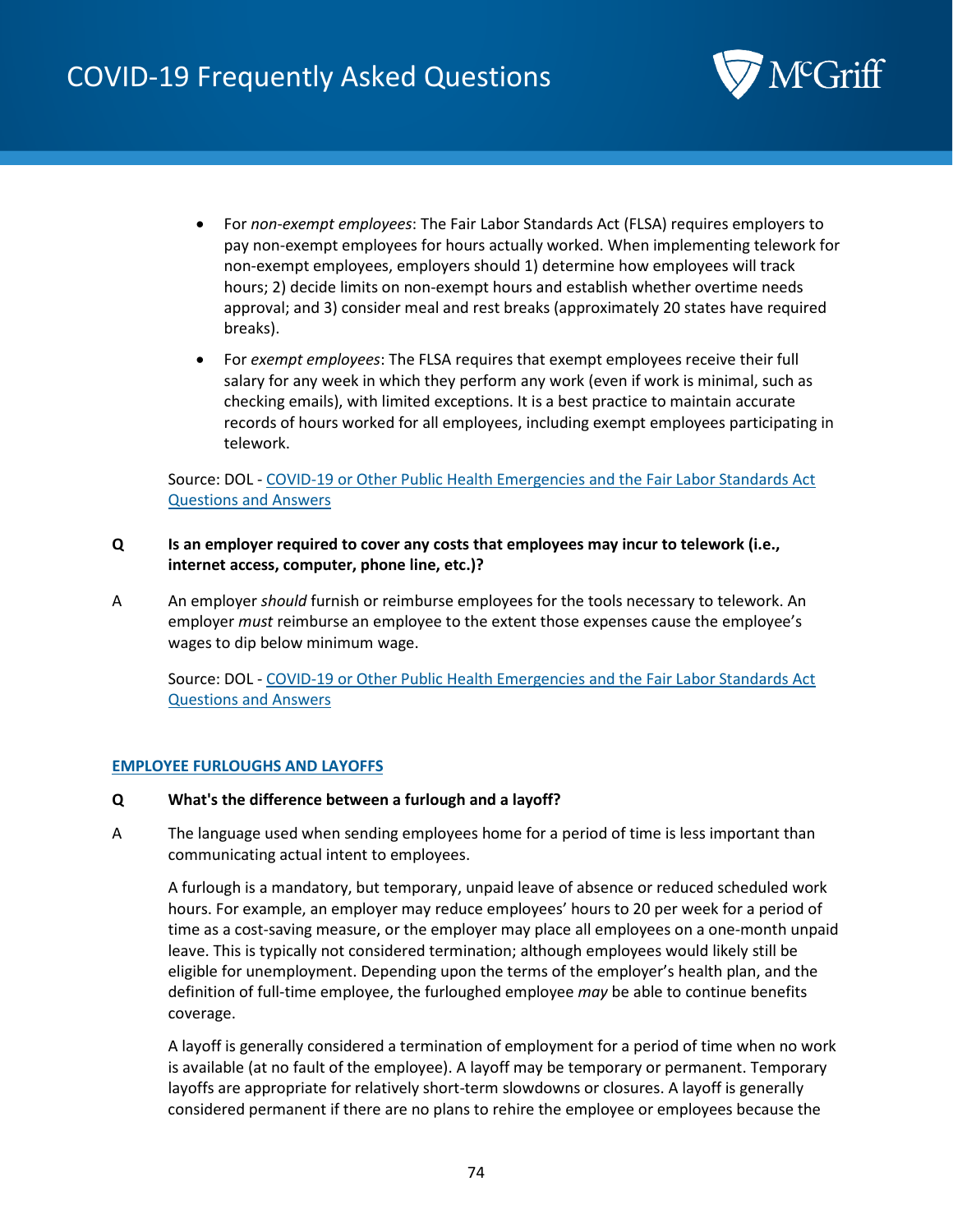- For *non-exempt employees*: The Fair Labor Standards Act (FLSA) requires employers to pay non-exempt employees for hours actually worked. When implementing telework for non-exempt employees, employers should 1) determine how employees will track hours; 2) decide limits on non-exempt hours and establish whether overtime needs approval; and 3) consider meal and rest breaks (approximately 20 states have required breaks).

- For *exempt employees*: The FLSA requires that exempt employees receive their full salary for any week in which they perform any work (even if work is minimal, such as checking emails), with limited exceptions. It is a best practice to maintain accurate records of hours worked for all employees, including exempt employees participating in telework.

Source: DOL - [COVID-19 or Other Public Health Emergencies and the Fair Labor Standards Act Questions and Answers]()

**Q Is an employer required to cover any costs that employees may incur to telework (i.e., internet access, computer, phone line, etc.)?**

A An employer *should* furnish or reimburse employees for the tools necessary to telework. An employer *must* reimburse an employee to the extent those expenses cause the employee's wages to dip below minimum wage.

Source: DOL - [COVID-19 or Other Public Health Emergencies and the Fair Labor Standards Act Questions and Answers]()

## EMPLOYEE FURLOUGHS AND LAYOFFS

**Q What's the difference between a furlough and a layoff?**

A The language used when sending employees home for a period of time is less important than communicating actual intent to employees.

A furlough is a mandatory, but temporary, unpaid leave of absence or reduced scheduled work hours. For example, an employer may reduce employees' hours to 20 per week for a period of time as a cost-saving measure, or the employer may place all employees on a one-month unpaid leave. This is typically not considered termination; although employees would likely still be eligible for unemployment. Depending upon the terms of the employer's health plan, and the definition of full-time employee, the furloughed employee *may* be able to continue benefits coverage.

A layoff is generally considered a termination of employment for a period of time when no work is available (at no fault of the employee). A layoff may be temporary or permanent. Temporary layoffs are appropriate for relatively short-term slowdowns or closures. A layoff is generally considered permanent if there are no plans to rehire the employee or employees because the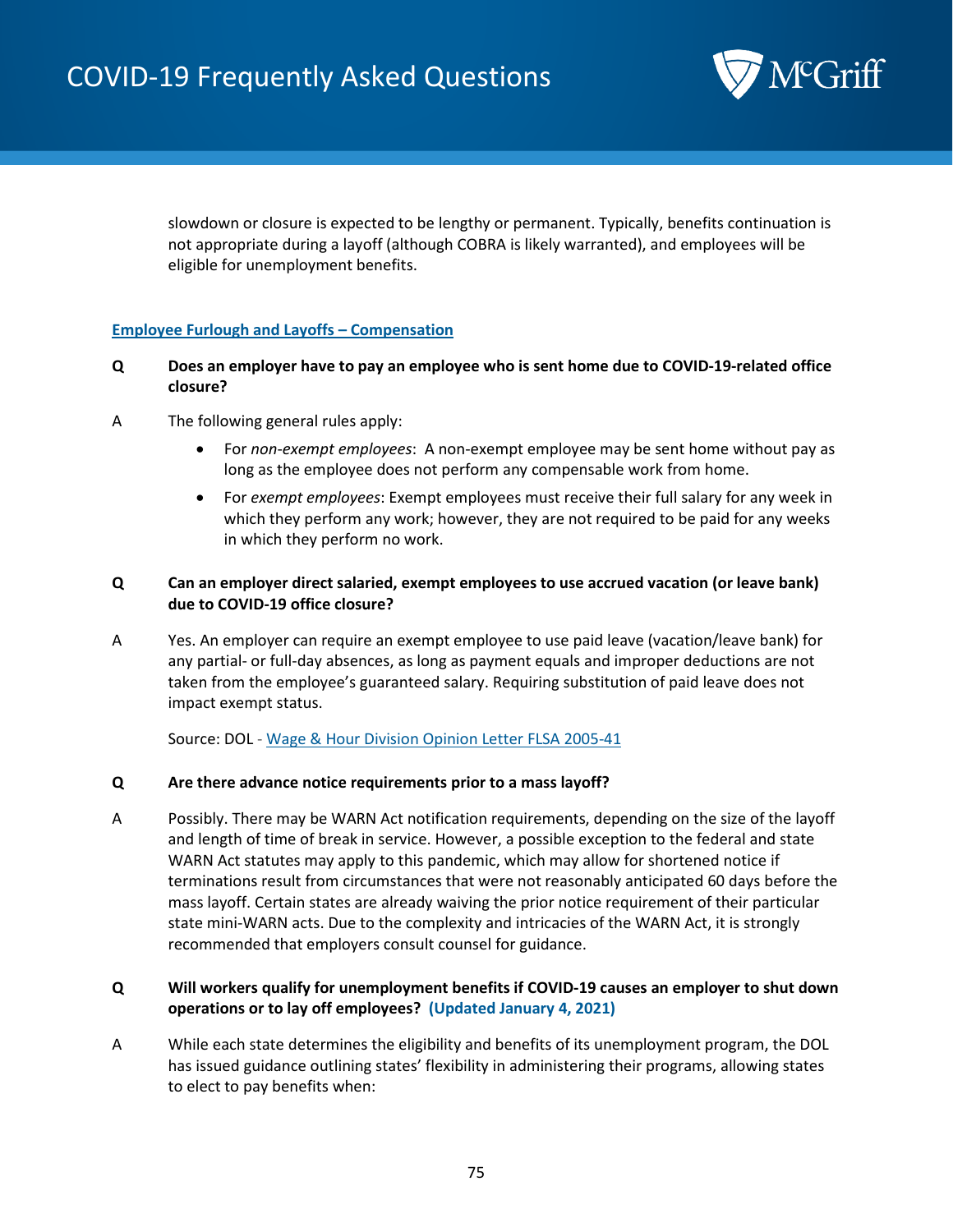slowdown or closure is expected to be lengthy or permanent. Typically, benefits continuation is not appropriate during a layoff (although COBRA is likely warranted), and employees will be eligible for unemployment benefits.

**Employee Furlough and Layoffs – Compensation**

**Q Does an employer have to pay an employee who is sent home due to COVID-19-related office closure?**

A The following general rules apply:

- For *non-exempt employees*: A non-exempt employee may be sent home without pay as long as the employee does not perform any compensable work from home.
- For *exempt employees*: Exempt employees must receive their full salary for any week in which they perform any work; however, they are not required to be paid for any weeks in which they perform no work.

**Q Can an employer direct salaried, exempt employees to use accrued vacation (or leave bank) due to COVID-19 office closure?**

A Yes. An employer can require an exempt employee to use paid leave (vacation/leave bank) for any partial- or full-day absences, as long as payment equals and improper deductions are not taken from the employee's guaranteed salary. Requiring substitution of paid leave does not impact exempt status.

Source: DOL - Wage & Hour Division Opinion Letter FLSA 2005-41

**Q Are there advance notice requirements prior to a mass layoff?**

A Possibly. There may be WARN Act notification requirements, depending on the size of the layoff and length of time of break in service. However, a possible exception to the federal and state WARN Act statutes may apply to this pandemic, which may allow for shortened notice if terminations result from circumstances that were not reasonably anticipated 60 days before the mass layoff. Certain states are already waiving the prior notice requirement of their particular state mini-WARN acts. Due to the complexity and intricacies of the WARN Act, it is strongly recommended that employers consult counsel for guidance.

**Q Will workers qualify for unemployment benefits if COVID-19 causes an employer to shut down operations or to lay off employees? (Updated January 4, 2021)**

A While each state determines the eligibility and benefits of its unemployment program, the DOL has issued guidance outlining states' flexibility in administering their programs, allowing states to elect to pay benefits when: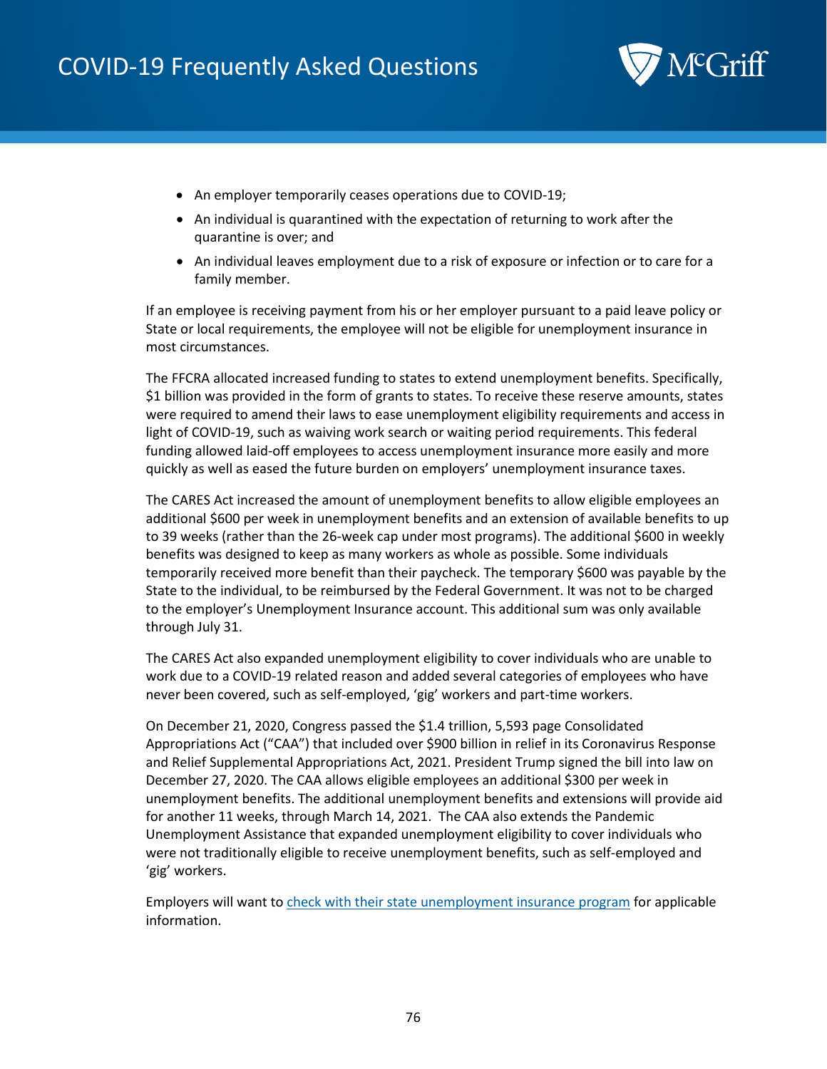- An employer temporarily ceases operations due to COVID-19;
- An individual is quarantined with the expectation of returning to work after the quarantine is over; and
- An individual leaves employment due to a risk of exposure or infection or to care for a family member.

If an employee is receiving payment from his or her employer pursuant to a paid leave policy or State or local requirements, the employee will not be eligible for unemployment insurance in most circumstances.

The FFCRA allocated increased funding to states to extend unemployment benefits. Specifically, $1 billion was provided in the form of grants to states. To receive these reserve amounts, states were required to amend their laws to ease unemployment eligibility requirements and access in light of COVID-19, such as waiving work search or waiting period requirements. This federal funding allowed laid-off employees to access unemployment insurance more easily and more quickly as well as eased the future burden on employers' unemployment insurance taxes.

The CARES Act increased the amount of unemployment benefits to allow eligible employees an additional $600 per week in unemployment benefits and an extension of available benefits to up to 39 weeks (rather than the 26-week cap under most programs). The additional $600 in weekly benefits was designed to keep as many workers as whole as possible. Some individuals temporarily received more benefit than their paycheck. The temporary $600 was payable by the State to the individual, to be reimbursed by the Federal Government. It was not to be charged to the employer's Unemployment Insurance account. This additional sum was only available through July 31.

The CARES Act also expanded unemployment eligibility to cover individuals who are unable to work due to a COVID-19 related reason and added several categories of employees who have never been covered, such as self-employed, 'gig' workers and part-time workers.

On December 21, 2020, Congress passed the $1.4 trillion, 5,593 page Consolidated Appropriations Act ("CAA") that included over $900 billion in relief in its Coronavirus Response and Relief Supplemental Appropriations Act, 2021. President Trump signed the bill into law on December 27, 2020. The CAA allows eligible employees an additional $300 per week in unemployment benefits. The additional unemployment benefits and extensions will provide aid for another 11 weeks, through March 14, 2021. The CAA also extends the Pandemic Unemployment Assistance that expanded unemployment eligibility to cover individuals who were not traditionally eligible to receive unemployment benefits, such as self-employed and 'gig' workers.

Employers will want to check with their state unemployment insurance program for applicable information.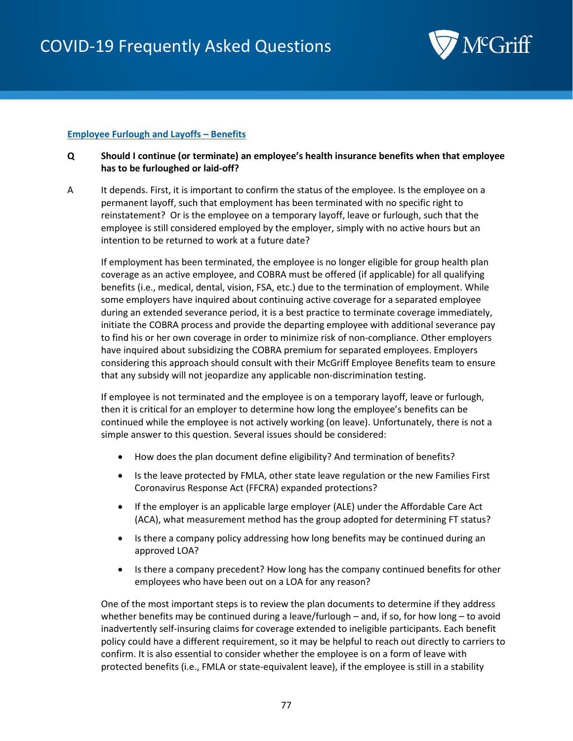## Employee Furlough and Layoffs – Benefits

**Q** **Should I continue (or terminate) an employee's health insurance benefits when that employee has to be furloughed or laid-off?**

A It depends. First, it is important to confirm the status of the employee. Is the employee on a permanent layoff, such that employment has been terminated with no specific right to reinstatement? Or is the employee on a temporary layoff, leave or furlough, such that the employee is still considered employed by the employer, simply with no active hours but an intention to be returned to work at a future date?

If employment has been terminated, the employee is no longer eligible for group health plan coverage as an active employee, and COBRA must be offered (if applicable) for all qualifying benefits (i.e., medical, dental, vision, FSA, etc.) due to the termination of employment. While some employers have inquired about continuing active coverage for a separated employee during an extended severance period, it is a best practice to terminate coverage immediately, initiate the COBRA process and provide the departing employee with additional severance pay to find his or her own coverage in order to minimize risk of non-compliance. Other employers have inquired about subsidizing the COBRA premium for separated employees. Employers considering this approach should consult with their McGriff Employee Benefits team to ensure that any subsidy will not jeopardize any applicable non-discrimination testing.

If employee is not terminated and the employee is on a temporary layoff, leave or furlough, then it is critical for an employer to determine how long the employee's benefits can be continued while the employee is not actively working (on leave). Unfortunately, there is not a simple answer to this question. Several issues should be considered:

- How does the plan document define eligibility? And termination of benefits?
- Is the leave protected by FMLA, other state leave regulation or the new Families First Coronavirus Response Act (FFCRA) expanded protections?
- If the employer is an applicable large employer (ALE) under the Affordable Care Act (ACA), what measurement method has the group adopted for determining FT status?
- Is there a company policy addressing how long benefits may be continued during an approved LOA?
- Is there a company precedent? How long has the company continued benefits for other employees who have been out on a LOA for any reason?

One of the most important steps is to review the plan documents to determine if they address whether benefits may be continued during a leave/furlough – and, if so, for how long – to avoid inadvertently self-insuring claims for coverage extended to ineligible participants. Each benefit policy could have a different requirement, so it may be helpful to reach out directly to carriers to confirm. It is also essential to consider whether the employee is on a form of leave with protected benefits (i.e., FMLA or state-equivalent leave), if the employee is still in a stability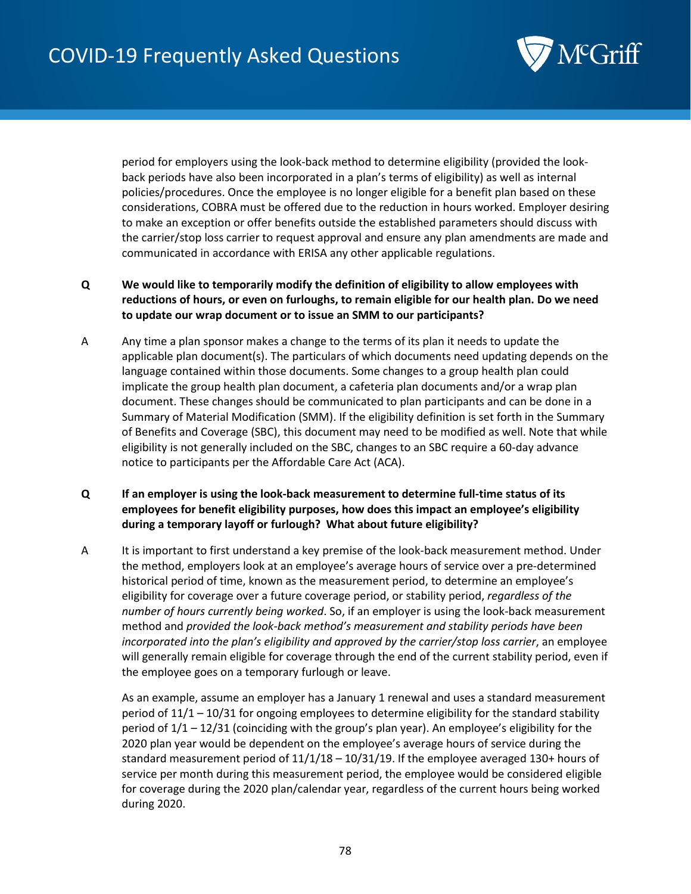period for employers using the look-back method to determine eligibility (provided the look-back periods have also been incorporated in a plan's terms of eligibility) as well as internal policies/procedures. Once the employee is no longer eligible for a benefit plan based on these considerations, COBRA must be offered due to the reduction in hours worked. Employer desiring to make an exception or offer benefits outside the established parameters should discuss with the carrier/stop loss carrier to request approval and ensure any plan amendments are made and communicated in accordance with ERISA any other applicable regulations.

**Q We would like to temporarily modify the definition of eligibility to allow employees with reductions of hours, or even on furloughs, to remain eligible for our health plan. Do we need to update our wrap document or to issue an SMM to our participants?**

A Any time a plan sponsor makes a change to the terms of its plan it needs to update the applicable plan document(s). The particulars of which documents need updating depends on the language contained within those documents. Some changes to a group health plan could implicate the group health plan document, a cafeteria plan documents and/or a wrap plan document. These changes should be communicated to plan participants and can be done in a Summary of Material Modification (SMM). If the eligibility definition is set forth in the Summary of Benefits and Coverage (SBC), this document may need to be modified as well. Note that while eligibility is not generally included on the SBC, changes to an SBC require a 60-day advance notice to participants per the Affordable Care Act (ACA).

**Q If an employer is using the look-back measurement to determine full-time status of its employees for benefit eligibility purposes, how does this impact an employee's eligibility during a temporary layoff or furlough? What about future eligibility?**

A It is important to first understand a key premise of the look-back measurement method. Under the method, employers look at an employee's average hours of service over a pre-determined historical period of time, known as the measurement period, to determine an employee's eligibility for coverage over a future coverage period, or stability period, *regardless of the number of hours currently being worked*. So, if an employer is using the look-back measurement method and *provided the look-back method's measurement and stability periods have been incorporated into the plan's eligibility and approved by the carrier/stop loss carrier*, an employee will generally remain eligible for coverage through the end of the current stability period, even if the employee goes on a temporary furlough or leave.

As an example, assume an employer has a January 1 renewal and uses a standard measurement period of 11/1 – 10/31 for ongoing employees to determine eligibility for the standard stability period of 1/1 – 12/31 (coinciding with the group's plan year). An employee's eligibility for the 2020 plan year would be dependent on the employee's average hours of service during the standard measurement period of 11/1/18 – 10/31/19. If the employee averaged 130+ hours of service per month during this measurement period, the employee would be considered eligible for coverage during the 2020 plan/calendar year, regardless of the current hours being worked during 2020.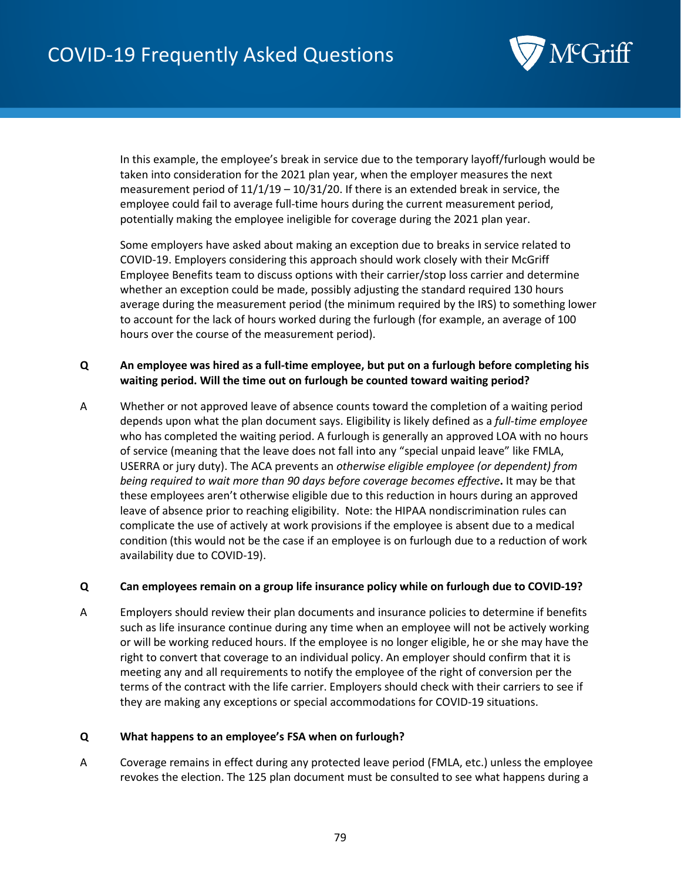In this example, the employee's break in service due to the temporary layoff/furlough would be taken into consideration for the 2021 plan year, when the employer measures the next measurement period of 11/1/19 – 10/31/20. If there is an extended break in service, the employee could fail to average full-time hours during the current measurement period, potentially making the employee ineligible for coverage during the 2021 plan year.

Some employers have asked about making an exception due to breaks in service related to COVID-19. Employers considering this approach should work closely with their McGriff Employee Benefits team to discuss options with their carrier/stop loss carrier and determine whether an exception could be made, possibly adjusting the standard required 130 hours average during the measurement period (the minimum required by the IRS) to something lower to account for the lack of hours worked during the furlough (for example, an average of 100 hours over the course of the measurement period).

**Q An employee was hired as a full-time employee, but put on a furlough before completing his waiting period. Will the time out on furlough be counted toward waiting period?**

A Whether or not approved leave of absence counts toward the completion of a waiting period depends upon what the plan document says. Eligibility is likely defined as a *full-time employee* who has completed the waiting period. A furlough is generally an approved LOA with no hours of service (meaning that the leave does not fall into any "special unpaid leave" like FMLA, USERRA or jury duty). The ACA prevents an *otherwise eligible employee (or dependent) from being required to wait more than 90 days before coverage becomes effective***.** It may be that these employees aren't otherwise eligible due to this reduction in hours during an approved leave of absence prior to reaching eligibility. Note: the HIPAA nondiscrimination rules can complicate the use of actively at work provisions if the employee is absent due to a medical condition (this would not be the case if an employee is on furlough due to a reduction of work availability due to COVID-19).

**Q Can employees remain on a group life insurance policy while on furlough due to COVID-19?**

A Employers should review their plan documents and insurance policies to determine if benefits such as life insurance continue during any time when an employee will not be actively working or will be working reduced hours. If the employee is no longer eligible, he or she may have the right to convert that coverage to an individual policy. An employer should confirm that it is meeting any and all requirements to notify the employee of the right of conversion per the terms of the contract with the life carrier. Employers should check with their carriers to see if they are making any exceptions or special accommodations for COVID-19 situations.

**Q What happens to an employee's FSA when on furlough?**

A Coverage remains in effect during any protected leave period (FMLA, etc.) unless the employee revokes the election. The 125 plan document must be consulted to see what happens during a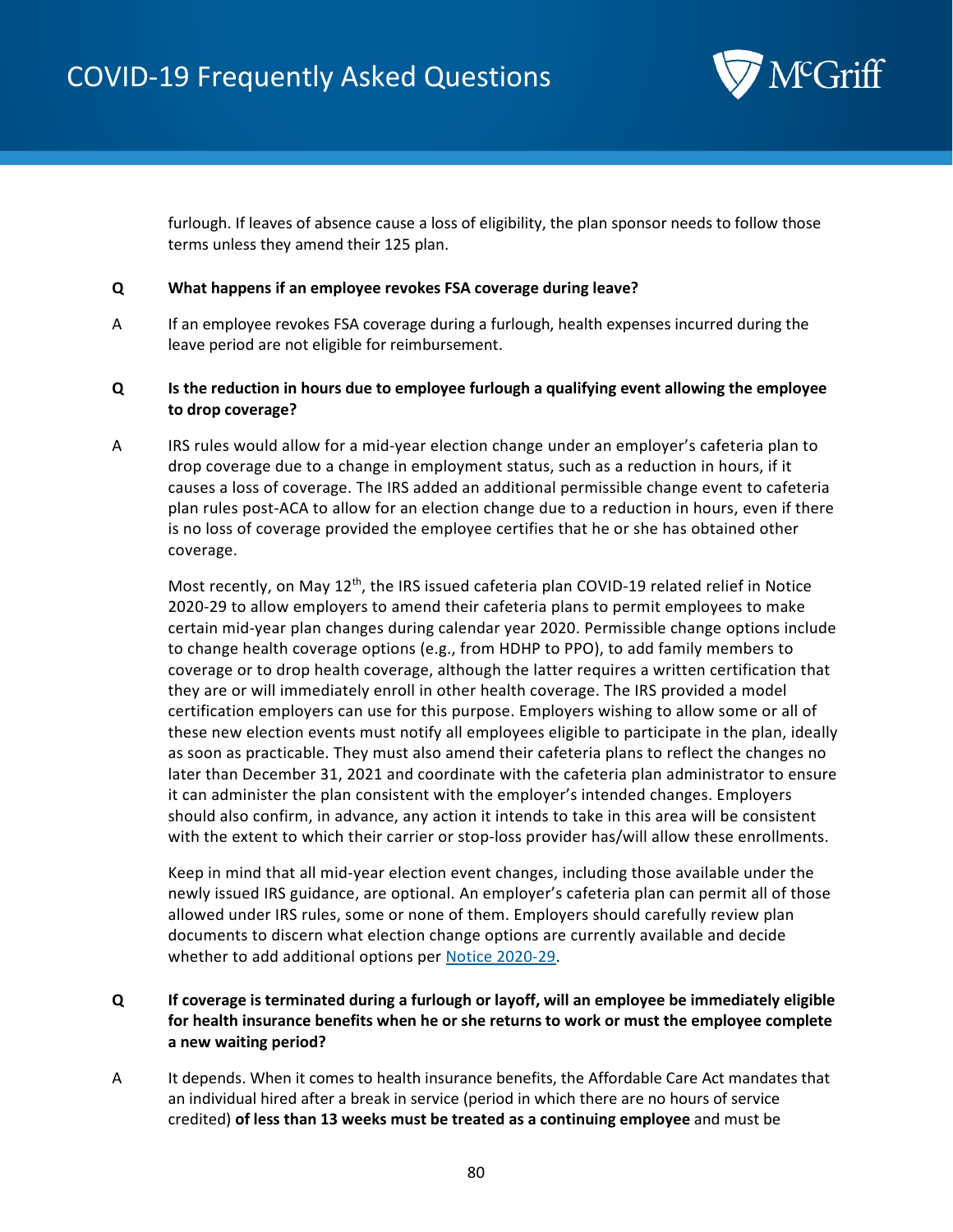furlough. If leaves of absence cause a loss of eligibility, the plan sponsor needs to follow those terms unless they amend their 125 plan.

**Q What happens if an employee revokes FSA coverage during leave?**

A If an employee revokes FSA coverage during a furlough, health expenses incurred during the leave period are not eligible for reimbursement.

**Q Is the reduction in hours due to employee furlough a qualifying event allowing the employee to drop coverage?**

A IRS rules would allow for a mid-year election change under an employer's cafeteria plan to drop coverage due to a change in employment status, such as a reduction in hours, if it causes a loss of coverage. The IRS added an additional permissible change event to cafeteria plan rules post-ACA to allow for an election change due to a reduction in hours, even if there is no loss of coverage provided the employee certifies that he or she has obtained other coverage.

Most recently, on May 12th, the IRS issued cafeteria plan COVID-19 related relief in Notice 2020-29 to allow employers to amend their cafeteria plans to permit employees to make certain mid-year plan changes during calendar year 2020. Permissible change options include to change health coverage options (e.g., from HDHP to PPO), to add family members to coverage or to drop health coverage, although the latter requires a written certification that they are or will immediately enroll in other health coverage. The IRS provided a model certification employers can use for this purpose. Employers wishing to allow some or all of these new election events must notify all employees eligible to participate in the plan, ideally as soon as practicable. They must also amend their cafeteria plans to reflect the changes no later than December 31, 2021 and coordinate with the cafeteria plan administrator to ensure it can administer the plan consistent with the employer's intended changes. Employers should also confirm, in advance, any action it intends to take in this area will be consistent with the extent to which their carrier or stop-loss provider has/will allow these enrollments.

Keep in mind that all mid-year election event changes, including those available under the newly issued IRS guidance, are optional. An employer's cafeteria plan can permit all of those allowed under IRS rules, some or none of them. Employers should carefully review plan documents to discern what election change options are currently available and decide whether to add additional options per [Notice 2020-29](Notice 2020-29).

**Q If coverage is terminated during a furlough or layoff, will an employee be immediately eligible for health insurance benefits when he or she returns to work or must the employee complete a new waiting period?**

A It depends. When it comes to health insurance benefits, the Affordable Care Act mandates that an individual hired after a break in service (period in which there are no hours of service credited) **of less than 13 weeks must be treated as a continuing employee** and must be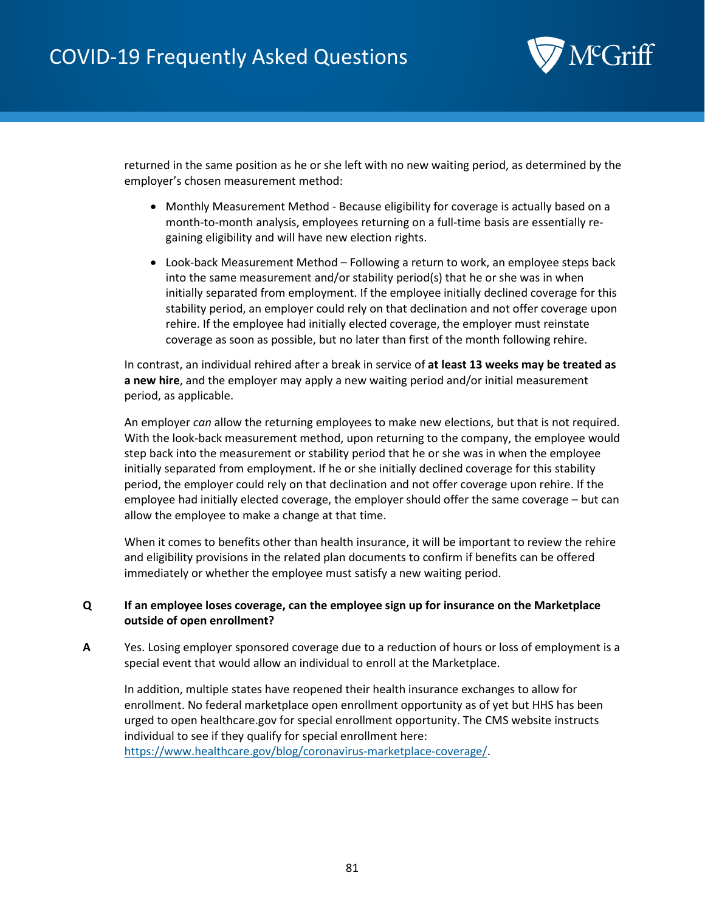returned in the same position as he or she left with no new waiting period, as determined by the employer's chosen measurement method:

- Monthly Measurement Method - Because eligibility for coverage is actually based on a month-to-month analysis, employees returning on a full-time basis are essentially re-gaining eligibility and will have new election rights.
- Look-back Measurement Method – Following a return to work, an employee steps back into the same measurement and/or stability period(s) that he or she was in when initially separated from employment. If the employee initially declined coverage for this stability period, an employer could rely on that declination and not offer coverage upon rehire. If the employee had initially elected coverage, the employer must reinstate coverage as soon as possible, but no later than first of the month following rehire.

In contrast, an individual rehired after a break in service of **at least 13 weeks may be treated as a new hire**, and the employer may apply a new waiting period and/or initial measurement period, as applicable.

An employer *can* allow the returning employees to make new elections, but that is not required. With the look-back measurement method, upon returning to the company, the employee would step back into the measurement or stability period that he or she was in when the employee initially separated from employment. If he or she initially declined coverage for this stability period, the employer could rely on that declination and not offer coverage upon rehire. If the employee had initially elected coverage, the employer should offer the same coverage – but can allow the employee to make a change at that time.

When it comes to benefits other than health insurance, it will be important to review the rehire and eligibility provisions in the related plan documents to confirm if benefits can be offered immediately or whether the employee must satisfy a new waiting period.

**Q** **If an employee loses coverage, can the employee sign up for insurance on the Marketplace outside of open enrollment?**

**A** Yes. Losing employer sponsored coverage due to a reduction of hours or loss of employment is a special event that would allow an individual to enroll at the Marketplace.

In addition, multiple states have reopened their health insurance exchanges to allow for enrollment. No federal marketplace open enrollment opportunity as of yet but HHS has been urged to open healthcare.gov for special enrollment opportunity. The CMS website instructs individual to see if they qualify for special enrollment here: https://www.healthcare.gov/blog/coronavirus-marketplace-coverage/.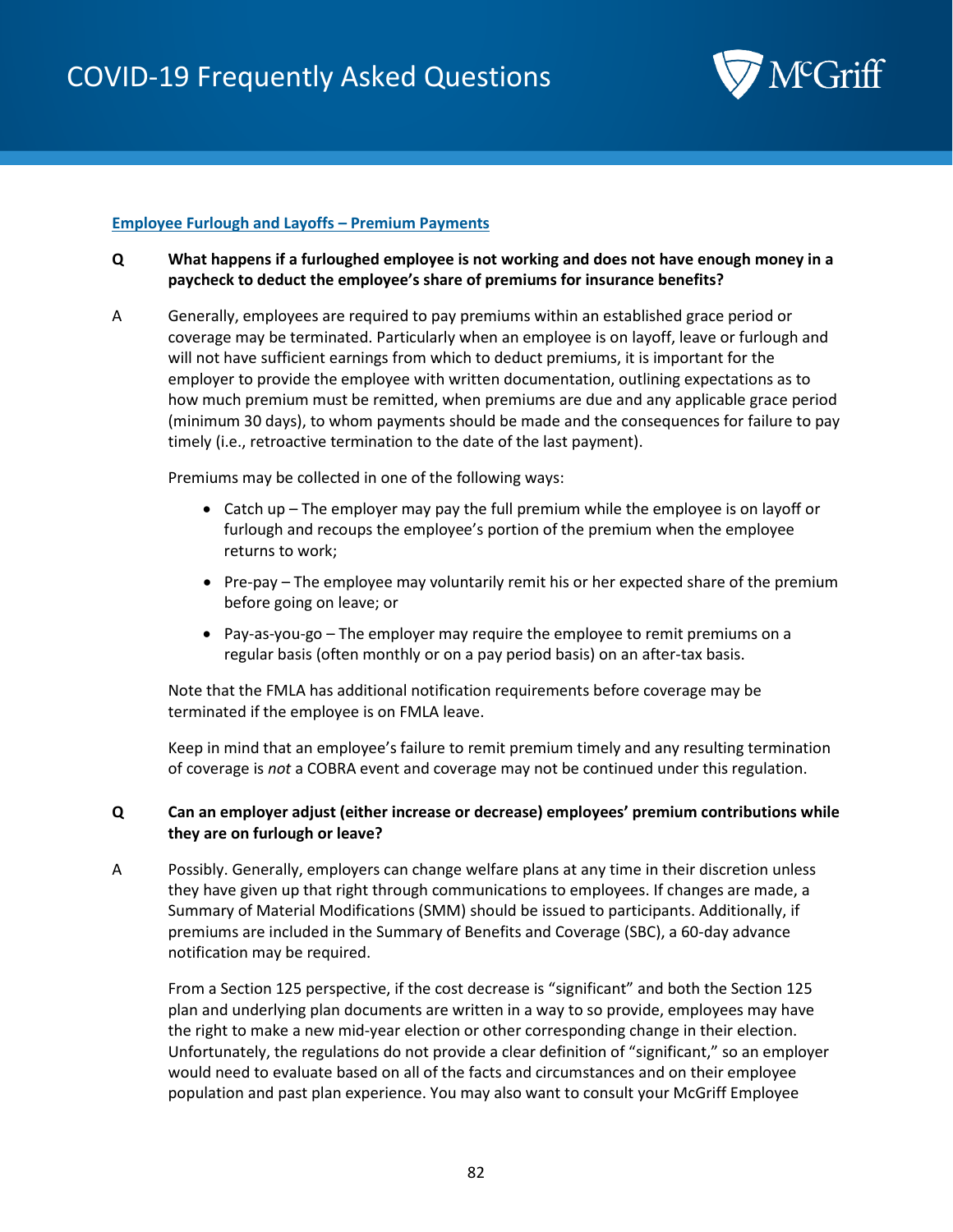**Employee Furlough and Layoffs – Premium Payments**

**Q What happens if a furloughed employee is not working and does not have enough money in a paycheck to deduct the employee's share of premiums for insurance benefits?**

A Generally, employees are required to pay premiums within an established grace period or coverage may be terminated. Particularly when an employee is on layoff, leave or furlough and will not have sufficient earnings from which to deduct premiums, it is important for the employer to provide the employee with written documentation, outlining expectations as to how much premium must be remitted, when premiums are due and any applicable grace period (minimum 30 days), to whom payments should be made and the consequences for failure to pay timely (i.e., retroactive termination to the date of the last payment).

Premiums may be collected in one of the following ways:

- Catch up – The employer may pay the full premium while the employee is on layoff or furlough and recoups the employee's portion of the premium when the employee returns to work;
- Pre-pay – The employee may voluntarily remit his or her expected share of the premium before going on leave; or
- Pay-as-you-go – The employer may require the employee to remit premiums on a regular basis (often monthly or on a pay period basis) on an after-tax basis.

Note that the FMLA has additional notification requirements before coverage may be terminated if the employee is on FMLA leave.

Keep in mind that an employee's failure to remit premium timely and any resulting termination of coverage is *not* a COBRA event and coverage may not be continued under this regulation.

**Q Can an employer adjust (either increase or decrease) employees' premium contributions while they are on furlough or leave?**

A Possibly. Generally, employers can change welfare plans at any time in their discretion unless they have given up that right through communications to employees. If changes are made, a Summary of Material Modifications (SMM) should be issued to participants. Additionally, if premiums are included in the Summary of Benefits and Coverage (SBC), a 60-day advance notification may be required.

From a Section 125 perspective, if the cost decrease is "significant" and both the Section 125 plan and underlying plan documents are written in a way to so provide, employees may have the right to make a new mid-year election or other corresponding change in their election. Unfortunately, the regulations do not provide a clear definition of "significant," so an employer would need to evaluate based on all of the facts and circumstances and on their employee population and past plan experience. You may also want to consult your McGriff Employee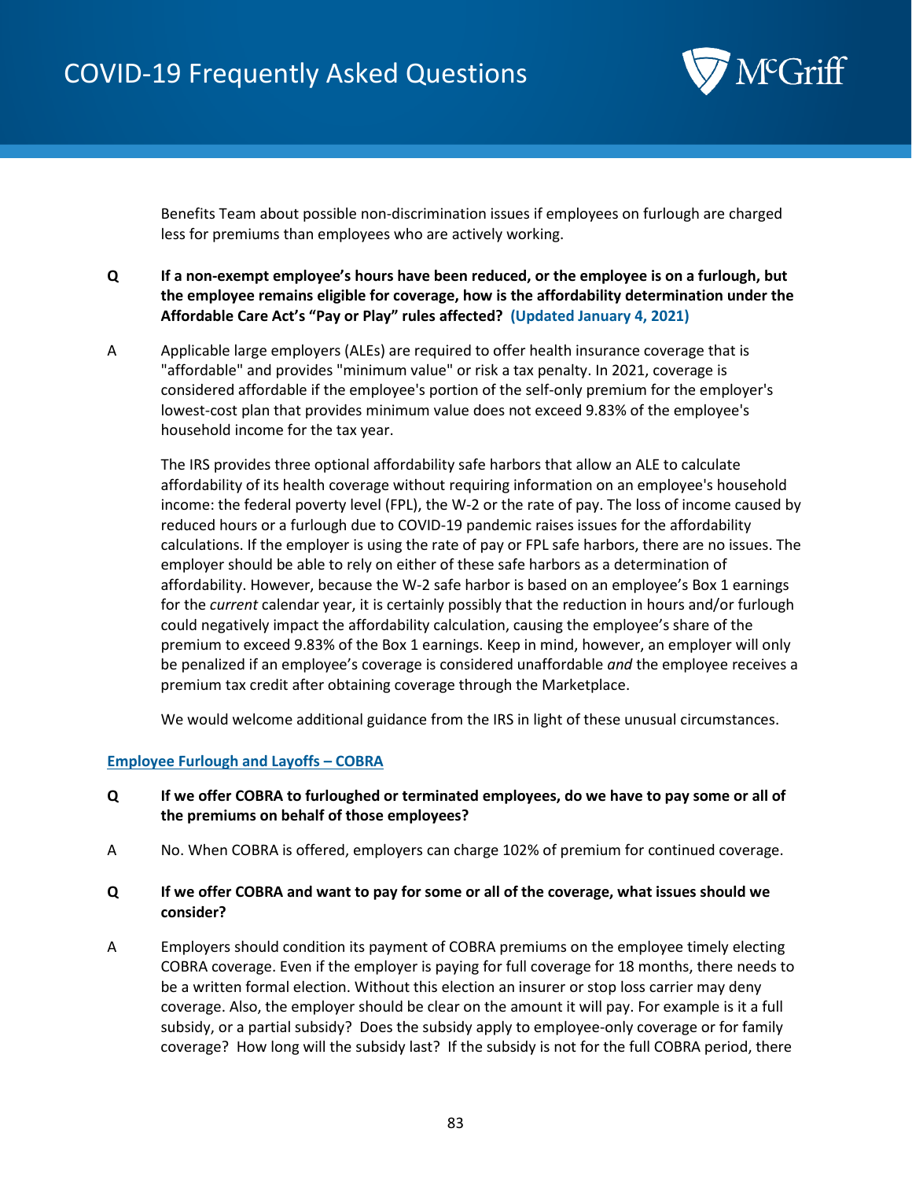Benefits Team about possible non-discrimination issues if employees on furlough are charged less for premiums than employees who are actively working.

**Q If a non-exempt employee's hours have been reduced, or the employee is on a furlough, but the employee remains eligible for coverage, how is the affordability determination under the Affordable Care Act's "Pay or Play" rules affected? (Updated January 4, 2021)**

A Applicable large employers (ALEs) are required to offer health insurance coverage that is "affordable" and provides "minimum value" or risk a tax penalty. In 2021, coverage is considered affordable if the employee's portion of the self-only premium for the employer's lowest-cost plan that provides minimum value does not exceed 9.83% of the employee's household income for the tax year.

The IRS provides three optional affordability safe harbors that allow an ALE to calculate affordability of its health coverage without requiring information on an employee's household income: the federal poverty level (FPL), the W-2 or the rate of pay. The loss of income caused by reduced hours or a furlough due to COVID-19 pandemic raises issues for the affordability calculations. If the employer is using the rate of pay or FPL safe harbors, there are no issues. The employer should be able to rely on either of these safe harbors as a determination of affordability. However, because the W-2 safe harbor is based on an employee's Box 1 earnings for the *current* calendar year, it is certainly possibly that the reduction in hours and/or furlough could negatively impact the affordability calculation, causing the employee's share of the premium to exceed 9.83% of the Box 1 earnings. Keep in mind, however, an employer will only be penalized if an employee's coverage is considered unaffordable *and* the employee receives a premium tax credit after obtaining coverage through the Marketplace.

We would welcome additional guidance from the IRS in light of these unusual circumstances.

## Employee Furlough and Layoffs – COBRA

**Q If we offer COBRA to furloughed or terminated employees, do we have to pay some or all of the premiums on behalf of those employees?**

A No. When COBRA is offered, employers can charge 102% of premium for continued coverage.

**Q If we offer COBRA and want to pay for some or all of the coverage, what issues should we consider?**

A Employers should condition its payment of COBRA premiums on the employee timely electing COBRA coverage. Even if the employer is paying for full coverage for 18 months, there needs to be a written formal election. Without this election an insurer or stop loss carrier may deny coverage. Also, the employer should be clear on the amount it will pay. For example is it a full subsidy, or a partial subsidy? Does the subsidy apply to employee-only coverage or for family coverage? How long will the subsidy last? If the subsidy is not for the full COBRA period, there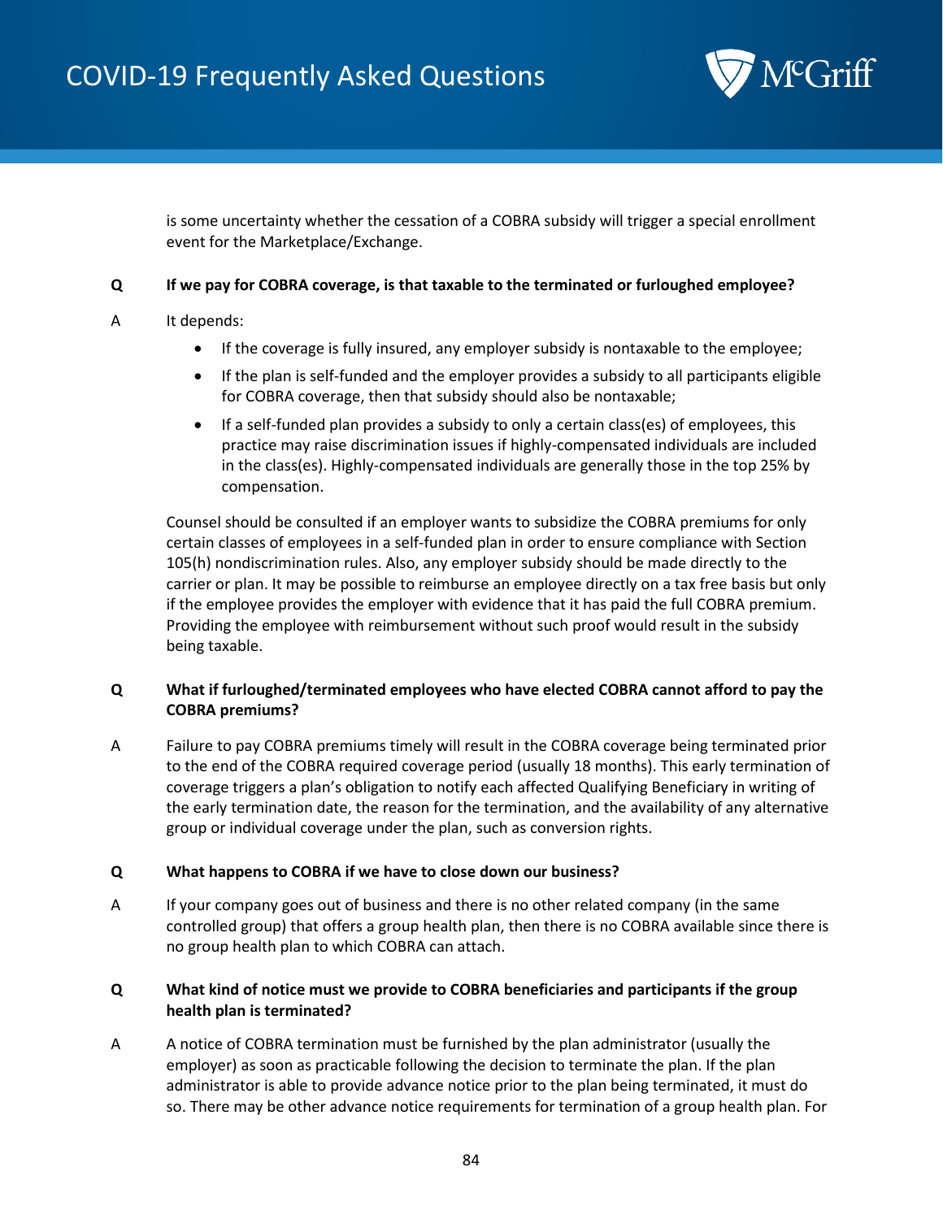is some uncertainty whether the cessation of a COBRA subsidy will trigger a special enrollment event for the Marketplace/Exchange.

**Q If we pay for COBRA coverage, is that taxable to the terminated or furloughed employee?**

A It depends:

- If the coverage is fully insured, any employer subsidy is nontaxable to the employee;
- If the plan is self-funded and the employer provides a subsidy to all participants eligible for COBRA coverage, then that subsidy should also be nontaxable;
- If a self-funded plan provides a subsidy to only a certain class(es) of employees, this practice may raise discrimination issues if highly-compensated individuals are included in the class(es). Highly-compensated individuals are generally those in the top 25% by compensation.

Counsel should be consulted if an employer wants to subsidize the COBRA premiums for only certain classes of employees in a self-funded plan in order to ensure compliance with Section 105(h) nondiscrimination rules. Also, any employer subsidy should be made directly to the carrier or plan. It may be possible to reimburse an employee directly on a tax free basis but only if the employee provides the employer with evidence that it has paid the full COBRA premium. Providing the employee with reimbursement without such proof would result in the subsidy being taxable.

**Q What if furloughed/terminated employees who have elected COBRA cannot afford to pay the COBRA premiums?**

A Failure to pay COBRA premiums timely will result in the COBRA coverage being terminated prior to the end of the COBRA required coverage period (usually 18 months). This early termination of coverage triggers a plan's obligation to notify each affected Qualifying Beneficiary in writing of the early termination date, the reason for the termination, and the availability of any alternative group or individual coverage under the plan, such as conversion rights.

**Q What happens to COBRA if we have to close down our business?**

A If your company goes out of business and there is no other related company (in the same controlled group) that offers a group health plan, then there is no COBRA available since there is no group health plan to which COBRA can attach.

**Q What kind of notice must we provide to COBRA beneficiaries and participants if the group health plan is terminated?**

A A notice of COBRA termination must be furnished by the plan administrator (usually the employer) as soon as practicable following the decision to terminate the plan. If the plan administrator is able to provide advance notice prior to the plan being terminated, it must do so. There may be other advance notice requirements for termination of a group health plan. For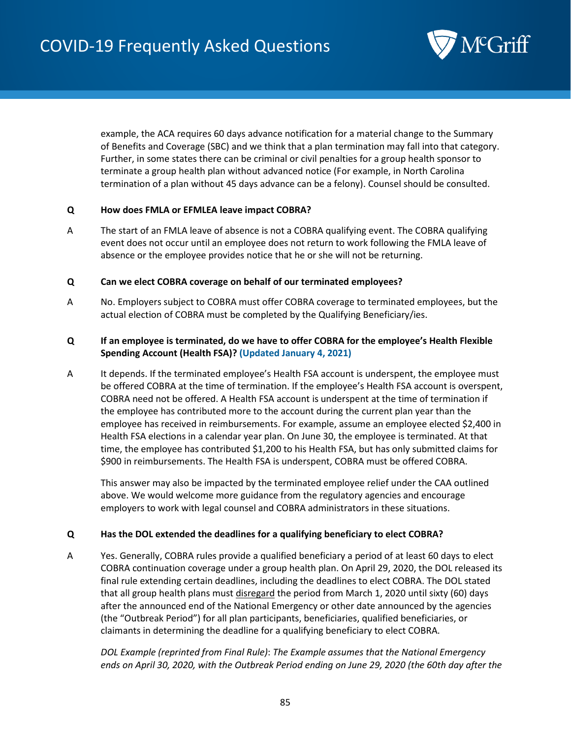example, the ACA requires 60 days advance notification for a material change to the Summary of Benefits and Coverage (SBC) and we think that a plan termination may fall into that category. Further, in some states there can be criminal or civil penalties for a group health sponsor to terminate a group health plan without advanced notice (For example, in North Carolina termination of a plan without 45 days advance can be a felony). Counsel should be consulted.

**Q How does FMLA or EFMLEA leave impact COBRA?**

A The start of an FMLA leave of absence is not a COBRA qualifying event. The COBRA qualifying event does not occur until an employee does not return to work following the FMLA leave of absence or the employee provides notice that he or she will not be returning.

**Q Can we elect COBRA coverage on behalf of our terminated employees?**

A No. Employers subject to COBRA must offer COBRA coverage to terminated employees, but the actual election of COBRA must be completed by the Qualifying Beneficiary/ies.

**Q If an employee is terminated, do we have to offer COBRA for the employee's Health Flexible Spending Account (Health FSA)? (Updated January 4, 2021)**

A It depends. If the terminated employee's Health FSA account is underspent, the employee must be offered COBRA at the time of termination. If the employee's Health FSA account is overspent, COBRA need not be offered. A Health FSA account is underspent at the time of termination if the employee has contributed more to the account during the current plan year than the employee has received in reimbursements. For example, assume an employee elected $2,400 in Health FSA elections in a calendar year plan. On June 30, the employee is terminated. At that time, the employee has contributed $1,200 to his Health FSA, but has only submitted claims for $900 in reimbursements. The Health FSA is underspent, COBRA must be offered COBRA.

This answer may also be impacted by the terminated employee relief under the CAA outlined above. We would welcome more guidance from the regulatory agencies and encourage employers to work with legal counsel and COBRA administrators in these situations.

**Q Has the DOL extended the deadlines for a qualifying beneficiary to elect COBRA?**

A Yes. Generally, COBRA rules provide a qualified beneficiary a period of at least 60 days to elect COBRA continuation coverage under a group health plan. On April 29, 2020, the DOL released its final rule extending certain deadlines, including the deadlines to elect COBRA. The DOL stated that all group health plans must disregard the period from March 1, 2020 until sixty (60) days after the announced end of the National Emergency or other date announced by the agencies (the "Outbreak Period") for all plan participants, beneficiaries, qualified beneficiaries, or claimants in determining the deadline for a qualifying beneficiary to elect COBRA.

*DOL Example (reprinted from Final Rule)*: *The Example assumes that the National Emergency ends on April 30, 2020, with the Outbreak Period ending on June 29, 2020 (the 60th day after the*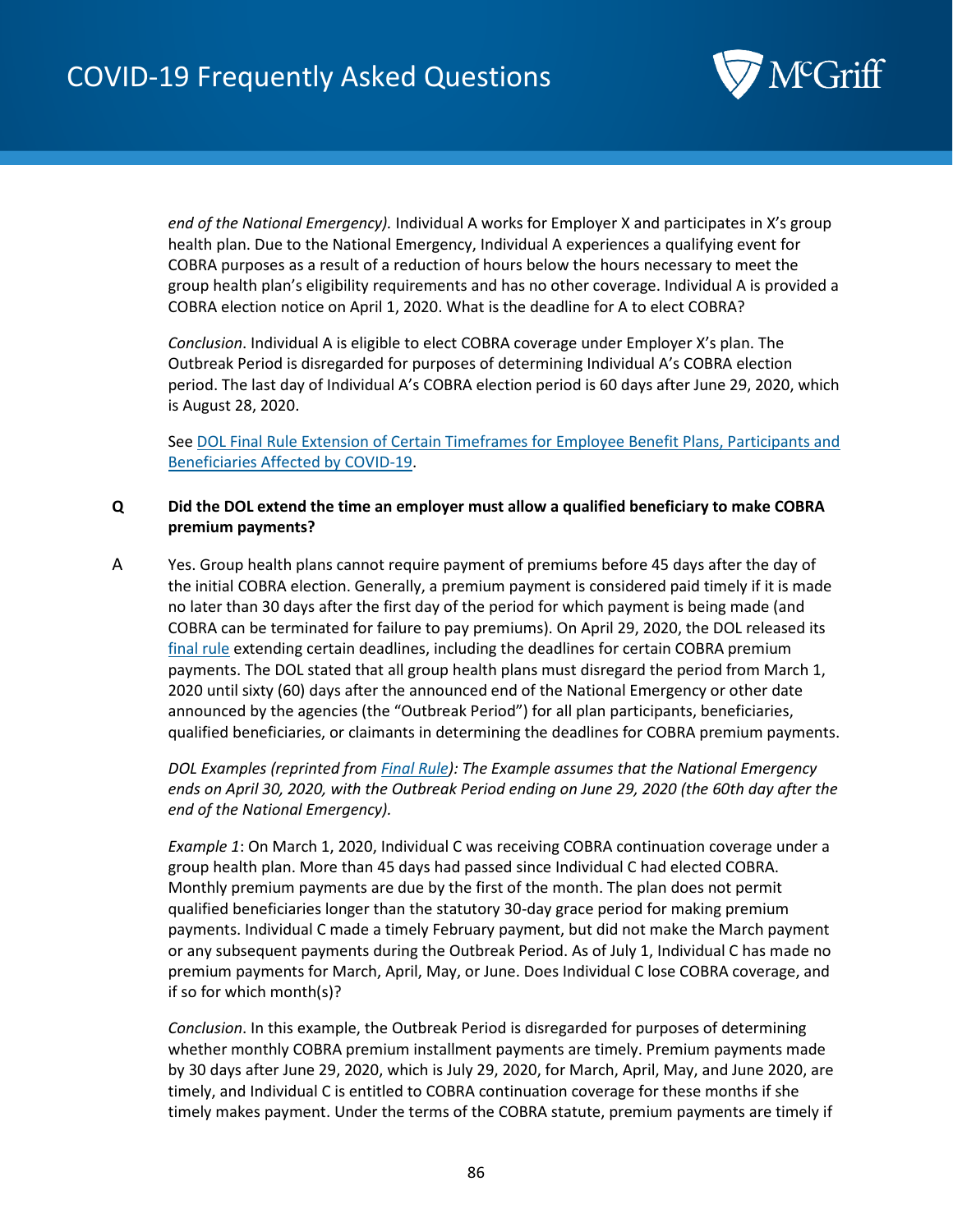*end of the National Emergency).* Individual A works for Employer X and participates in X's group health plan. Due to the National Emergency, Individual A experiences a qualifying event for COBRA purposes as a result of a reduction of hours below the hours necessary to meet the group health plan's eligibility requirements and has no other coverage. Individual A is provided a COBRA election notice on April 1, 2020. What is the deadline for A to elect COBRA?

*Conclusion*. Individual A is eligible to elect COBRA coverage under Employer X's plan. The Outbreak Period is disregarded for purposes of determining Individual A's COBRA election period. The last day of Individual A's COBRA election period is 60 days after June 29, 2020, which is August 28, 2020.

See [DOL Final Rule Extension of Certain Timeframes for Employee Benefit Plans, Participants and Beneficiaries Affected by COVID-19](#).

**Q Did the DOL extend the time an employer must allow a qualified beneficiary to make COBRA premium payments?**

A Yes. Group health plans cannot require payment of premiums before 45 days after the day of the initial COBRA election. Generally, a premium payment is considered paid timely if it is made no later than 30 days after the first day of the period for which payment is being made (and COBRA can be terminated for failure to pay premiums). On April 29, 2020, the DOL released its [final rule](#) extending certain deadlines, including the deadlines for certain COBRA premium payments. The DOL stated that all group health plans must disregard the period from March 1, 2020 until sixty (60) days after the announced end of the National Emergency or other date announced by the agencies (the "Outbreak Period") for all plan participants, beneficiaries, qualified beneficiaries, or claimants in determining the deadlines for COBRA premium payments.

*DOL Examples (reprinted from [Final Rule](#)): The Example assumes that the National Emergency ends on April 30, 2020, with the Outbreak Period ending on June 29, 2020 (the 60th day after the end of the National Emergency).*

*Example 1*: On March 1, 2020, Individual C was receiving COBRA continuation coverage under a group health plan. More than 45 days had passed since Individual C had elected COBRA. Monthly premium payments are due by the first of the month. The plan does not permit qualified beneficiaries longer than the statutory 30-day grace period for making premium payments. Individual C made a timely February payment, but did not make the March payment or any subsequent payments during the Outbreak Period. As of July 1, Individual C has made no premium payments for March, April, May, or June. Does Individual C lose COBRA coverage, and if so for which month(s)?

*Conclusion*. In this example, the Outbreak Period is disregarded for purposes of determining whether monthly COBRA premium installment payments are timely. Premium payments made by 30 days after June 29, 2020, which is July 29, 2020, for March, April, May, and June 2020, are timely, and Individual C is entitled to COBRA continuation coverage for these months if she timely makes payment. Under the terms of the COBRA statute, premium payments are timely if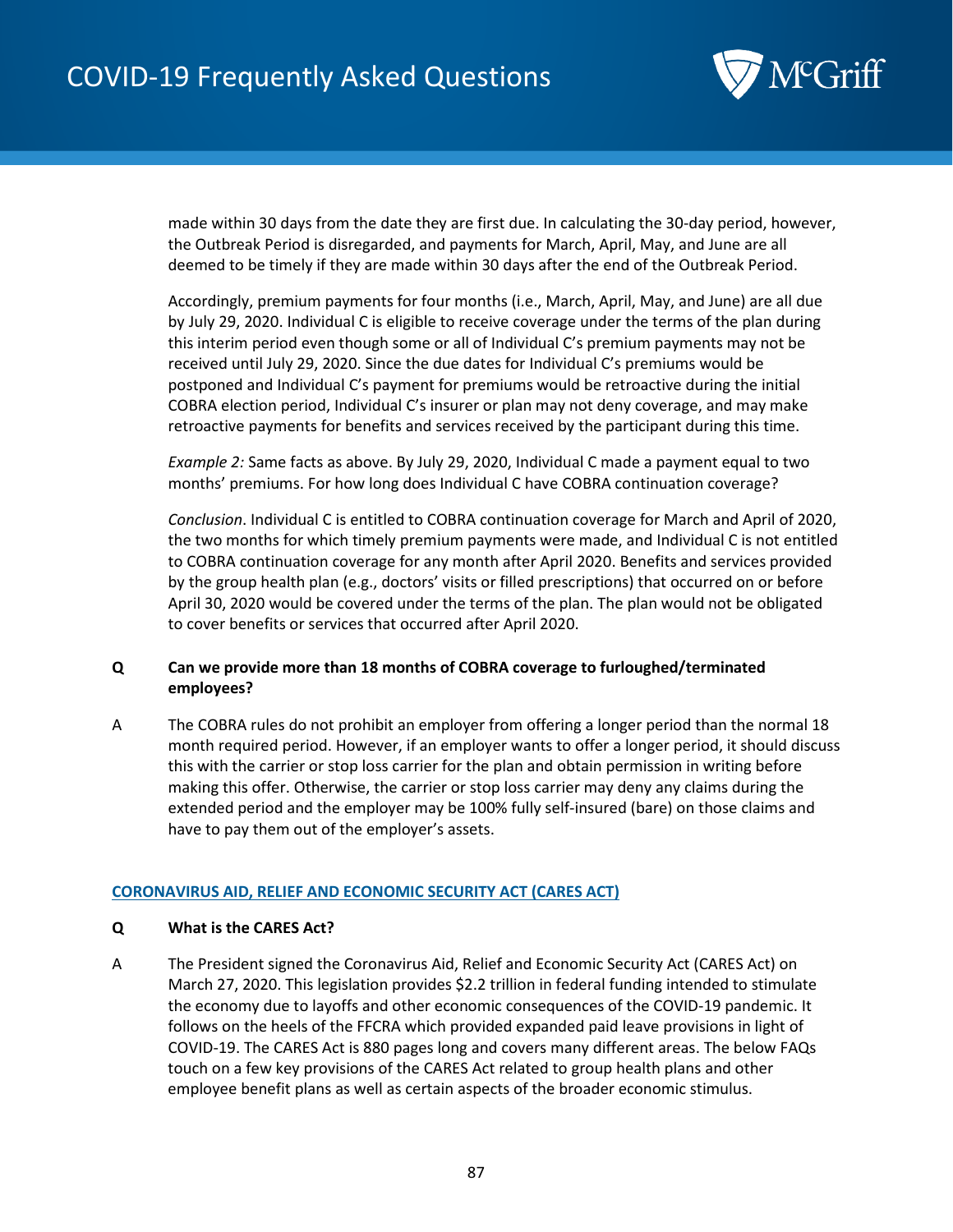made within 30 days from the date they are first due. In calculating the 30-day period, however, the Outbreak Period is disregarded, and payments for March, April, May, and June are all deemed to be timely if they are made within 30 days after the end of the Outbreak Period.

Accordingly, premium payments for four months (i.e., March, April, May, and June) are all due by July 29, 2020. Individual C is eligible to receive coverage under the terms of the plan during this interim period even though some or all of Individual C's premium payments may not be received until July 29, 2020. Since the due dates for Individual C's premiums would be postponed and Individual C's payment for premiums would be retroactive during the initial COBRA election period, Individual C's insurer or plan may not deny coverage, and may make retroactive payments for benefits and services received by the participant during this time.

*Example 2:* Same facts as above. By July 29, 2020, Individual C made a payment equal to two months' premiums. For how long does Individual C have COBRA continuation coverage?

*Conclusion*. Individual C is entitled to COBRA continuation coverage for March and April of 2020, the two months for which timely premium payments were made, and Individual C is not entitled to COBRA continuation coverage for any month after April 2020. Benefits and services provided by the group health plan (e.g., doctors' visits or filled prescriptions) that occurred on or before April 30, 2020 would be covered under the terms of the plan. The plan would not be obligated to cover benefits or services that occurred after April 2020.

**Q Can we provide more than 18 months of COBRA coverage to furloughed/terminated employees?**

A The COBRA rules do not prohibit an employer from offering a longer period than the normal 18 month required period. However, if an employer wants to offer a longer period, it should discuss this with the carrier or stop loss carrier for the plan and obtain permission in writing before making this offer. Otherwise, the carrier or stop loss carrier may deny any claims during the extended period and the employer may be 100% fully self-insured (bare) on those claims and have to pay them out of the employer's assets.

## CORONAVIRUS AID, RELIEF AND ECONOMIC SECURITY ACT (CARES ACT)

**Q What is the CARES Act?**

A The President signed the Coronavirus Aid, Relief and Economic Security Act (CARES Act) on March 27, 2020. This legislation provides $2.2 trillion in federal funding intended to stimulate the economy due to layoffs and other economic consequences of the COVID-19 pandemic. It follows on the heels of the FFCRA which provided expanded paid leave provisions in light of COVID-19. The CARES Act is 880 pages long and covers many different areas. The below FAQs touch on a few key provisions of the CARES Act related to group health plans and other employee benefit plans as well as certain aspects of the broader economic stimulus.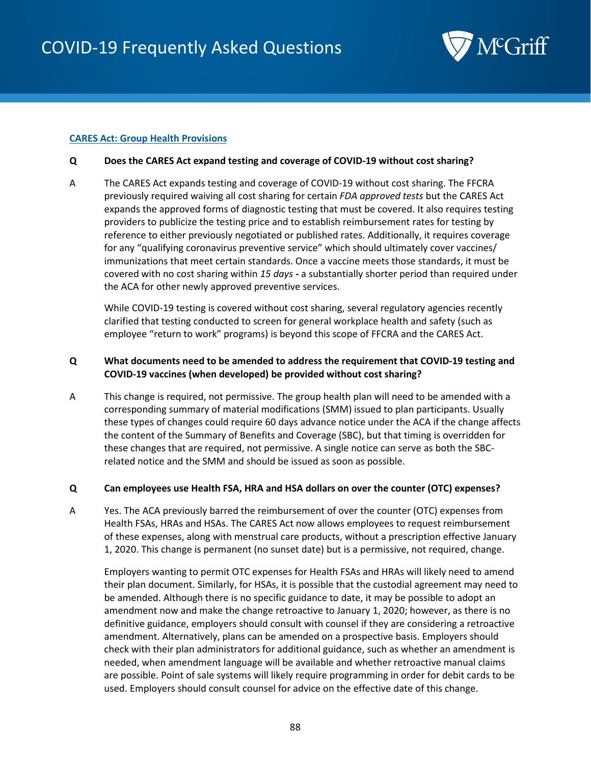## CARES Act: Group Health Provisions

**Q Does the CARES Act expand testing and coverage of COVID-19 without cost sharing?**

A The CARES Act expands testing and coverage of COVID-19 without cost sharing. The FFCRA previously required waiving all cost sharing for certain *FDA approved tests* but the CARES Act expands the approved forms of diagnostic testing that must be covered. It also requires testing providers to publicize the testing price and to establish reimbursement rates for testing by reference to either previously negotiated or published rates. Additionally, it requires coverage for any "qualifying coronavirus preventive service" which should ultimately cover vaccines/ immunizations that meet certain standards. Once a vaccine meets those standards, it must be covered with no cost sharing within *15 days* **-** a substantially shorter period than required under the ACA for other newly approved preventive services.

While COVID-19 testing is covered without cost sharing, several regulatory agencies recently clarified that testing conducted to screen for general workplace health and safety (such as employee "return to work" programs) is beyond this scope of FFCRA and the CARES Act.

**Q What documents need to be amended to address the requirement that COVID-19 testing and COVID-19 vaccines (when developed) be provided without cost sharing?**

A This change is required, not permissive. The group health plan will need to be amended with a corresponding summary of material modifications (SMM) issued to plan participants. Usually these types of changes could require 60 days advance notice under the ACA if the change affects the content of the Summary of Benefits and Coverage (SBC), but that timing is overridden for these changes that are required, not permissive. A single notice can serve as both the SBC-related notice and the SMM and should be issued as soon as possible.

**Q Can employees use Health FSA, HRA and HSA dollars on over the counter (OTC) expenses?**

A Yes. The ACA previously barred the reimbursement of over the counter (OTC) expenses from Health FSAs, HRAs and HSAs. The CARES Act now allows employees to request reimbursement of these expenses, along with menstrual care products, without a prescription effective January 1, 2020. This change is permanent (no sunset date) but is a permissive, not required, change.

Employers wanting to permit OTC expenses for Health FSAs and HRAs will likely need to amend their plan document. Similarly, for HSAs, it is possible that the custodial agreement may need to be amended. Although there is no specific guidance to date, it may be possible to adopt an amendment now and make the change retroactive to January 1, 2020; however, as there is no definitive guidance, employers should consult with counsel if they are considering a retroactive amendment. Alternatively, plans can be amended on a prospective basis. Employers should check with their plan administrators for additional guidance, such as whether an amendment is needed, when amendment language will be available and whether retroactive manual claims are possible. Point of sale systems will likely require programming in order for debit cards to be used. Employers should consult counsel for advice on the effective date of this change.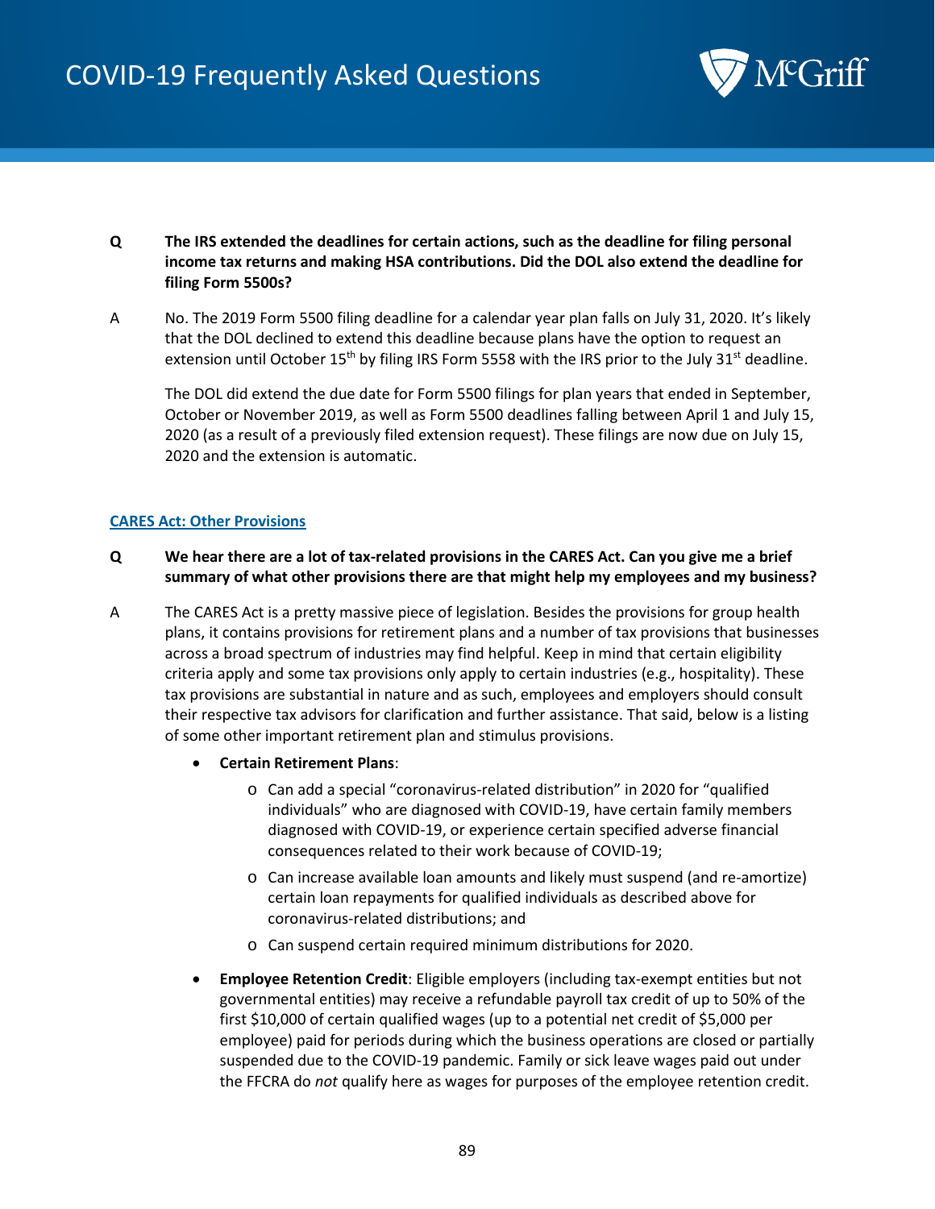**Q** **The IRS extended the deadlines for certain actions, such as the deadline for filing personal income tax returns and making HSA contributions. Did the DOL also extend the deadline for filing Form 5500s?**

A No. The 2019 Form 5500 filing deadline for a calendar year plan falls on July 31, 2020. It's likely that the DOL declined to extend this deadline because plans have the option to request an extension until October 15th by filing IRS Form 5558 with the IRS prior to the July 31st deadline.

The DOL did extend the due date for Form 5500 filings for plan years that ended in September, October or November 2019, as well as Form 5500 deadlines falling between April 1 and July 15, 2020 (as a result of a previously filed extension request). These filings are now due on July 15, 2020 and the extension is automatic.

## CARES Act: Other Provisions

**Q** **We hear there are a lot of tax-related provisions in the CARES Act. Can you give me a brief summary of what other provisions there are that might help my employees and my business?**

A The CARES Act is a pretty massive piece of legislation. Besides the provisions for group health plans, it contains provisions for retirement plans and a number of tax provisions that businesses across a broad spectrum of industries may find helpful. Keep in mind that certain eligibility criteria apply and some tax provisions only apply to certain industries (e.g., hospitality). These tax provisions are substantial in nature and as such, employees and employers should consult their respective tax advisors for clarification and further assistance. That said, below is a listing of some other important retirement plan and stimulus provisions.

- **Certain Retirement Plans**:
  - Can add a special "coronavirus-related distribution" in 2020 for "qualified individuals" who are diagnosed with COVID-19, have certain family members diagnosed with COVID-19, or experience certain specified adverse financial consequences related to their work because of COVID-19;
  - Can increase available loan amounts and likely must suspend (and re-amortize) certain loan repayments for qualified individuals as described above for coronavirus-related distributions; and
  - Can suspend certain required minimum distributions for 2020.
- **Employee Retention Credit**: Eligible employers (including tax-exempt entities but not governmental entities) may receive a refundable payroll tax credit of up to 50% of the first $10,000 of certain qualified wages (up to a potential net credit of $5,000 per employee) paid for periods during which the business operations are closed or partially suspended due to the COVID-19 pandemic. Family or sick leave wages paid out under the FFCRA do *not* qualify here as wages for purposes of the employee retention credit.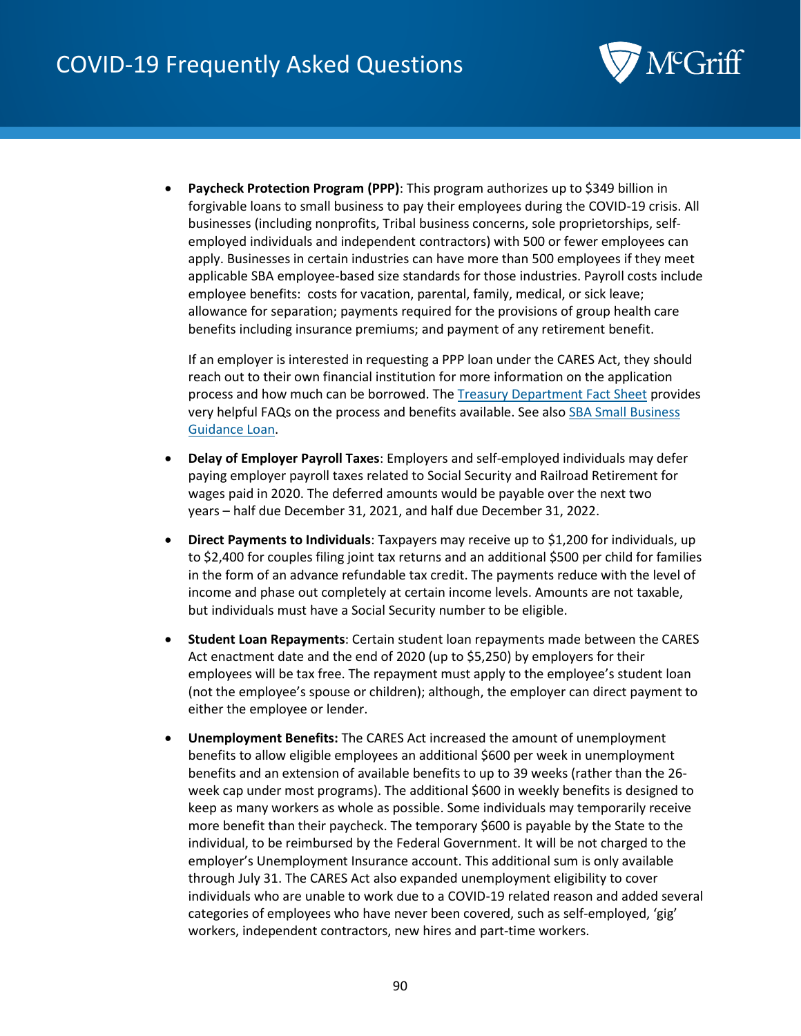- **Paycheck Protection Program (PPP)**: This program authorizes up to $349 billion in forgivable loans to small business to pay their employees during the COVID-19 crisis. All businesses (including nonprofits, Tribal business concerns, sole proprietorships, self-employed individuals and independent contractors) with 500 or fewer employees can apply. Businesses in certain industries can have more than 500 employees if they meet applicable SBA employee-based size standards for those industries. Payroll costs include employee benefits: costs for vacation, parental, family, medical, or sick leave; allowance for separation; payments required for the provisions of group health care benefits including insurance premiums; and payment of any retirement benefit.

  If an employer is interested in requesting a PPP loan under the CARES Act, they should reach out to their own financial institution for more information on the application process and how much can be borrowed. The Treasury Department Fact Sheet provides very helpful FAQs on the process and benefits available. See also SBA Small Business Guidance Loan.

- **Delay of Employer Payroll Taxes**: Employers and self-employed individuals may defer paying employer payroll taxes related to Social Security and Railroad Retirement for wages paid in 2020. The deferred amounts would be payable over the next two years – half due December 31, 2021, and half due December 31, 2022.

- **Direct Payments to Individuals**: Taxpayers may receive up to $1,200 for individuals, up to $2,400 for couples filing joint tax returns and an additional $500 per child for families in the form of an advance refundable tax credit. The payments reduce with the level of income and phase out completely at certain income levels. Amounts are not taxable, but individuals must have a Social Security number to be eligible.

- **Student Loan Repayments**: Certain student loan repayments made between the CARES Act enactment date and the end of 2020 (up to $5,250) by employers for their employees will be tax free. The repayment must apply to the employee's student loan (not the employee's spouse or children); although, the employer can direct payment to either the employee or lender.

- **Unemployment Benefits:** The CARES Act increased the amount of unemployment benefits to allow eligible employees an additional $600 per week in unemployment benefits and an extension of available benefits to up to 39 weeks (rather than the 26-week cap under most programs). The additional $600 in weekly benefits is designed to keep as many workers as whole as possible. Some individuals may temporarily receive more benefit than their paycheck. The temporary $600 is payable by the State to the individual, to be reimbursed by the Federal Government. It will be not charged to the employer's Unemployment Insurance account. This additional sum is only available through July 31. The CARES Act also expanded unemployment eligibility to cover individuals who are unable to work due to a COVID-19 related reason and added several categories of employees who have never been covered, such as self-employed, 'gig' workers, independent contractors, new hires and part-time workers.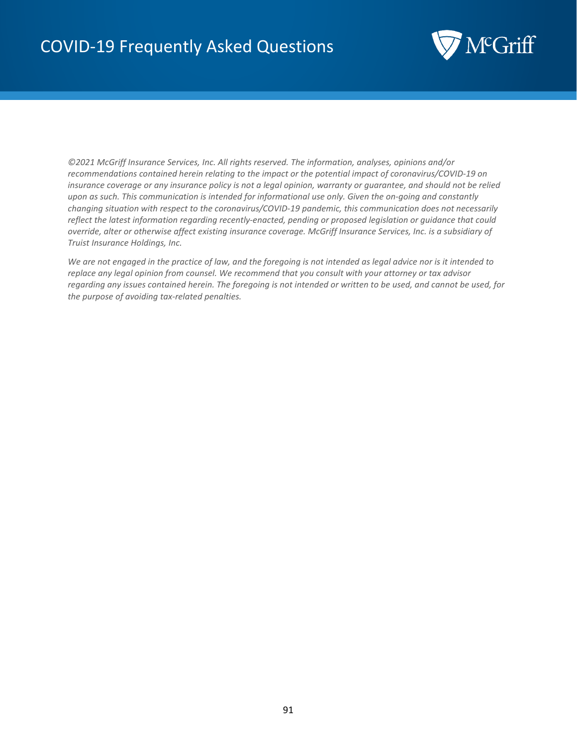*©2021 McGriff Insurance Services, Inc. All rights reserved. The information, analyses, opinions and/or recommendations contained herein relating to the impact or the potential impact of coronavirus/COVID-19 on insurance coverage or any insurance policy is not a legal opinion, warranty or guarantee, and should not be relied upon as such. This communication is intended for informational use only. Given the on-going and constantly changing situation with respect to the coronavirus/COVID-19 pandemic, this communication does not necessarily reflect the latest information regarding recently-enacted, pending or proposed legislation or guidance that could override, alter or otherwise affect existing insurance coverage. McGriff Insurance Services, Inc. is a subsidiary of Truist Insurance Holdings, Inc.*

*We are not engaged in the practice of law, and the foregoing is not intended as legal advice nor is it intended to replace any legal opinion from counsel. We recommend that you consult with your attorney or tax advisor regarding any issues contained herein. The foregoing is not intended or written to be used, and cannot be used, for the purpose of avoiding tax-related penalties.*